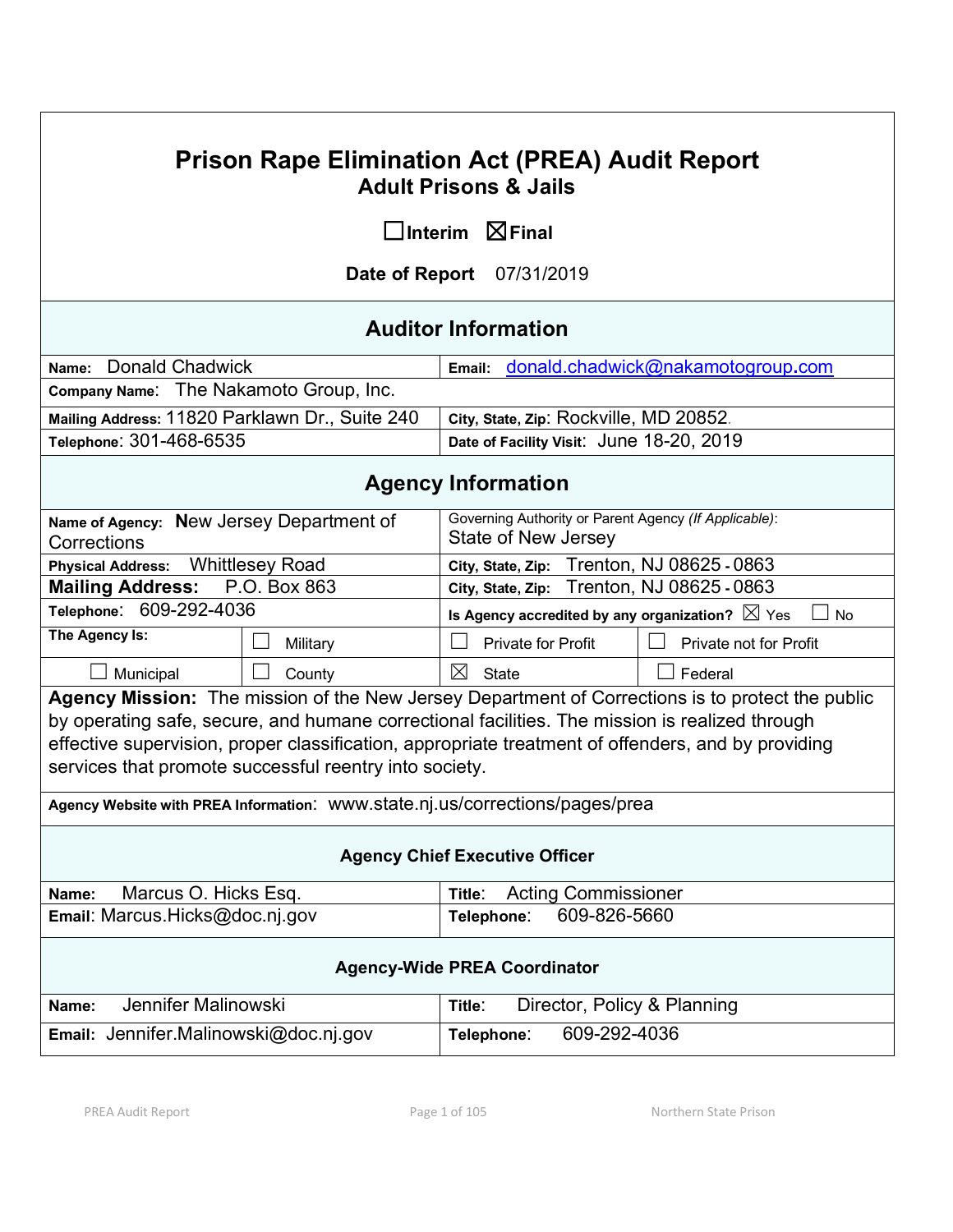# Prison Rape Elimination Act (PREA) Audit Report

## Adult Prisons & Jails

☐ Interim ☒ Final

**Date of Report** 07/31/2019

## Auditor Information

| | |
|---|---|
| **Name:** Donald Chadwick | **Email:** donald.chadwick@nakamotogroup.com |
| **Company Name:** The Nakamoto Group, Inc. | |
| **Mailing Address:** 11820 Parklawn Dr., Suite 240 | **City, State, Zip:** Rockville, MD 20852. |
| **Telephone:** 301-468-6535 | **Date of Facility Visit:** June 18-20, 2019 |

## Agency Information

| | | | |
|---|---|---|---|
| **Name of Agency:** New Jersey Department of Corrections | | Governing Authority or Parent Agency *(If Applicable)*: State of New Jersey | |
| **Physical Address:** Whittlesey Road | | **City, State, Zip:** Trenton, NJ 08625 - 0863 | |
| **Mailing Address:** P.O. Box 863 | | **City, State, Zip:** Trenton, NJ 08625 - 0863 | |
| **Telephone:** 609-292-4036 | | **Is Agency accredited by any organization?** ☒ Yes ☐ No | |
| **The Agency Is:** | ☐ Military | ☐ Private for Profit | ☐ Private not for Profit |
| ☐ Municipal | ☐ County | ☒ State | ☐ Federal |

**Agency Mission:** The mission of the New Jersey Department of Corrections is to protect the public by operating safe, secure, and humane correctional facilities. The mission is realized through effective supervision, proper classification, appropriate treatment of offenders, and by providing services that promote successful reentry into society.

**Agency Website with PREA Information:** www.state.nj.us/corrections/pages/prea

### Agency Chief Executive Officer

| | |
|---|---|
| **Name:** Marcus O. Hicks Esq. | **Title:** Acting Commissioner |
| **Email:** Marcus.Hicks@doc.nj.gov | **Telephone:** 609-826-5660 |

### Agency-Wide PREA Coordinator

| | |
|---|---|
| **Name:** Jennifer Malinowski | **Title:** Director, Policy & Planning |
| **Email:** Jennifer.Malinowski@doc.nj.gov | **Telephone:** 609-292-4036 |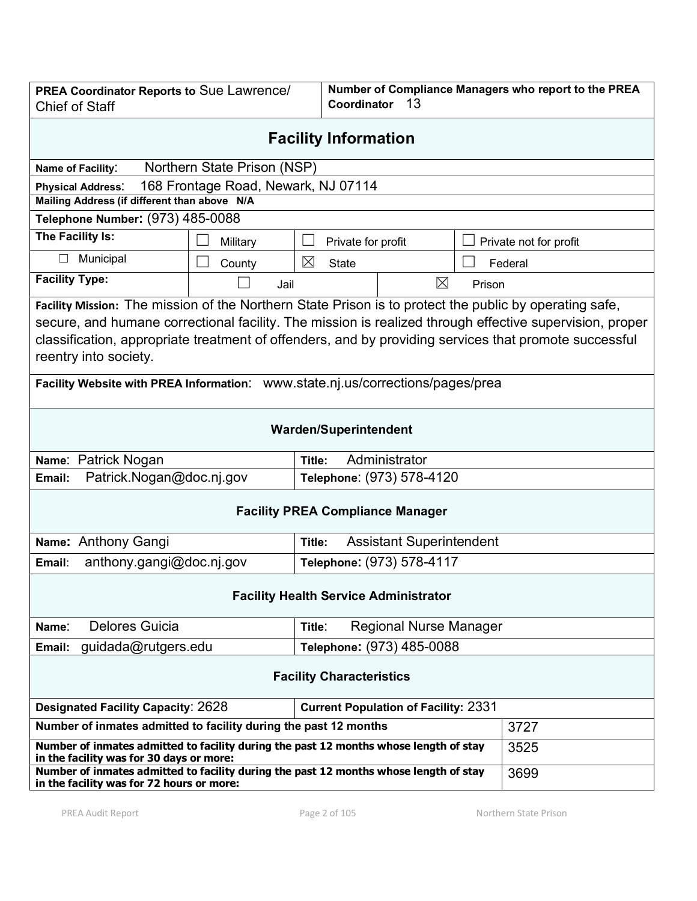| **PREA Coordinator Reports to** Sue Lawrence/ Chief of Staff | **Number of Compliance Managers who report to the PREA Coordinator** 13 |
|---|---|

## Facility Information

| | |
|---|---|
| **Name of Facility**: | Northern State Prison (NSP) |
| **Physical Address**: | 168 Frontage Road, Newark, NJ 07114 |
| **Mailing Address (if different than above** | **N/A** |
| **Telephone Number:** | (973) 485-0088 |

| **The Facility Is:** | ☐ Military | ☐ Private for profit | ☐ Private not for profit |
|---|---|---|---|
| ☐ Municipal | ☐ County | ☒ State | ☐ Federal |

| **Facility Type:** | ☐ Jail | ☒ Prison |
|---|---|---|

**Facility Mission:** The mission of the Northern State Prison is to protect the public by operating safe, secure, and humane correctional facility. The mission is realized through effective supervision, proper classification, appropriate treatment of offenders, and by providing services that promote successful reentry into society.

**Facility Website with PREA Information**: www.state.nj.us/corrections/pages/prea

### Warden/Superintendent

| | |
|---|---|
| **Name**: Patrick Nogan | **Title**: Administrator |
| **Email**: Patrick.Nogan@doc.nj.gov | **Telephone**: (973) 578-4120 |

### Facility PREA Compliance Manager

| | |
|---|---|
| **Name:** Anthony Gangi | **Title**: Assistant Superintendent |
| **Email**: anthony.gangi@doc.nj.gov | **Telephone:** (973) 578-4117 |

### Facility Health Service Administrator

| | |
|---|---|
| **Name**: Delores Guicia | **Title**: Regional Nurse Manager |
| **Email**: guidada@rutgers.edu | **Telephone:** (973) 485-0088 |

### Facility Characteristics

| | |
|---|---|
| **Designated Facility Capacity**: 2628 | **Current Population of Facility:** 2331 |
| **Number of inmates admitted to facility during the past 12 months** | 3727 |
| **Number of inmates admitted to facility during the past 12 months whose length of stay in the facility was for 30 days or more:** | 3525 |
| **Number of inmates admitted to facility during the past 12 months whose length of stay in the facility was for 72 hours or more:** | 3699 |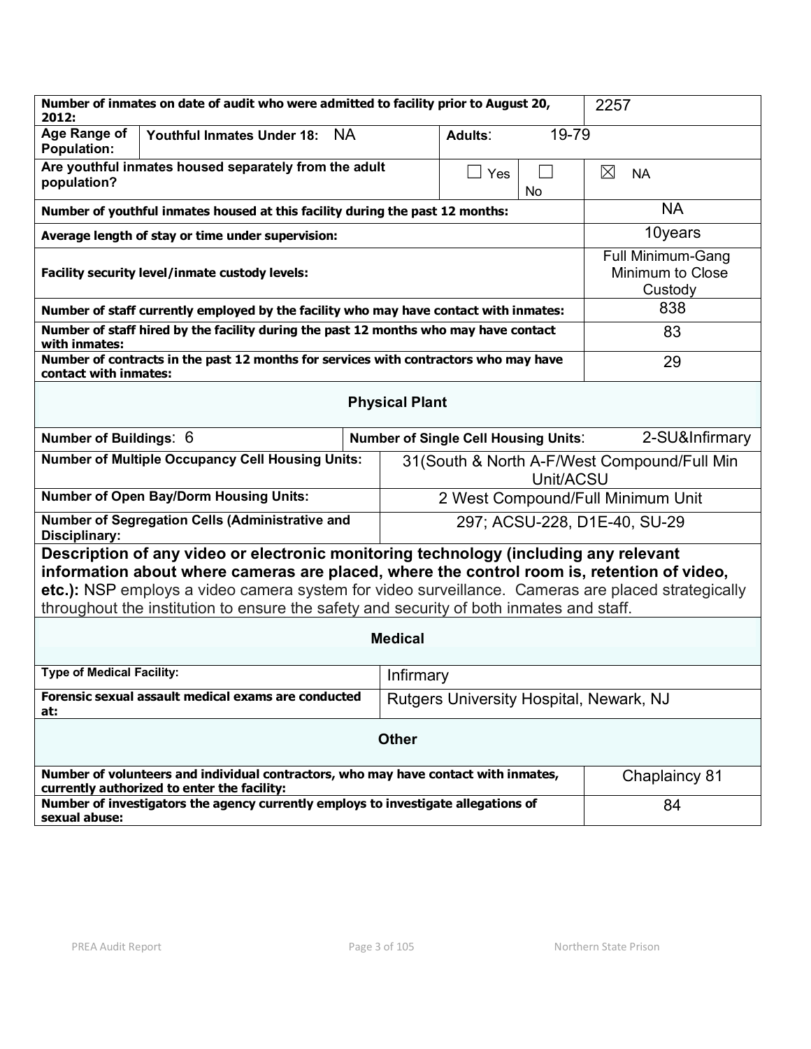| | | | | |
|---|---|---|---|---|
| **Number of inmates on date of audit who were admitted to facility prior to August 20, 2012:** | | | | 2257 |
| **Age Range of Population:** | **Youthful Inmates Under 18:** NA | **Adults**: 19-79 | | |
| **Are youthful inmates housed separately from the adult population?** | | ☐ Yes | ☐ No | ☒ NA |
| **Number of youthful inmates housed at this facility during the past 12 months:** | | | | NA |
| **Average length of stay or time under supervision:** | | | | 10years |
| **Facility security level/inmate custody levels:** | | | | Full Minimum-Gang Minimum to Close Custody |
| **Number of staff currently employed by the facility who may have contact with inmates:** | | | | 838 |
| **Number of staff hired by the facility during the past 12 months who may have contact with inmates:** | | | | 83 |
| **Number of contracts in the past 12 months for services with contractors who may have contact with inmates:** | | | | 29 |

## Physical Plant

| | |
|---|---|
| **Number of Buildings**: 6 | **Number of Single Cell Housing Units**: 2-SU&Infirmary |
| **Number of Multiple Occupancy Cell Housing Units:** | 31(South & North A-F/West Compound/Full Min Unit/ACSU |
| **Number of Open Bay/Dorm Housing Units:** | 2 West Compound/Full Minimum Unit |
| **Number of Segregation Cells (Administrative and Disciplinary:** | 297; ACSU-228, D1E-40, SU-29 |

**Description of any video or electronic monitoring technology (including any relevant information about where cameras are placed, where the control room is, retention of video, etc.):** NSP employs a video camera system for video surveillance. Cameras are placed strategically throughout the institution to ensure the safety and security of both inmates and staff.

## Medical

| | |
|---|---|
| **Type of Medical Facility:** | Infirmary |
| **Forensic sexual assault medical exams are conducted at:** | Rutgers University Hospital, Newark, NJ |

## Other

| | |
|---|---|
| **Number of volunteers and individual contractors, who may have contact with inmates, currently authorized to enter the facility:** | Chaplaincy 81 |
| **Number of investigators the agency currently employs to investigate allegations of sexual abuse:** | 84 |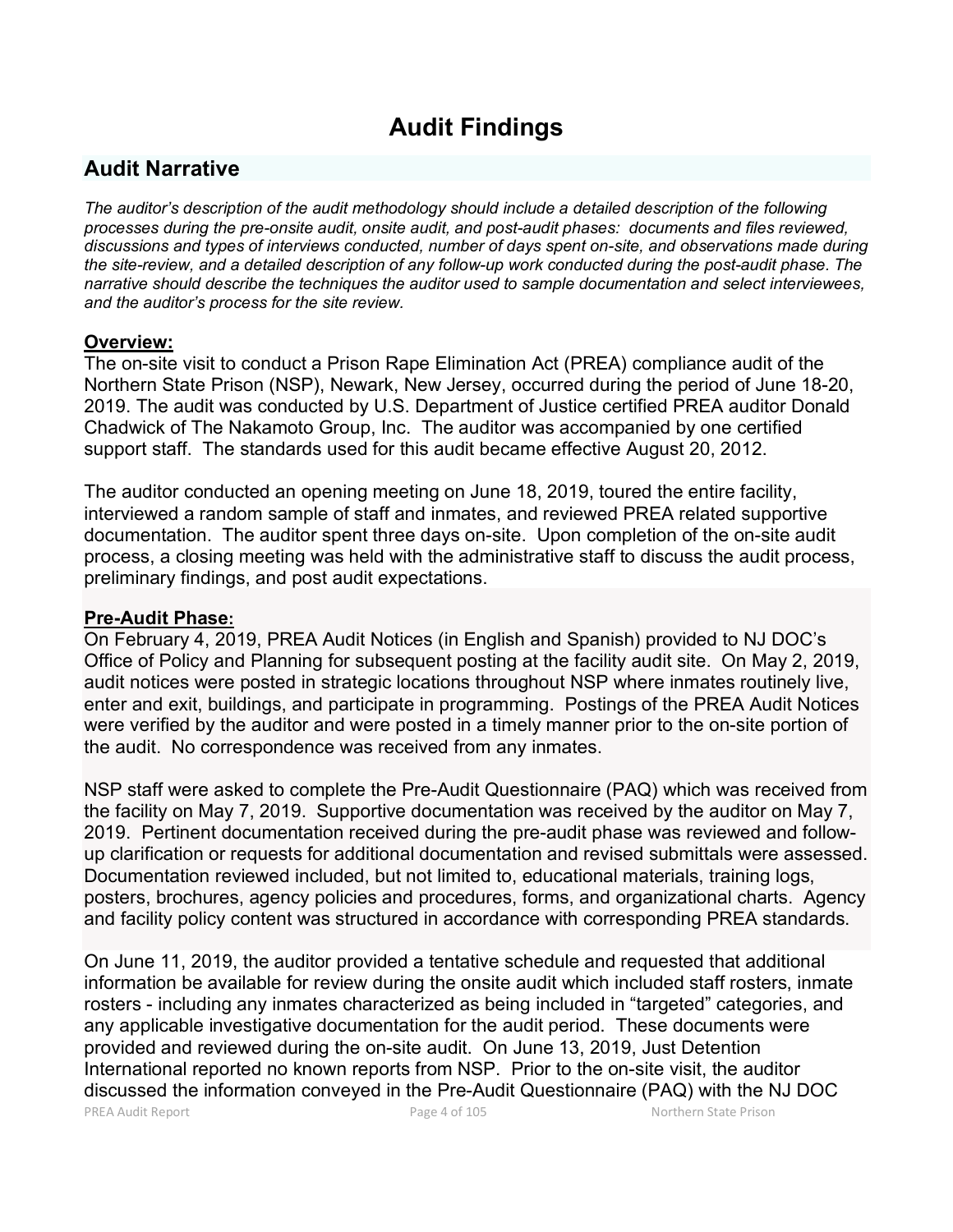# Audit Findings

## Audit Narrative

*The auditor's description of the audit methodology should include a detailed description of the following processes during the pre-onsite audit, onsite audit, and post-audit phases: documents and files reviewed, discussions and types of interviews conducted, number of days spent on-site, and observations made during the site-review, and a detailed description of any follow-up work conducted during the post-audit phase. The narrative should describe the techniques the auditor used to sample documentation and select interviewees, and the auditor's process for the site review.*

**<u>Overview:</u>**

The on-site visit to conduct a Prison Rape Elimination Act (PREA) compliance audit of the Northern State Prison (NSP), Newark, New Jersey, occurred during the period of June 18-20, 2019. The audit was conducted by U.S. Department of Justice certified PREA auditor Donald Chadwick of The Nakamoto Group, Inc. The auditor was accompanied by one certified support staff. The standards used for this audit became effective August 20, 2012.

The auditor conducted an opening meeting on June 18, 2019, toured the entire facility, interviewed a random sample of staff and inmates, and reviewed PREA related supportive documentation. The auditor spent three days on-site. Upon completion of the on-site audit process, a closing meeting was held with the administrative staff to discuss the audit process, preliminary findings, and post audit expectations.

**<u>Pre-Audit Phase:</u>**

On February 4, 2019, PREA Audit Notices (in English and Spanish) provided to NJ DOC's Office of Policy and Planning for subsequent posting at the facility audit site. On May 2, 2019, audit notices were posted in strategic locations throughout NSP where inmates routinely live, enter and exit, buildings, and participate in programming. Postings of the PREA Audit Notices were verified by the auditor and were posted in a timely manner prior to the on-site portion of the audit. No correspondence was received from any inmates.

NSP staff were asked to complete the Pre-Audit Questionnaire (PAQ) which was received from the facility on May 7, 2019. Supportive documentation was received by the auditor on May 7, 2019. Pertinent documentation received during the pre-audit phase was reviewed and follow-up clarification or requests for additional documentation and revised submittals were assessed. Documentation reviewed included, but not limited to, educational materials, training logs, posters, brochures, agency policies and procedures, forms, and organizational charts. Agency and facility policy content was structured in accordance with corresponding PREA standards.

On June 11, 2019, the auditor provided a tentative schedule and requested that additional information be available for review during the onsite audit which included staff rosters, inmate rosters - including any inmates characterized as being included in "targeted" categories, and any applicable investigative documentation for the audit period. These documents were provided and reviewed during the on-site audit. On June 13, 2019, Just Detention International reported no known reports from NSP. Prior to the on-site visit, the auditor discussed the information conveyed in the Pre-Audit Questionnaire (PAQ) with the NJ DOC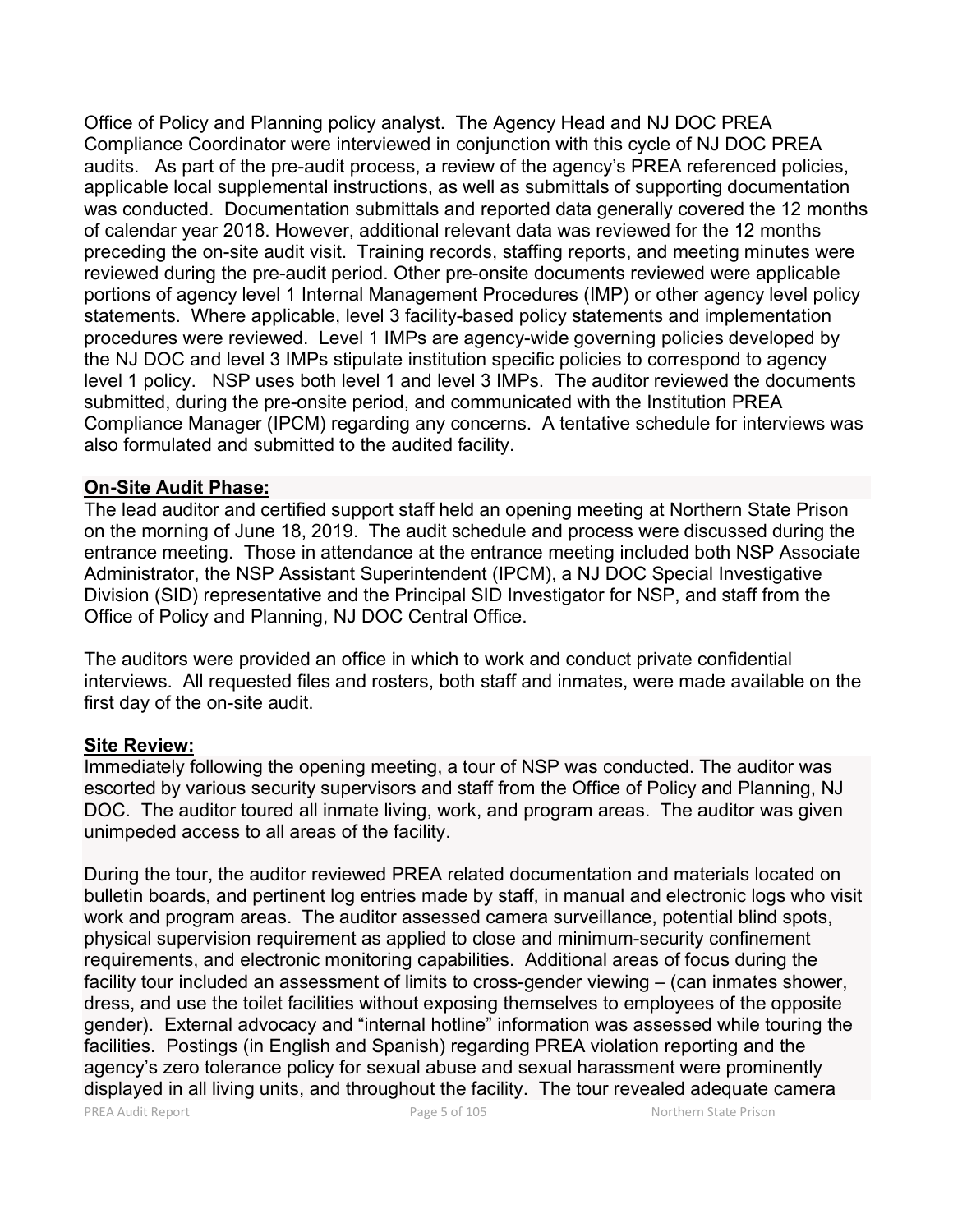Office of Policy and Planning policy analyst. The Agency Head and NJ DOC PREA Compliance Coordinator were interviewed in conjunction with this cycle of NJ DOC PREA audits. As part of the pre-audit process, a review of the agency's PREA referenced policies, applicable local supplemental instructions, as well as submittals of supporting documentation was conducted. Documentation submittals and reported data generally covered the 12 months of calendar year 2018. However, additional relevant data was reviewed for the 12 months preceding the on-site audit visit. Training records, staffing reports, and meeting minutes were reviewed during the pre-audit period. Other pre-onsite documents reviewed were applicable portions of agency level 1 Internal Management Procedures (IMP) or other agency level policy statements. Where applicable, level 3 facility-based policy statements and implementation procedures were reviewed. Level 1 IMPs are agency-wide governing policies developed by the NJ DOC and level 3 IMPs stipulate institution specific policies to correspond to agency level 1 policy. NSP uses both level 1 and level 3 IMPs. The auditor reviewed the documents submitted, during the pre-onsite period, and communicated with the Institution PREA Compliance Manager (IPCM) regarding any concerns. A tentative schedule for interviews was also formulated and submitted to the audited facility.

**On-Site Audit Phase:**

The lead auditor and certified support staff held an opening meeting at Northern State Prison on the morning of June 18, 2019. The audit schedule and process were discussed during the entrance meeting. Those in attendance at the entrance meeting included both NSP Associate Administrator, the NSP Assistant Superintendent (IPCM), a NJ DOC Special Investigative Division (SID) representative and the Principal SID Investigator for NSP, and staff from the Office of Policy and Planning, NJ DOC Central Office.

The auditors were provided an office in which to work and conduct private confidential interviews. All requested files and rosters, both staff and inmates, were made available on the first day of the on-site audit.

**Site Review:**

Immediately following the opening meeting, a tour of NSP was conducted. The auditor was escorted by various security supervisors and staff from the Office of Policy and Planning, NJ DOC. The auditor toured all inmate living, work, and program areas. The auditor was given unimpeded access to all areas of the facility.

During the tour, the auditor reviewed PREA related documentation and materials located on bulletin boards, and pertinent log entries made by staff, in manual and electronic logs who visit work and program areas. The auditor assessed camera surveillance, potential blind spots, physical supervision requirement as applied to close and minimum-security confinement requirements, and electronic monitoring capabilities. Additional areas of focus during the facility tour included an assessment of limits to cross-gender viewing – (can inmates shower, dress, and use the toilet facilities without exposing themselves to employees of the opposite gender). External advocacy and "internal hotline" information was assessed while touring the facilities. Postings (in English and Spanish) regarding PREA violation reporting and the agency's zero tolerance policy for sexual abuse and sexual harassment were prominently displayed in all living units, and throughout the facility. The tour revealed adequate camera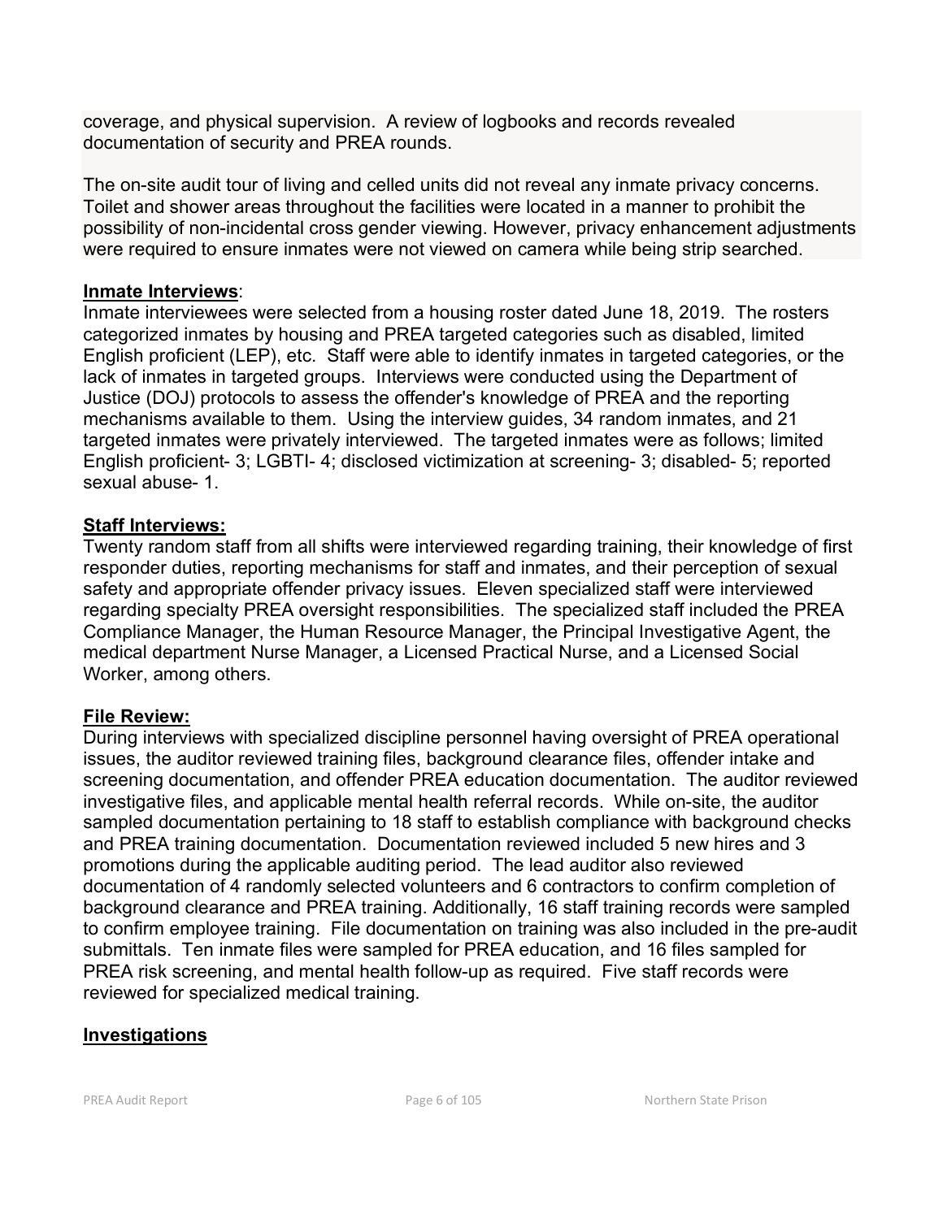coverage, and physical supervision. A review of logbooks and records revealed documentation of security and PREA rounds.

The on-site audit tour of living and celled units did not reveal any inmate privacy concerns. Toilet and shower areas throughout the facilities were located in a manner to prohibit the possibility of non-incidental cross gender viewing. However, privacy enhancement adjustments were required to ensure inmates were not viewed on camera while being strip searched.

**Inmate Interviews**:

Inmate interviewees were selected from a housing roster dated June 18, 2019. The rosters categorized inmates by housing and PREA targeted categories such as disabled, limited English proficient (LEP), etc. Staff were able to identify inmates in targeted categories, or the lack of inmates in targeted groups. Interviews were conducted using the Department of Justice (DOJ) protocols to assess the offender's knowledge of PREA and the reporting mechanisms available to them. Using the interview guides, 34 random inmates, and 21 targeted inmates were privately interviewed. The targeted inmates were as follows; limited English proficient- 3; LGBTI- 4; disclosed victimization at screening- 3; disabled- 5; reported sexual abuse- 1.

**Staff Interviews:**

Twenty random staff from all shifts were interviewed regarding training, their knowledge of first responder duties, reporting mechanisms for staff and inmates, and their perception of sexual safety and appropriate offender privacy issues. Eleven specialized staff were interviewed regarding specialty PREA oversight responsibilities. The specialized staff included the PREA Compliance Manager, the Human Resource Manager, the Principal Investigative Agent, the medical department Nurse Manager, a Licensed Practical Nurse, and a Licensed Social Worker, among others.

**File Review:**

During interviews with specialized discipline personnel having oversight of PREA operational issues, the auditor reviewed training files, background clearance files, offender intake and screening documentation, and offender PREA education documentation. The auditor reviewed investigative files, and applicable mental health referral records. While on-site, the auditor sampled documentation pertaining to 18 staff to establish compliance with background checks and PREA training documentation. Documentation reviewed included 5 new hires and 3 promotions during the applicable auditing period. The lead auditor also reviewed documentation of 4 randomly selected volunteers and 6 contractors to confirm completion of background clearance and PREA training. Additionally, 16 staff training records were sampled to confirm employee training. File documentation on training was also included in the pre-audit submittals. Ten inmate files were sampled for PREA education, and 16 files sampled for PREA risk screening, and mental health follow-up as required. Five staff records were reviewed for specialized medical training.

**Investigations**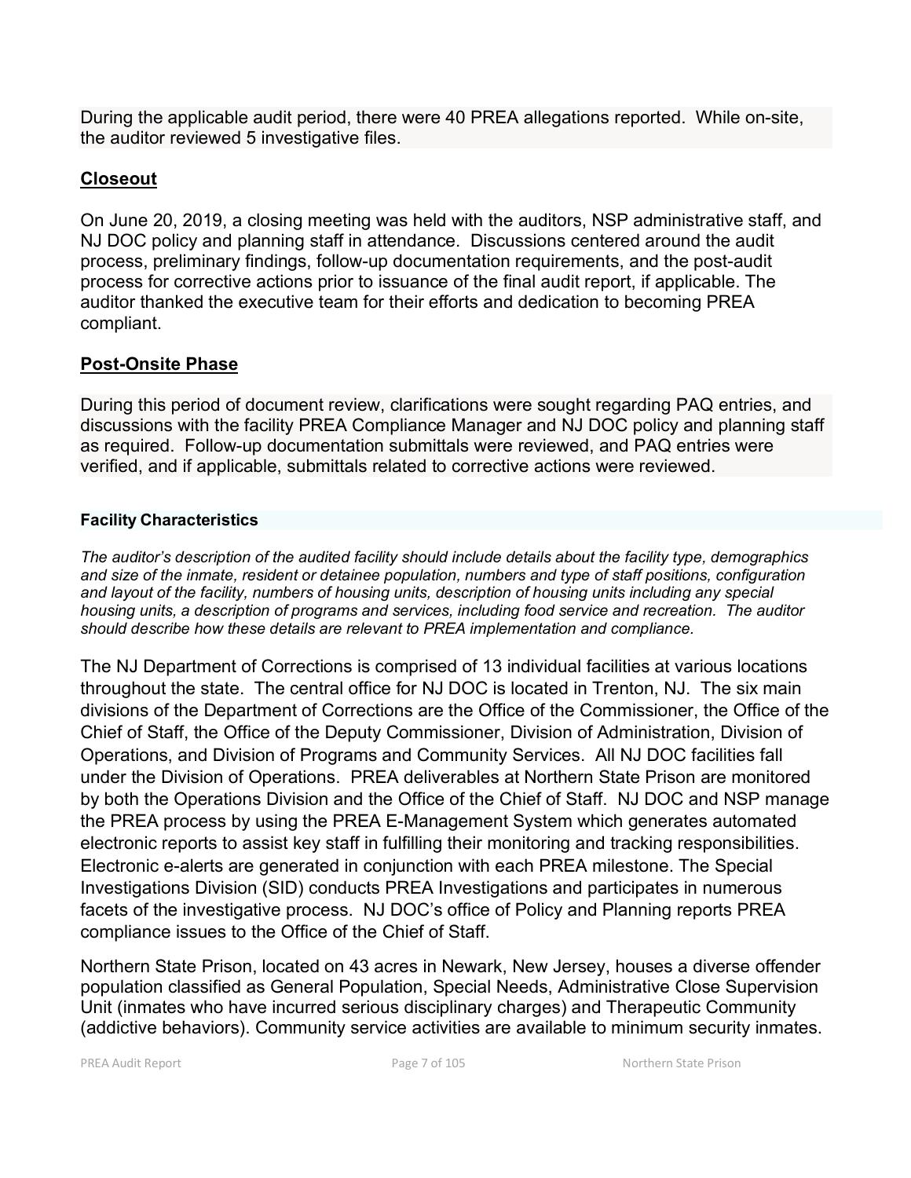During the applicable audit period, there were 40 PREA allegations reported. While on-site, the auditor reviewed 5 investigative files.

## Closeout

On June 20, 2019, a closing meeting was held with the auditors, NSP administrative staff, and NJ DOC policy and planning staff in attendance. Discussions centered around the audit process, preliminary findings, follow-up documentation requirements, and the post-audit process for corrective actions prior to issuance of the final audit report, if applicable. The auditor thanked the executive team for their efforts and dedication to becoming PREA compliant.

## Post-Onsite Phase

During this period of document review, clarifications were sought regarding PAQ entries, and discussions with the facility PREA Compliance Manager and NJ DOC policy and planning staff as required. Follow-up documentation submittals were reviewed, and PAQ entries were verified, and if applicable, submittals related to corrective actions were reviewed.

### Facility Characteristics

*The auditor's description of the audited facility should include details about the facility type, demographics and size of the inmate, resident or detainee population, numbers and type of staff positions, configuration and layout of the facility, numbers of housing units, description of housing units including any special housing units, a description of programs and services, including food service and recreation. The auditor should describe how these details are relevant to PREA implementation and compliance.*

The NJ Department of Corrections is comprised of 13 individual facilities at various locations throughout the state. The central office for NJ DOC is located in Trenton, NJ. The six main divisions of the Department of Corrections are the Office of the Commissioner, the Office of the Chief of Staff, the Office of the Deputy Commissioner, Division of Administration, Division of Operations, and Division of Programs and Community Services. All NJ DOC facilities fall under the Division of Operations. PREA deliverables at Northern State Prison are monitored by both the Operations Division and the Office of the Chief of Staff. NJ DOC and NSP manage the PREA process by using the PREA E-Management System which generates automated electronic reports to assist key staff in fulfilling their monitoring and tracking responsibilities. Electronic e-alerts are generated in conjunction with each PREA milestone. The Special Investigations Division (SID) conducts PREA Investigations and participates in numerous facets of the investigative process. NJ DOC's office of Policy and Planning reports PREA compliance issues to the Office of the Chief of Staff.

Northern State Prison, located on 43 acres in Newark, New Jersey, houses a diverse offender population classified as General Population, Special Needs, Administrative Close Supervision Unit (inmates who have incurred serious disciplinary charges) and Therapeutic Community (addictive behaviors). Community service activities are available to minimum security inmates.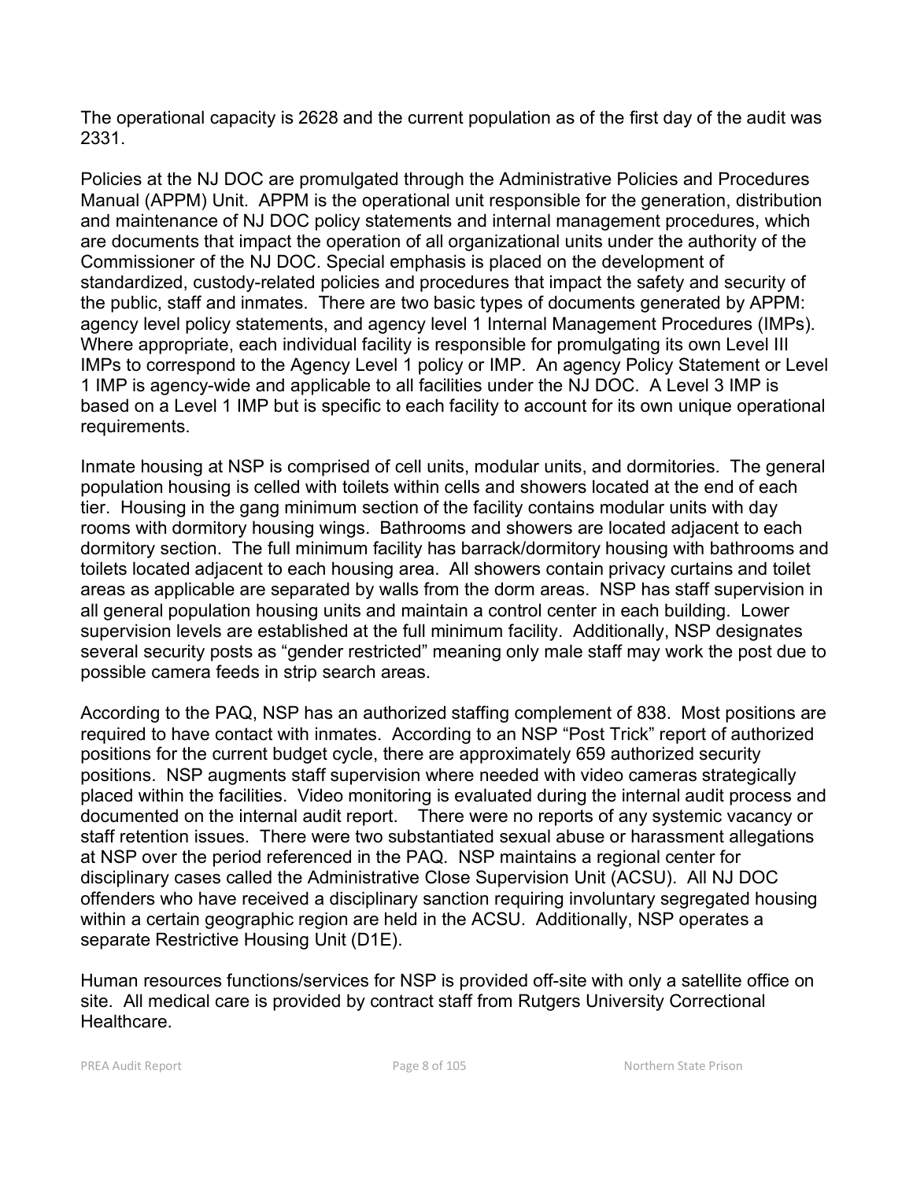The operational capacity is 2628 and the current population as of the first day of the audit was 2331.

Policies at the NJ DOC are promulgated through the Administrative Policies and Procedures Manual (APPM) Unit. APPM is the operational unit responsible for the generation, distribution and maintenance of NJ DOC policy statements and internal management procedures, which are documents that impact the operation of all organizational units under the authority of the Commissioner of the NJ DOC. Special emphasis is placed on the development of standardized, custody-related policies and procedures that impact the safety and security of the public, staff and inmates. There are two basic types of documents generated by APPM: agency level policy statements, and agency level 1 Internal Management Procedures (IMPs). Where appropriate, each individual facility is responsible for promulgating its own Level III IMPs to correspond to the Agency Level 1 policy or IMP. An agency Policy Statement or Level 1 IMP is agency-wide and applicable to all facilities under the NJ DOC. A Level 3 IMP is based on a Level 1 IMP but is specific to each facility to account for its own unique operational requirements.

Inmate housing at NSP is comprised of cell units, modular units, and dormitories. The general population housing is celled with toilets within cells and showers located at the end of each tier. Housing in the gang minimum section of the facility contains modular units with day rooms with dormitory housing wings. Bathrooms and showers are located adjacent to each dormitory section. The full minimum facility has barrack/dormitory housing with bathrooms and toilets located adjacent to each housing area. All showers contain privacy curtains and toilet areas as applicable are separated by walls from the dorm areas. NSP has staff supervision in all general population housing units and maintain a control center in each building. Lower supervision levels are established at the full minimum facility. Additionally, NSP designates several security posts as "gender restricted" meaning only male staff may work the post due to possible camera feeds in strip search areas.

According to the PAQ, NSP has an authorized staffing complement of 838. Most positions are required to have contact with inmates. According to an NSP "Post Trick" report of authorized positions for the current budget cycle, there are approximately 659 authorized security positions. NSP augments staff supervision where needed with video cameras strategically placed within the facilities. Video monitoring is evaluated during the internal audit process and documented on the internal audit report. There were no reports of any systemic vacancy or staff retention issues. There were two substantiated sexual abuse or harassment allegations at NSP over the period referenced in the PAQ. NSP maintains a regional center for disciplinary cases called the Administrative Close Supervision Unit (ACSU). All NJ DOC offenders who have received a disciplinary sanction requiring involuntary segregated housing within a certain geographic region are held in the ACSU. Additionally, NSP operates a separate Restrictive Housing Unit (D1E).

Human resources functions/services for NSP is provided off-site with only a satellite office on site. All medical care is provided by contract staff from Rutgers University Correctional Healthcare.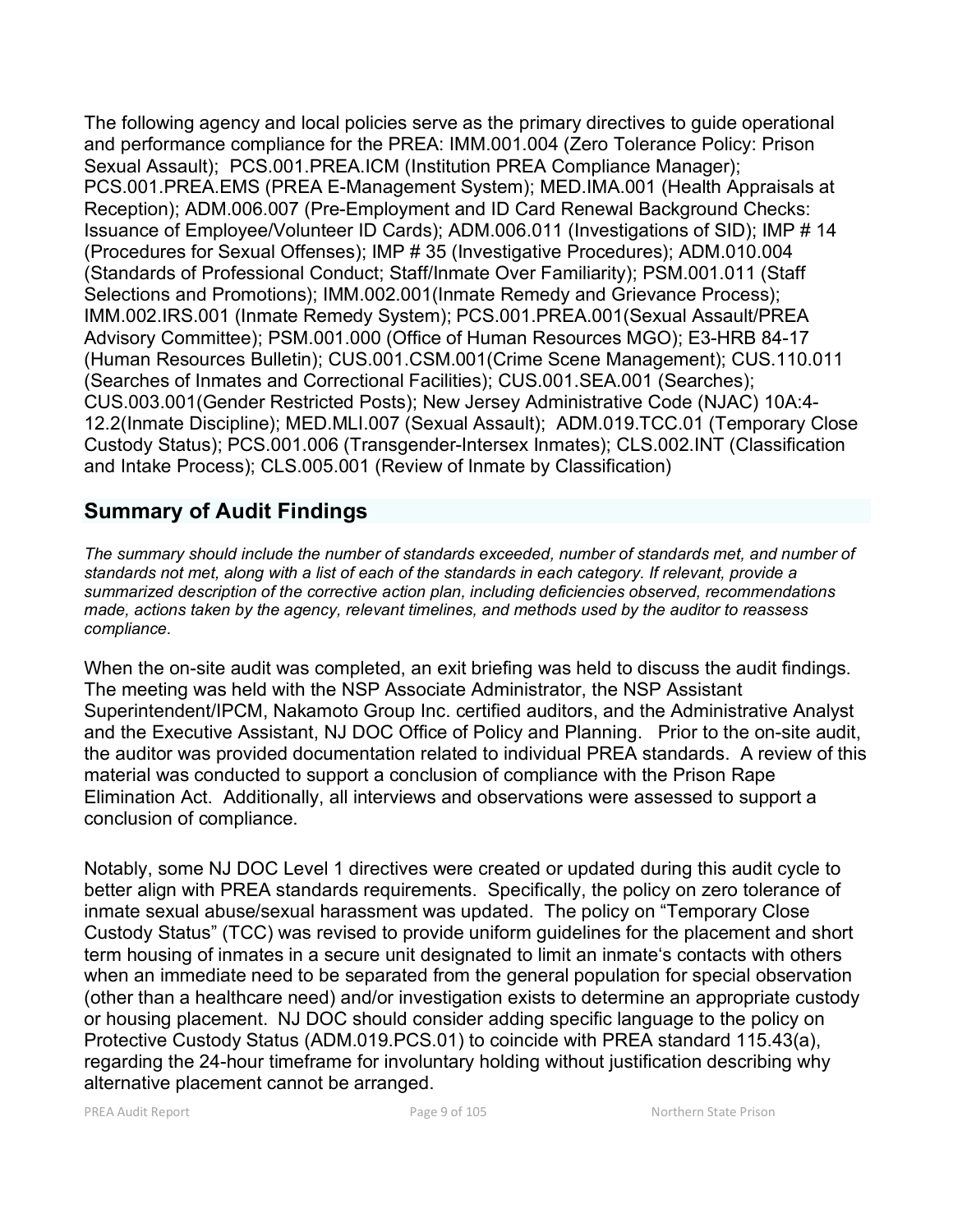The following agency and local policies serve as the primary directives to guide operational and performance compliance for the PREA: IMM.001.004 (Zero Tolerance Policy: Prison Sexual Assault); PCS.001.PREA.ICM (Institution PREA Compliance Manager); PCS.001.PREA.EMS (PREA E-Management System); MED.IMA.001 (Health Appraisals at Reception); ADM.006.007 (Pre-Employment and ID Card Renewal Background Checks: Issuance of Employee/Volunteer ID Cards); ADM.006.011 (Investigations of SID); IMP # 14 (Procedures for Sexual Offenses); IMP # 35 (Investigative Procedures); ADM.010.004 (Standards of Professional Conduct; Staff/Inmate Over Familiarity); PSM.001.011 (Staff Selections and Promotions); IMM.002.001(Inmate Remedy and Grievance Process); IMM.002.IRS.001 (Inmate Remedy System); PCS.001.PREA.001(Sexual Assault/PREA Advisory Committee); PSM.001.000 (Office of Human Resources MGO); E3-HRB 84-17 (Human Resources Bulletin); CUS.001.CSM.001(Crime Scene Management); CUS.110.011 (Searches of Inmates and Correctional Facilities); CUS.001.SEA.001 (Searches); CUS.003.001(Gender Restricted Posts); New Jersey Administrative Code (NJAC) 10A:4-12.2(Inmate Discipline); MED.MLI.007 (Sexual Assault); ADM.019.TCC.01 (Temporary Close Custody Status); PCS.001.006 (Transgender-Intersex Inmates); CLS.002.INT (Classification and Intake Process); CLS.005.001 (Review of Inmate by Classification)

## Summary of Audit Findings

*The summary should include the number of standards exceeded, number of standards met, and number of standards not met, along with a list of each of the standards in each category. If relevant, provide a summarized description of the corrective action plan, including deficiencies observed, recommendations made, actions taken by the agency, relevant timelines, and methods used by the auditor to reassess compliance.*

When the on-site audit was completed, an exit briefing was held to discuss the audit findings. The meeting was held with the NSP Associate Administrator, the NSP Assistant Superintendent/IPCM, Nakamoto Group Inc. certified auditors, and the Administrative Analyst and the Executive Assistant, NJ DOC Office of Policy and Planning. Prior to the on-site audit, the auditor was provided documentation related to individual PREA standards. A review of this material was conducted to support a conclusion of compliance with the Prison Rape Elimination Act. Additionally, all interviews and observations were assessed to support a conclusion of compliance.

Notably, some NJ DOC Level 1 directives were created or updated during this audit cycle to better align with PREA standards requirements. Specifically, the policy on zero tolerance of inmate sexual abuse/sexual harassment was updated. The policy on "Temporary Close Custody Status" (TCC) was revised to provide uniform guidelines for the placement and short term housing of inmates in a secure unit designated to limit an inmate's contacts with others when an immediate need to be separated from the general population for special observation (other than a healthcare need) and/or investigation exists to determine an appropriate custody or housing placement. NJ DOC should consider adding specific language to the policy on Protective Custody Status (ADM.019.PCS.01) to coincide with PREA standard 115.43(a), regarding the 24-hour timeframe for involuntary holding without justification describing why alternative placement cannot be arranged.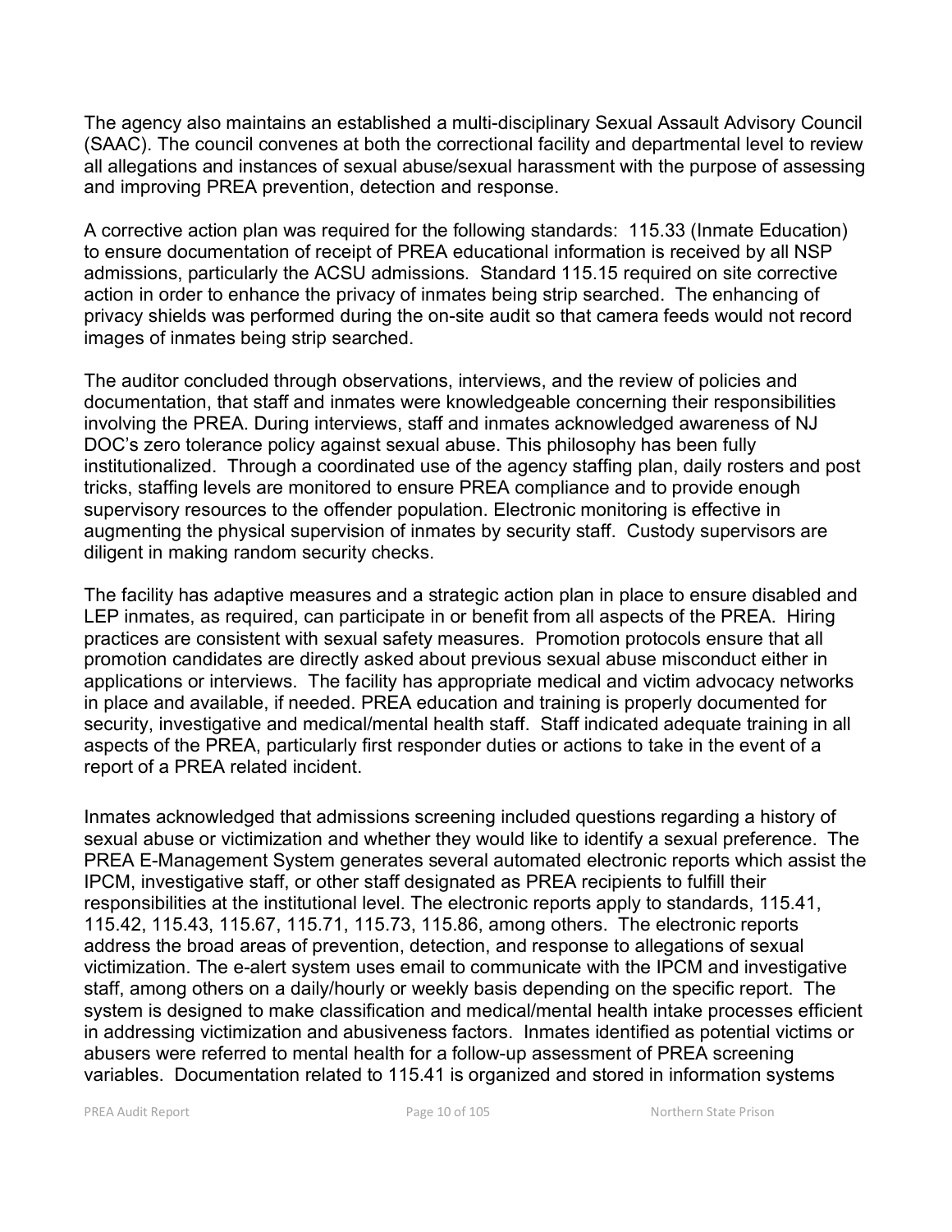The agency also maintains an established a multi-disciplinary Sexual Assault Advisory Council (SAAC). The council convenes at both the correctional facility and departmental level to review all allegations and instances of sexual abuse/sexual harassment with the purpose of assessing and improving PREA prevention, detection and response.

A corrective action plan was required for the following standards: 115.33 (Inmate Education) to ensure documentation of receipt of PREA educational information is received by all NSP admissions, particularly the ACSU admissions. Standard 115.15 required on site corrective action in order to enhance the privacy of inmates being strip searched. The enhancing of privacy shields was performed during the on-site audit so that camera feeds would not record images of inmates being strip searched.

The auditor concluded through observations, interviews, and the review of policies and documentation, that staff and inmates were knowledgeable concerning their responsibilities involving the PREA. During interviews, staff and inmates acknowledged awareness of NJ DOC's zero tolerance policy against sexual abuse. This philosophy has been fully institutionalized. Through a coordinated use of the agency staffing plan, daily rosters and post tricks, staffing levels are monitored to ensure PREA compliance and to provide enough supervisory resources to the offender population. Electronic monitoring is effective in augmenting the physical supervision of inmates by security staff. Custody supervisors are diligent in making random security checks.

The facility has adaptive measures and a strategic action plan in place to ensure disabled and LEP inmates, as required, can participate in or benefit from all aspects of the PREA. Hiring practices are consistent with sexual safety measures. Promotion protocols ensure that all promotion candidates are directly asked about previous sexual abuse misconduct either in applications or interviews. The facility has appropriate medical and victim advocacy networks in place and available, if needed. PREA education and training is properly documented for security, investigative and medical/mental health staff. Staff indicated adequate training in all aspects of the PREA, particularly first responder duties or actions to take in the event of a report of a PREA related incident.

Inmates acknowledged that admissions screening included questions regarding a history of sexual abuse or victimization and whether they would like to identify a sexual preference. The PREA E-Management System generates several automated electronic reports which assist the IPCM, investigative staff, or other staff designated as PREA recipients to fulfill their responsibilities at the institutional level. The electronic reports apply to standards, 115.41, 115.42, 115.43, 115.67, 115.71, 115.73, 115.86, among others. The electronic reports address the broad areas of prevention, detection, and response to allegations of sexual victimization. The e-alert system uses email to communicate with the IPCM and investigative staff, among others on a daily/hourly or weekly basis depending on the specific report. The system is designed to make classification and medical/mental health intake processes efficient in addressing victimization and abusiveness factors. Inmates identified as potential victims or abusers were referred to mental health for a follow-up assessment of PREA screening variables. Documentation related to 115.41 is organized and stored in information systems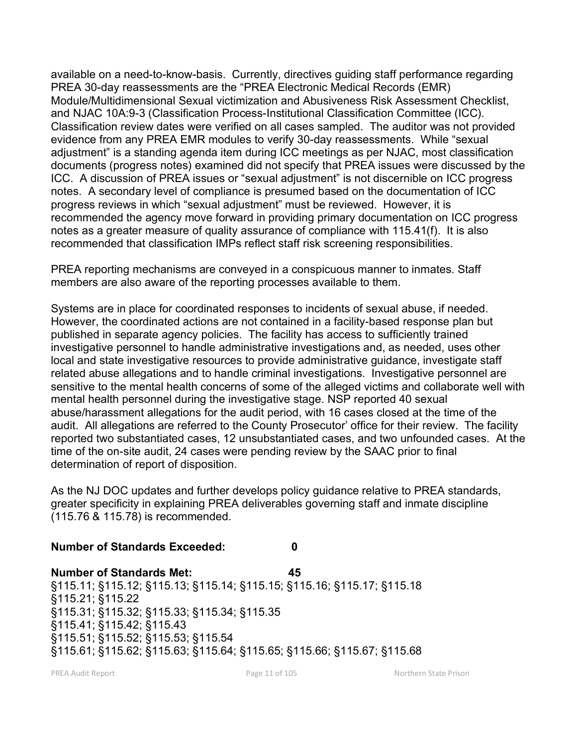available on a need-to-know-basis. Currently, directives guiding staff performance regarding PREA 30-day reassessments are the "PREA Electronic Medical Records (EMR) Module/Multidimensional Sexual victimization and Abusiveness Risk Assessment Checklist, and NJAC 10A:9-3 (Classification Process-Institutional Classification Committee (ICC). Classification review dates were verified on all cases sampled. The auditor was not provided evidence from any PREA EMR modules to verify 30-day reassessments. While "sexual adjustment" is a standing agenda item during ICC meetings as per NJAC, most classification documents (progress notes) examined did not specify that PREA issues were discussed by the ICC. A discussion of PREA issues or "sexual adjustment" is not discernible on ICC progress notes. A secondary level of compliance is presumed based on the documentation of ICC progress reviews in which "sexual adjustment" must be reviewed. However, it is recommended the agency move forward in providing primary documentation on ICC progress notes as a greater measure of quality assurance of compliance with 115.41(f). It is also recommended that classification IMPs reflect staff risk screening responsibilities.

PREA reporting mechanisms are conveyed in a conspicuous manner to inmates. Staff members are also aware of the reporting processes available to them.

Systems are in place for coordinated responses to incidents of sexual abuse, if needed. However, the coordinated actions are not contained in a facility-based response plan but published in separate agency policies. The facility has access to sufficiently trained investigative personnel to handle administrative investigations and, as needed, uses other local and state investigative resources to provide administrative guidance, investigate staff related abuse allegations and to handle criminal investigations. Investigative personnel are sensitive to the mental health concerns of some of the alleged victims and collaborate well with mental health personnel during the investigative stage. NSP reported 40 sexual abuse/harassment allegations for the audit period, with 16 cases closed at the time of the audit. All allegations are referred to the County Prosecutor' office for their review. The facility reported two substantiated cases, 12 unsubstantiated cases, and two unfounded cases. At the time of the on-site audit, 24 cases were pending review by the SAAC prior to final determination of report of disposition.

As the NJ DOC updates and further develops policy guidance relative to PREA standards, greater specificity in explaining PREA deliverables governing staff and inmate discipline (115.76 & 115.78) is recommended.

**Number of Standards Exceeded:** **0**

**Number of Standards Met:** **45**

§115.11; §115.12; §115.13; §115.14; §115.15; §115.16; §115.17; §115.18
§115.21; §115.22
§115.31; §115.32; §115.33; §115.34; §115.35
§115.41; §115.42; §115.43
§115.51; §115.52; §115.53; §115.54
§115.61; §115.62; §115.63; §115.64; §115.65; §115.66; §115.67; §115.68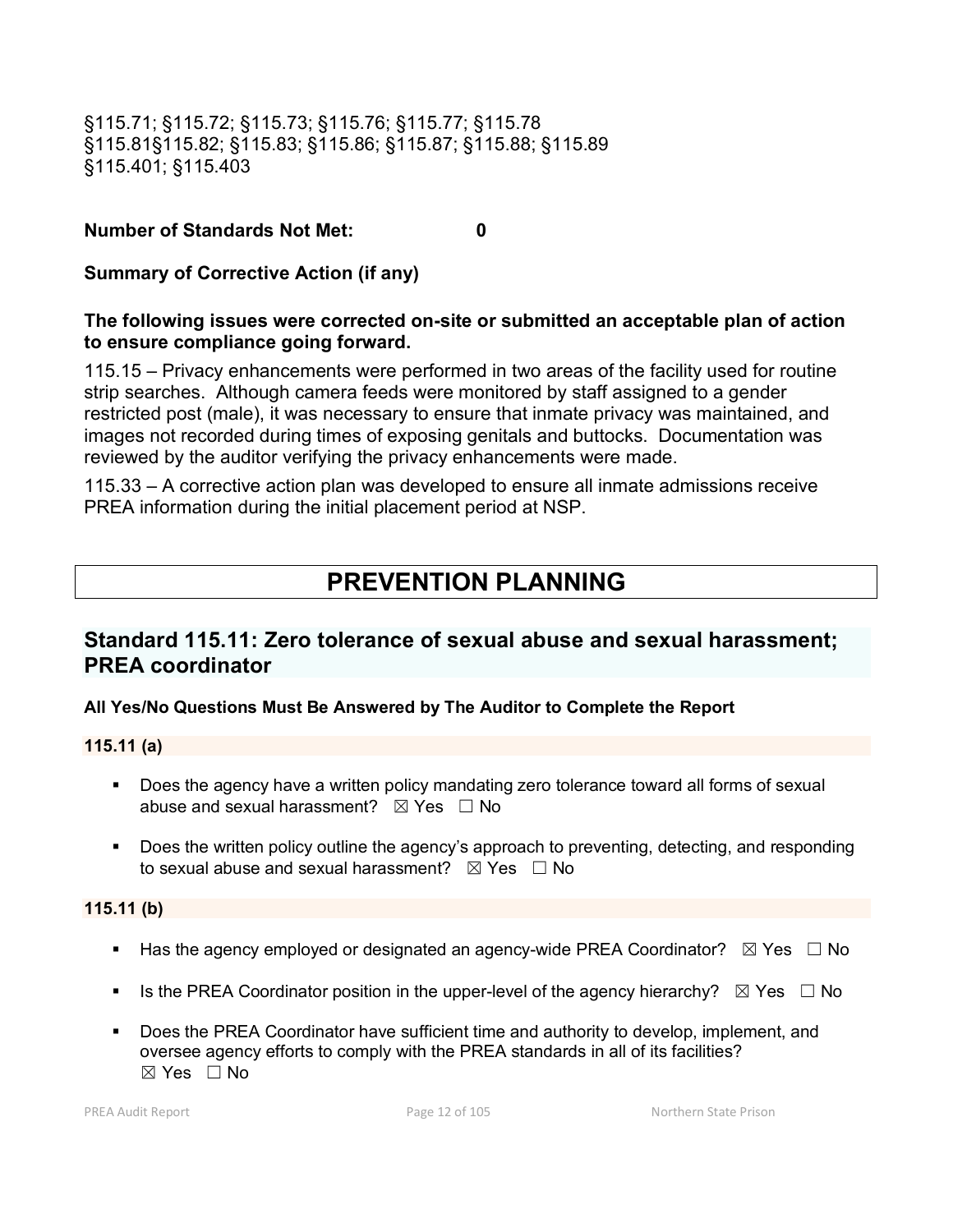§115.71; §115.72; §115.73; §115.76; §115.77; §115.78
§115.81§115.82; §115.83; §115.86; §115.87; §115.88; §115.89
§115.401; §115.403

**Number of Standards Not Met:** 0

**Summary of Corrective Action (if any)**

**The following issues were corrected on-site or submitted an acceptable plan of action to ensure compliance going forward.**

115.15 – Privacy enhancements were performed in two areas of the facility used for routine strip searches. Although camera feeds were monitored by staff assigned to a gender restricted post (male), it was necessary to ensure that inmate privacy was maintained, and images not recorded during times of exposing genitals and buttocks. Documentation was reviewed by the auditor verifying the privacy enhancements were made.

115.33 – A corrective action plan was developed to ensure all inmate admissions receive PREA information during the initial placement period at NSP.

# PREVENTION PLANNING

## Standard 115.11: Zero tolerance of sexual abuse and sexual harassment; PREA coordinator

**All Yes/No Questions Must Be Answered by The Auditor to Complete the Report**

**115.11 (a)**

- Does the agency have a written policy mandating zero tolerance toward all forms of sexual abuse and sexual harassment? ☒ Yes ☐ No
- Does the written policy outline the agency's approach to preventing, detecting, and responding to sexual abuse and sexual harassment? ☒ Yes ☐ No

**115.11 (b)**

- Has the agency employed or designated an agency-wide PREA Coordinator? ☒ Yes ☐ No
- Is the PREA Coordinator position in the upper-level of the agency hierarchy? ☒ Yes ☐ No
- Does the PREA Coordinator have sufficient time and authority to develop, implement, and oversee agency efforts to comply with the PREA standards in all of its facilities? ☒ Yes ☐ No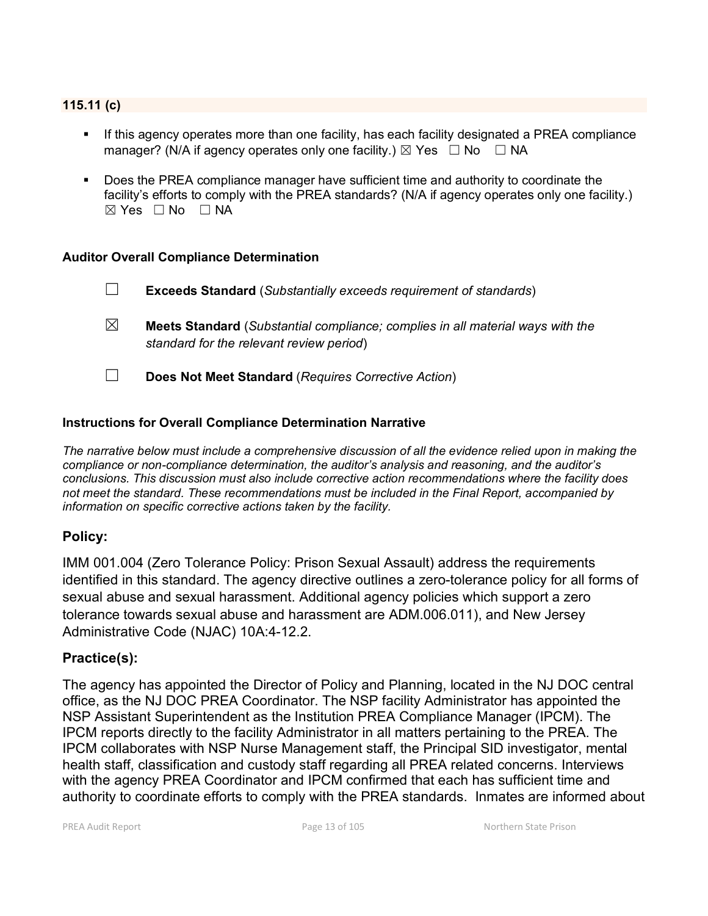### 115.11 (c)

- If this agency operates more than one facility, has each facility designated a PREA compliance manager? (N/A if agency operates only one facility.) ☒ Yes ☐ No ☐ NA
- Does the PREA compliance manager have sufficient time and authority to coordinate the facility's efforts to comply with the PREA standards? (N/A if agency operates only one facility.) ☒ Yes ☐ No ☐ NA

**Auditor Overall Compliance Determination**

☐ **Exceeds Standard** (*Substantially exceeds requirement of standards*)

☒ **Meets Standard** (*Substantial compliance; complies in all material ways with the standard for the relevant review period*)

☐ **Does Not Meet Standard** (*Requires Corrective Action*)

**Instructions for Overall Compliance Determination Narrative**

*The narrative below must include a comprehensive discussion of all the evidence relied upon in making the compliance or non-compliance determination, the auditor's analysis and reasoning, and the auditor's conclusions. This discussion must also include corrective action recommendations where the facility does not meet the standard. These recommendations must be included in the Final Report, accompanied by information on specific corrective actions taken by the facility.*

## Policy:

IMM 001.004 (Zero Tolerance Policy: Prison Sexual Assault) address the requirements identified in this standard. The agency directive outlines a zero-tolerance policy for all forms of sexual abuse and sexual harassment. Additional agency policies which support a zero tolerance towards sexual abuse and harassment are ADM.006.011), and New Jersey Administrative Code (NJAC) 10A:4-12.2.

## Practice(s):

The agency has appointed the Director of Policy and Planning, located in the NJ DOC central office, as the NJ DOC PREA Coordinator. The NSP facility Administrator has appointed the NSP Assistant Superintendent as the Institution PREA Compliance Manager (IPCM). The IPCM reports directly to the facility Administrator in all matters pertaining to the PREA. The IPCM collaborates with NSP Nurse Management staff, the Principal SID investigator, mental health staff, classification and custody staff regarding all PREA related concerns. Interviews with the agency PREA Coordinator and IPCM confirmed that each has sufficient time and authority to coordinate efforts to comply with the PREA standards. Inmates are informed about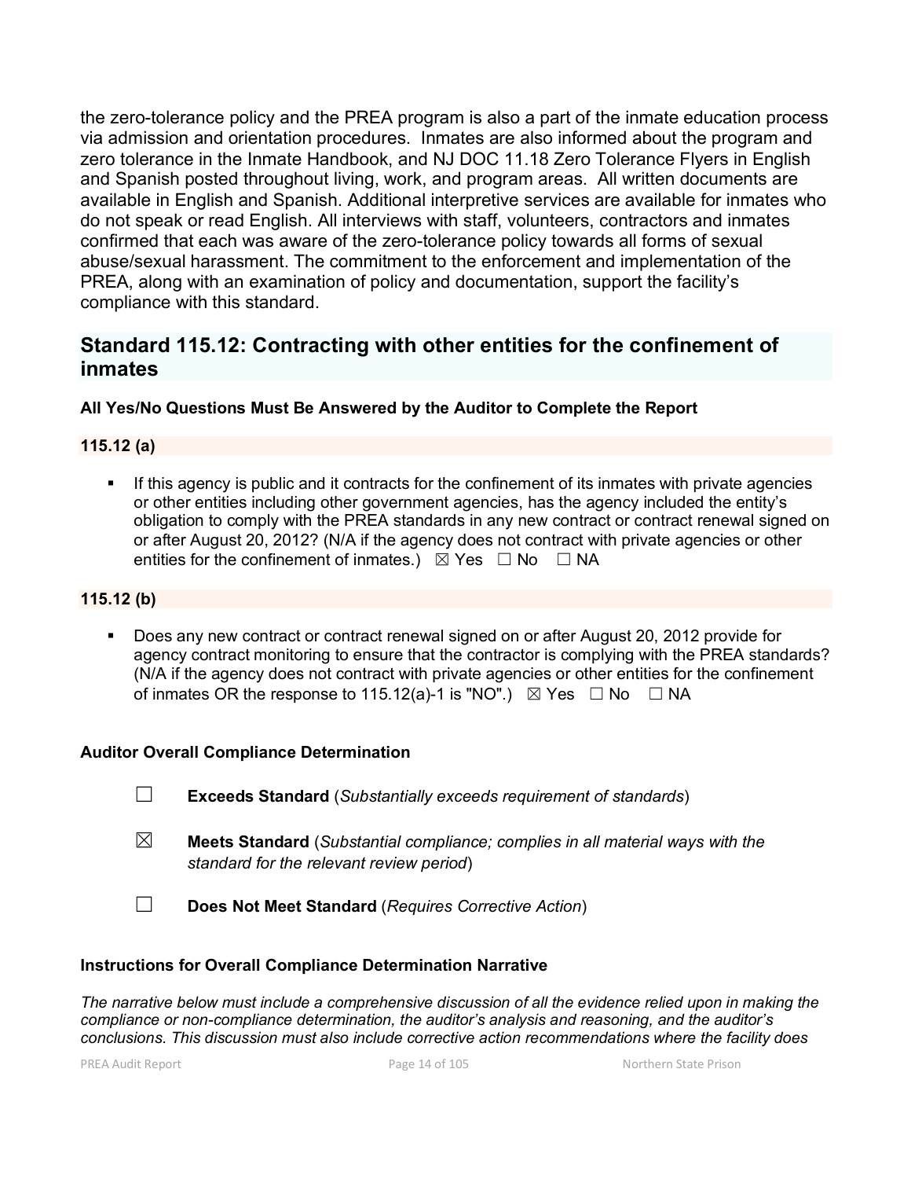the zero-tolerance policy and the PREA program is also a part of the inmate education process via admission and orientation procedures. Inmates are also informed about the program and zero tolerance in the Inmate Handbook, and NJ DOC 11.18 Zero Tolerance Flyers in English and Spanish posted throughout living, work, and program areas. All written documents are available in English and Spanish. Additional interpretive services are available for inmates who do not speak or read English. All interviews with staff, volunteers, contractors and inmates confirmed that each was aware of the zero-tolerance policy towards all forms of sexual abuse/sexual harassment. The commitment to the enforcement and implementation of the PREA, along with an examination of policy and documentation, support the facility's compliance with this standard.

## Standard 115.12: Contracting with other entities for the confinement of inmates

**All Yes/No Questions Must Be Answered by the Auditor to Complete the Report**

### 115.12 (a)

- If this agency is public and it contracts for the confinement of its inmates with private agencies or other entities including other government agencies, has the agency included the entity's obligation to comply with the PREA standards in any new contract or contract renewal signed on or after August 20, 2012? (N/A if the agency does not contract with private agencies or other entities for the confinement of inmates.) ☒ Yes ☐ No ☐ NA

### 115.12 (b)

- Does any new contract or contract renewal signed on or after August 20, 2012 provide for agency contract monitoring to ensure that the contractor is complying with the PREA standards? (N/A if the agency does not contract with private agencies or other entities for the confinement of inmates OR the response to 115.12(a)-1 is "NO".) ☒ Yes ☐ No ☐ NA

**Auditor Overall Compliance Determination**

☐ **Exceeds Standard** (*Substantially exceeds requirement of standards*)

☒ **Meets Standard** (*Substantial compliance; complies in all material ways with the standard for the relevant review period*)

☐ **Does Not Meet Standard** (*Requires Corrective Action*)

**Instructions for Overall Compliance Determination Narrative**

*The narrative below must include a comprehensive discussion of all the evidence relied upon in making the compliance or non-compliance determination, the auditor's analysis and reasoning, and the auditor's conclusions. This discussion must also include corrective action recommendations where the facility does*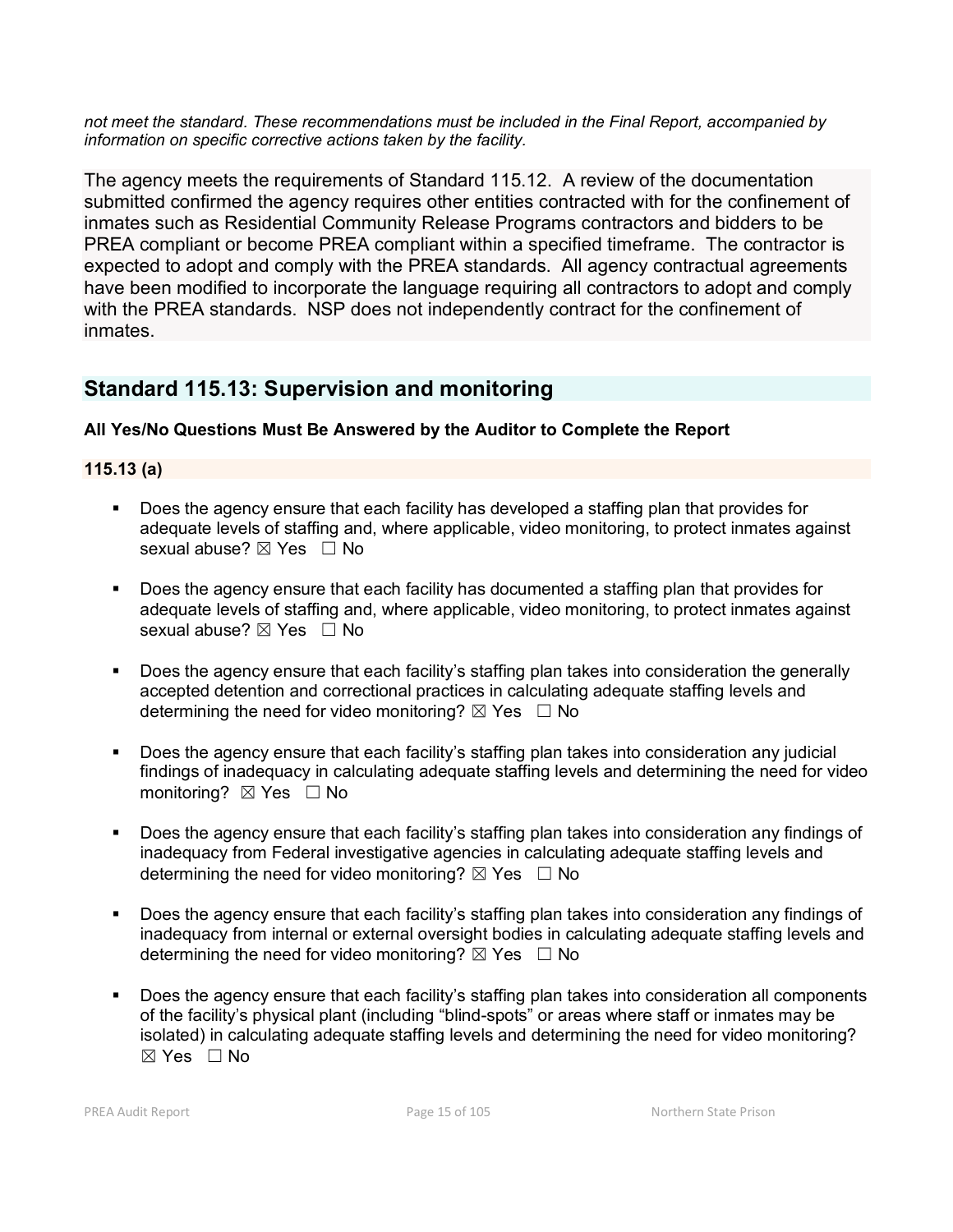*not meet the standard. These recommendations must be included in the Final Report, accompanied by information on specific corrective actions taken by the facility.*

The agency meets the requirements of Standard 115.12. A review of the documentation submitted confirmed the agency requires other entities contracted with for the confinement of inmates such as Residential Community Release Programs contractors and bidders to be PREA compliant or become PREA compliant within a specified timeframe. The contractor is expected to adopt and comply with the PREA standards. All agency contractual agreements have been modified to incorporate the language requiring all contractors to adopt and comply with the PREA standards. NSP does not independently contract for the confinement of inmates.

## Standard 115.13: Supervision and monitoring

**All Yes/No Questions Must Be Answered by the Auditor to Complete the Report**

**115.13 (a)**

- Does the agency ensure that each facility has developed a staffing plan that provides for adequate levels of staffing and, where applicable, video monitoring, to protect inmates against sexual abuse? ☒ Yes ☐ No
- Does the agency ensure that each facility has documented a staffing plan that provides for adequate levels of staffing and, where applicable, video monitoring, to protect inmates against sexual abuse? ☒ Yes ☐ No
- Does the agency ensure that each facility's staffing plan takes into consideration the generally accepted detention and correctional practices in calculating adequate staffing levels and determining the need for video monitoring? ☒ Yes ☐ No
- Does the agency ensure that each facility's staffing plan takes into consideration any judicial findings of inadequacy in calculating adequate staffing levels and determining the need for video monitoring? ☒ Yes ☐ No
- Does the agency ensure that each facility's staffing plan takes into consideration any findings of inadequacy from Federal investigative agencies in calculating adequate staffing levels and determining the need for video monitoring? ☒ Yes ☐ No
- Does the agency ensure that each facility's staffing plan takes into consideration any findings of inadequacy from internal or external oversight bodies in calculating adequate staffing levels and determining the need for video monitoring? ☒ Yes ☐ No
- Does the agency ensure that each facility's staffing plan takes into consideration all components of the facility's physical plant (including "blind-spots" or areas where staff or inmates may be isolated) in calculating adequate staffing levels and determining the need for video monitoring? ☒ Yes ☐ No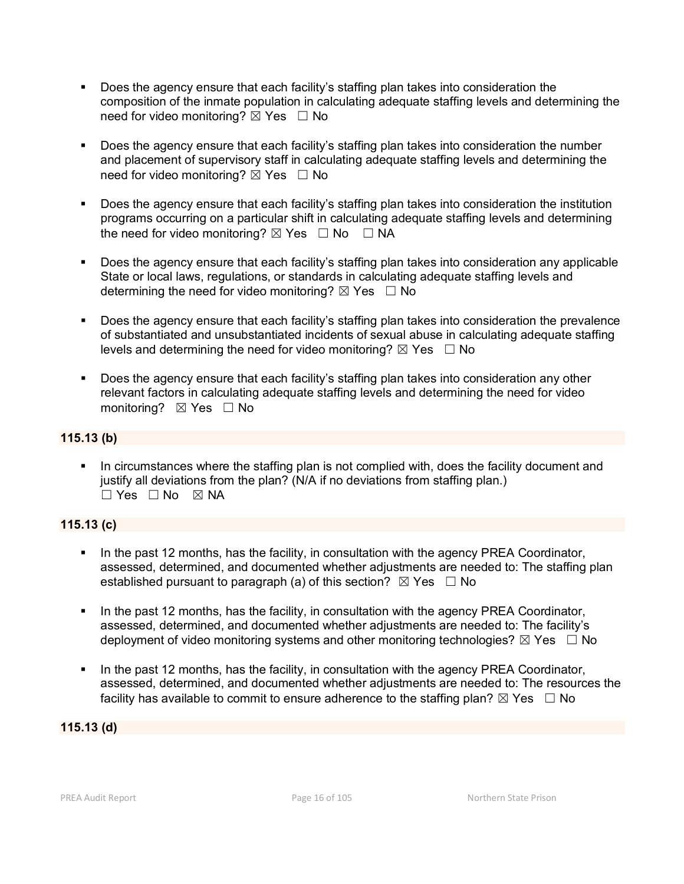- Does the agency ensure that each facility's staffing plan takes into consideration the composition of the inmate population in calculating adequate staffing levels and determining the need for video monitoring? ☒ Yes ☐ No

- Does the agency ensure that each facility's staffing plan takes into consideration the number and placement of supervisory staff in calculating adequate staffing levels and determining the need for video monitoring? ☒ Yes ☐ No

- Does the agency ensure that each facility's staffing plan takes into consideration the institution programs occurring on a particular shift in calculating adequate staffing levels and determining the need for video monitoring? ☒ Yes ☐ No ☐ NA

- Does the agency ensure that each facility's staffing plan takes into consideration any applicable State or local laws, regulations, or standards in calculating adequate staffing levels and determining the need for video monitoring? ☒ Yes ☐ No

- Does the agency ensure that each facility's staffing plan takes into consideration the prevalence of substantiated and unsubstantiated incidents of sexual abuse in calculating adequate staffing levels and determining the need for video monitoring? ☒ Yes ☐ No

- Does the agency ensure that each facility's staffing plan takes into consideration any other relevant factors in calculating adequate staffing levels and determining the need for video monitoring? ☒ Yes ☐ No

**115.13 (b)**

- In circumstances where the staffing plan is not complied with, does the facility document and justify all deviations from the plan? (N/A if no deviations from staffing plan.) ☐ Yes ☐ No ☒ NA

**115.13 (c)**

- In the past 12 months, has the facility, in consultation with the agency PREA Coordinator, assessed, determined, and documented whether adjustments are needed to: The staffing plan established pursuant to paragraph (a) of this section? ☒ Yes ☐ No

- In the past 12 months, has the facility, in consultation with the agency PREA Coordinator, assessed, determined, and documented whether adjustments are needed to: The facility's deployment of video monitoring systems and other monitoring technologies? ☒ Yes ☐ No

- In the past 12 months, has the facility, in consultation with the agency PREA Coordinator, assessed, determined, and documented whether adjustments are needed to: The resources the facility has available to commit to ensure adherence to the staffing plan? ☒ Yes ☐ No

**115.13 (d)**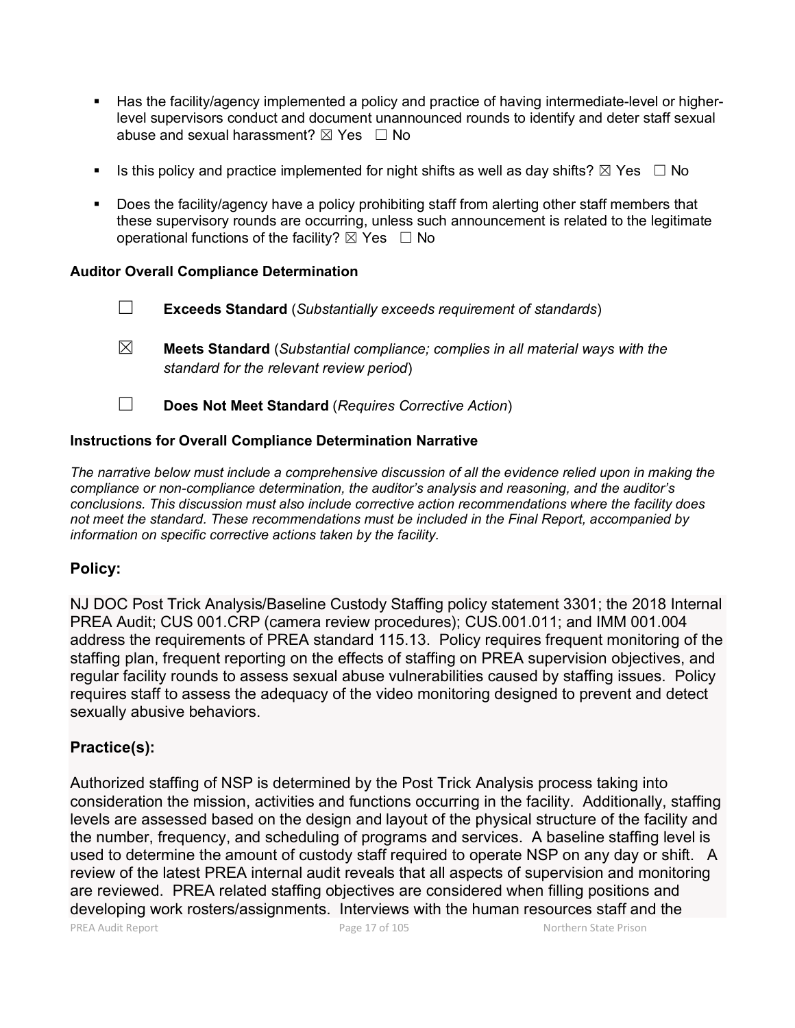- Has the facility/agency implemented a policy and practice of having intermediate-level or higher-level supervisors conduct and document unannounced rounds to identify and deter staff sexual abuse and sexual harassment? ☒ Yes ☐ No

- Is this policy and practice implemented for night shifts as well as day shifts? ☒ Yes ☐ No

- Does the facility/agency have a policy prohibiting staff from alerting other staff members that these supervisory rounds are occurring, unless such announcement is related to the legitimate operational functions of the facility? ☒ Yes ☐ No

**Auditor Overall Compliance Determination**

☐ **Exceeds Standard** (*Substantially exceeds requirement of standards*)

☒ **Meets Standard** (*Substantial compliance; complies in all material ways with the standard for the relevant review period*)

☐ **Does Not Meet Standard** (*Requires Corrective Action*)

**Instructions for Overall Compliance Determination Narrative**

*The narrative below must include a comprehensive discussion of all the evidence relied upon in making the compliance or non-compliance determination, the auditor's analysis and reasoning, and the auditor's conclusions. This discussion must also include corrective action recommendations where the facility does not meet the standard. These recommendations must be included in the Final Report, accompanied by information on specific corrective actions taken by the facility.*

## Policy:

NJ DOC Post Trick Analysis/Baseline Custody Staffing policy statement 3301; the 2018 Internal PREA Audit; CUS 001.CRP (camera review procedures); CUS.001.011; and IMM 001.004 address the requirements of PREA standard 115.13. Policy requires frequent monitoring of the staffing plan, frequent reporting on the effects of staffing on PREA supervision objectives, and regular facility rounds to assess sexual abuse vulnerabilities caused by staffing issues. Policy requires staff to assess the adequacy of the video monitoring designed to prevent and detect sexually abusive behaviors.

## Practice(s):

Authorized staffing of NSP is determined by the Post Trick Analysis process taking into consideration the mission, activities and functions occurring in the facility. Additionally, staffing levels are assessed based on the design and layout of the physical structure of the facility and the number, frequency, and scheduling of programs and services. A baseline staffing level is used to determine the amount of custody staff required to operate NSP on any day or shift. A review of the latest PREA internal audit reveals that all aspects of supervision and monitoring are reviewed. PREA related staffing objectives are considered when filling positions and developing work rosters/assignments. Interviews with the human resources staff and the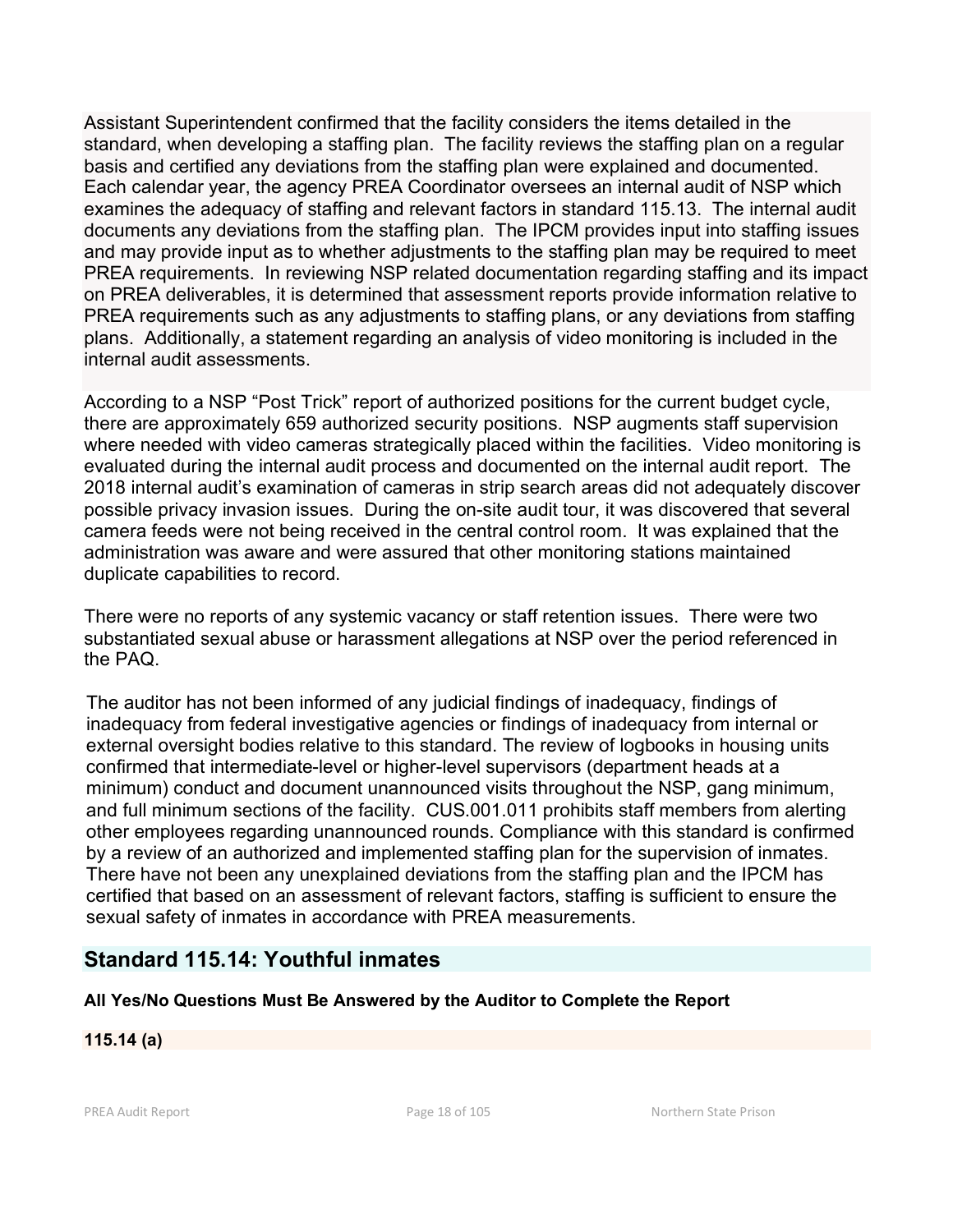Assistant Superintendent confirmed that the facility considers the items detailed in the standard, when developing a staffing plan. The facility reviews the staffing plan on a regular basis and certified any deviations from the staffing plan were explained and documented. Each calendar year, the agency PREA Coordinator oversees an internal audit of NSP which examines the adequacy of staffing and relevant factors in standard 115.13. The internal audit documents any deviations from the staffing plan. The IPCM provides input into staffing issues and may provide input as to whether adjustments to the staffing plan may be required to meet PREA requirements. In reviewing NSP related documentation regarding staffing and its impact on PREA deliverables, it is determined that assessment reports provide information relative to PREA requirements such as any adjustments to staffing plans, or any deviations from staffing plans. Additionally, a statement regarding an analysis of video monitoring is included in the internal audit assessments.

According to a NSP "Post Trick" report of authorized positions for the current budget cycle, there are approximately 659 authorized security positions. NSP augments staff supervision where needed with video cameras strategically placed within the facilities. Video monitoring is evaluated during the internal audit process and documented on the internal audit report. The 2018 internal audit's examination of cameras in strip search areas did not adequately discover possible privacy invasion issues. During the on-site audit tour, it was discovered that several camera feeds were not being received in the central control room. It was explained that the administration was aware and were assured that other monitoring stations maintained duplicate capabilities to record.

There were no reports of any systemic vacancy or staff retention issues. There were two substantiated sexual abuse or harassment allegations at NSP over the period referenced in the PAQ.

The auditor has not been informed of any judicial findings of inadequacy, findings of inadequacy from federal investigative agencies or findings of inadequacy from internal or external oversight bodies relative to this standard. The review of logbooks in housing units confirmed that intermediate-level or higher-level supervisors (department heads at a minimum) conduct and document unannounced visits throughout the NSP, gang minimum, and full minimum sections of the facility. CUS.001.011 prohibits staff members from alerting other employees regarding unannounced rounds. Compliance with this standard is confirmed by a review of an authorized and implemented staffing plan for the supervision of inmates. There have not been any unexplained deviations from the staffing plan and the IPCM has certified that based on an assessment of relevant factors, staffing is sufficient to ensure the sexual safety of inmates in accordance with PREA measurements.

## Standard 115.14: Youthful inmates

**All Yes/No Questions Must Be Answered by the Auditor to Complete the Report**

**115.14 (a)**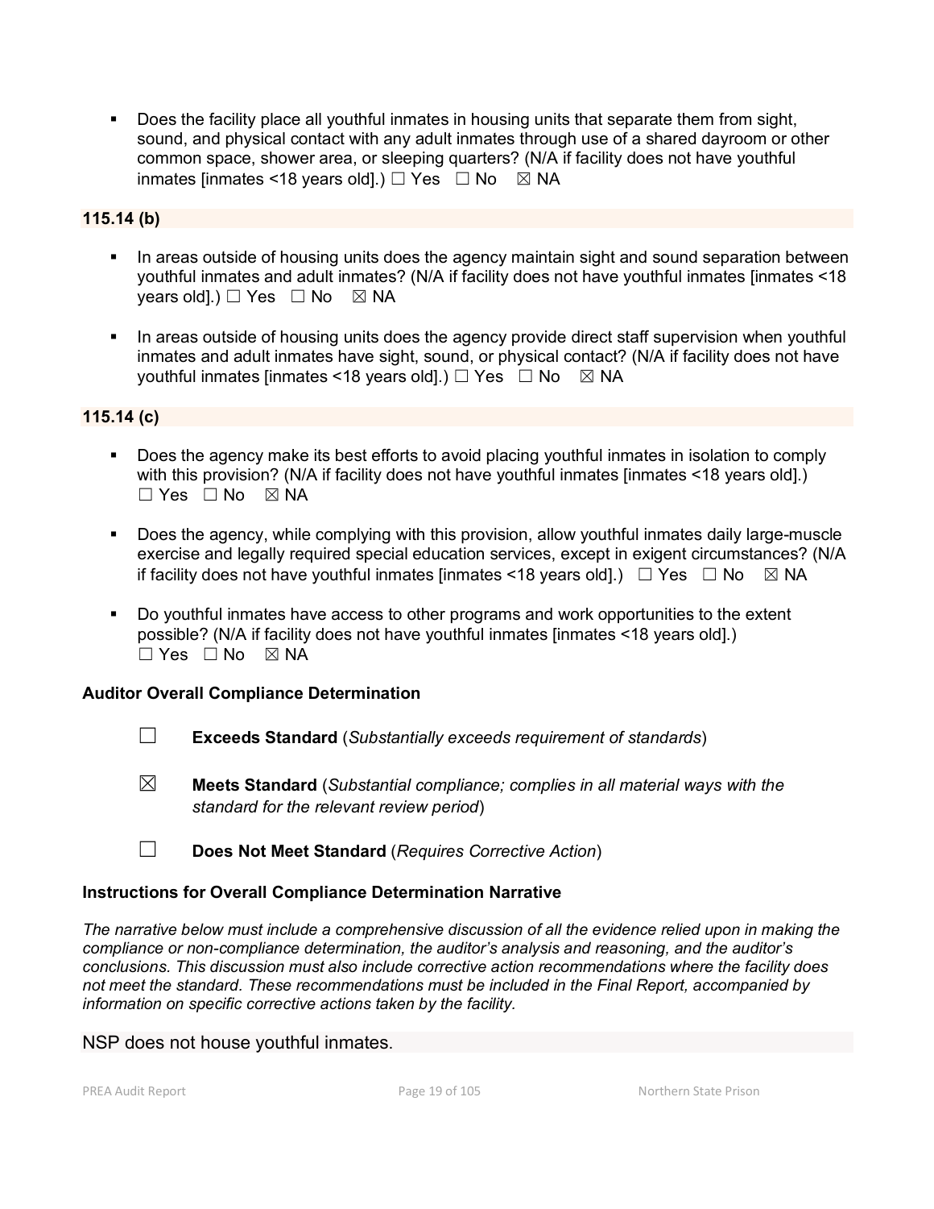- Does the facility place all youthful inmates in housing units that separate them from sight, sound, and physical contact with any adult inmates through use of a shared dayroom or other common space, shower area, or sleeping quarters? (N/A if facility does not have youthful inmates [inmates <18 years old].) ☐ Yes ☐ No ☒ NA

### 115.14 (b)

- In areas outside of housing units does the agency maintain sight and sound separation between youthful inmates and adult inmates? (N/A if facility does not have youthful inmates [inmates <18 years old].) ☐ Yes ☐ No ☒ NA
- In areas outside of housing units does the agency provide direct staff supervision when youthful inmates and adult inmates have sight, sound, or physical contact? (N/A if facility does not have youthful inmates [inmates <18 years old].) ☐ Yes ☐ No ☒ NA

### 115.14 (c)

- Does the agency make its best efforts to avoid placing youthful inmates in isolation to comply with this provision? (N/A if facility does not have youthful inmates [inmates <18 years old].) ☐ Yes ☐ No ☒ NA
- Does the agency, while complying with this provision, allow youthful inmates daily large-muscle exercise and legally required special education services, except in exigent circumstances? (N/A if facility does not have youthful inmates [inmates <18 years old].) ☐ Yes ☐ No ☒ NA
- Do youthful inmates have access to other programs and work opportunities to the extent possible? (N/A if facility does not have youthful inmates [inmates <18 years old].) ☐ Yes ☐ No ☒ NA

### Auditor Overall Compliance Determination

☐ **Exceeds Standard** (*Substantially exceeds requirement of standards*)

☒ **Meets Standard** (*Substantial compliance; complies in all material ways with the standard for the relevant review period*)

☐ **Does Not Meet Standard** (*Requires Corrective Action*)

### Instructions for Overall Compliance Determination Narrative

*The narrative below must include a comprehensive discussion of all the evidence relied upon in making the compliance or non-compliance determination, the auditor's analysis and reasoning, and the auditor's conclusions. This discussion must also include corrective action recommendations where the facility does not meet the standard. These recommendations must be included in the Final Report, accompanied by information on specific corrective actions taken by the facility.*

NSP does not house youthful inmates.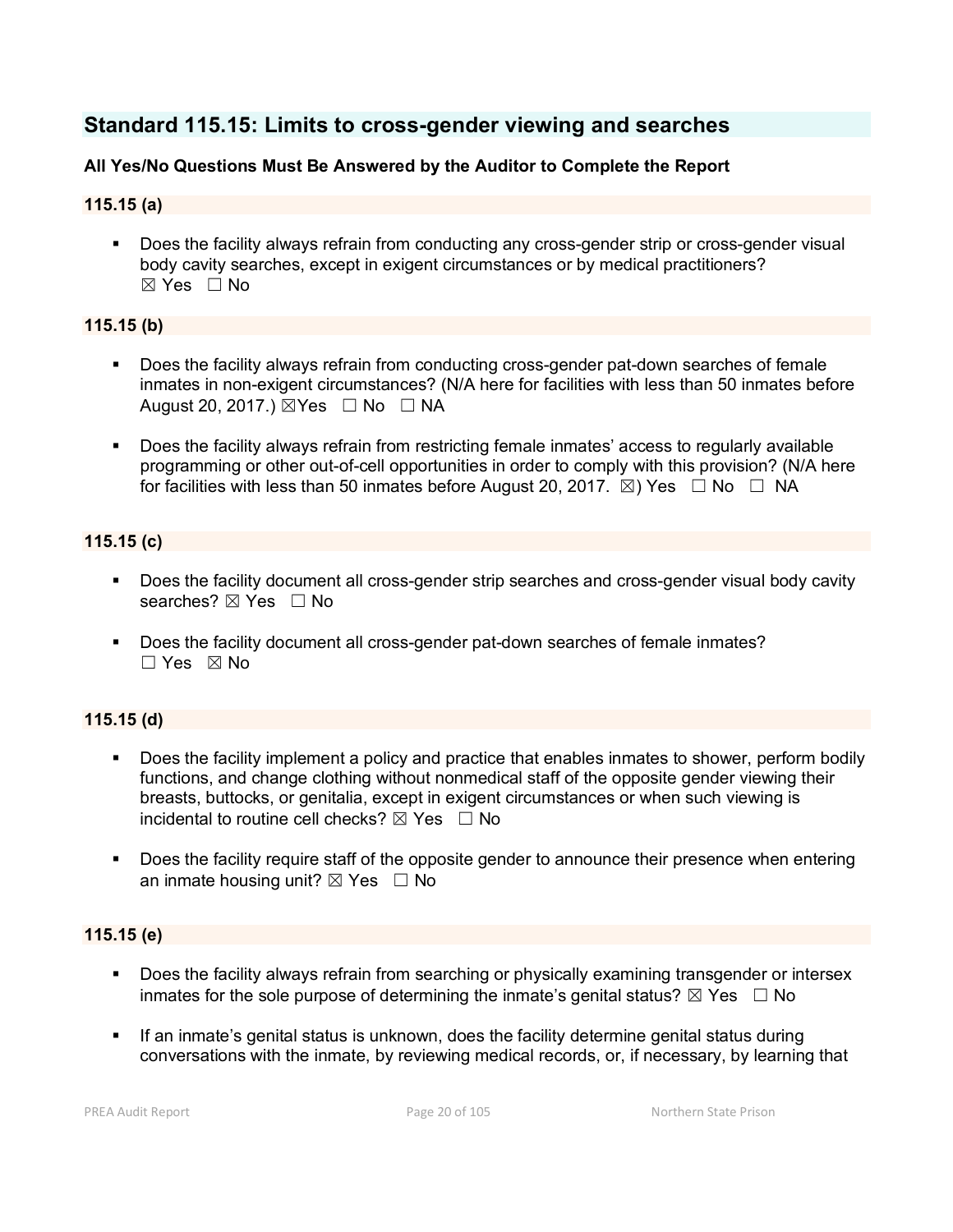## Standard 115.15: Limits to cross-gender viewing and searches

**All Yes/No Questions Must Be Answered by the Auditor to Complete the Report**

### 115.15 (a)

- Does the facility always refrain from conducting any cross-gender strip or cross-gender visual body cavity searches, except in exigent circumstances or by medical practitioners? ☒ Yes ☐ No

### 115.15 (b)

- Does the facility always refrain from conducting cross-gender pat-down searches of female inmates in non-exigent circumstances? (N/A here for facilities with less than 50 inmates before August 20, 2017.) ☒Yes ☐ No ☐ NA

- Does the facility always refrain from restricting female inmates' access to regularly available programming or other out-of-cell opportunities in order to comply with this provision? (N/A here for facilities with less than 50 inmates before August 20, 2017. ☒) Yes ☐ No ☐ NA

### 115.15 (c)

- Does the facility document all cross-gender strip searches and cross-gender visual body cavity searches? ☒ Yes ☐ No

- Does the facility document all cross-gender pat-down searches of female inmates? ☐ Yes ☒ No

### 115.15 (d)

- Does the facility implement a policy and practice that enables inmates to shower, perform bodily functions, and change clothing without nonmedical staff of the opposite gender viewing their breasts, buttocks, or genitalia, except in exigent circumstances or when such viewing is incidental to routine cell checks? ☒ Yes ☐ No

- Does the facility require staff of the opposite gender to announce their presence when entering an inmate housing unit? ☒ Yes ☐ No

### 115.15 (e)

- Does the facility always refrain from searching or physically examining transgender or intersex inmates for the sole purpose of determining the inmate's genital status? ☒ Yes ☐ No

- If an inmate's genital status is unknown, does the facility determine genital status during conversations with the inmate, by reviewing medical records, or, if necessary, by learning that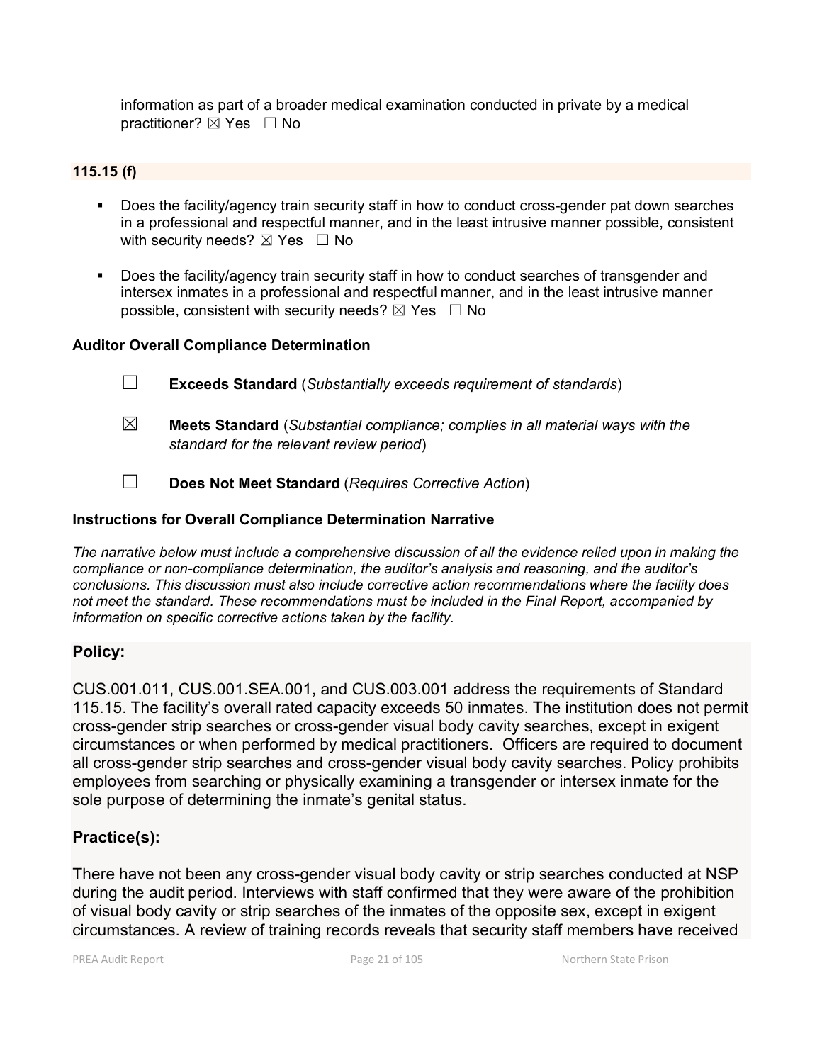information as part of a broader medical examination conducted in private by a medical practitioner? ☒ Yes ☐ No

**115.15 (f)**

- Does the facility/agency train security staff in how to conduct cross-gender pat down searches in a professional and respectful manner, and in the least intrusive manner possible, consistent with security needs? ☒ Yes ☐ No
- Does the facility/agency train security staff in how to conduct searches of transgender and intersex inmates in a professional and respectful manner, and in the least intrusive manner possible, consistent with security needs? ☒ Yes ☐ No

**Auditor Overall Compliance Determination**

☐ **Exceeds Standard** (*Substantially exceeds requirement of standards*)

☒ **Meets Standard** (*Substantial compliance; complies in all material ways with the standard for the relevant review period*)

☐ **Does Not Meet Standard** (*Requires Corrective Action*)

**Instructions for Overall Compliance Determination Narrative**

*The narrative below must include a comprehensive discussion of all the evidence relied upon in making the compliance or non-compliance determination, the auditor's analysis and reasoning, and the auditor's conclusions. This discussion must also include corrective action recommendations where the facility does not meet the standard. These recommendations must be included in the Final Report, accompanied by information on specific corrective actions taken by the facility.*

## Policy:

CUS.001.011, CUS.001.SEA.001, and CUS.003.001 address the requirements of Standard 115.15. The facility's overall rated capacity exceeds 50 inmates. The institution does not permit cross-gender strip searches or cross-gender visual body cavity searches, except in exigent circumstances or when performed by medical practitioners. Officers are required to document all cross-gender strip searches and cross-gender visual body cavity searches. Policy prohibits employees from searching or physically examining a transgender or intersex inmate for the sole purpose of determining the inmate's genital status.

## Practice(s):

There have not been any cross-gender visual body cavity or strip searches conducted at NSP during the audit period. Interviews with staff confirmed that they were aware of the prohibition of visual body cavity or strip searches of the inmates of the opposite sex, except in exigent circumstances. A review of training records reveals that security staff members have received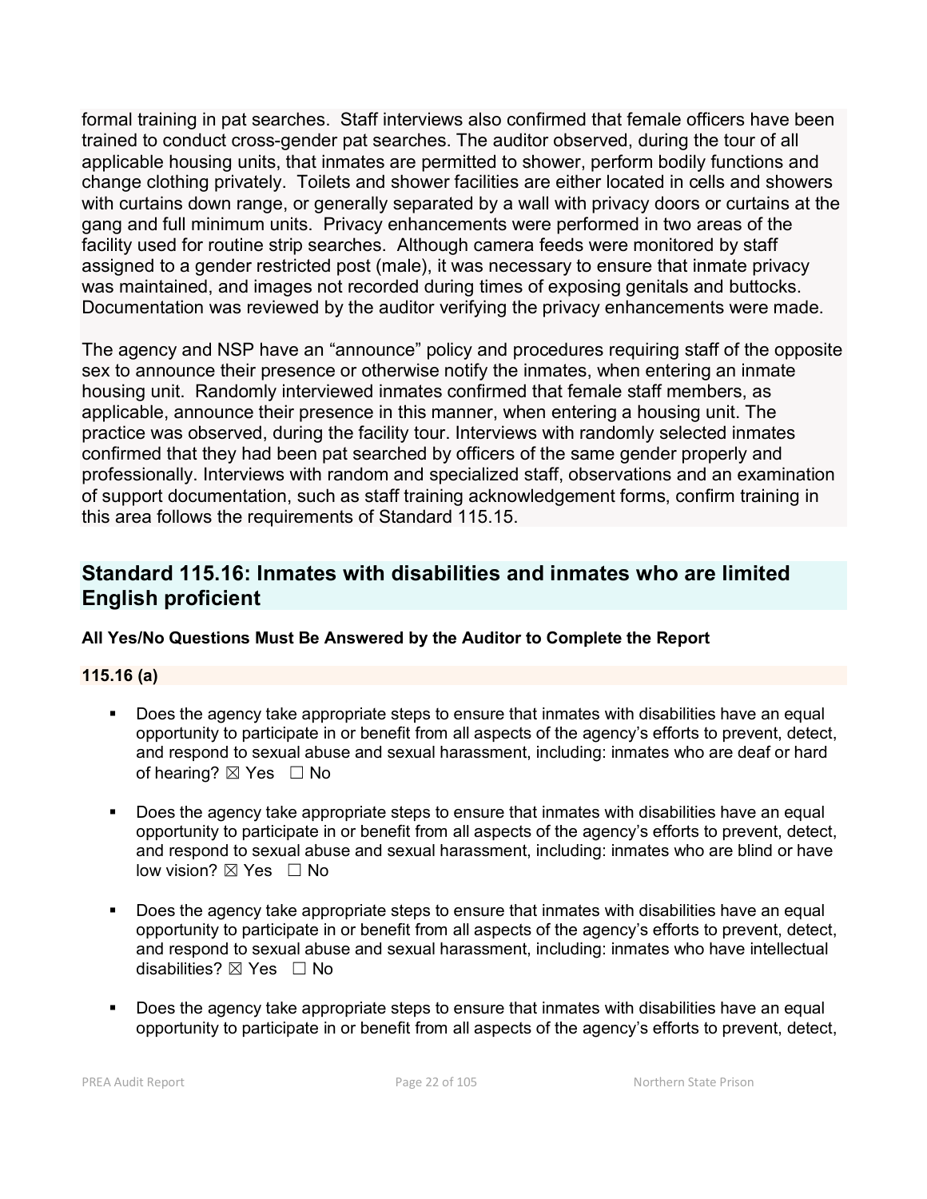formal training in pat searches. Staff interviews also confirmed that female officers have been trained to conduct cross-gender pat searches. The auditor observed, during the tour of all applicable housing units, that inmates are permitted to shower, perform bodily functions and change clothing privately. Toilets and shower facilities are either located in cells and showers with curtains down range, or generally separated by a wall with privacy doors or curtains at the gang and full minimum units. Privacy enhancements were performed in two areas of the facility used for routine strip searches. Although camera feeds were monitored by staff assigned to a gender restricted post (male), it was necessary to ensure that inmate privacy was maintained, and images not recorded during times of exposing genitals and buttocks. Documentation was reviewed by the auditor verifying the privacy enhancements were made.

The agency and NSP have an "announce" policy and procedures requiring staff of the opposite sex to announce their presence or otherwise notify the inmates, when entering an inmate housing unit. Randomly interviewed inmates confirmed that female staff members, as applicable, announce their presence in this manner, when entering a housing unit. The practice was observed, during the facility tour. Interviews with randomly selected inmates confirmed that they had been pat searched by officers of the same gender properly and professionally. Interviews with random and specialized staff, observations and an examination of support documentation, such as staff training acknowledgement forms, confirm training in this area follows the requirements of Standard 115.15.

## Standard 115.16: Inmates with disabilities and inmates who are limited English proficient

**All Yes/No Questions Must Be Answered by the Auditor to Complete the Report**

**115.16 (a)**

- Does the agency take appropriate steps to ensure that inmates with disabilities have an equal opportunity to participate in or benefit from all aspects of the agency's efforts to prevent, detect, and respond to sexual abuse and sexual harassment, including: inmates who are deaf or hard of hearing? ☒ Yes ☐ No

- Does the agency take appropriate steps to ensure that inmates with disabilities have an equal opportunity to participate in or benefit from all aspects of the agency's efforts to prevent, detect, and respond to sexual abuse and sexual harassment, including: inmates who are blind or have low vision? ☒ Yes ☐ No

- Does the agency take appropriate steps to ensure that inmates with disabilities have an equal opportunity to participate in or benefit from all aspects of the agency's efforts to prevent, detect, and respond to sexual abuse and sexual harassment, including: inmates who have intellectual disabilities? ☒ Yes ☐ No

- Does the agency take appropriate steps to ensure that inmates with disabilities have an equal opportunity to participate in or benefit from all aspects of the agency's efforts to prevent, detect,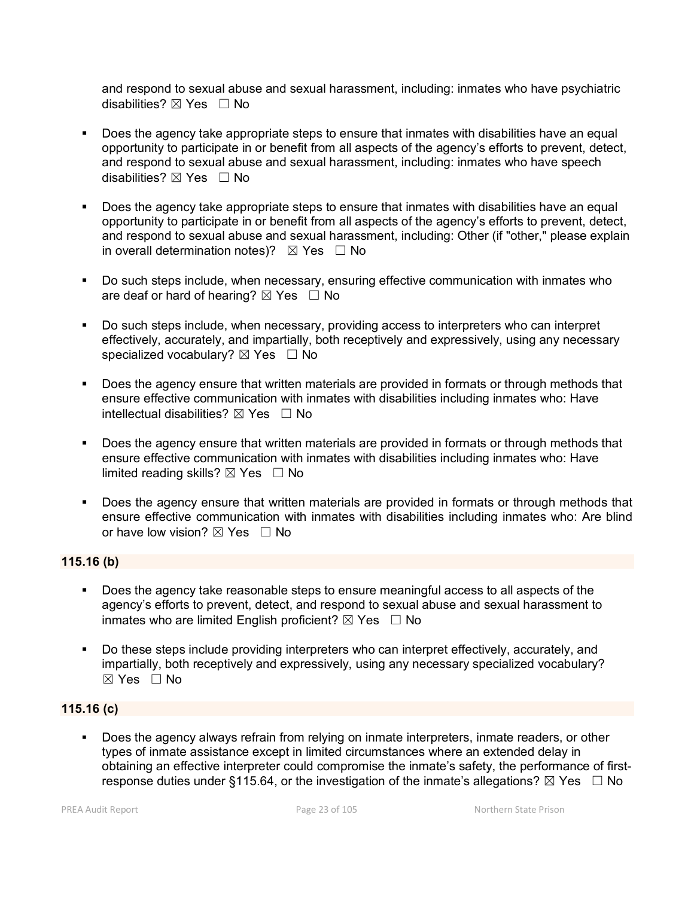and respond to sexual abuse and sexual harassment, including: inmates who have psychiatric disabilities? ☒ Yes ☐ No

- Does the agency take appropriate steps to ensure that inmates with disabilities have an equal opportunity to participate in or benefit from all aspects of the agency's efforts to prevent, detect, and respond to sexual abuse and sexual harassment, including: inmates who have speech disabilities? ☒ Yes ☐ No

- Does the agency take appropriate steps to ensure that inmates with disabilities have an equal opportunity to participate in or benefit from all aspects of the agency's efforts to prevent, detect, and respond to sexual abuse and sexual harassment, including: Other (if "other," please explain in overall determination notes)? ☒ Yes ☐ No

- Do such steps include, when necessary, ensuring effective communication with inmates who are deaf or hard of hearing? ☒ Yes ☐ No

- Do such steps include, when necessary, providing access to interpreters who can interpret effectively, accurately, and impartially, both receptively and expressively, using any necessary specialized vocabulary? ☒ Yes ☐ No

- Does the agency ensure that written materials are provided in formats or through methods that ensure effective communication with inmates with disabilities including inmates who: Have intellectual disabilities? ☒ Yes ☐ No

- Does the agency ensure that written materials are provided in formats or through methods that ensure effective communication with inmates with disabilities including inmates who: Have limited reading skills? ☒ Yes ☐ No

- Does the agency ensure that written materials are provided in formats or through methods that ensure effective communication with inmates with disabilities including inmates who: Are blind or have low vision? ☒ Yes ☐ No

**115.16 (b)**

- Does the agency take reasonable steps to ensure meaningful access to all aspects of the agency's efforts to prevent, detect, and respond to sexual abuse and sexual harassment to inmates who are limited English proficient? ☒ Yes ☐ No

- Do these steps include providing interpreters who can interpret effectively, accurately, and impartially, both receptively and expressively, using any necessary specialized vocabulary? ☒ Yes ☐ No

**115.16 (c)**

- Does the agency always refrain from relying on inmate interpreters, inmate readers, or other types of inmate assistance except in limited circumstances where an extended delay in obtaining an effective interpreter could compromise the inmate's safety, the performance of first-response duties under §115.64, or the investigation of the inmate's allegations? ☒ Yes ☐ No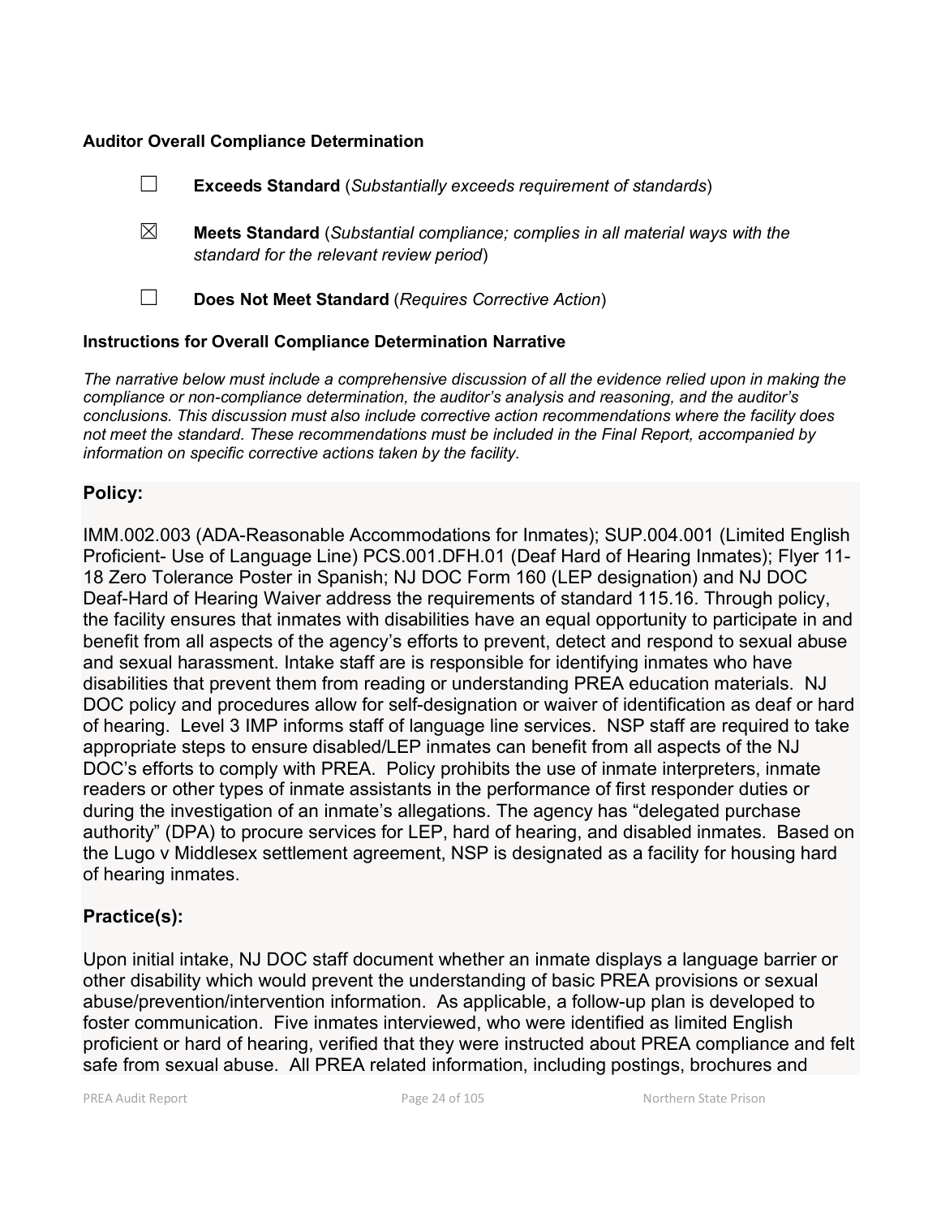**Auditor Overall Compliance Determination**

☐ **Exceeds Standard** (*Substantially exceeds requirement of standards*)

☒ **Meets Standard** (*Substantial compliance; complies in all material ways with the standard for the relevant review period*)

☐ **Does Not Meet Standard** (*Requires Corrective Action*)

**Instructions for Overall Compliance Determination Narrative**

*The narrative below must include a comprehensive discussion of all the evidence relied upon in making the compliance or non-compliance determination, the auditor's analysis and reasoning, and the auditor's conclusions. This discussion must also include corrective action recommendations where the facility does not meet the standard. These recommendations must be included in the Final Report, accompanied by information on specific corrective actions taken by the facility.*

## Policy:

IMM.002.003 (ADA-Reasonable Accommodations for Inmates); SUP.004.001 (Limited English Proficient- Use of Language Line) PCS.001.DFH.01 (Deaf Hard of Hearing Inmates); Flyer 11-18 Zero Tolerance Poster in Spanish; NJ DOC Form 160 (LEP designation) and NJ DOC Deaf-Hard of Hearing Waiver address the requirements of standard 115.16. Through policy, the facility ensures that inmates with disabilities have an equal opportunity to participate in and benefit from all aspects of the agency's efforts to prevent, detect and respond to sexual abuse and sexual harassment. Intake staff are is responsible for identifying inmates who have disabilities that prevent them from reading or understanding PREA education materials. NJ DOC policy and procedures allow for self-designation or waiver of identification as deaf or hard of hearing. Level 3 IMP informs staff of language line services. NSP staff are required to take appropriate steps to ensure disabled/LEP inmates can benefit from all aspects of the NJ DOC's efforts to comply with PREA. Policy prohibits the use of inmate interpreters, inmate readers or other types of inmate assistants in the performance of first responder duties or during the investigation of an inmate's allegations. The agency has "delegated purchase authority" (DPA) to procure services for LEP, hard of hearing, and disabled inmates. Based on the Lugo v Middlesex settlement agreement, NSP is designated as a facility for housing hard of hearing inmates.

## Practice(s):

Upon initial intake, NJ DOC staff document whether an inmate displays a language barrier or other disability which would prevent the understanding of basic PREA provisions or sexual abuse/prevention/intervention information. As applicable, a follow-up plan is developed to foster communication. Five inmates interviewed, who were identified as limited English proficient or hard of hearing, verified that they were instructed about PREA compliance and felt safe from sexual abuse. All PREA related information, including postings, brochures and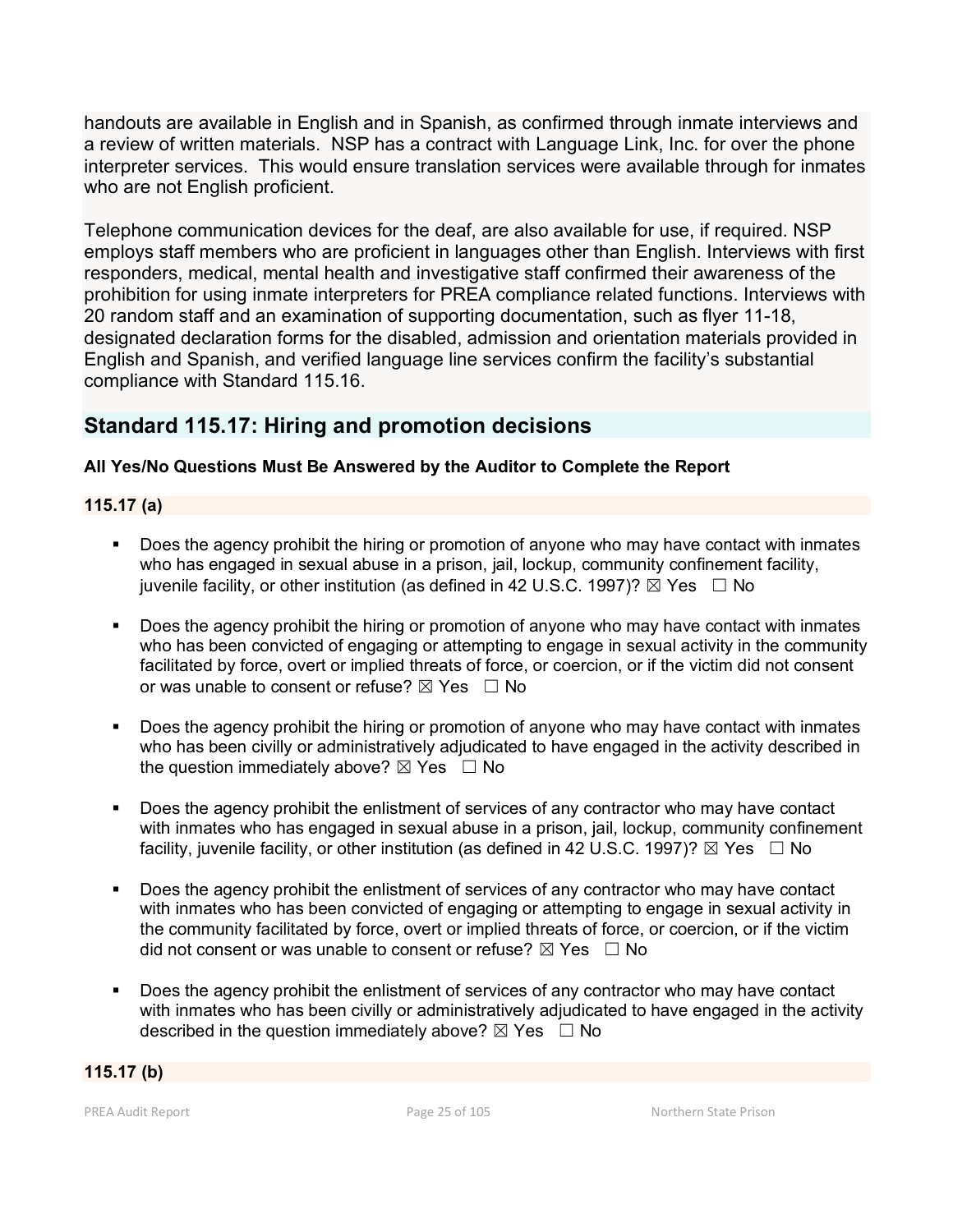handouts are available in English and in Spanish, as confirmed through inmate interviews and a review of written materials. NSP has a contract with Language Link, Inc. for over the phone interpreter services. This would ensure translation services were available through for inmates who are not English proficient.

Telephone communication devices for the deaf, are also available for use, if required. NSP employs staff members who are proficient in languages other than English. Interviews with first responders, medical, mental health and investigative staff confirmed their awareness of the prohibition for using inmate interpreters for PREA compliance related functions. Interviews with 20 random staff and an examination of supporting documentation, such as flyer 11-18, designated declaration forms for the disabled, admission and orientation materials provided in English and Spanish, and verified language line services confirm the facility's substantial compliance with Standard 115.16.

## Standard 115.17: Hiring and promotion decisions

**All Yes/No Questions Must Be Answered by the Auditor to Complete the Report**

**115.17 (a)**

- Does the agency prohibit the hiring or promotion of anyone who may have contact with inmates who has engaged in sexual abuse in a prison, jail, lockup, community confinement facility, juvenile facility, or other institution (as defined in 42 U.S.C. 1997)? ☒ Yes ☐ No

- Does the agency prohibit the hiring or promotion of anyone who may have contact with inmates who has been convicted of engaging or attempting to engage in sexual activity in the community facilitated by force, overt or implied threats of force, or coercion, or if the victim did not consent or was unable to consent or refuse? ☒ Yes ☐ No

- Does the agency prohibit the hiring or promotion of anyone who may have contact with inmates who has been civilly or administratively adjudicated to have engaged in the activity described in the question immediately above? ☒ Yes ☐ No

- Does the agency prohibit the enlistment of services of any contractor who may have contact with inmates who has engaged in sexual abuse in a prison, jail, lockup, community confinement facility, juvenile facility, or other institution (as defined in 42 U.S.C. 1997)? ☒ Yes ☐ No

- Does the agency prohibit the enlistment of services of any contractor who may have contact with inmates who has been convicted of engaging or attempting to engage in sexual activity in the community facilitated by force, overt or implied threats of force, or coercion, or if the victim did not consent or was unable to consent or refuse? ☒ Yes ☐ No

- Does the agency prohibit the enlistment of services of any contractor who may have contact with inmates who has been civilly or administratively adjudicated to have engaged in the activity described in the question immediately above? ☒ Yes ☐ No

**115.17 (b)**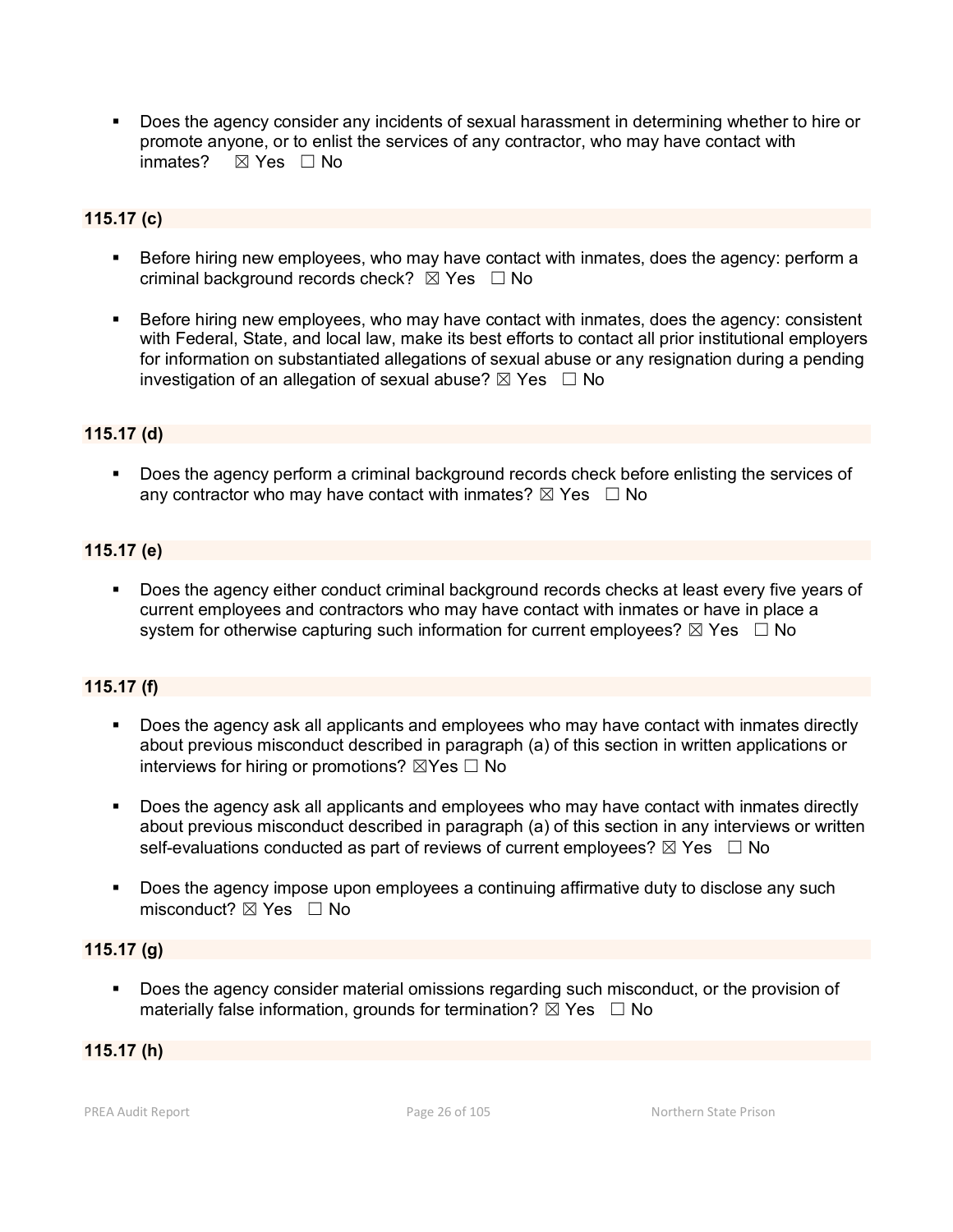- Does the agency consider any incidents of sexual harassment in determining whether to hire or promote anyone, or to enlist the services of any contractor, who may have contact with inmates? ☒ Yes ☐ No

**115.17 (c)**

- Before hiring new employees, who may have contact with inmates, does the agency: perform a criminal background records check? ☒ Yes ☐ No

- Before hiring new employees, who may have contact with inmates, does the agency: consistent with Federal, State, and local law, make its best efforts to contact all prior institutional employers for information on substantiated allegations of sexual abuse or any resignation during a pending investigation of an allegation of sexual abuse? ☒ Yes ☐ No

**115.17 (d)**

- Does the agency perform a criminal background records check before enlisting the services of any contractor who may have contact with inmates? ☒ Yes ☐ No

**115.17 (e)**

- Does the agency either conduct criminal background records checks at least every five years of current employees and contractors who may have contact with inmates or have in place a system for otherwise capturing such information for current employees? ☒ Yes ☐ No

**115.17 (f)**

- Does the agency ask all applicants and employees who may have contact with inmates directly about previous misconduct described in paragraph (a) of this section in written applications or interviews for hiring or promotions? ☒Yes ☐ No

- Does the agency ask all applicants and employees who may have contact with inmates directly about previous misconduct described in paragraph (a) of this section in any interviews or written self-evaluations conducted as part of reviews of current employees? ☒ Yes ☐ No

- Does the agency impose upon employees a continuing affirmative duty to disclose any such misconduct? ☒ Yes ☐ No

**115.17 (g)**

- Does the agency consider material omissions regarding such misconduct, or the provision of materially false information, grounds for termination? ☒ Yes ☐ No

**115.17 (h)**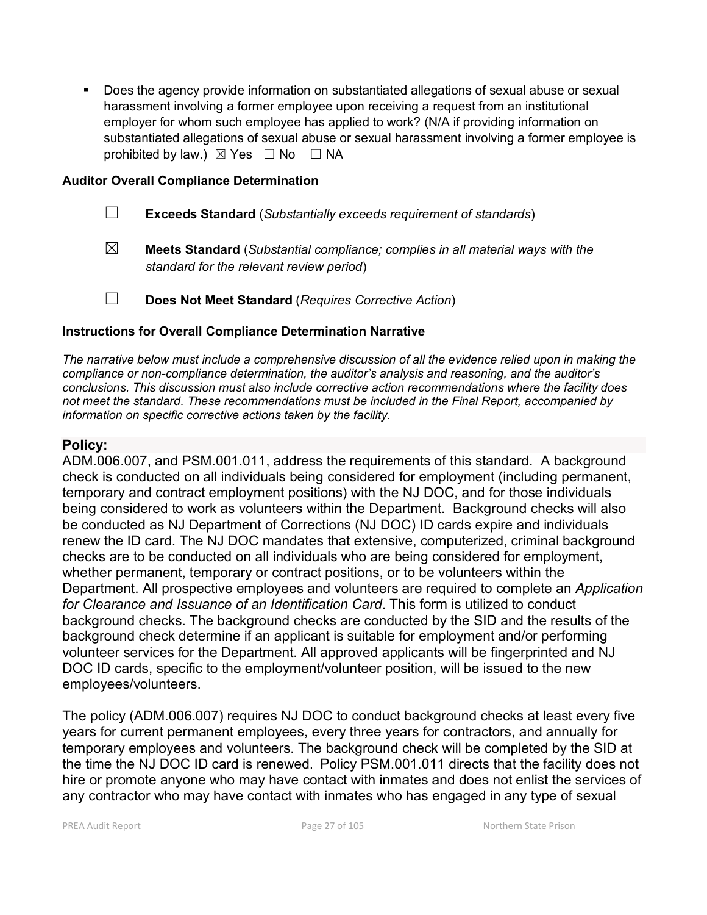- Does the agency provide information on substantiated allegations of sexual abuse or sexual harassment involving a former employee upon receiving a request from an institutional employer for whom such employee has applied to work? (N/A if providing information on substantiated allegations of sexual abuse or sexual harassment involving a former employee is prohibited by law.) ☒ Yes ☐ No ☐ NA

**Auditor Overall Compliance Determination**

☐ **Exceeds Standard** (*Substantially exceeds requirement of standards*)

☒ **Meets Standard** (*Substantial compliance; complies in all material ways with the standard for the relevant review period*)

☐ **Does Not Meet Standard** (*Requires Corrective Action*)

**Instructions for Overall Compliance Determination Narrative**

*The narrative below must include a comprehensive discussion of all the evidence relied upon in making the compliance or non-compliance determination, the auditor's analysis and reasoning, and the auditor's conclusions. This discussion must also include corrective action recommendations where the facility does not meet the standard. These recommendations must be included in the Final Report, accompanied by information on specific corrective actions taken by the facility.*

**Policy:**

ADM.006.007, and PSM.001.011, address the requirements of this standard. A background check is conducted on all individuals being considered for employment (including permanent, temporary and contract employment positions) with the NJ DOC, and for those individuals being considered to work as volunteers within the Department. Background checks will also be conducted as NJ Department of Corrections (NJ DOC) ID cards expire and individuals renew the ID card. The NJ DOC mandates that extensive, computerized, criminal background checks are to be conducted on all individuals who are being considered for employment, whether permanent, temporary or contract positions, or to be volunteers within the Department. All prospective employees and volunteers are required to complete an *Application for Clearance and Issuance of an Identification Card*. This form is utilized to conduct background checks. The background checks are conducted by the SID and the results of the background check determine if an applicant is suitable for employment and/or performing volunteer services for the Department. All approved applicants will be fingerprinted and NJ DOC ID cards, specific to the employment/volunteer position, will be issued to the new employees/volunteers.

The policy (ADM.006.007) requires NJ DOC to conduct background checks at least every five years for current permanent employees, every three years for contractors, and annually for temporary employees and volunteers. The background check will be completed by the SID at the time the NJ DOC ID card is renewed. Policy PSM.001.011 directs that the facility does not hire or promote anyone who may have contact with inmates and does not enlist the services of any contractor who may have contact with inmates who has engaged in any type of sexual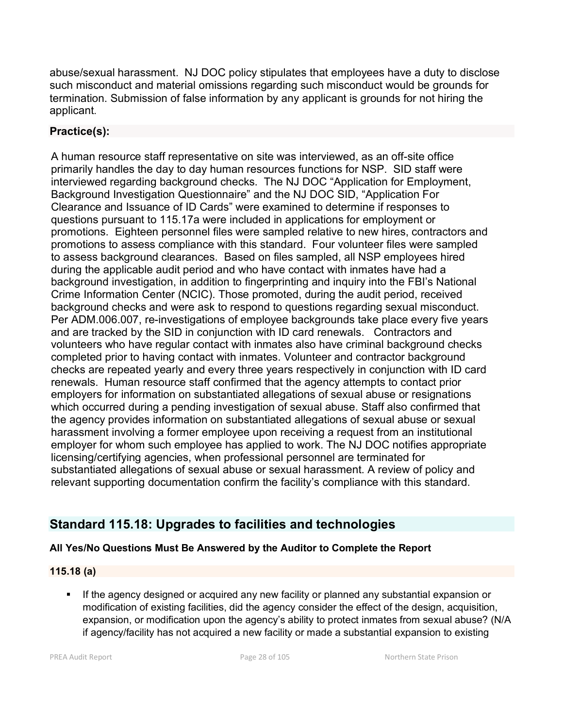abuse/sexual harassment. NJ DOC policy stipulates that employees have a duty to disclose such misconduct and material omissions regarding such misconduct would be grounds for termination. Submission of false information by any applicant is grounds for not hiring the applicant.

**Practice(s):**

A human resource staff representative on site was interviewed, as an off-site office primarily handles the day to day human resources functions for NSP. SID staff were interviewed regarding background checks. The NJ DOC "Application for Employment, Background Investigation Questionnaire" and the NJ DOC SID, "Application For Clearance and Issuance of ID Cards" were examined to determine if responses to questions pursuant to 115.17a were included in applications for employment or promotions. Eighteen personnel files were sampled relative to new hires, contractors and promotions to assess compliance with this standard. Four volunteer files were sampled to assess background clearances. Based on files sampled, all NSP employees hired during the applicable audit period and who have contact with inmates have had a background investigation, in addition to fingerprinting and inquiry into the FBI's National Crime Information Center (NCIC). Those promoted, during the audit period, received background checks and were ask to respond to questions regarding sexual misconduct. Per ADM.006.007, re-investigations of employee backgrounds take place every five years and are tracked by the SID in conjunction with ID card renewals. Contractors and volunteers who have regular contact with inmates also have criminal background checks completed prior to having contact with inmates. Volunteer and contractor background checks are repeated yearly and every three years respectively in conjunction with ID card renewals. Human resource staff confirmed that the agency attempts to contact prior employers for information on substantiated allegations of sexual abuse or resignations which occurred during a pending investigation of sexual abuse. Staff also confirmed that the agency provides information on substantiated allegations of sexual abuse or sexual harassment involving a former employee upon receiving a request from an institutional employer for whom such employee has applied to work. The NJ DOC notifies appropriate licensing/certifying agencies, when professional personnel are terminated for substantiated allegations of sexual abuse or sexual harassment. A review of policy and relevant supporting documentation confirm the facility's compliance with this standard.

## Standard 115.18: Upgrades to facilities and technologies

**All Yes/No Questions Must Be Answered by the Auditor to Complete the Report**

**115.18 (a)**

- If the agency designed or acquired any new facility or planned any substantial expansion or modification of existing facilities, did the agency consider the effect of the design, acquisition, expansion, or modification upon the agency's ability to protect inmates from sexual abuse? (N/A if agency/facility has not acquired a new facility or made a substantial expansion to existing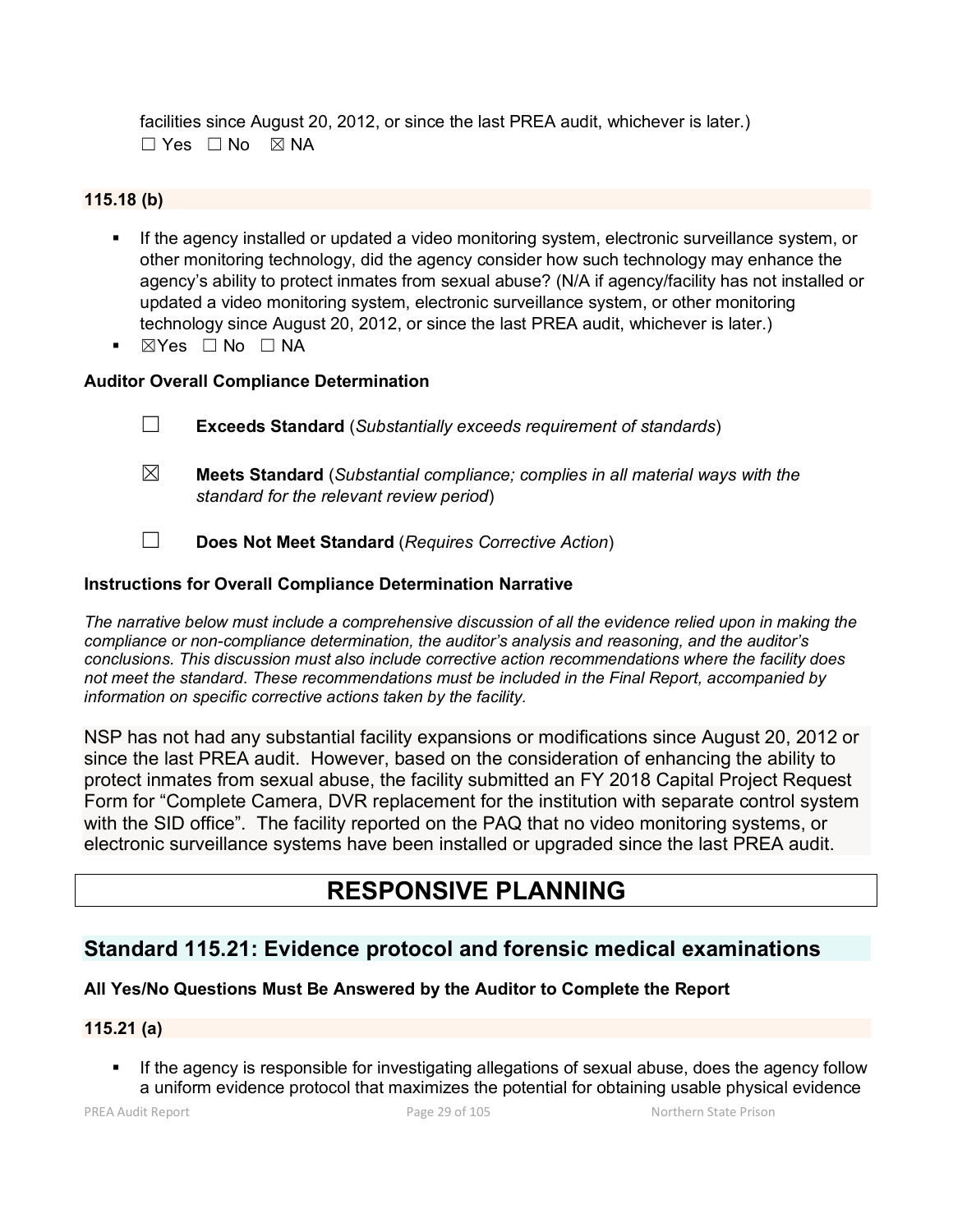facilities since August 20, 2012, or since the last PREA audit, whichever is later.)
☐ Yes ☐ No ☒ NA

**115.18 (b)**

- If the agency installed or updated a video monitoring system, electronic surveillance system, or other monitoring technology, did the agency consider how such technology may enhance the agency's ability to protect inmates from sexual abuse? (N/A if agency/facility has not installed or updated a video monitoring system, electronic surveillance system, or other monitoring technology since August 20, 2012, or since the last PREA audit, whichever is later.)
- ☒Yes ☐ No ☐ NA

**Auditor Overall Compliance Determination**

☐ **Exceeds Standard** (*Substantially exceeds requirement of standards*)

☒ **Meets Standard** (*Substantial compliance; complies in all material ways with the standard for the relevant review period*)

☐ **Does Not Meet Standard** (*Requires Corrective Action*)

**Instructions for Overall Compliance Determination Narrative**

*The narrative below must include a comprehensive discussion of all the evidence relied upon in making the compliance or non-compliance determination, the auditor's analysis and reasoning, and the auditor's conclusions. This discussion must also include corrective action recommendations where the facility does not meet the standard. These recommendations must be included in the Final Report, accompanied by information on specific corrective actions taken by the facility.*

NSP has not had any substantial facility expansions or modifications since August 20, 2012 or since the last PREA audit. However, based on the consideration of enhancing the ability to protect inmates from sexual abuse, the facility submitted an FY 2018 Capital Project Request Form for "Complete Camera, DVR replacement for the institution with separate control system with the SID office". The facility reported on the PAQ that no video monitoring systems, or electronic surveillance systems have been installed or upgraded since the last PREA audit.

# RESPONSIVE PLANNING

## Standard 115.21: Evidence protocol and forensic medical examinations

**All Yes/No Questions Must Be Answered by the Auditor to Complete the Report**

**115.21 (a)**

- If the agency is responsible for investigating allegations of sexual abuse, does the agency follow a uniform evidence protocol that maximizes the potential for obtaining usable physical evidence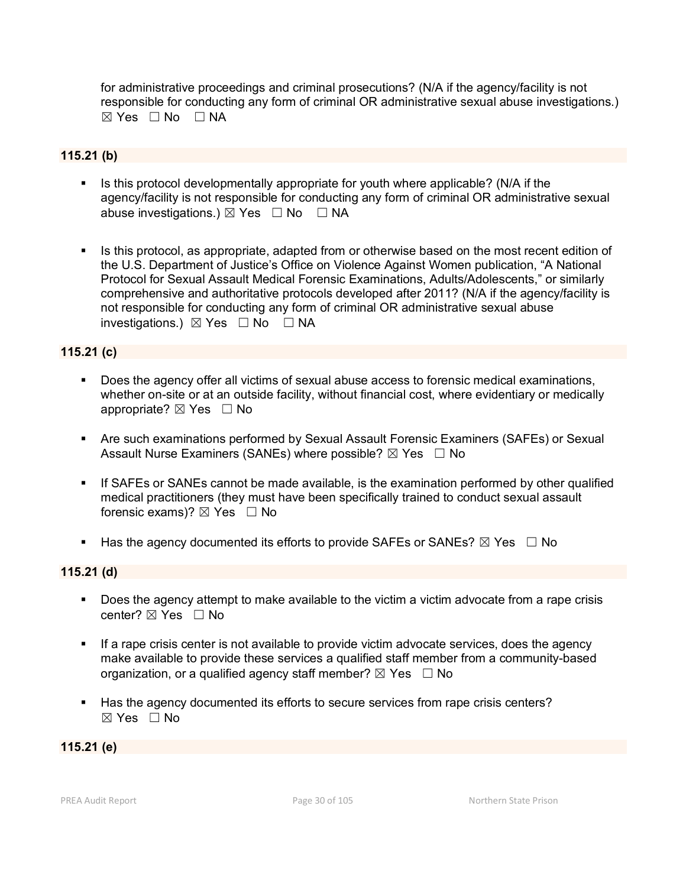for administrative proceedings and criminal prosecutions? (N/A if the agency/facility is not responsible for conducting any form of criminal OR administrative sexual abuse investigations.) ☒ Yes ☐ No ☐ NA

### 115.21 (b)

- Is this protocol developmentally appropriate for youth where applicable? (N/A if the agency/facility is not responsible for conducting any form of criminal OR administrative sexual abuse investigations.) ☒ Yes ☐ No ☐ NA

- Is this protocol, as appropriate, adapted from or otherwise based on the most recent edition of the U.S. Department of Justice's Office on Violence Against Women publication, "A National Protocol for Sexual Assault Medical Forensic Examinations, Adults/Adolescents," or similarly comprehensive and authoritative protocols developed after 2011? (N/A if the agency/facility is not responsible for conducting any form of criminal OR administrative sexual abuse investigations.) ☒ Yes ☐ No ☐ NA

### 115.21 (c)

- Does the agency offer all victims of sexual abuse access to forensic medical examinations, whether on-site or at an outside facility, without financial cost, where evidentiary or medically appropriate? ☒ Yes ☐ No

- Are such examinations performed by Sexual Assault Forensic Examiners (SAFEs) or Sexual Assault Nurse Examiners (SANEs) where possible? ☒ Yes ☐ No

- If SAFEs or SANEs cannot be made available, is the examination performed by other qualified medical practitioners (they must have been specifically trained to conduct sexual assault forensic exams)? ☒ Yes ☐ No

- Has the agency documented its efforts to provide SAFEs or SANEs? ☒ Yes ☐ No

### 115.21 (d)

- Does the agency attempt to make available to the victim a victim advocate from a rape crisis center? ☒ Yes ☐ No

- If a rape crisis center is not available to provide victim advocate services, does the agency make available to provide these services a qualified staff member from a community-based organization, or a qualified agency staff member? ☒ Yes ☐ No

- Has the agency documented its efforts to secure services from rape crisis centers? ☒ Yes ☐ No

### 115.21 (e)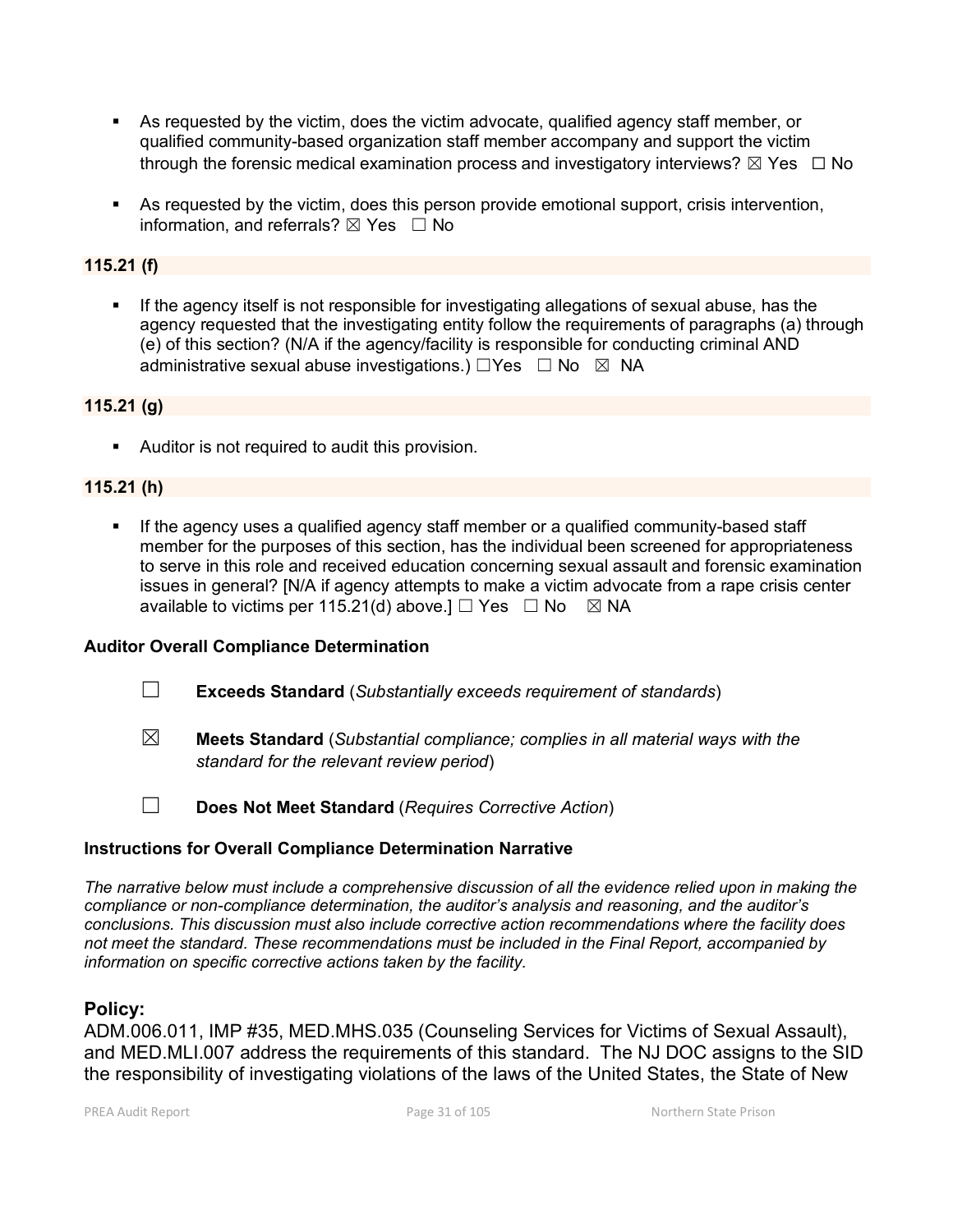- As requested by the victim, does the victim advocate, qualified agency staff member, or qualified community-based organization staff member accompany and support the victim through the forensic medical examination process and investigatory interviews? ☒ Yes ☐ No

- As requested by the victim, does this person provide emotional support, crisis intervention, information, and referrals? ☒ Yes ☐ No

**115.21 (f)**

- If the agency itself is not responsible for investigating allegations of sexual abuse, has the agency requested that the investigating entity follow the requirements of paragraphs (a) through (e) of this section? (N/A if the agency/facility is responsible for conducting criminal AND administrative sexual abuse investigations.) ☐Yes ☐ No ☒ NA

**115.21 (g)**

- Auditor is not required to audit this provision.

**115.21 (h)**

- If the agency uses a qualified agency staff member or a qualified community-based staff member for the purposes of this section, has the individual been screened for appropriateness to serve in this role and received education concerning sexual assault and forensic examination issues in general? [N/A if agency attempts to make a victim advocate from a rape crisis center available to victims per 115.21(d) above.] ☐ Yes ☐ No ☒ NA

**Auditor Overall Compliance Determination**

☐ **Exceeds Standard** (*Substantially exceeds requirement of standards*)

☒ **Meets Standard** (*Substantial compliance; complies in all material ways with the standard for the relevant review period*)

☐ **Does Not Meet Standard** (*Requires Corrective Action*)

**Instructions for Overall Compliance Determination Narrative**

*The narrative below must include a comprehensive discussion of all the evidence relied upon in making the compliance or non-compliance determination, the auditor's analysis and reasoning, and the auditor's conclusions. This discussion must also include corrective action recommendations where the facility does not meet the standard. These recommendations must be included in the Final Report, accompanied by information on specific corrective actions taken by the facility.*

## Policy:

ADM.006.011, IMP #35, MED.MHS.035 (Counseling Services for Victims of Sexual Assault), and MED.MLI.007 address the requirements of this standard. The NJ DOC assigns to the SID the responsibility of investigating violations of the laws of the United States, the State of New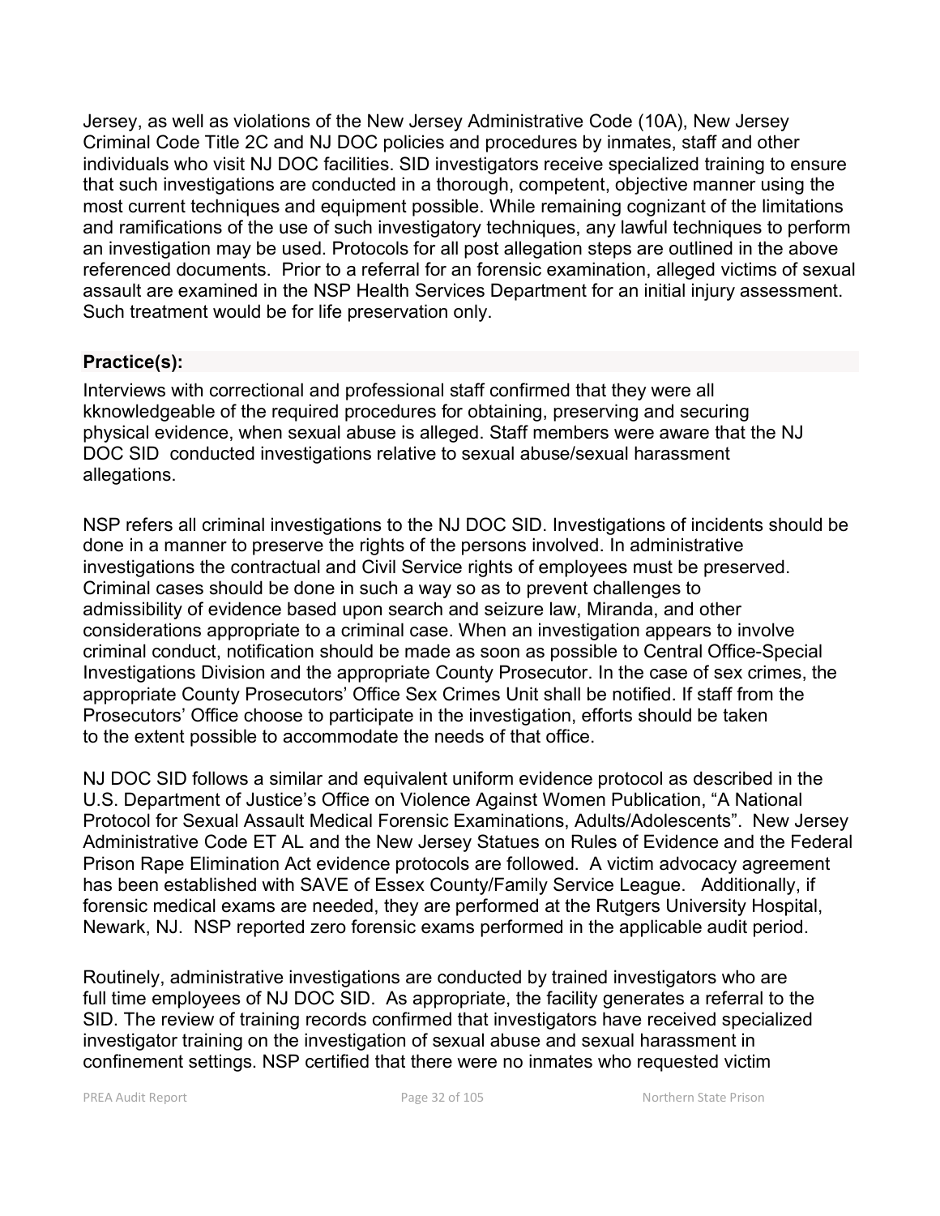Jersey, as well as violations of the New Jersey Administrative Code (10A), New Jersey Criminal Code Title 2C and NJ DOC policies and procedures by inmates, staff and other individuals who visit NJ DOC facilities. SID investigators receive specialized training to ensure that such investigations are conducted in a thorough, competent, objective manner using the most current techniques and equipment possible. While remaining cognizant of the limitations and ramifications of the use of such investigatory techniques, any lawful techniques to perform an investigation may be used. Protocols for all post allegation steps are outlined in the above referenced documents. Prior to a referral for an forensic examination, alleged victims of sexual assault are examined in the NSP Health Services Department for an initial injury assessment. Such treatment would be for life preservation only.

**Practice(s):**

Interviews with correctional and professional staff confirmed that they were all kknowledgeable of the required procedures for obtaining, preserving and securing physical evidence, when sexual abuse is alleged. Staff members were aware that the NJ DOC SID conducted investigations relative to sexual abuse/sexual harassment allegations.

NSP refers all criminal investigations to the NJ DOC SID. Investigations of incidents should be done in a manner to preserve the rights of the persons involved. In administrative investigations the contractual and Civil Service rights of employees must be preserved. Criminal cases should be done in such a way so as to prevent challenges to admissibility of evidence based upon search and seizure law, Miranda, and other considerations appropriate to a criminal case. When an investigation appears to involve criminal conduct, notification should be made as soon as possible to Central Office-Special Investigations Division and the appropriate County Prosecutor. In the case of sex crimes, the appropriate County Prosecutors' Office Sex Crimes Unit shall be notified. If staff from the Prosecutors' Office choose to participate in the investigation, efforts should be taken to the extent possible to accommodate the needs of that office.

NJ DOC SID follows a similar and equivalent uniform evidence protocol as described in the U.S. Department of Justice's Office on Violence Against Women Publication, "A National Protocol for Sexual Assault Medical Forensic Examinations, Adults/Adolescents". New Jersey Administrative Code ET AL and the New Jersey Statues on Rules of Evidence and the Federal Prison Rape Elimination Act evidence protocols are followed. A victim advocacy agreement has been established with SAVE of Essex County/Family Service League. Additionally, if forensic medical exams are needed, they are performed at the Rutgers University Hospital, Newark, NJ. NSP reported zero forensic exams performed in the applicable audit period.

Routinely, administrative investigations are conducted by trained investigators who are full time employees of NJ DOC SID. As appropriate, the facility generates a referral to the SID. The review of training records confirmed that investigators have received specialized investigator training on the investigation of sexual abuse and sexual harassment in confinement settings. NSP certified that there were no inmates who requested victim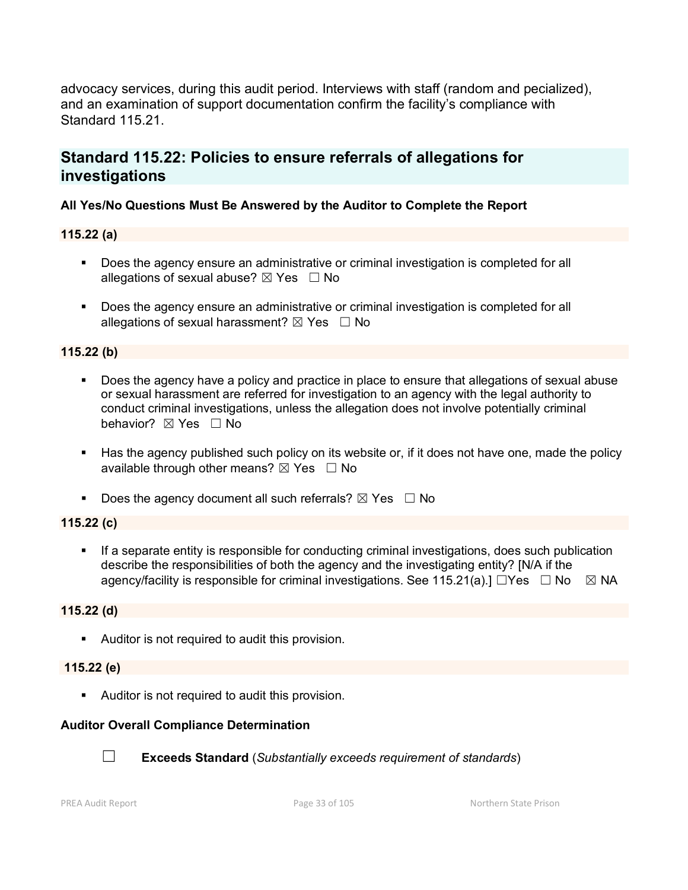advocacy services, during this audit period. Interviews with staff (random and pecialized), and an examination of support documentation confirm the facility's compliance with Standard 115.21.

## Standard 115.22: Policies to ensure referrals of allegations for investigations

**All Yes/No Questions Must Be Answered by the Auditor to Complete the Report**

**115.22 (a)**

- Does the agency ensure an administrative or criminal investigation is completed for all allegations of sexual abuse? ☒ Yes ☐ No
- Does the agency ensure an administrative or criminal investigation is completed for all allegations of sexual harassment? ☒ Yes ☐ No

**115.22 (b)**

- Does the agency have a policy and practice in place to ensure that allegations of sexual abuse or sexual harassment are referred for investigation to an agency with the legal authority to conduct criminal investigations, unless the allegation does not involve potentially criminal behavior? ☒ Yes ☐ No
- Has the agency published such policy on its website or, if it does not have one, made the policy available through other means? ☒ Yes ☐ No
- Does the agency document all such referrals? ☒ Yes ☐ No

**115.22 (c)**

- If a separate entity is responsible for conducting criminal investigations, does such publication describe the responsibilities of both the agency and the investigating entity? [N/A if the agency/facility is responsible for criminal investigations. See 115.21(a).] ☐Yes ☐ No ☒ NA

**115.22 (d)**

- Auditor is not required to audit this provision.

**115.22 (e)**

- Auditor is not required to audit this provision.

**Auditor Overall Compliance Determination**

☐ **Exceeds Standard** (*Substantially exceeds requirement of standards*)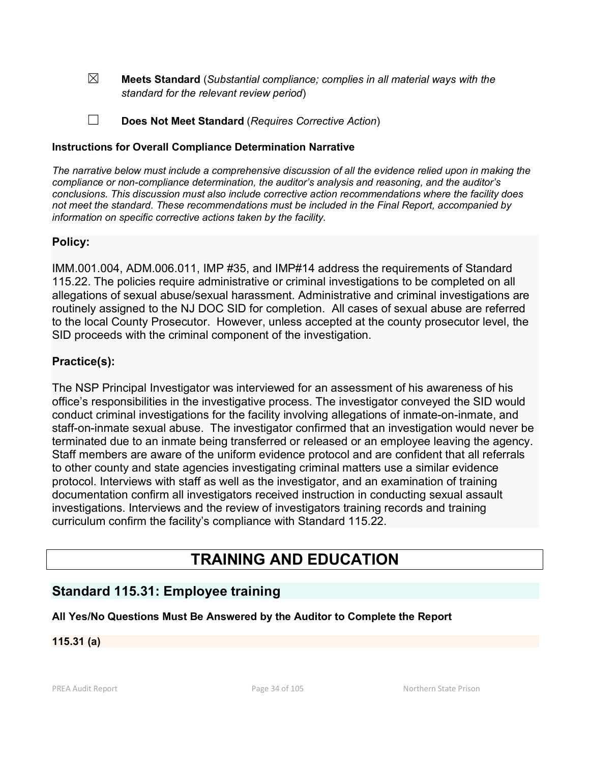☒ **Meets Standard** (*Substantial compliance; complies in all material ways with the standard for the relevant review period*)

☐ **Does Not Meet Standard** (*Requires Corrective Action*)

**Instructions for Overall Compliance Determination Narrative**

*The narrative below must include a comprehensive discussion of all the evidence relied upon in making the compliance or non-compliance determination, the auditor's analysis and reasoning, and the auditor's conclusions. This discussion must also include corrective action recommendations where the facility does not meet the standard. These recommendations must be included in the Final Report, accompanied by information on specific corrective actions taken by the facility.*

### Policy:

IMM.001.004, ADM.006.011, IMP #35, and IMP#14 address the requirements of Standard 115.22. The policies require administrative or criminal investigations to be completed on all allegations of sexual abuse/sexual harassment. Administrative and criminal investigations are routinely assigned to the NJ DOC SID for completion. All cases of sexual abuse are referred to the local County Prosecutor. However, unless accepted at the county prosecutor level, the SID proceeds with the criminal component of the investigation.

### Practice(s):

The NSP Principal Investigator was interviewed for an assessment of his awareness of his office's responsibilities in the investigative process. The investigator conveyed the SID would conduct criminal investigations for the facility involving allegations of inmate-on-inmate, and staff-on-inmate sexual abuse. The investigator confirmed that an investigation would never be terminated due to an inmate being transferred or released or an employee leaving the agency. Staff members are aware of the uniform evidence protocol and are confident that all referrals to other county and state agencies investigating criminal matters use a similar evidence protocol. Interviews with staff as well as the investigator, and an examination of training documentation confirm all investigators received instruction in conducting sexual assault investigations. Interviews and the review of investigators training records and training curriculum confirm the facility's compliance with Standard 115.22.

# TRAINING AND EDUCATION

## Standard 115.31: Employee training

**All Yes/No Questions Must Be Answered by the Auditor to Complete the Report**

**115.31 (a)**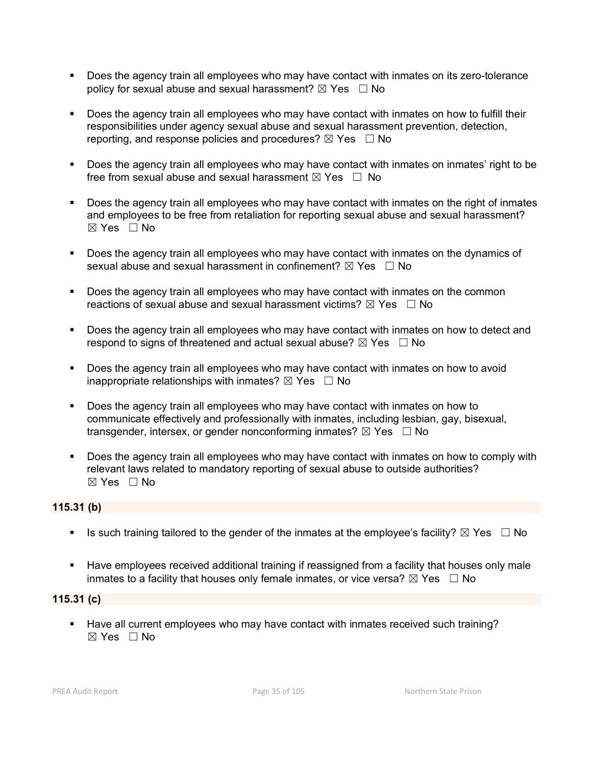- Does the agency train all employees who may have contact with inmates on its zero-tolerance policy for sexual abuse and sexual harassment? ☒ Yes ☐ No

- Does the agency train all employees who may have contact with inmates on how to fulfill their responsibilities under agency sexual abuse and sexual harassment prevention, detection, reporting, and response policies and procedures? ☒ Yes ☐ No

- Does the agency train all employees who may have contact with inmates on inmates' right to be free from sexual abuse and sexual harassment ☒ Yes ☐ No

- Does the agency train all employees who may have contact with inmates on the right of inmates and employees to be free from retaliation for reporting sexual abuse and sexual harassment? ☒ Yes ☐ No

- Does the agency train all employees who may have contact with inmates on the dynamics of sexual abuse and sexual harassment in confinement? ☒ Yes ☐ No

- Does the agency train all employees who may have contact with inmates on the common reactions of sexual abuse and sexual harassment victims? ☒ Yes ☐ No

- Does the agency train all employees who may have contact with inmates on how to detect and respond to signs of threatened and actual sexual abuse? ☒ Yes ☐ No

- Does the agency train all employees who may have contact with inmates on how to avoid inappropriate relationships with inmates? ☒ Yes ☐ No

- Does the agency train all employees who may have contact with inmates on how to communicate effectively and professionally with inmates, including lesbian, gay, bisexual, transgender, intersex, or gender nonconforming inmates? ☒ Yes ☐ No

- Does the agency train all employees who may have contact with inmates on how to comply with relevant laws related to mandatory reporting of sexual abuse to outside authorities? ☒ Yes ☐ No

**115.31 (b)**

- Is such training tailored to the gender of the inmates at the employee's facility? ☒ Yes ☐ No

- Have employees received additional training if reassigned from a facility that houses only male inmates to a facility that houses only female inmates, or vice versa? ☒ Yes ☐ No

**115.31 (c)**

- Have all current employees who may have contact with inmates received such training? ☒ Yes ☐ No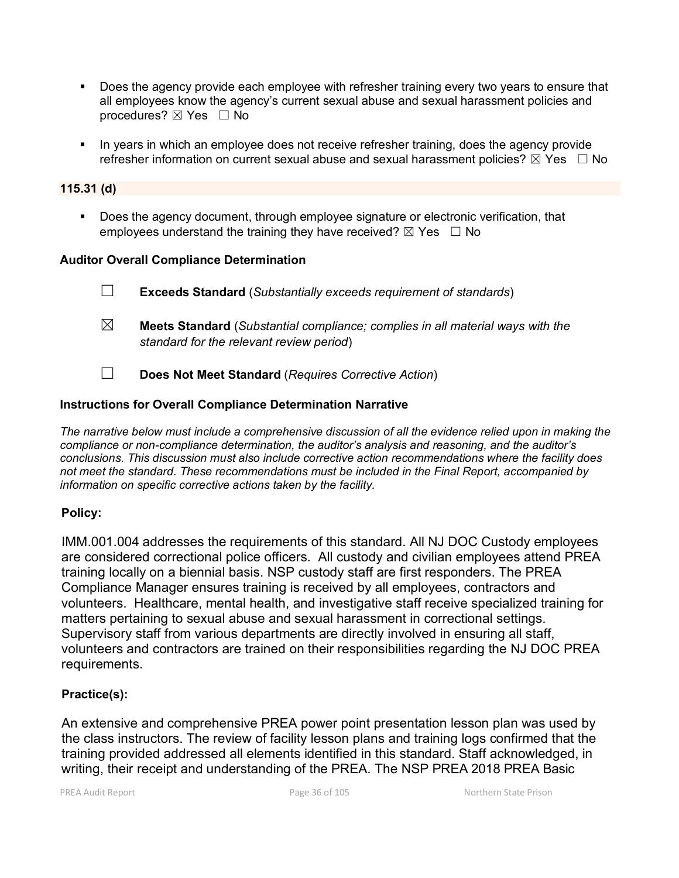- Does the agency provide each employee with refresher training every two years to ensure that all employees know the agency's current sexual abuse and sexual harassment policies and procedures? ☒ Yes ☐ No

- In years in which an employee does not receive refresher training, does the agency provide refresher information on current sexual abuse and sexual harassment policies? ☒ Yes ☐ No

**115.31 (d)**

- Does the agency document, through employee signature or electronic verification, that employees understand the training they have received? ☒ Yes ☐ No

**Auditor Overall Compliance Determination**

☐ **Exceeds Standard** (*Substantially exceeds requirement of standards*)

☒ **Meets Standard** (*Substantial compliance; complies in all material ways with the standard for the relevant review period*)

☐ **Does Not Meet Standard** (*Requires Corrective Action*)

**Instructions for Overall Compliance Determination Narrative**

*The narrative below must include a comprehensive discussion of all the evidence relied upon in making the compliance or non-compliance determination, the auditor's analysis and reasoning, and the auditor's conclusions. This discussion must also include corrective action recommendations where the facility does not meet the standard. These recommendations must be included in the Final Report, accompanied by information on specific corrective actions taken by the facility.*

**Policy:**

IMM.001.004 addresses the requirements of this standard. All NJ DOC Custody employees are considered correctional police officers. All custody and civilian employees attend PREA training locally on a biennial basis. NSP custody staff are first responders. The PREA Compliance Manager ensures training is received by all employees, contractors and volunteers. Healthcare, mental health, and investigative staff receive specialized training for matters pertaining to sexual abuse and sexual harassment in correctional settings. Supervisory staff from various departments are directly involved in ensuring all staff, volunteers and contractors are trained on their responsibilities regarding the NJ DOC PREA requirements.

**Practice(s):**

An extensive and comprehensive PREA power point presentation lesson plan was used by the class instructors. The review of facility lesson plans and training logs confirmed that the training provided addressed all elements identified in this standard. Staff acknowledged, in writing, their receipt and understanding of the PREA. The NSP PREA 2018 PREA Basic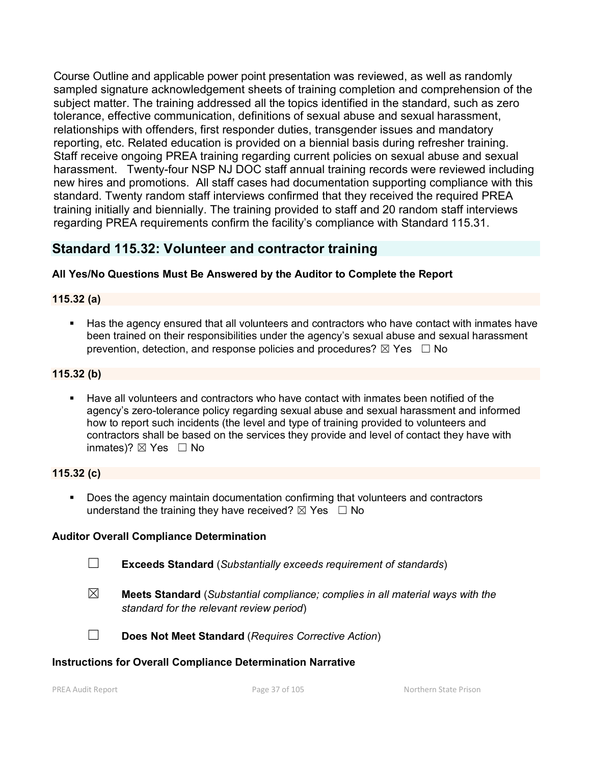Course Outline and applicable power point presentation was reviewed, as well as randomly sampled signature acknowledgement sheets of training completion and comprehension of the subject matter. The training addressed all the topics identified in the standard, such as zero tolerance, effective communication, definitions of sexual abuse and sexual harassment, relationships with offenders, first responder duties, transgender issues and mandatory reporting, etc. Related education is provided on a biennial basis during refresher training. Staff receive ongoing PREA training regarding current policies on sexual abuse and sexual harassment. Twenty-four NSP NJ DOC staff annual training records were reviewed including new hires and promotions. All staff cases had documentation supporting compliance with this standard. Twenty random staff interviews confirmed that they received the required PREA training initially and biennially. The training provided to staff and 20 random staff interviews regarding PREA requirements confirm the facility's compliance with Standard 115.31.

## Standard 115.32: Volunteer and contractor training

**All Yes/No Questions Must Be Answered by the Auditor to Complete the Report**

**115.32 (a)**

- Has the agency ensured that all volunteers and contractors who have contact with inmates have been trained on their responsibilities under the agency's sexual abuse and sexual harassment prevention, detection, and response policies and procedures? ☒ Yes ☐ No

**115.32 (b)**

- Have all volunteers and contractors who have contact with inmates been notified of the agency's zero-tolerance policy regarding sexual abuse and sexual harassment and informed how to report such incidents (the level and type of training provided to volunteers and contractors shall be based on the services they provide and level of contact they have with inmates)? ☒ Yes ☐ No

**115.32 (c)**

- Does the agency maintain documentation confirming that volunteers and contractors understand the training they have received? ☒ Yes ☐ No

**Auditor Overall Compliance Determination**

☐ **Exceeds Standard** (*Substantially exceeds requirement of standards*)

☒ **Meets Standard** (*Substantial compliance; complies in all material ways with the standard for the relevant review period*)

☐ **Does Not Meet Standard** (*Requires Corrective Action*)

**Instructions for Overall Compliance Determination Narrative**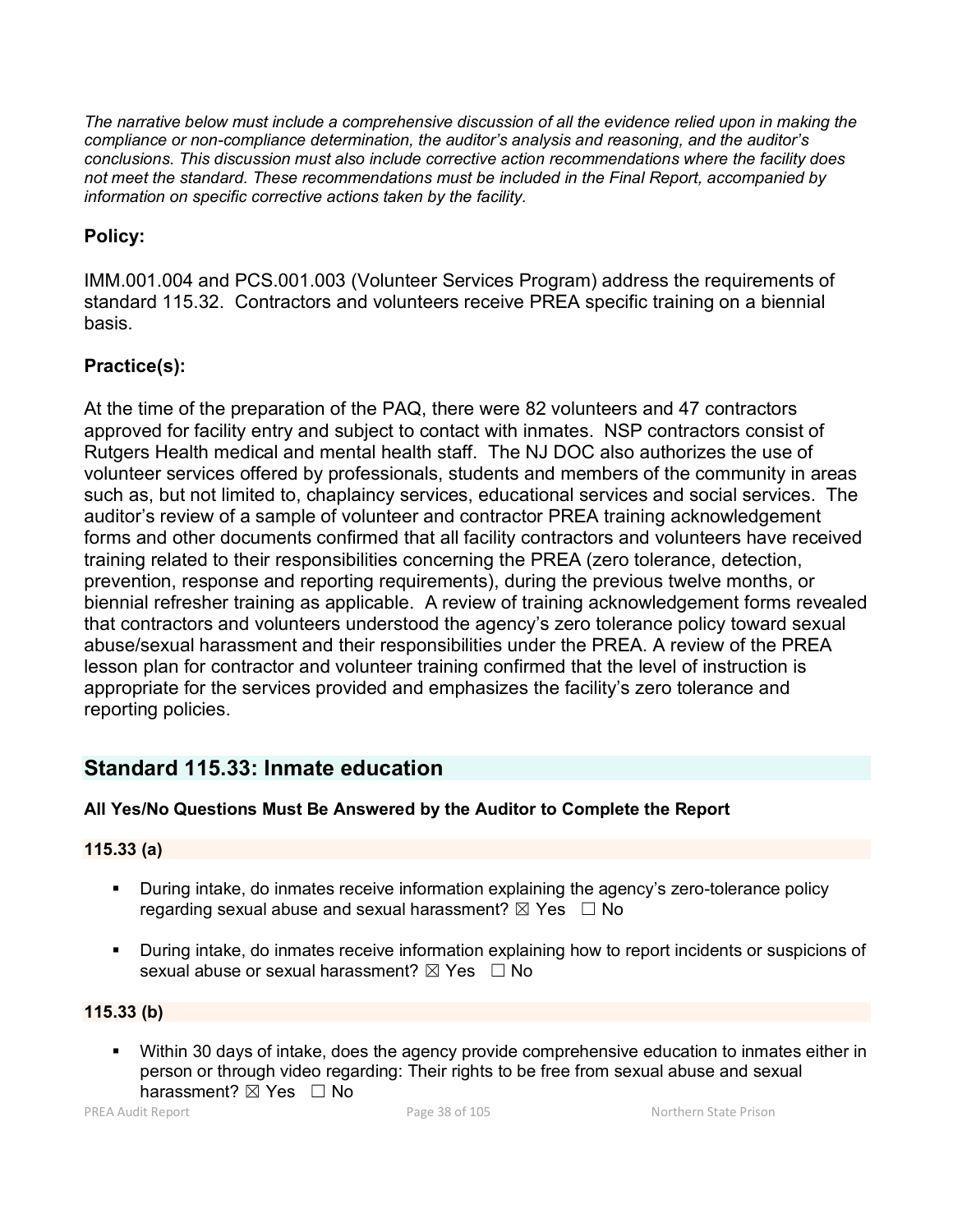*The narrative below must include a comprehensive discussion of all the evidence relied upon in making the compliance or non-compliance determination, the auditor's analysis and reasoning, and the auditor's conclusions. This discussion must also include corrective action recommendations where the facility does not meet the standard. These recommendations must be included in the Final Report, accompanied by information on specific corrective actions taken by the facility.*

### Policy:

IMM.001.004 and PCS.001.003 (Volunteer Services Program) address the requirements of standard 115.32. Contractors and volunteers receive PREA specific training on a biennial basis.

### Practice(s):

At the time of the preparation of the PAQ, there were 82 volunteers and 47 contractors approved for facility entry and subject to contact with inmates. NSP contractors consist of Rutgers Health medical and mental health staff. The NJ DOC also authorizes the use of volunteer services offered by professionals, students and members of the community in areas such as, but not limited to, chaplaincy services, educational services and social services. The auditor's review of a sample of volunteer and contractor PREA training acknowledgement forms and other documents confirmed that all facility contractors and volunteers have received training related to their responsibilities concerning the PREA (zero tolerance, detection, prevention, response and reporting requirements), during the previous twelve months, or biennial refresher training as applicable. A review of training acknowledgement forms revealed that contractors and volunteers understood the agency's zero tolerance policy toward sexual abuse/sexual harassment and their responsibilities under the PREA. A review of the PREA lesson plan for contractor and volunteer training confirmed that the level of instruction is appropriate for the services provided and emphasizes the facility's zero tolerance and reporting policies.

## Standard 115.33: Inmate education

**All Yes/No Questions Must Be Answered by the Auditor to Complete the Report**

**115.33 (a)**

- During intake, do inmates receive information explaining the agency's zero-tolerance policy regarding sexual abuse and sexual harassment? ☒ Yes ☐ No
- During intake, do inmates receive information explaining how to report incidents or suspicions of sexual abuse or sexual harassment? ☒ Yes ☐ No

**115.33 (b)**

- Within 30 days of intake, does the agency provide comprehensive education to inmates either in person or through video regarding: Their rights to be free from sexual abuse and sexual harassment? ☒ Yes ☐ No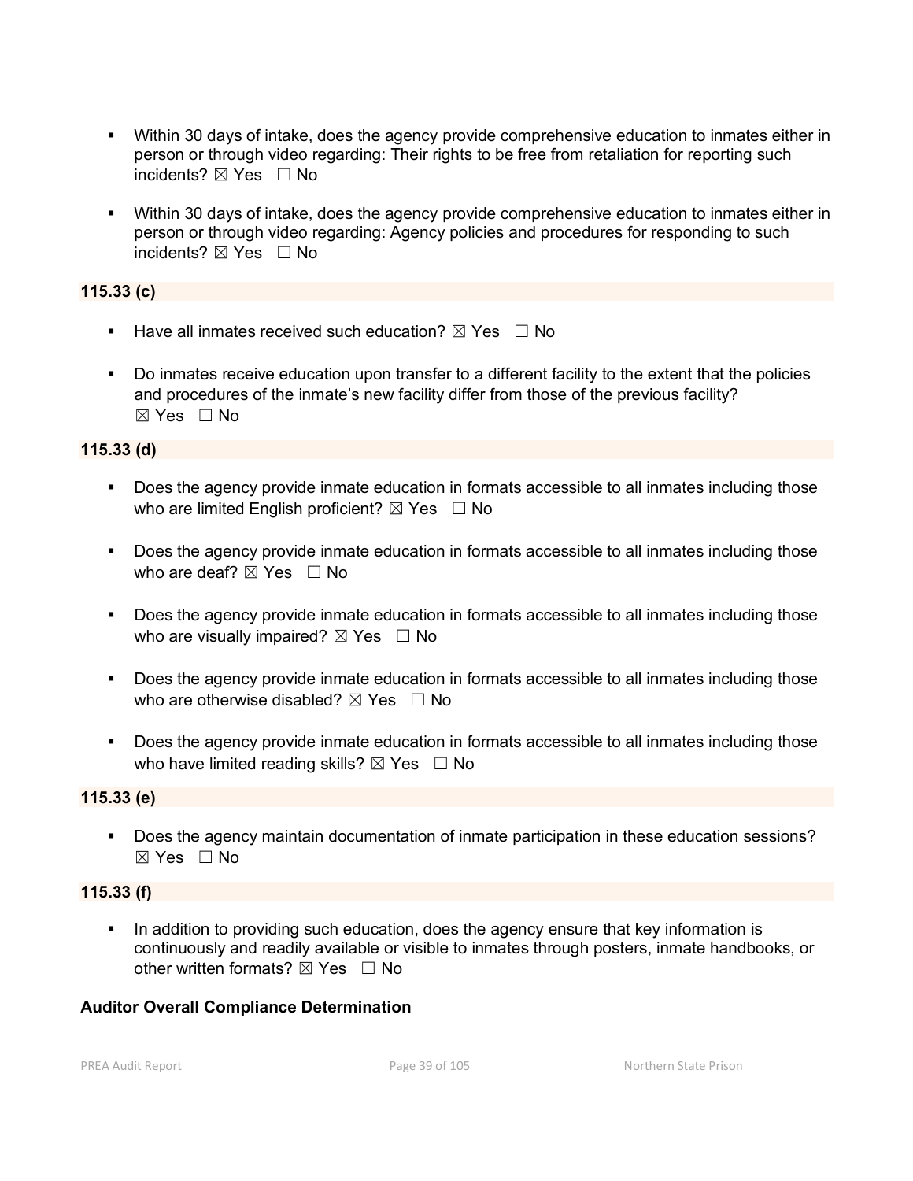- Within 30 days of intake, does the agency provide comprehensive education to inmates either in person or through video regarding: Their rights to be free from retaliation for reporting such incidents? ☒ Yes ☐ No

- Within 30 days of intake, does the agency provide comprehensive education to inmates either in person or through video regarding: Agency policies and procedures for responding to such incidents? ☒ Yes ☐ No

**115.33 (c)**

- Have all inmates received such education? ☒ Yes ☐ No

- Do inmates receive education upon transfer to a different facility to the extent that the policies and procedures of the inmate's new facility differ from those of the previous facility? ☒ Yes ☐ No

**115.33 (d)**

- Does the agency provide inmate education in formats accessible to all inmates including those who are limited English proficient? ☒ Yes ☐ No

- Does the agency provide inmate education in formats accessible to all inmates including those who are deaf? ☒ Yes ☐ No

- Does the agency provide inmate education in formats accessible to all inmates including those who are visually impaired? ☒ Yes ☐ No

- Does the agency provide inmate education in formats accessible to all inmates including those who are otherwise disabled? ☒ Yes ☐ No

- Does the agency provide inmate education in formats accessible to all inmates including those who have limited reading skills? ☒ Yes ☐ No

**115.33 (e)**

- Does the agency maintain documentation of inmate participation in these education sessions? ☒ Yes ☐ No

**115.33 (f)**

- In addition to providing such education, does the agency ensure that key information is continuously and readily available or visible to inmates through posters, inmate handbooks, or other written formats? ☒ Yes ☐ No

**Auditor Overall Compliance Determination**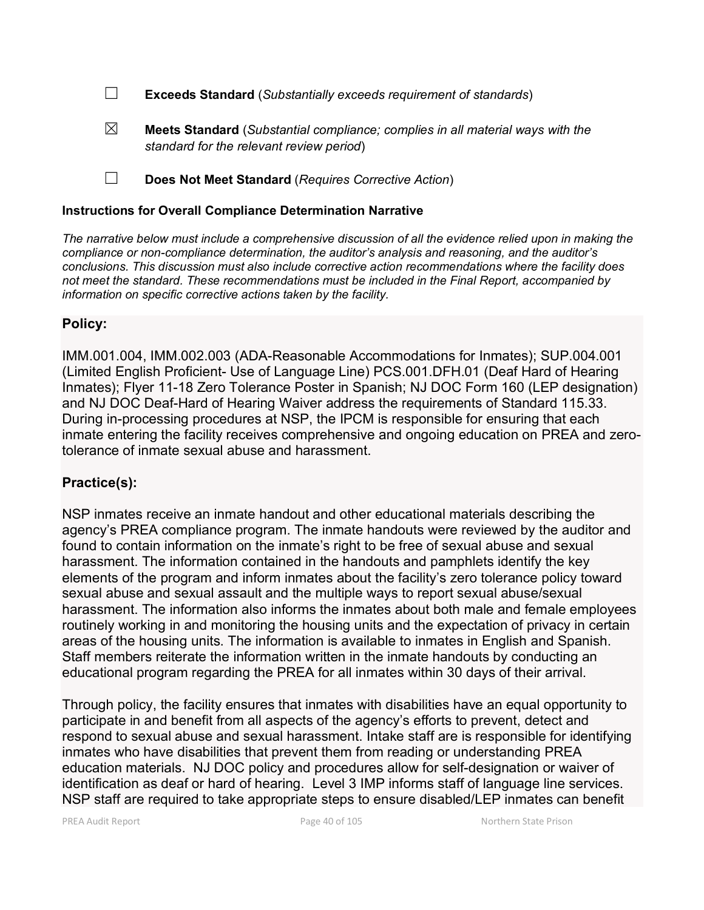☐ **Exceeds Standard** (*Substantially exceeds requirement of standards*)

☒ **Meets Standard** (*Substantial compliance; complies in all material ways with the standard for the relevant review period*)

☐ **Does Not Meet Standard** (*Requires Corrective Action*)

**Instructions for Overall Compliance Determination Narrative**

*The narrative below must include a comprehensive discussion of all the evidence relied upon in making the compliance or non-compliance determination, the auditor's analysis and reasoning, and the auditor's conclusions. This discussion must also include corrective action recommendations where the facility does not meet the standard. These recommendations must be included in the Final Report, accompanied by information on specific corrective actions taken by the facility.*

## Policy:

IMM.001.004, IMM.002.003 (ADA-Reasonable Accommodations for Inmates); SUP.004.001 (Limited English Proficient- Use of Language Line) PCS.001.DFH.01 (Deaf Hard of Hearing Inmates); Flyer 11-18 Zero Tolerance Poster in Spanish; NJ DOC Form 160 (LEP designation) and NJ DOC Deaf-Hard of Hearing Waiver address the requirements of Standard 115.33. During in-processing procedures at NSP, the IPCM is responsible for ensuring that each inmate entering the facility receives comprehensive and ongoing education on PREA and zero-tolerance of inmate sexual abuse and harassment.

## Practice(s):

NSP inmates receive an inmate handout and other educational materials describing the agency's PREA compliance program. The inmate handouts were reviewed by the auditor and found to contain information on the inmate's right to be free of sexual abuse and sexual harassment. The information contained in the handouts and pamphlets identify the key elements of the program and inform inmates about the facility's zero tolerance policy toward sexual abuse and sexual assault and the multiple ways to report sexual abuse/sexual harassment. The information also informs the inmates about both male and female employees routinely working in and monitoring the housing units and the expectation of privacy in certain areas of the housing units. The information is available to inmates in English and Spanish. Staff members reiterate the information written in the inmate handouts by conducting an educational program regarding the PREA for all inmates within 30 days of their arrival.

Through policy, the facility ensures that inmates with disabilities have an equal opportunity to participate in and benefit from all aspects of the agency's efforts to prevent, detect and respond to sexual abuse and sexual harassment. Intake staff are is responsible for identifying inmates who have disabilities that prevent them from reading or understanding PREA education materials. NJ DOC policy and procedures allow for self-designation or waiver of identification as deaf or hard of hearing. Level 3 IMP informs staff of language line services. NSP staff are required to take appropriate steps to ensure disabled/LEP inmates can benefit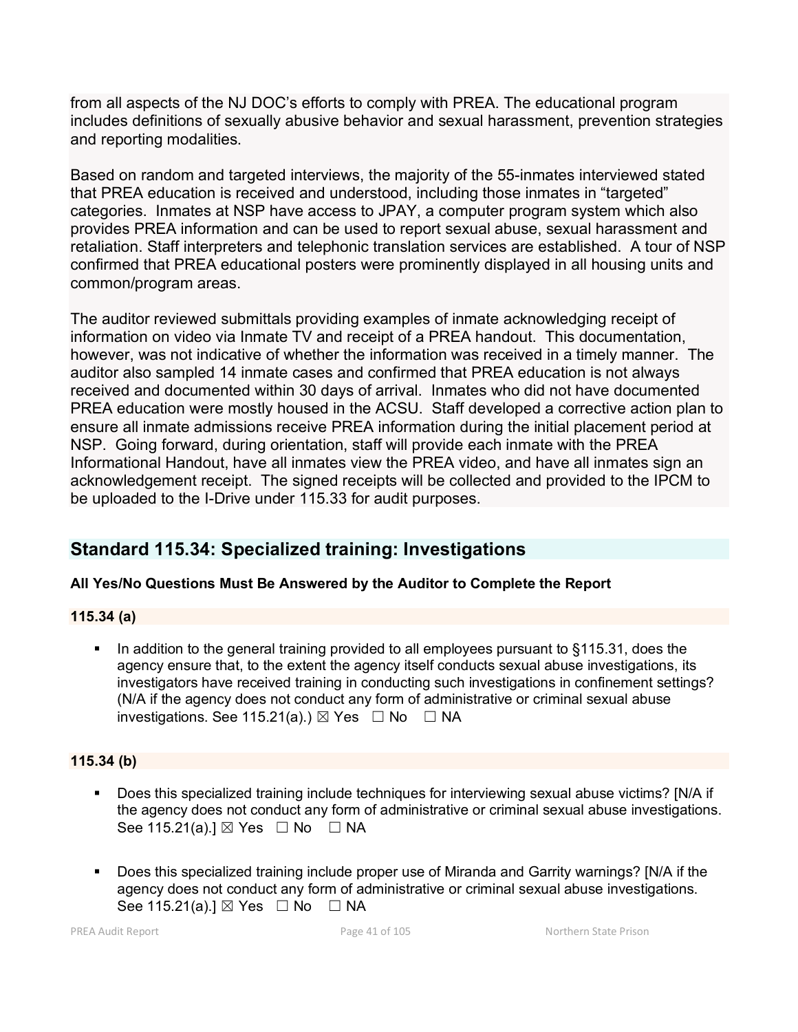from all aspects of the NJ DOC's efforts to comply with PREA. The educational program includes definitions of sexually abusive behavior and sexual harassment, prevention strategies and reporting modalities.

Based on random and targeted interviews, the majority of the 55-inmates interviewed stated that PREA education is received and understood, including those inmates in "targeted" categories. Inmates at NSP have access to JPAY, a computer program system which also provides PREA information and can be used to report sexual abuse, sexual harassment and retaliation. Staff interpreters and telephonic translation services are established. A tour of NSP confirmed that PREA educational posters were prominently displayed in all housing units and common/program areas.

The auditor reviewed submittals providing examples of inmate acknowledging receipt of information on video via Inmate TV and receipt of a PREA handout. This documentation, however, was not indicative of whether the information was received in a timely manner. The auditor also sampled 14 inmate cases and confirmed that PREA education is not always received and documented within 30 days of arrival. Inmates who did not have documented PREA education were mostly housed in the ACSU. Staff developed a corrective action plan to ensure all inmate admissions receive PREA information during the initial placement period at NSP. Going forward, during orientation, staff will provide each inmate with the PREA Informational Handout, have all inmates view the PREA video, and have all inmates sign an acknowledgement receipt. The signed receipts will be collected and provided to the IPCM to be uploaded to the I-Drive under 115.33 for audit purposes.

## Standard 115.34: Specialized training: Investigations

**All Yes/No Questions Must Be Answered by the Auditor to Complete the Report**

### 115.34 (a)

- In addition to the general training provided to all employees pursuant to §115.31, does the agency ensure that, to the extent the agency itself conducts sexual abuse investigations, its investigators have received training in conducting such investigations in confinement settings? (N/A if the agency does not conduct any form of administrative or criminal sexual abuse investigations. See 115.21(a).) ☒ Yes ☐ No ☐ NA

### 115.34 (b)

- Does this specialized training include techniques for interviewing sexual abuse victims? [N/A if the agency does not conduct any form of administrative or criminal sexual abuse investigations. See 115.21(a).] ☒ Yes ☐ No ☐ NA

- Does this specialized training include proper use of Miranda and Garrity warnings? [N/A if the agency does not conduct any form of administrative or criminal sexual abuse investigations. See 115.21(a).] ☒ Yes ☐ No ☐ NA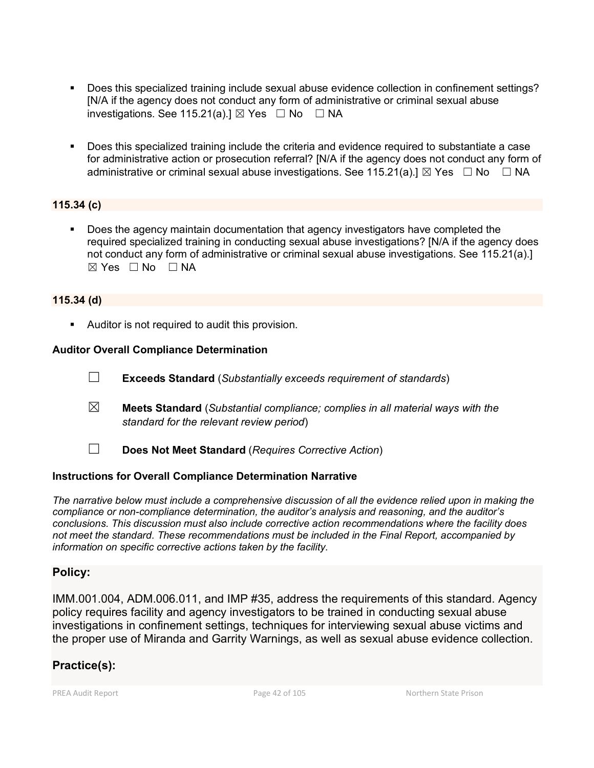- Does this specialized training include sexual abuse evidence collection in confinement settings? [N/A if the agency does not conduct any form of administrative or criminal sexual abuse investigations. See 115.21(a).] ☒ Yes ☐ No ☐ NA

- Does this specialized training include the criteria and evidence required to substantiate a case for administrative action or prosecution referral? [N/A if the agency does not conduct any form of administrative or criminal sexual abuse investigations. See 115.21(a).] ☒ Yes ☐ No ☐ NA

**115.34 (c)**

- Does the agency maintain documentation that agency investigators have completed the required specialized training in conducting sexual abuse investigations? [N/A if the agency does not conduct any form of administrative or criminal sexual abuse investigations. See 115.21(a).] ☒ Yes ☐ No ☐ NA

**115.34 (d)**

- Auditor is not required to audit this provision.

**Auditor Overall Compliance Determination**

☐ **Exceeds Standard** (*Substantially exceeds requirement of standards*)

☒ **Meets Standard** (*Substantial compliance; complies in all material ways with the standard for the relevant review period*)

☐ **Does Not Meet Standard** (*Requires Corrective Action*)

**Instructions for Overall Compliance Determination Narrative**

*The narrative below must include a comprehensive discussion of all the evidence relied upon in making the compliance or non-compliance determination, the auditor's analysis and reasoning, and the auditor's conclusions. This discussion must also include corrective action recommendations where the facility does not meet the standard. These recommendations must be included in the Final Report, accompanied by information on specific corrective actions taken by the facility.*

## Policy:

IMM.001.004, ADM.006.011, and IMP #35, address the requirements of this standard. Agency policy requires facility and agency investigators to be trained in conducting sexual abuse investigations in confinement settings, techniques for interviewing sexual abuse victims and the proper use of Miranda and Garrity Warnings, as well as sexual abuse evidence collection.

## Practice(s):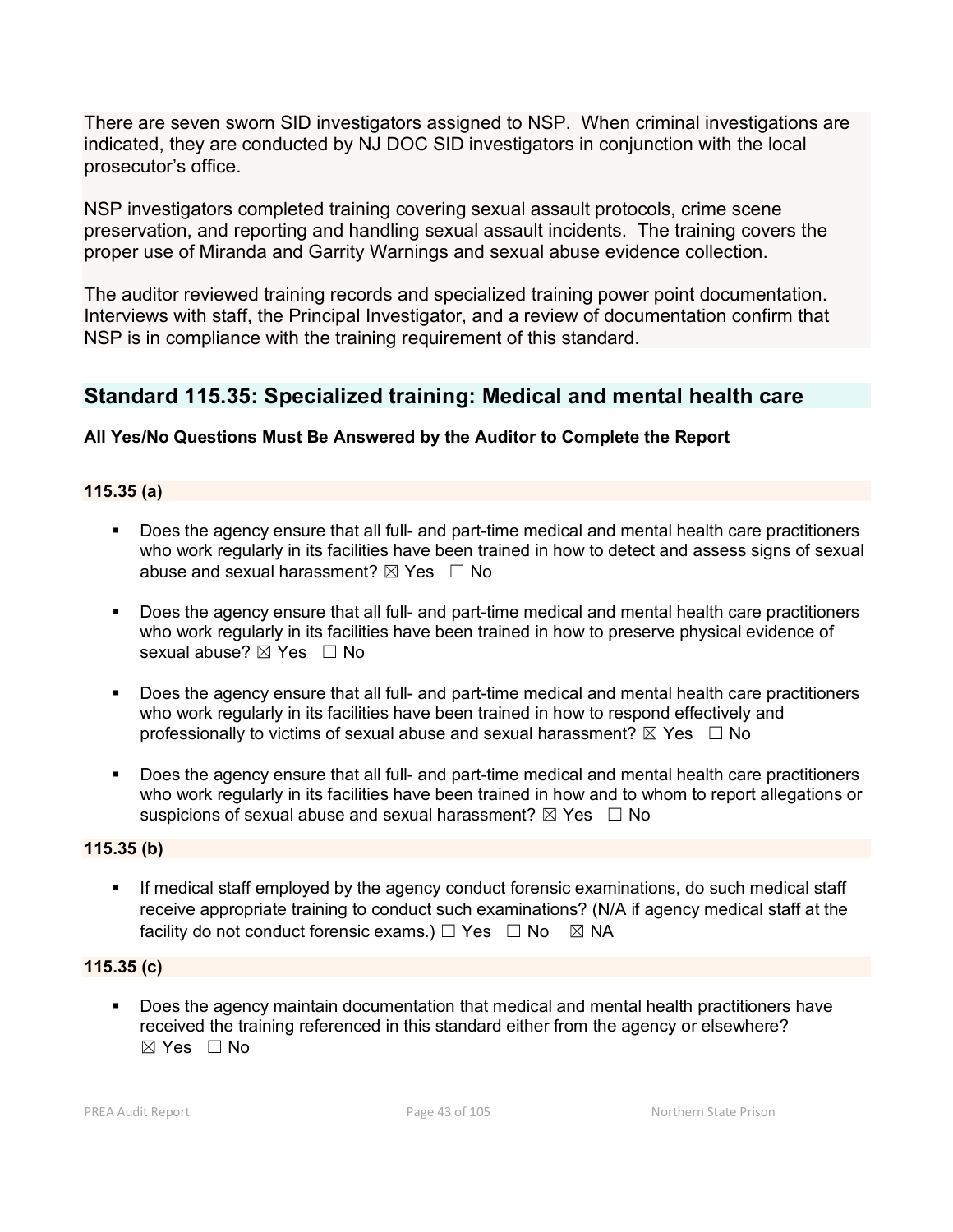There are seven sworn SID investigators assigned to NSP. When criminal investigations are indicated, they are conducted by NJ DOC SID investigators in conjunction with the local prosecutor's office.

NSP investigators completed training covering sexual assault protocols, crime scene preservation, and reporting and handling sexual assault incidents. The training covers the proper use of Miranda and Garrity Warnings and sexual abuse evidence collection.

The auditor reviewed training records and specialized training power point documentation. Interviews with staff, the Principal Investigator, and a review of documentation confirm that NSP is in compliance with the training requirement of this standard.

## Standard 115.35: Specialized training: Medical and mental health care

**All Yes/No Questions Must Be Answered by the Auditor to Complete the Report**

**115.35 (a)**

- Does the agency ensure that all full- and part-time medical and mental health care practitioners who work regularly in its facilities have been trained in how to detect and assess signs of sexual abuse and sexual harassment? ☒ Yes ☐ No

- Does the agency ensure that all full- and part-time medical and mental health care practitioners who work regularly in its facilities have been trained in how to preserve physical evidence of sexual abuse? ☒ Yes ☐ No

- Does the agency ensure that all full- and part-time medical and mental health care practitioners who work regularly in its facilities have been trained in how to respond effectively and professionally to victims of sexual abuse and sexual harassment? ☒ Yes ☐ No

- Does the agency ensure that all full- and part-time medical and mental health care practitioners who work regularly in its facilities have been trained in how and to whom to report allegations or suspicions of sexual abuse and sexual harassment? ☒ Yes ☐ No

**115.35 (b)**

- If medical staff employed by the agency conduct forensic examinations, do such medical staff receive appropriate training to conduct such examinations? (N/A if agency medical staff at the facility do not conduct forensic exams.) ☐ Yes ☐ No ☒ NA

**115.35 (c)**

- Does the agency maintain documentation that medical and mental health practitioners have received the training referenced in this standard either from the agency or elsewhere? ☒ Yes ☐ No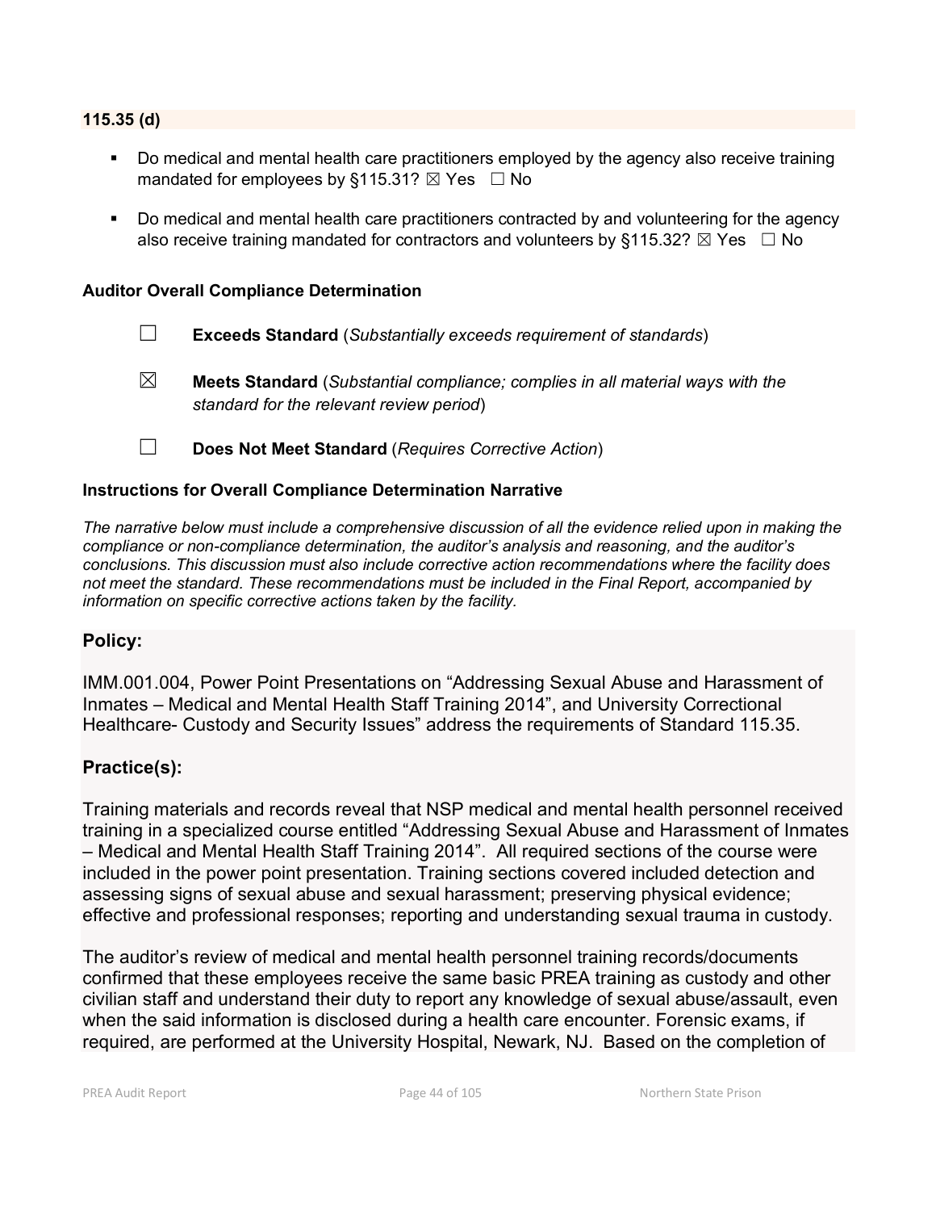**115.35 (d)**

- Do medical and mental health care practitioners employed by the agency also receive training mandated for employees by §115.31? ☒ Yes ☐ No
- Do medical and mental health care practitioners contracted by and volunteering for the agency also receive training mandated for contractors and volunteers by §115.32? ☒ Yes ☐ No

**Auditor Overall Compliance Determination**

☐ **Exceeds Standard** (*Substantially exceeds requirement of standards*)

☒ **Meets Standard** (*Substantial compliance; complies in all material ways with the standard for the relevant review period*)

☐ **Does Not Meet Standard** (*Requires Corrective Action*)

**Instructions for Overall Compliance Determination Narrative**

*The narrative below must include a comprehensive discussion of all the evidence relied upon in making the compliance or non-compliance determination, the auditor's analysis and reasoning, and the auditor's conclusions. This discussion must also include corrective action recommendations where the facility does not meet the standard. These recommendations must be included in the Final Report, accompanied by information on specific corrective actions taken by the facility.*

## Policy:

IMM.001.004, Power Point Presentations on "Addressing Sexual Abuse and Harassment of Inmates – Medical and Mental Health Staff Training 2014", and University Correctional Healthcare- Custody and Security Issues" address the requirements of Standard 115.35.

## Practice(s):

Training materials and records reveal that NSP medical and mental health personnel received training in a specialized course entitled "Addressing Sexual Abuse and Harassment of Inmates – Medical and Mental Health Staff Training 2014". All required sections of the course were included in the power point presentation. Training sections covered included detection and assessing signs of sexual abuse and sexual harassment; preserving physical evidence; effective and professional responses; reporting and understanding sexual trauma in custody.

The auditor's review of medical and mental health personnel training records/documents confirmed that these employees receive the same basic PREA training as custody and other civilian staff and understand their duty to report any knowledge of sexual abuse/assault, even when the said information is disclosed during a health care encounter. Forensic exams, if required, are performed at the University Hospital, Newark, NJ. Based on the completion of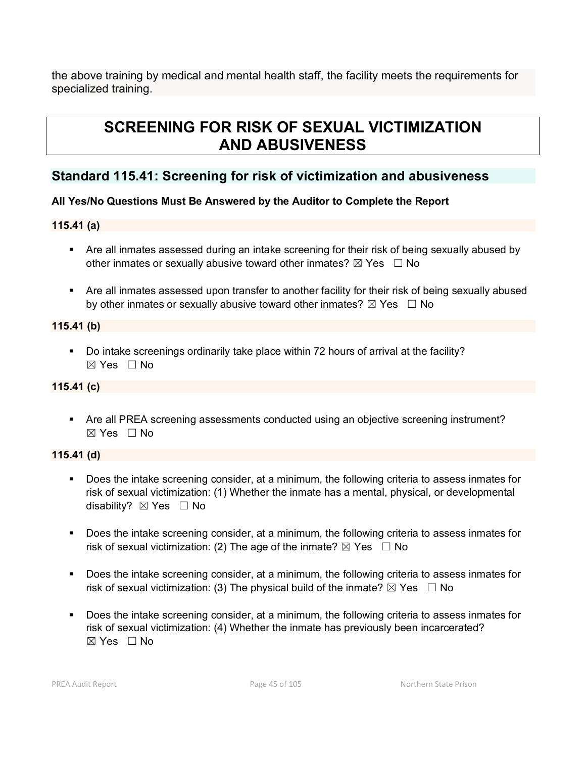the above training by medical and mental health staff, the facility meets the requirements for specialized training.

# SCREENING FOR RISK OF SEXUAL VICTIMIZATION AND ABUSIVENESS

## Standard 115.41: Screening for risk of victimization and abusiveness

**All Yes/No Questions Must Be Answered by the Auditor to Complete the Report**

**115.41 (a)**

- Are all inmates assessed during an intake screening for their risk of being sexually abused by other inmates or sexually abusive toward other inmates? ☒ Yes ☐ No
- Are all inmates assessed upon transfer to another facility for their risk of being sexually abused by other inmates or sexually abusive toward other inmates? ☒ Yes ☐ No

**115.41 (b)**

- Do intake screenings ordinarily take place within 72 hours of arrival at the facility? ☒ Yes ☐ No

**115.41 (c)**

- Are all PREA screening assessments conducted using an objective screening instrument? ☒ Yes ☐ No

**115.41 (d)**

- Does the intake screening consider, at a minimum, the following criteria to assess inmates for risk of sexual victimization: (1) Whether the inmate has a mental, physical, or developmental disability? ☒ Yes ☐ No
- Does the intake screening consider, at a minimum, the following criteria to assess inmates for risk of sexual victimization: (2) The age of the inmate? ☒ Yes ☐ No
- Does the intake screening consider, at a minimum, the following criteria to assess inmates for risk of sexual victimization: (3) The physical build of the inmate? ☒ Yes ☐ No
- Does the intake screening consider, at a minimum, the following criteria to assess inmates for risk of sexual victimization: (4) Whether the inmate has previously been incarcerated? ☒ Yes ☐ No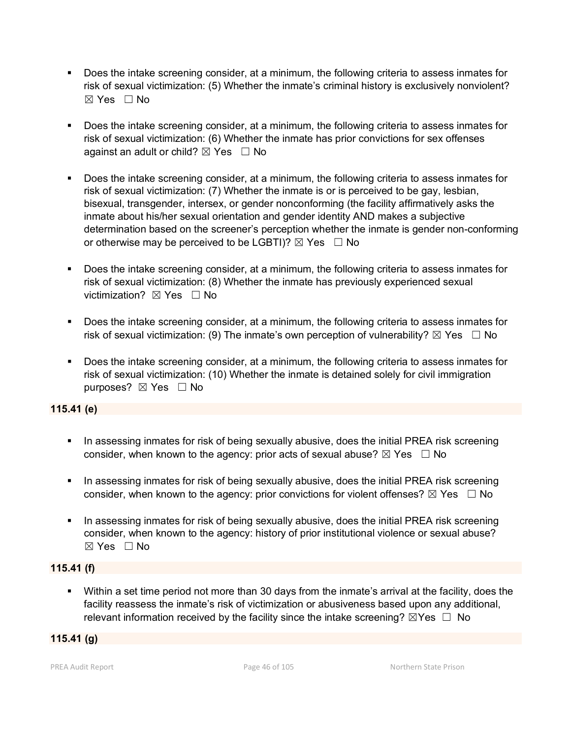- Does the intake screening consider, at a minimum, the following criteria to assess inmates for risk of sexual victimization: (5) Whether the inmate's criminal history is exclusively nonviolent? ☒ Yes ☐ No

- Does the intake screening consider, at a minimum, the following criteria to assess inmates for risk of sexual victimization: (6) Whether the inmate has prior convictions for sex offenses against an adult or child? ☒ Yes ☐ No

- Does the intake screening consider, at a minimum, the following criteria to assess inmates for risk of sexual victimization: (7) Whether the inmate is or is perceived to be gay, lesbian, bisexual, transgender, intersex, or gender nonconforming (the facility affirmatively asks the inmate about his/her sexual orientation and gender identity AND makes a subjective determination based on the screener's perception whether the inmate is gender non-conforming or otherwise may be perceived to be LGBTI)? ☒ Yes ☐ No

- Does the intake screening consider, at a minimum, the following criteria to assess inmates for risk of sexual victimization: (8) Whether the inmate has previously experienced sexual victimization? ☒ Yes ☐ No

- Does the intake screening consider, at a minimum, the following criteria to assess inmates for risk of sexual victimization: (9) The inmate's own perception of vulnerability? ☒ Yes ☐ No

- Does the intake screening consider, at a minimum, the following criteria to assess inmates for risk of sexual victimization: (10) Whether the inmate is detained solely for civil immigration purposes? ☒ Yes ☐ No

**115.41 (e)**

- In assessing inmates for risk of being sexually abusive, does the initial PREA risk screening consider, when known to the agency: prior acts of sexual abuse? ☒ Yes ☐ No

- In assessing inmates for risk of being sexually abusive, does the initial PREA risk screening consider, when known to the agency: prior convictions for violent offenses? ☒ Yes ☐ No

- In assessing inmates for risk of being sexually abusive, does the initial PREA risk screening consider, when known to the agency: history of prior institutional violence or sexual abuse? ☒ Yes ☐ No

**115.41 (f)**

- Within a set time period not more than 30 days from the inmate's arrival at the facility, does the facility reassess the inmate's risk of victimization or abusiveness based upon any additional, relevant information received by the facility since the intake screening? ☒Yes ☐ No

**115.41 (g)**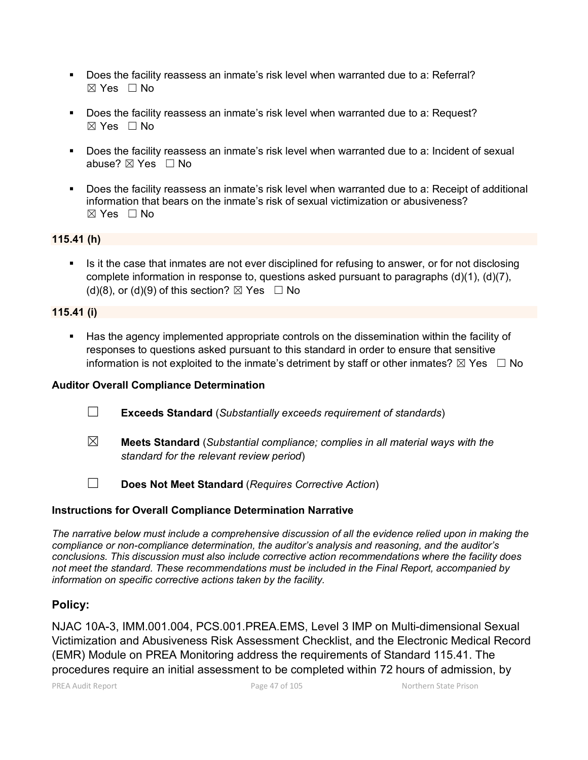- Does the facility reassess an inmate's risk level when warranted due to a: Referral? ☒ Yes ☐ No

- Does the facility reassess an inmate's risk level when warranted due to a: Request? ☒ Yes ☐ No

- Does the facility reassess an inmate's risk level when warranted due to a: Incident of sexual abuse? ☒ Yes ☐ No

- Does the facility reassess an inmate's risk level when warranted due to a: Receipt of additional information that bears on the inmate's risk of sexual victimization or abusiveness? ☒ Yes ☐ No

**115.41 (h)**

- Is it the case that inmates are not ever disciplined for refusing to answer, or for not disclosing complete information in response to, questions asked pursuant to paragraphs (d)(1), (d)(7), (d)(8), or (d)(9) of this section? ☒ Yes ☐ No

**115.41 (i)**

- Has the agency implemented appropriate controls on the dissemination within the facility of responses to questions asked pursuant to this standard in order to ensure that sensitive information is not exploited to the inmate's detriment by staff or other inmates? ☒ Yes ☐ No

**Auditor Overall Compliance Determination**

☐ **Exceeds Standard** (*Substantially exceeds requirement of standards*)

☒ **Meets Standard** (*Substantial compliance; complies in all material ways with the standard for the relevant review period*)

☐ **Does Not Meet Standard** (*Requires Corrective Action*)

**Instructions for Overall Compliance Determination Narrative**

*The narrative below must include a comprehensive discussion of all the evidence relied upon in making the compliance or non-compliance determination, the auditor's analysis and reasoning, and the auditor's conclusions. This discussion must also include corrective action recommendations where the facility does not meet the standard. These recommendations must be included in the Final Report, accompanied by information on specific corrective actions taken by the facility.*

## Policy:

NJAC 10A-3, IMM.001.004, PCS.001.PREA.EMS, Level 3 IMP on Multi-dimensional Sexual Victimization and Abusiveness Risk Assessment Checklist, and the Electronic Medical Record (EMR) Module on PREA Monitoring address the requirements of Standard 115.41. The procedures require an initial assessment to be completed within 72 hours of admission, by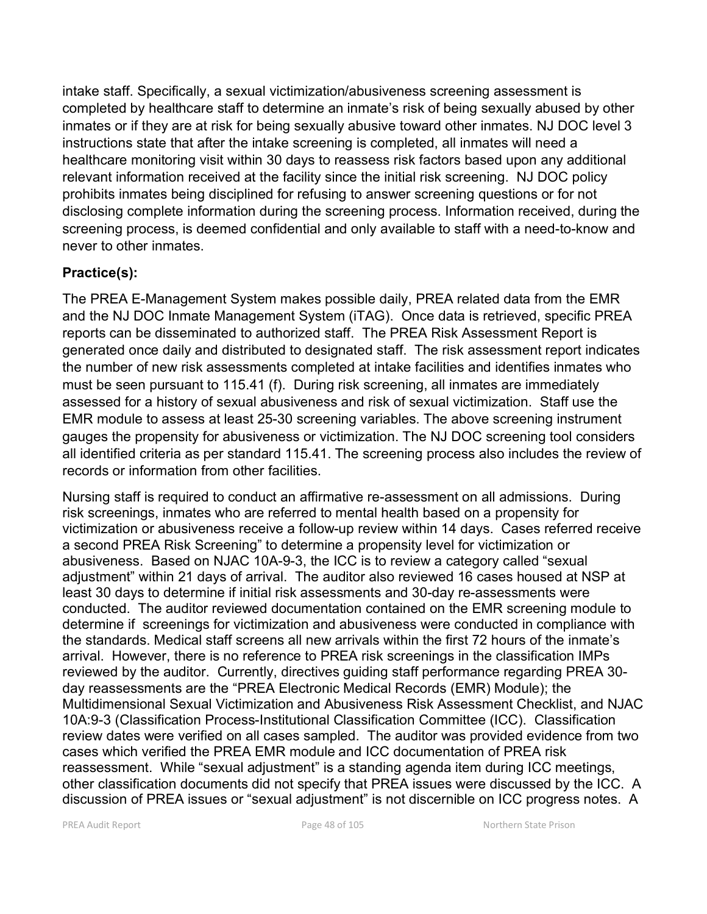intake staff. Specifically, a sexual victimization/abusiveness screening assessment is completed by healthcare staff to determine an inmate's risk of being sexually abused by other inmates or if they are at risk for being sexually abusive toward other inmates. NJ DOC level 3 instructions state that after the intake screening is completed, all inmates will need a healthcare monitoring visit within 30 days to reassess risk factors based upon any additional relevant information received at the facility since the initial risk screening. NJ DOC policy prohibits inmates being disciplined for refusing to answer screening questions or for not disclosing complete information during the screening process. Information received, during the screening process, is deemed confidential and only available to staff with a need-to-know and never to other inmates.

**Practice(s):**

The PREA E-Management System makes possible daily, PREA related data from the EMR and the NJ DOC Inmate Management System (iTAG). Once data is retrieved, specific PREA reports can be disseminated to authorized staff. The PREA Risk Assessment Report is generated once daily and distributed to designated staff. The risk assessment report indicates the number of new risk assessments completed at intake facilities and identifies inmates who must be seen pursuant to 115.41 (f). During risk screening, all inmates are immediately assessed for a history of sexual abusiveness and risk of sexual victimization. Staff use the EMR module to assess at least 25-30 screening variables. The above screening instrument gauges the propensity for abusiveness or victimization. The NJ DOC screening tool considers all identified criteria as per standard 115.41. The screening process also includes the review of records or information from other facilities.

Nursing staff is required to conduct an affirmative re-assessment on all admissions. During risk screenings, inmates who are referred to mental health based on a propensity for victimization or abusiveness receive a follow-up review within 14 days. Cases referred receive a second PREA Risk Screening" to determine a propensity level for victimization or abusiveness. Based on NJAC 10A-9-3, the ICC is to review a category called "sexual adjustment" within 21 days of arrival. The auditor also reviewed 16 cases housed at NSP at least 30 days to determine if initial risk assessments and 30-day re-assessments were conducted. The auditor reviewed documentation contained on the EMR screening module to determine if screenings for victimization and abusiveness were conducted in compliance with the standards. Medical staff screens all new arrivals within the first 72 hours of the inmate's arrival. However, there is no reference to PREA risk screenings in the classification IMPs reviewed by the auditor. Currently, directives guiding staff performance regarding PREA 30-day reassessments are the "PREA Electronic Medical Records (EMR) Module); the Multidimensional Sexual Victimization and Abusiveness Risk Assessment Checklist, and NJAC 10A:9-3 (Classification Process-Institutional Classification Committee (ICC). Classification review dates were verified on all cases sampled. The auditor was provided evidence from two cases which verified the PREA EMR module and ICC documentation of PREA risk reassessment. While "sexual adjustment" is a standing agenda item during ICC meetings, other classification documents did not specify that PREA issues were discussed by the ICC. A discussion of PREA issues or "sexual adjustment" is not discernible on ICC progress notes. A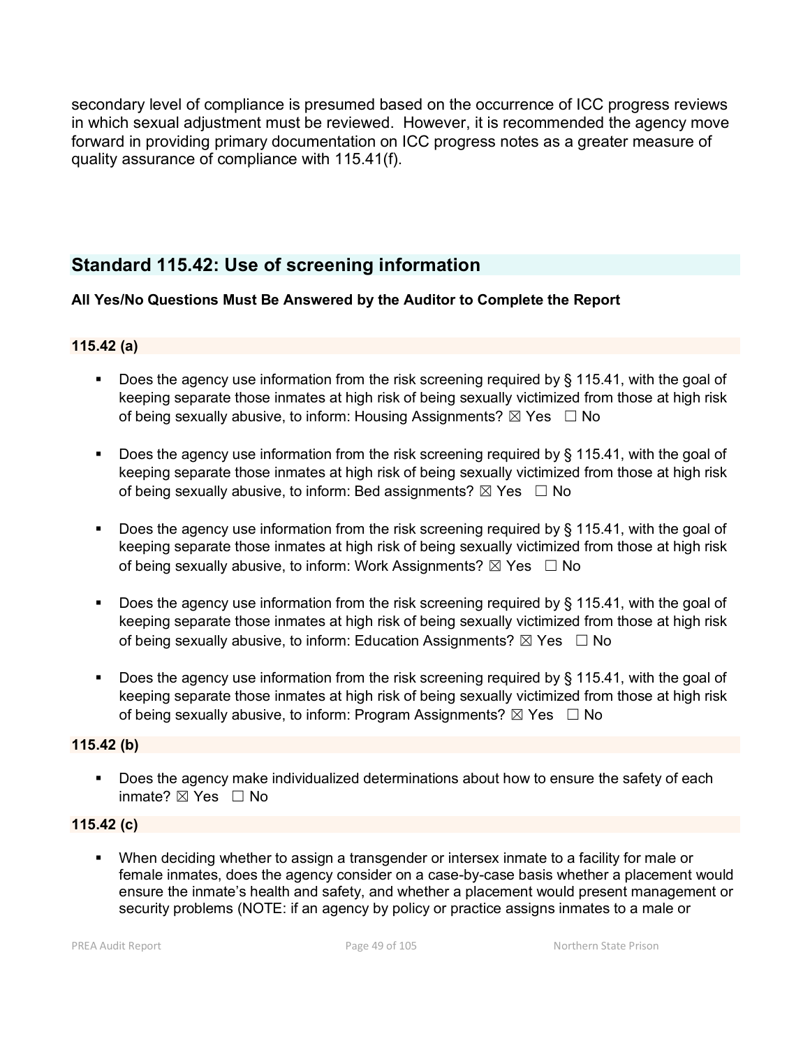secondary level of compliance is presumed based on the occurrence of ICC progress reviews in which sexual adjustment must be reviewed. However, it is recommended the agency move forward in providing primary documentation on ICC progress notes as a greater measure of quality assurance of compliance with 115.41(f).

## Standard 115.42: Use of screening information

**All Yes/No Questions Must Be Answered by the Auditor to Complete the Report**

**115.42 (a)**

- Does the agency use information from the risk screening required by § 115.41, with the goal of keeping separate those inmates at high risk of being sexually victimized from those at high risk of being sexually abusive, to inform: Housing Assignments? ☒ Yes ☐ No
- Does the agency use information from the risk screening required by § 115.41, with the goal of keeping separate those inmates at high risk of being sexually victimized from those at high risk of being sexually abusive, to inform: Bed assignments? ☒ Yes ☐ No
- Does the agency use information from the risk screening required by § 115.41, with the goal of keeping separate those inmates at high risk of being sexually victimized from those at high risk of being sexually abusive, to inform: Work Assignments? ☒ Yes ☐ No
- Does the agency use information from the risk screening required by § 115.41, with the goal of keeping separate those inmates at high risk of being sexually victimized from those at high risk of being sexually abusive, to inform: Education Assignments? ☒ Yes ☐ No
- Does the agency use information from the risk screening required by § 115.41, with the goal of keeping separate those inmates at high risk of being sexually victimized from those at high risk of being sexually abusive, to inform: Program Assignments? ☒ Yes ☐ No

**115.42 (b)**

- Does the agency make individualized determinations about how to ensure the safety of each inmate? ☒ Yes ☐ No

**115.42 (c)**

- When deciding whether to assign a transgender or intersex inmate to a facility for male or female inmates, does the agency consider on a case-by-case basis whether a placement would ensure the inmate's health and safety, and whether a placement would present management or security problems (NOTE: if an agency by policy or practice assigns inmates to a male or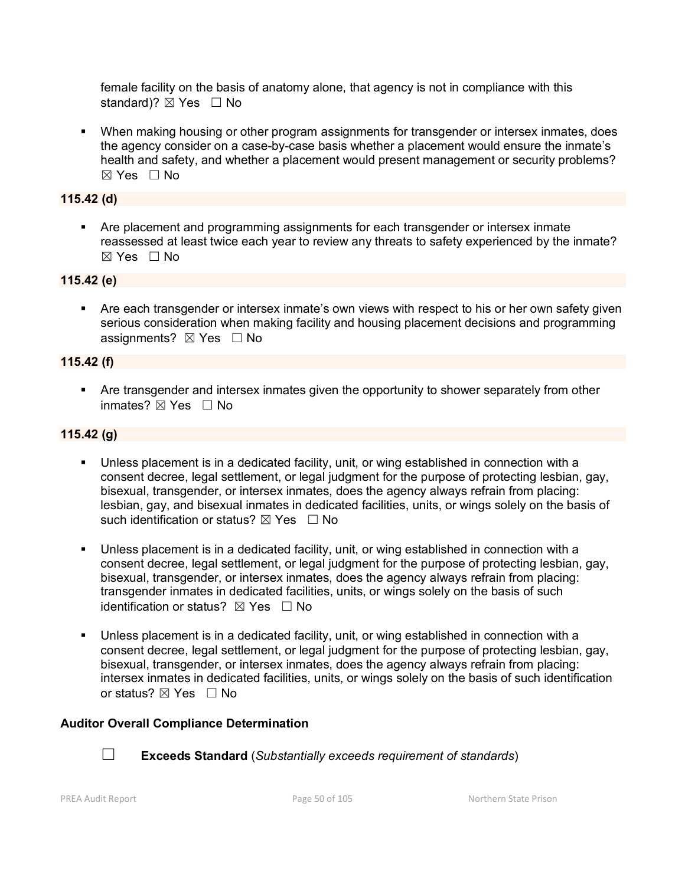female facility on the basis of anatomy alone, that agency is not in compliance with this standard)? ☒ Yes ☐ No

- When making housing or other program assignments for transgender or intersex inmates, does the agency consider on a case-by-case basis whether a placement would ensure the inmate's health and safety, and whether a placement would present management or security problems? ☒ Yes ☐ No

**115.42 (d)**

- Are placement and programming assignments for each transgender or intersex inmate reassessed at least twice each year to review any threats to safety experienced by the inmate? ☒ Yes ☐ No

**115.42 (e)**

- Are each transgender or intersex inmate's own views with respect to his or her own safety given serious consideration when making facility and housing placement decisions and programming assignments? ☒ Yes ☐ No

**115.42 (f)**

- Are transgender and intersex inmates given the opportunity to shower separately from other inmates? ☒ Yes ☐ No

**115.42 (g)**

- Unless placement is in a dedicated facility, unit, or wing established in connection with a consent decree, legal settlement, or legal judgment for the purpose of protecting lesbian, gay, bisexual, transgender, or intersex inmates, does the agency always refrain from placing: lesbian, gay, and bisexual inmates in dedicated facilities, units, or wings solely on the basis of such identification or status? ☒ Yes ☐ No

- Unless placement is in a dedicated facility, unit, or wing established in connection with a consent decree, legal settlement, or legal judgment for the purpose of protecting lesbian, gay, bisexual, transgender, or intersex inmates, does the agency always refrain from placing: transgender inmates in dedicated facilities, units, or wings solely on the basis of such identification or status? ☒ Yes ☐ No

- Unless placement is in a dedicated facility, unit, or wing established in connection with a consent decree, legal settlement, or legal judgment for the purpose of protecting lesbian, gay, bisexual, transgender, or intersex inmates, does the agency always refrain from placing: intersex inmates in dedicated facilities, units, or wings solely on the basis of such identification or status? ☒ Yes ☐ No

**Auditor Overall Compliance Determination**

☐ **Exceeds Standard** (*Substantially exceeds requirement of standards*)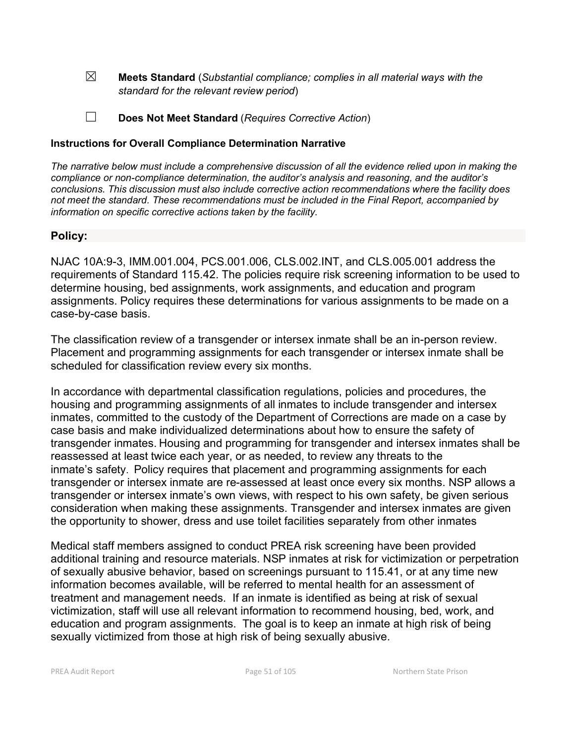☒ **Meets Standard** (*Substantial compliance; complies in all material ways with the standard for the relevant review period*)

☐ **Does Not Meet Standard** (*Requires Corrective Action*)

**Instructions for Overall Compliance Determination Narrative**

*The narrative below must include a comprehensive discussion of all the evidence relied upon in making the compliance or non-compliance determination, the auditor's analysis and reasoning, and the auditor's conclusions. This discussion must also include corrective action recommendations where the facility does not meet the standard. These recommendations must be included in the Final Report, accompanied by information on specific corrective actions taken by the facility.*

**Policy:**

NJAC 10A:9-3, IMM.001.004, PCS.001.006, CLS.002.INT, and CLS.005.001 address the requirements of Standard 115.42. The policies require risk screening information to be used to determine housing, bed assignments, work assignments, and education and program assignments. Policy requires these determinations for various assignments to be made on a case-by-case basis.

The classification review of a transgender or intersex inmate shall be an in-person review. Placement and programming assignments for each transgender or intersex inmate shall be scheduled for classification review every six months.

In accordance with departmental classification regulations, policies and procedures, the housing and programming assignments of all inmates to include transgender and intersex inmates, committed to the custody of the Department of Corrections are made on a case by case basis and make individualized determinations about how to ensure the safety of transgender inmates. Housing and programming for transgender and intersex inmates shall be reassessed at least twice each year, or as needed, to review any threats to the inmate's safety. Policy requires that placement and programming assignments for each transgender or intersex inmate are re-assessed at least once every six months. NSP allows a transgender or intersex inmate's own views, with respect to his own safety, be given serious consideration when making these assignments. Transgender and intersex inmates are given the opportunity to shower, dress and use toilet facilities separately from other inmates

Medical staff members assigned to conduct PREA risk screening have been provided additional training and resource materials. NSP inmates at risk for victimization or perpetration of sexually abusive behavior, based on screenings pursuant to 115.41, or at any time new information becomes available, will be referred to mental health for an assessment of treatment and management needs. If an inmate is identified as being at risk of sexual victimization, staff will use all relevant information to recommend housing, bed, work, and education and program assignments. The goal is to keep an inmate at high risk of being sexually victimized from those at high risk of being sexually abusive.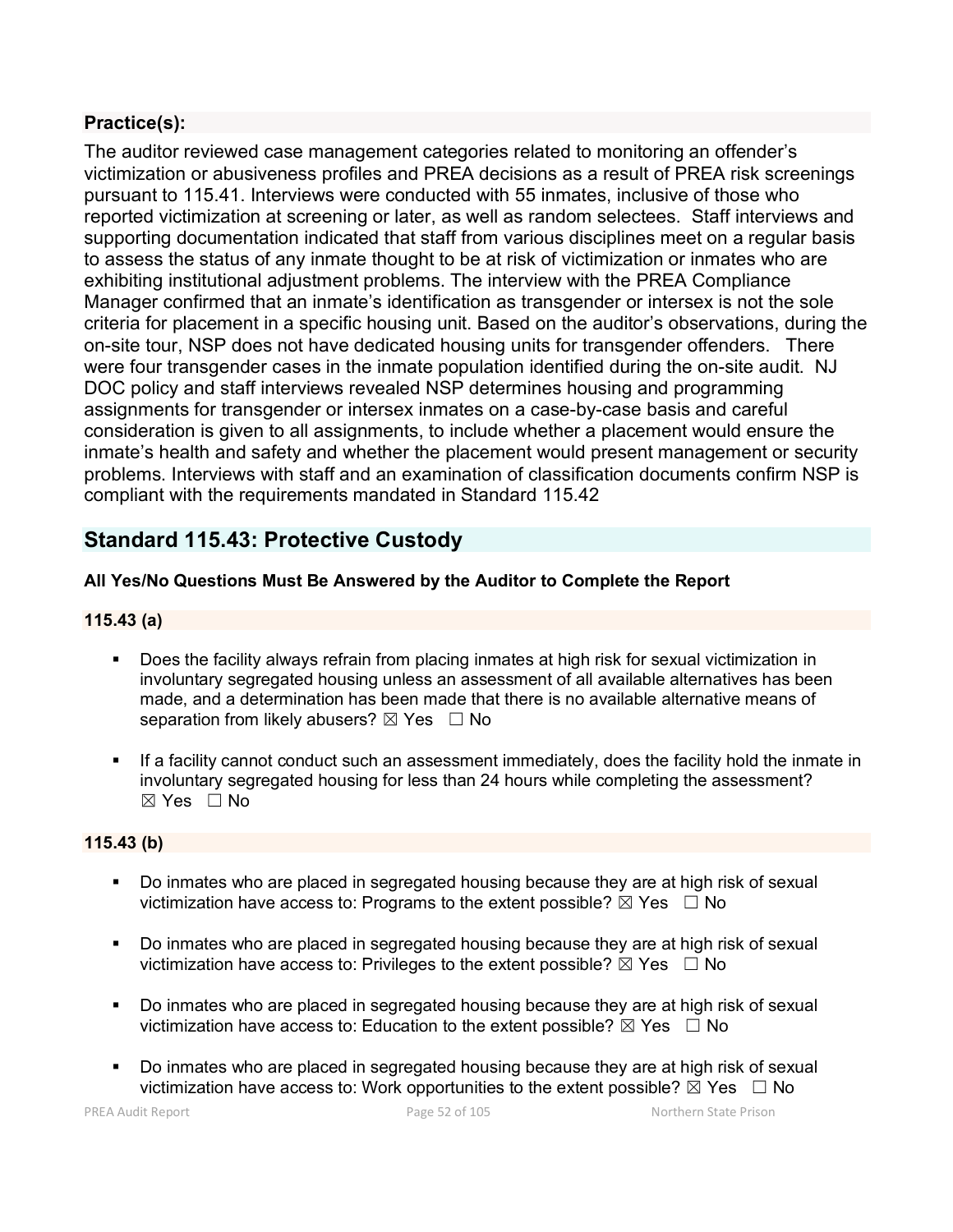**Practice(s):**

The auditor reviewed case management categories related to monitoring an offender's victimization or abusiveness profiles and PREA decisions as a result of PREA risk screenings pursuant to 115.41. Interviews were conducted with 55 inmates, inclusive of those who reported victimization at screening or later, as well as random selectees. Staff interviews and supporting documentation indicated that staff from various disciplines meet on a regular basis to assess the status of any inmate thought to be at risk of victimization or inmates who are exhibiting institutional adjustment problems. The interview with the PREA Compliance Manager confirmed that an inmate's identification as transgender or intersex is not the sole criteria for placement in a specific housing unit. Based on the auditor's observations, during the on-site tour, NSP does not have dedicated housing units for transgender offenders. There were four transgender cases in the inmate population identified during the on-site audit. NJ DOC policy and staff interviews revealed NSP determines housing and programming assignments for transgender or intersex inmates on a case-by-case basis and careful consideration is given to all assignments, to include whether a placement would ensure the inmate's health and safety and whether the placement would present management or security problems. Interviews with staff and an examination of classification documents confirm NSP is compliant with the requirements mandated in Standard 115.42

## Standard 115.43: Protective Custody

**All Yes/No Questions Must Be Answered by the Auditor to Complete the Report**

**115.43 (a)**

- Does the facility always refrain from placing inmates at high risk for sexual victimization in involuntary segregated housing unless an assessment of all available alternatives has been made, and a determination has been made that there is no available alternative means of separation from likely abusers? ☒ Yes ☐ No
- If a facility cannot conduct such an assessment immediately, does the facility hold the inmate in involuntary segregated housing for less than 24 hours while completing the assessment? ☒ Yes ☐ No

**115.43 (b)**

- Do inmates who are placed in segregated housing because they are at high risk of sexual victimization have access to: Programs to the extent possible? ☒ Yes ☐ No
- Do inmates who are placed in segregated housing because they are at high risk of sexual victimization have access to: Privileges to the extent possible? ☒ Yes ☐ No
- Do inmates who are placed in segregated housing because they are at high risk of sexual victimization have access to: Education to the extent possible? ☒ Yes ☐ No
- Do inmates who are placed in segregated housing because they are at high risk of sexual victimization have access to: Work opportunities to the extent possible? ☒ Yes ☐ No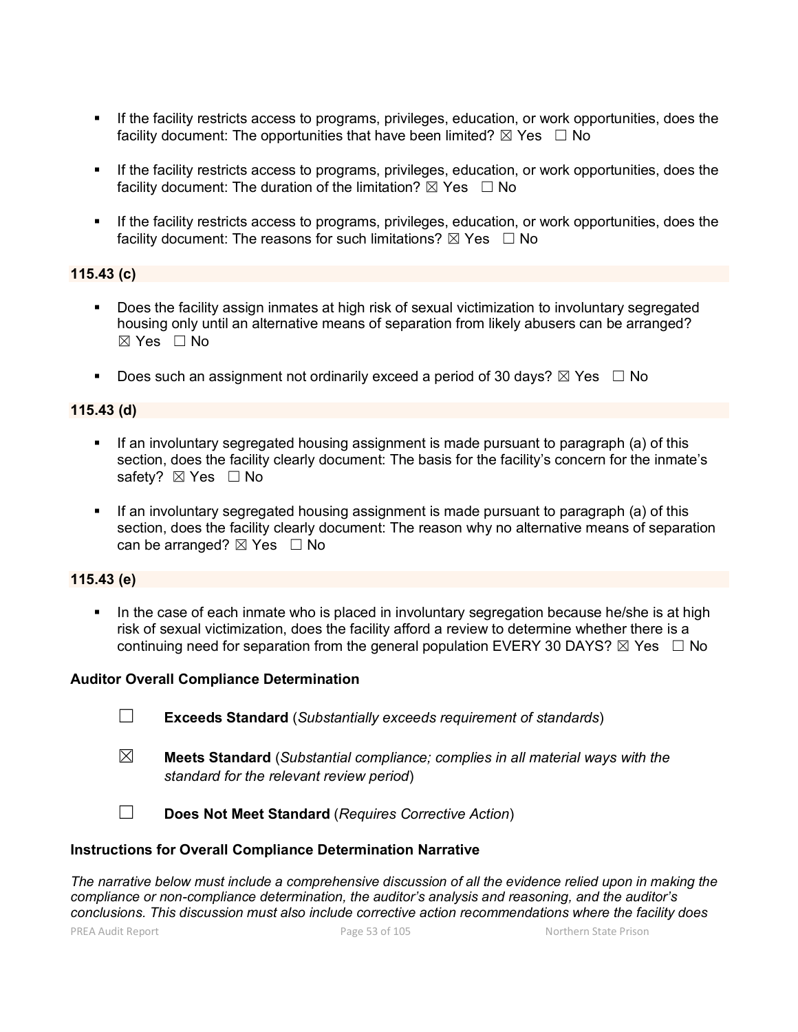- If the facility restricts access to programs, privileges, education, or work opportunities, does the facility document: The opportunities that have been limited? ☒ Yes ☐ No

- If the facility restricts access to programs, privileges, education, or work opportunities, does the facility document: The duration of the limitation? ☒ Yes ☐ No

- If the facility restricts access to programs, privileges, education, or work opportunities, does the facility document: The reasons for such limitations? ☒ Yes ☐ No

**115.43 (c)**

- Does the facility assign inmates at high risk of sexual victimization to involuntary segregated housing only until an alternative means of separation from likely abusers can be arranged? ☒ Yes ☐ No

- Does such an assignment not ordinarily exceed a period of 30 days? ☒ Yes ☐ No

**115.43 (d)**

- If an involuntary segregated housing assignment is made pursuant to paragraph (a) of this section, does the facility clearly document: The basis for the facility's concern for the inmate's safety? ☒ Yes ☐ No

- If an involuntary segregated housing assignment is made pursuant to paragraph (a) of this section, does the facility clearly document: The reason why no alternative means of separation can be arranged? ☒ Yes ☐ No

**115.43 (e)**

- In the case of each inmate who is placed in involuntary segregation because he/she is at high risk of sexual victimization, does the facility afford a review to determine whether there is a continuing need for separation from the general population EVERY 30 DAYS? ☒ Yes ☐ No

**Auditor Overall Compliance Determination**

☐ **Exceeds Standard** (*Substantially exceeds requirement of standards*)

☒ **Meets Standard** (*Substantial compliance; complies in all material ways with the standard for the relevant review period*)

☐ **Does Not Meet Standard** (*Requires Corrective Action*)

**Instructions for Overall Compliance Determination Narrative**

*The narrative below must include a comprehensive discussion of all the evidence relied upon in making the compliance or non-compliance determination, the auditor's analysis and reasoning, and the auditor's conclusions. This discussion must also include corrective action recommendations where the facility does*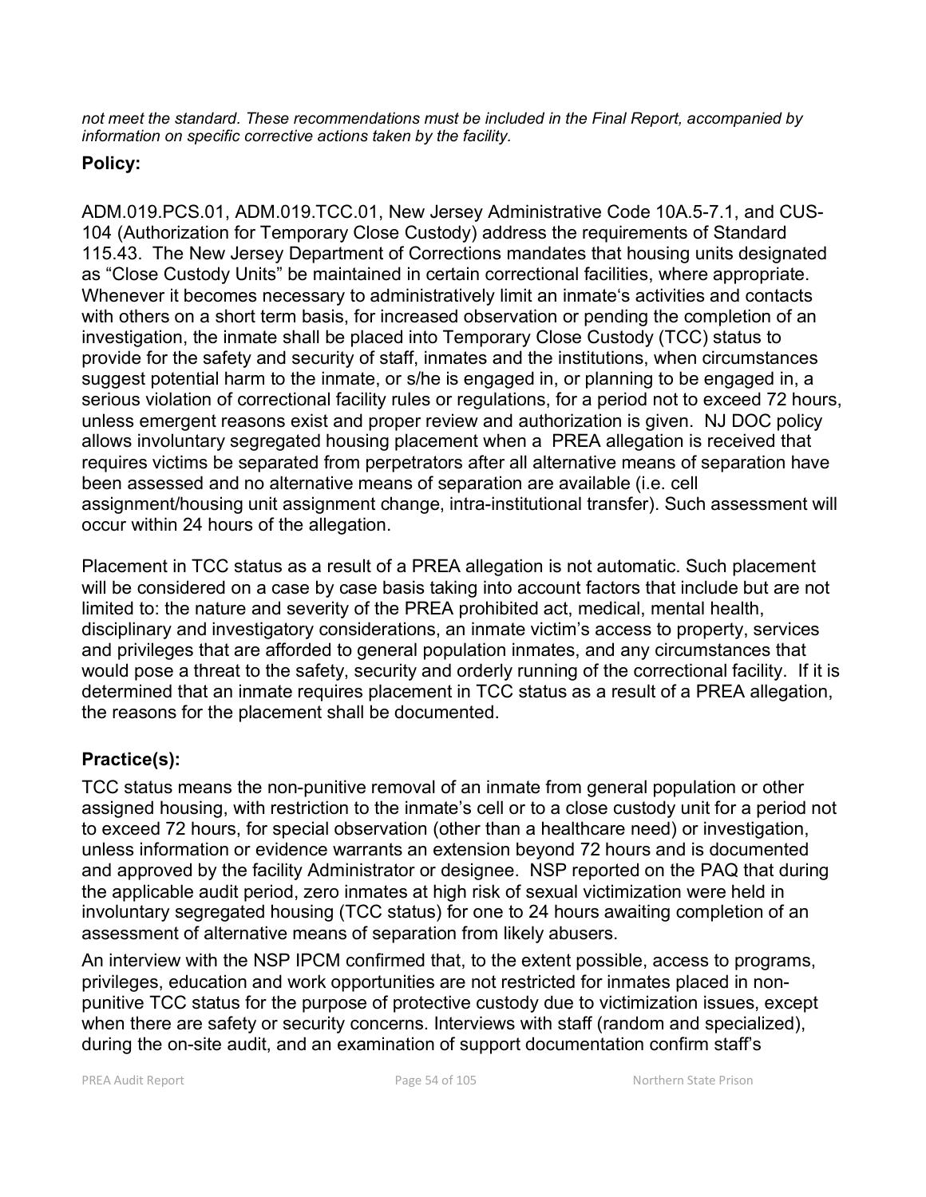*not meet the standard. These recommendations must be included in the Final Report, accompanied by information on specific corrective actions taken by the facility.*

**Policy:**

ADM.019.PCS.01, ADM.019.TCC.01, New Jersey Administrative Code 10A.5-7.1, and CUS-104 (Authorization for Temporary Close Custody) address the requirements of Standard 115.43. The New Jersey Department of Corrections mandates that housing units designated as "Close Custody Units" be maintained in certain correctional facilities, where appropriate. Whenever it becomes necessary to administratively limit an inmate's activities and contacts with others on a short term basis, for increased observation or pending the completion of an investigation, the inmate shall be placed into Temporary Close Custody (TCC) status to provide for the safety and security of staff, inmates and the institutions, when circumstances suggest potential harm to the inmate, or s/he is engaged in, or planning to be engaged in, a serious violation of correctional facility rules or regulations, for a period not to exceed 72 hours, unless emergent reasons exist and proper review and authorization is given. NJ DOC policy allows involuntary segregated housing placement when a PREA allegation is received that requires victims be separated from perpetrators after all alternative means of separation have been assessed and no alternative means of separation are available (i.e. cell assignment/housing unit assignment change, intra-institutional transfer). Such assessment will occur within 24 hours of the allegation.

Placement in TCC status as a result of a PREA allegation is not automatic. Such placement will be considered on a case by case basis taking into account factors that include but are not limited to: the nature and severity of the PREA prohibited act, medical, mental health, disciplinary and investigatory considerations, an inmate victim's access to property, services and privileges that are afforded to general population inmates, and any circumstances that would pose a threat to the safety, security and orderly running of the correctional facility. If it is determined that an inmate requires placement in TCC status as a result of a PREA allegation, the reasons for the placement shall be documented.

**Practice(s):**

TCC status means the non-punitive removal of an inmate from general population or other assigned housing, with restriction to the inmate's cell or to a close custody unit for a period not to exceed 72 hours, for special observation (other than a healthcare need) or investigation, unless information or evidence warrants an extension beyond 72 hours and is documented and approved by the facility Administrator or designee. NSP reported on the PAQ that during the applicable audit period, zero inmates at high risk of sexual victimization were held in involuntary segregated housing (TCC status) for one to 24 hours awaiting completion of an assessment of alternative means of separation from likely abusers.

An interview with the NSP IPCM confirmed that, to the extent possible, access to programs, privileges, education and work opportunities are not restricted for inmates placed in non-punitive TCC status for the purpose of protective custody due to victimization issues, except when there are safety or security concerns. Interviews with staff (random and specialized), during the on-site audit, and an examination of support documentation confirm staff's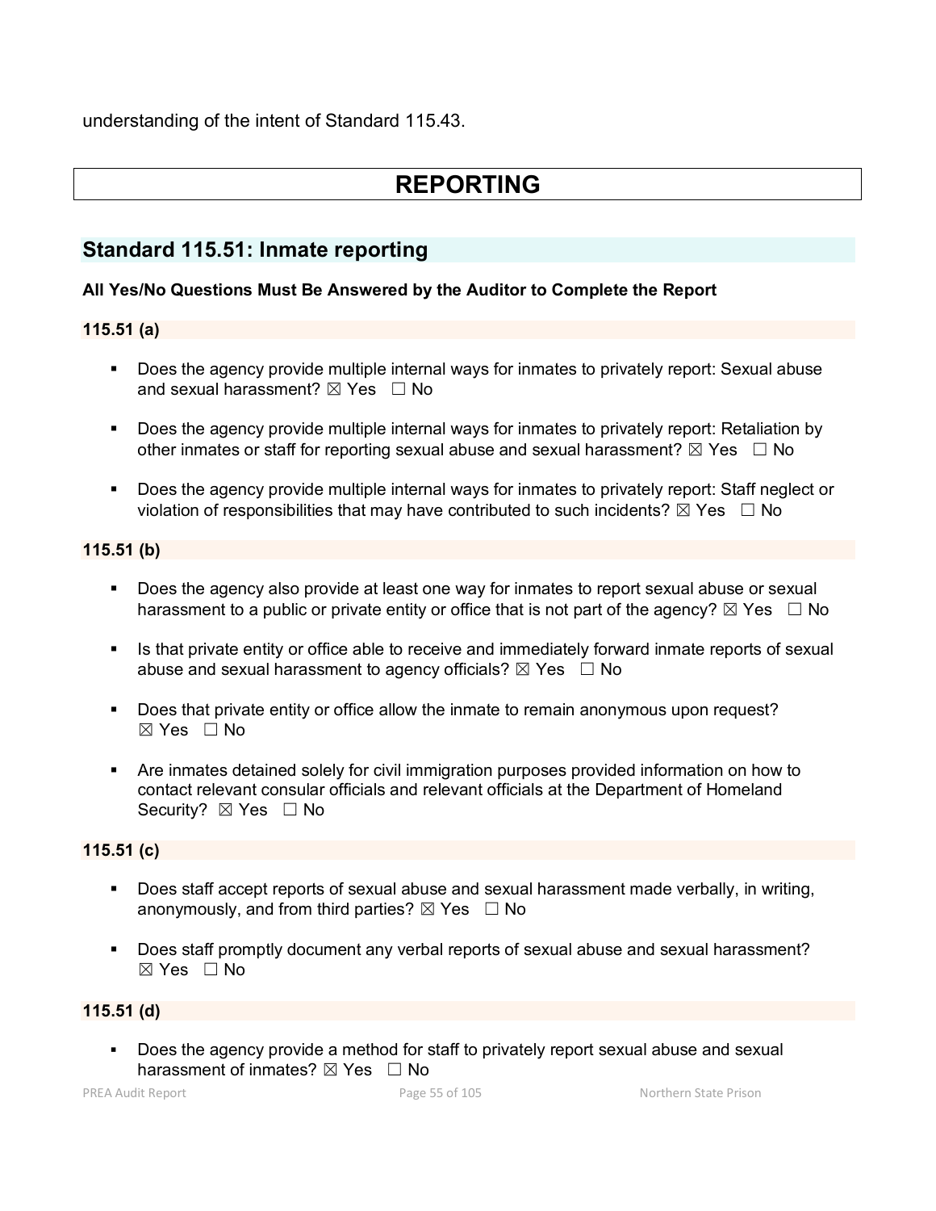understanding of the intent of Standard 115.43.

# REPORTING

## Standard 115.51: Inmate reporting

**All Yes/No Questions Must Be Answered by the Auditor to Complete the Report**

### 115.51 (a)

- Does the agency provide multiple internal ways for inmates to privately report: Sexual abuse and sexual harassment? ☒ Yes ☐ No
- Does the agency provide multiple internal ways for inmates to privately report: Retaliation by other inmates or staff for reporting sexual abuse and sexual harassment? ☒ Yes ☐ No
- Does the agency provide multiple internal ways for inmates to privately report: Staff neglect or violation of responsibilities that may have contributed to such incidents? ☒ Yes ☐ No

### 115.51 (b)

- Does the agency also provide at least one way for inmates to report sexual abuse or sexual harassment to a public or private entity or office that is not part of the agency? ☒ Yes ☐ No
- Is that private entity or office able to receive and immediately forward inmate reports of sexual abuse and sexual harassment to agency officials? ☒ Yes ☐ No
- Does that private entity or office allow the inmate to remain anonymous upon request? ☒ Yes ☐ No
- Are inmates detained solely for civil immigration purposes provided information on how to contact relevant consular officials and relevant officials at the Department of Homeland Security? ☒ Yes ☐ No

### 115.51 (c)

- Does staff accept reports of sexual abuse and sexual harassment made verbally, in writing, anonymously, and from third parties? ☒ Yes ☐ No
- Does staff promptly document any verbal reports of sexual abuse and sexual harassment? ☒ Yes ☐ No

### 115.51 (d)

- Does the agency provide a method for staff to privately report sexual abuse and sexual harassment of inmates? ☒ Yes ☐ No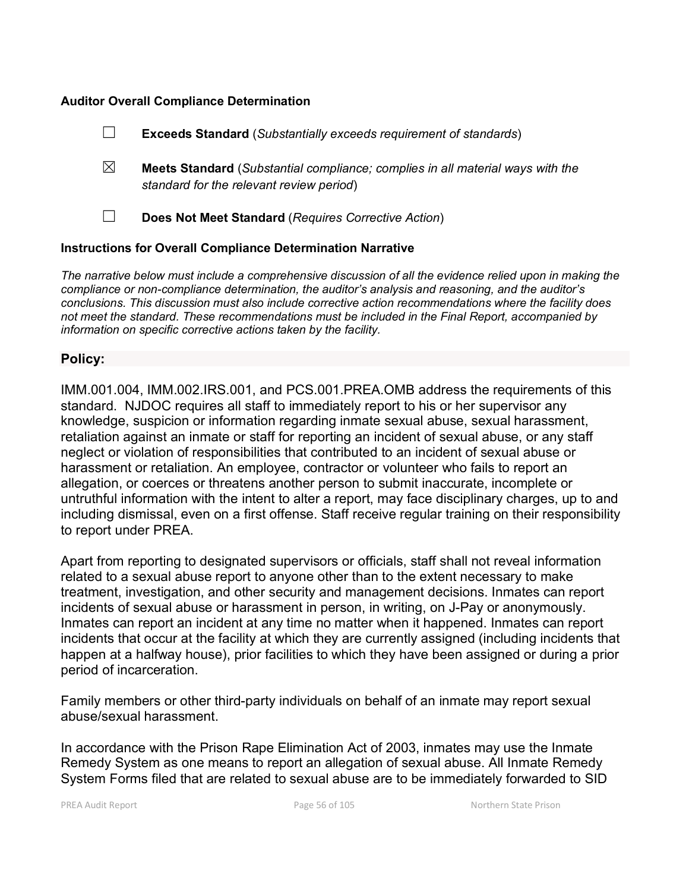**Auditor Overall Compliance Determination**

☐ **Exceeds Standard** (*Substantially exceeds requirement of standards*)

☒ **Meets Standard** (*Substantial compliance; complies in all material ways with the standard for the relevant review period*)

☐ **Does Not Meet Standard** (*Requires Corrective Action*)

**Instructions for Overall Compliance Determination Narrative**

*The narrative below must include a comprehensive discussion of all the evidence relied upon in making the compliance or non-compliance determination, the auditor's analysis and reasoning, and the auditor's conclusions. This discussion must also include corrective action recommendations where the facility does not meet the standard. These recommendations must be included in the Final Report, accompanied by information on specific corrective actions taken by the facility.*

**Policy:**

IMM.001.004, IMM.002.IRS.001, and PCS.001.PREA.OMB address the requirements of this standard. NJDOC requires all staff to immediately report to his or her supervisor any knowledge, suspicion or information regarding inmate sexual abuse, sexual harassment, retaliation against an inmate or staff for reporting an incident of sexual abuse, or any staff neglect or violation of responsibilities that contributed to an incident of sexual abuse or harassment or retaliation. An employee, contractor or volunteer who fails to report an allegation, or coerces or threatens another person to submit inaccurate, incomplete or untruthful information with the intent to alter a report, may face disciplinary charges, up to and including dismissal, even on a first offense. Staff receive regular training on their responsibility to report under PREA.

Apart from reporting to designated supervisors or officials, staff shall not reveal information related to a sexual abuse report to anyone other than to the extent necessary to make treatment, investigation, and other security and management decisions. Inmates can report incidents of sexual abuse or harassment in person, in writing, on J-Pay or anonymously. Inmates can report an incident at any time no matter when it happened. Inmates can report incidents that occur at the facility at which they are currently assigned (including incidents that happen at a halfway house), prior facilities to which they have been assigned or during a prior period of incarceration.

Family members or other third-party individuals on behalf of an inmate may report sexual abuse/sexual harassment.

In accordance with the Prison Rape Elimination Act of 2003, inmates may use the Inmate Remedy System as one means to report an allegation of sexual abuse. All Inmate Remedy System Forms filed that are related to sexual abuse are to be immediately forwarded to SID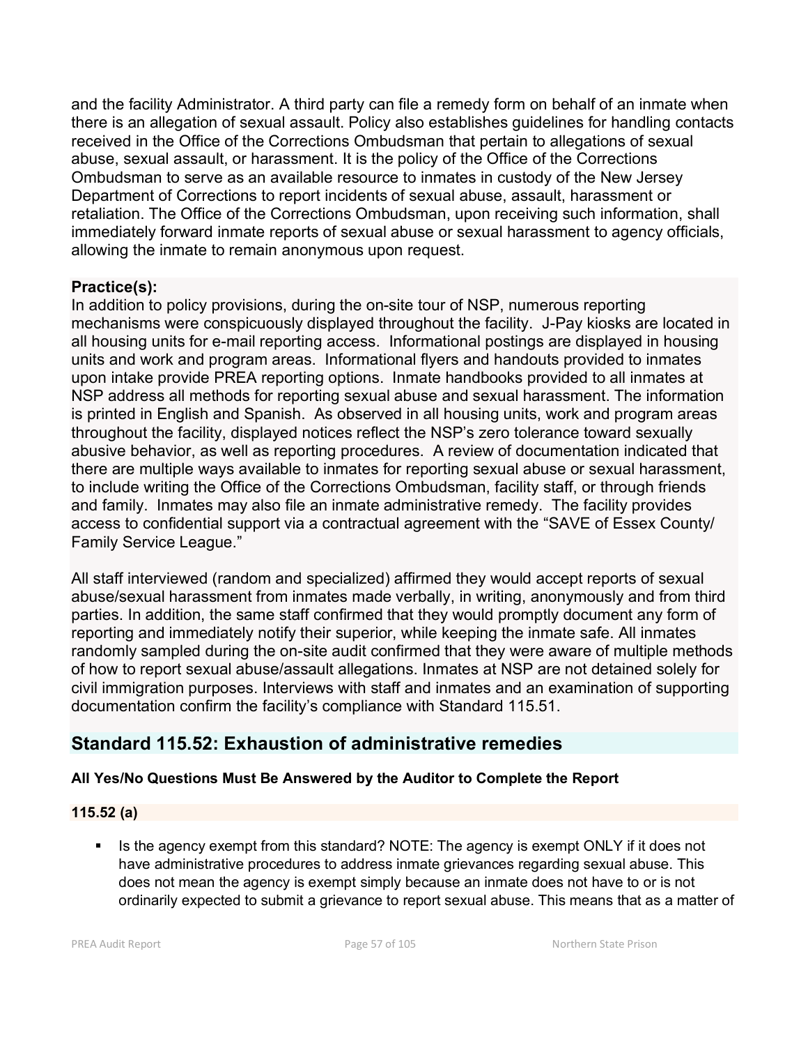and the facility Administrator. A third party can file a remedy form on behalf of an inmate when there is an allegation of sexual assault. Policy also establishes guidelines for handling contacts received in the Office of the Corrections Ombudsman that pertain to allegations of sexual abuse, sexual assault, or harassment. It is the policy of the Office of the Corrections Ombudsman to serve as an available resource to inmates in custody of the New Jersey Department of Corrections to report incidents of sexual abuse, assault, harassment or retaliation. The Office of the Corrections Ombudsman, upon receiving such information, shall immediately forward inmate reports of sexual abuse or sexual harassment to agency officials, allowing the inmate to remain anonymous upon request.

**Practice(s):**
In addition to policy provisions, during the on-site tour of NSP, numerous reporting mechanisms were conspicuously displayed throughout the facility. J-Pay kiosks are located in all housing units for e-mail reporting access. Informational postings are displayed in housing units and work and program areas. Informational flyers and handouts provided to inmates upon intake provide PREA reporting options. Inmate handbooks provided to all inmates at NSP address all methods for reporting sexual abuse and sexual harassment. The information is printed in English and Spanish. As observed in all housing units, work and program areas throughout the facility, displayed notices reflect the NSP's zero tolerance toward sexually abusive behavior, as well as reporting procedures. A review of documentation indicated that there are multiple ways available to inmates for reporting sexual abuse or sexual harassment, to include writing the Office of the Corrections Ombudsman, facility staff, or through friends and family. Inmates may also file an inmate administrative remedy. The facility provides access to confidential support via a contractual agreement with the "SAVE of Essex County/ Family Service League."

All staff interviewed (random and specialized) affirmed they would accept reports of sexual abuse/sexual harassment from inmates made verbally, in writing, anonymously and from third parties. In addition, the same staff confirmed that they would promptly document any form of reporting and immediately notify their superior, while keeping the inmate safe. All inmates randomly sampled during the on-site audit confirmed that they were aware of multiple methods of how to report sexual abuse/assault allegations. Inmates at NSP are not detained solely for civil immigration purposes. Interviews with staff and inmates and an examination of supporting documentation confirm the facility's compliance with Standard 115.51.

## Standard 115.52: Exhaustion of administrative remedies

**All Yes/No Questions Must Be Answered by the Auditor to Complete the Report**

**115.52 (a)**

- Is the agency exempt from this standard? NOTE: The agency is exempt ONLY if it does not have administrative procedures to address inmate grievances regarding sexual abuse. This does not mean the agency is exempt simply because an inmate does not have to or is not ordinarily expected to submit a grievance to report sexual abuse. This means that as a matter of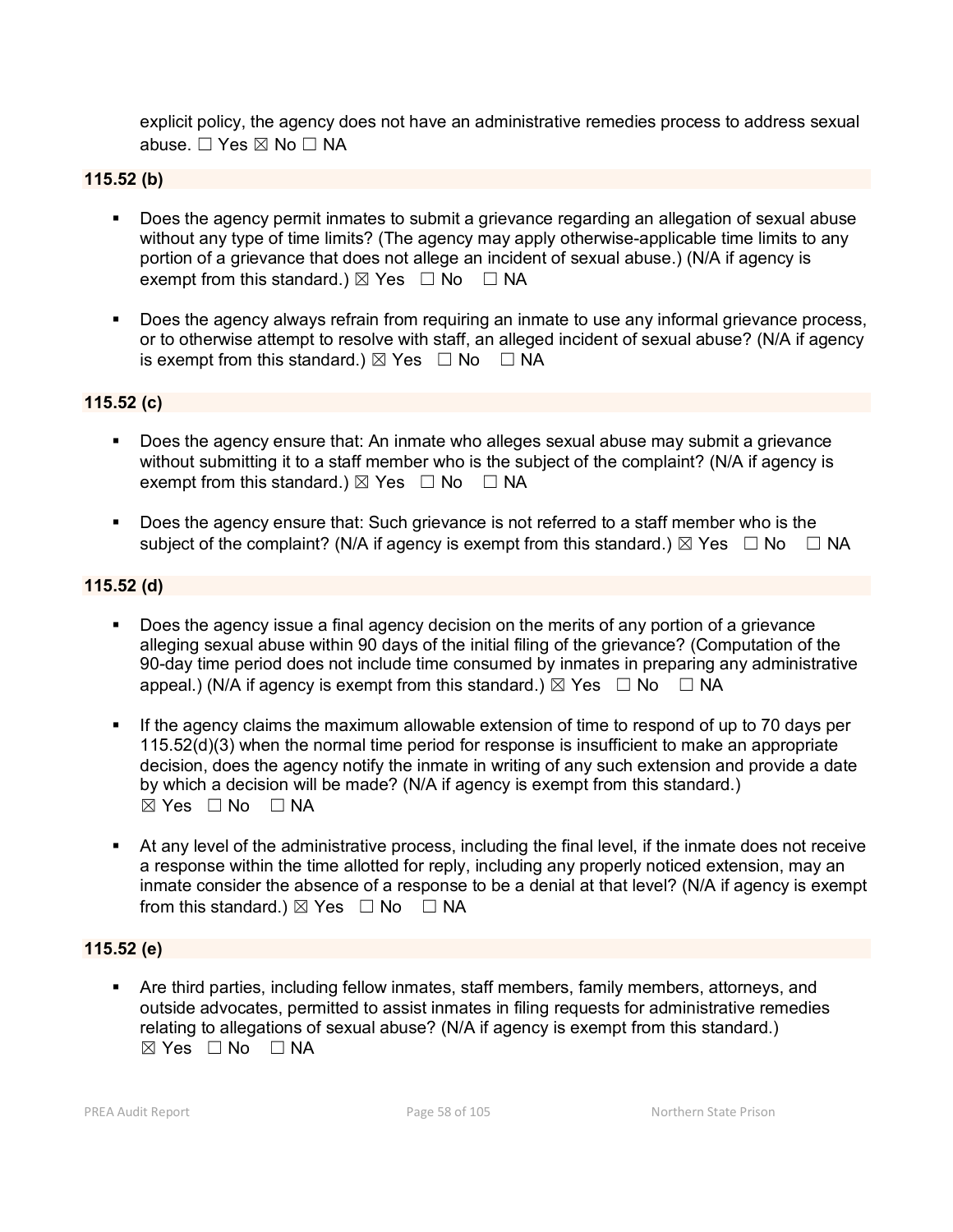explicit policy, the agency does not have an administrative remedies process to address sexual abuse. ☐ Yes ☒ No ☐ NA

**115.52 (b)**

- Does the agency permit inmates to submit a grievance regarding an allegation of sexual abuse without any type of time limits? (The agency may apply otherwise-applicable time limits to any portion of a grievance that does not allege an incident of sexual abuse.) (N/A if agency is exempt from this standard.) ☒ Yes ☐ No ☐ NA

- Does the agency always refrain from requiring an inmate to use any informal grievance process, or to otherwise attempt to resolve with staff, an alleged incident of sexual abuse? (N/A if agency is exempt from this standard.) ☒ Yes ☐ No ☐ NA

**115.52 (c)**

- Does the agency ensure that: An inmate who alleges sexual abuse may submit a grievance without submitting it to a staff member who is the subject of the complaint? (N/A if agency is exempt from this standard.) ☒ Yes ☐ No ☐ NA

- Does the agency ensure that: Such grievance is not referred to a staff member who is the subject of the complaint? (N/A if agency is exempt from this standard.) ☒ Yes ☐ No ☐ NA

**115.52 (d)**

- Does the agency issue a final agency decision on the merits of any portion of a grievance alleging sexual abuse within 90 days of the initial filing of the grievance? (Computation of the 90-day time period does not include time consumed by inmates in preparing any administrative appeal.) (N/A if agency is exempt from this standard.) ☒ Yes ☐ No ☐ NA

- If the agency claims the maximum allowable extension of time to respond of up to 70 days per 115.52(d)(3) when the normal time period for response is insufficient to make an appropriate decision, does the agency notify the inmate in writing of any such extension and provide a date by which a decision will be made? (N/A if agency is exempt from this standard.) ☒ Yes ☐ No ☐ NA

- At any level of the administrative process, including the final level, if the inmate does not receive a response within the time allotted for reply, including any properly noticed extension, may an inmate consider the absence of a response to be a denial at that level? (N/A if agency is exempt from this standard.) ☒ Yes ☐ No ☐ NA

**115.52 (e)**

- Are third parties, including fellow inmates, staff members, family members, attorneys, and outside advocates, permitted to assist inmates in filing requests for administrative remedies relating to allegations of sexual abuse? (N/A if agency is exempt from this standard.) ☒ Yes ☐ No ☐ NA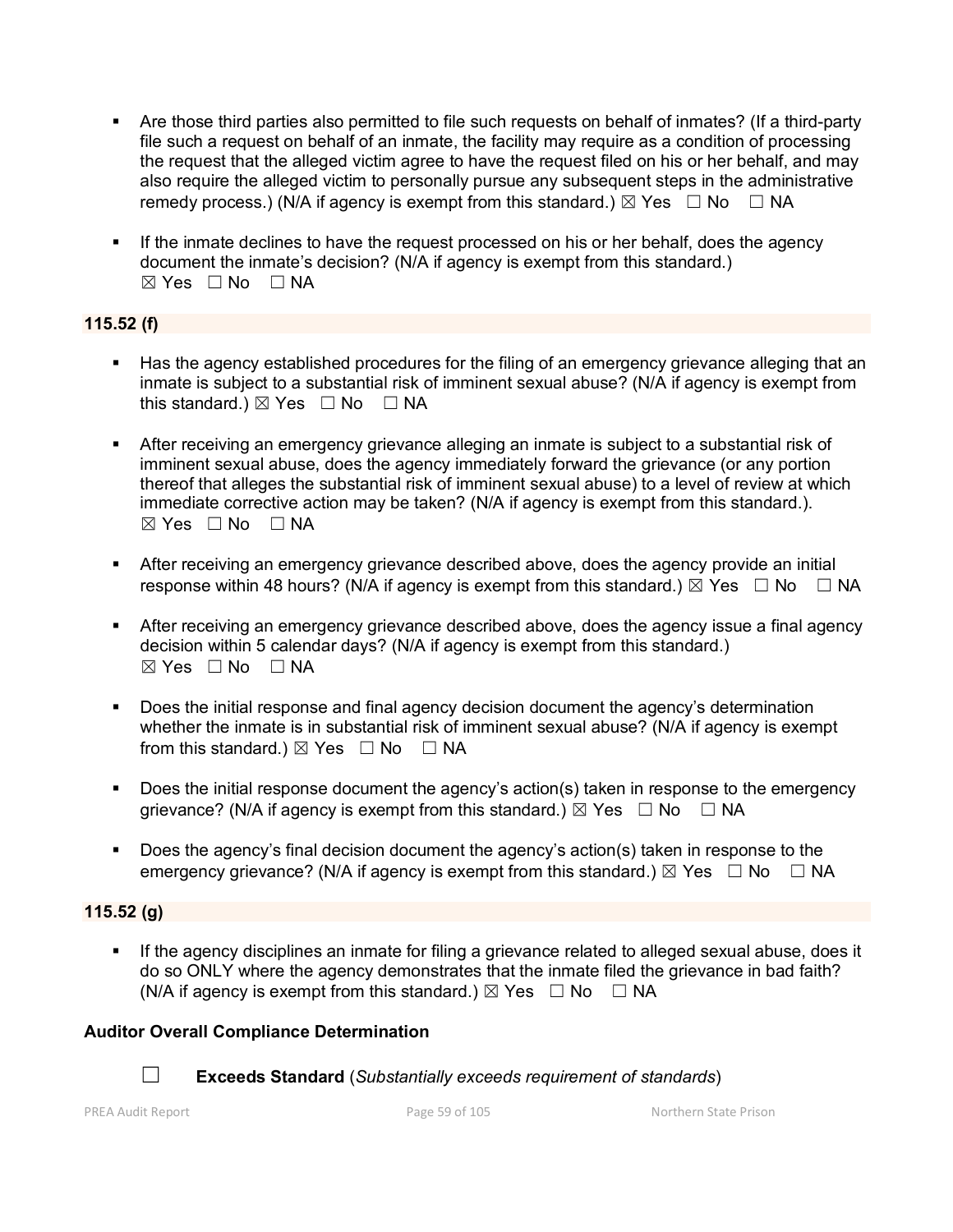- Are those third parties also permitted to file such requests on behalf of inmates? (If a third-party file such a request on behalf of an inmate, the facility may require as a condition of processing the request that the alleged victim agree to have the request filed on his or her behalf, and may also require the alleged victim to personally pursue any subsequent steps in the administrative remedy process.) (N/A if agency is exempt from this standard.) ☒ Yes ☐ No ☐ NA

- If the inmate declines to have the request processed on his or her behalf, does the agency document the inmate's decision? (N/A if agency is exempt from this standard.) ☒ Yes ☐ No ☐ NA

**115.52 (f)**

- Has the agency established procedures for the filing of an emergency grievance alleging that an inmate is subject to a substantial risk of imminent sexual abuse? (N/A if agency is exempt from this standard.) ☒ Yes ☐ No ☐ NA

- After receiving an emergency grievance alleging an inmate is subject to a substantial risk of imminent sexual abuse, does the agency immediately forward the grievance (or any portion thereof that alleges the substantial risk of imminent sexual abuse) to a level of review at which immediate corrective action may be taken? (N/A if agency is exempt from this standard.). ☒ Yes ☐ No ☐ NA

- After receiving an emergency grievance described above, does the agency provide an initial response within 48 hours? (N/A if agency is exempt from this standard.) ☒ Yes ☐ No ☐ NA

- After receiving an emergency grievance described above, does the agency issue a final agency decision within 5 calendar days? (N/A if agency is exempt from this standard.) ☒ Yes ☐ No ☐ NA

- Does the initial response and final agency decision document the agency's determination whether the inmate is in substantial risk of imminent sexual abuse? (N/A if agency is exempt from this standard.) ☒ Yes ☐ No ☐ NA

- Does the initial response document the agency's action(s) taken in response to the emergency grievance? (N/A if agency is exempt from this standard.) ☒ Yes ☐ No ☐ NA

- Does the agency's final decision document the agency's action(s) taken in response to the emergency grievance? (N/A if agency is exempt from this standard.) ☒ Yes ☐ No ☐ NA

**115.52 (g)**

- If the agency disciplines an inmate for filing a grievance related to alleged sexual abuse, does it do so ONLY where the agency demonstrates that the inmate filed the grievance in bad faith? (N/A if agency is exempt from this standard.) ☒ Yes ☐ No ☐ NA

**Auditor Overall Compliance Determination**

☐ **Exceeds Standard** (*Substantially exceeds requirement of standards*)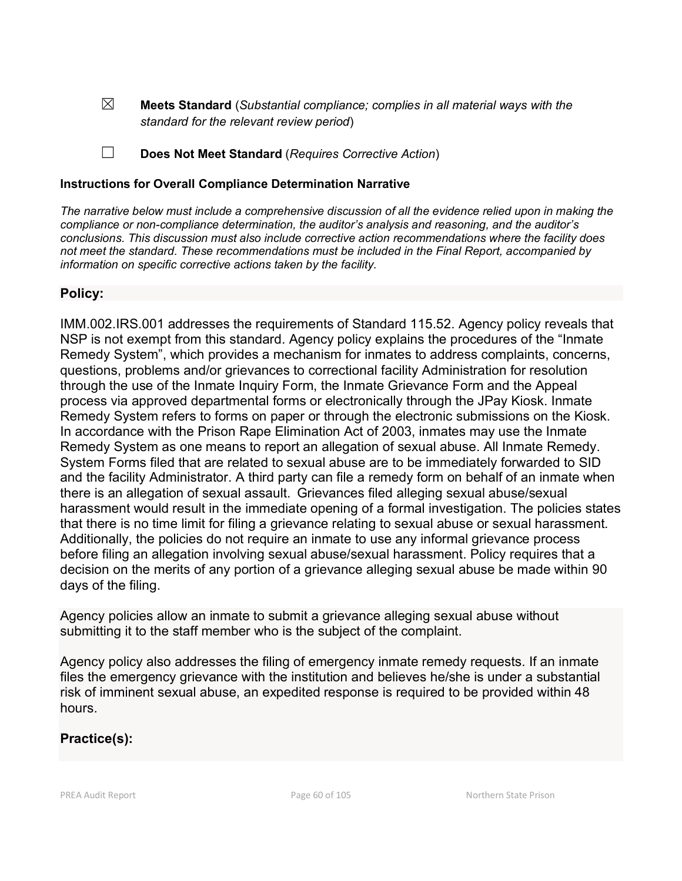☒ **Meets Standard** (*Substantial compliance; complies in all material ways with the standard for the relevant review period*)

☐ **Does Not Meet Standard** (*Requires Corrective Action*)

**Instructions for Overall Compliance Determination Narrative**

*The narrative below must include a comprehensive discussion of all the evidence relied upon in making the compliance or non-compliance determination, the auditor's analysis and reasoning, and the auditor's conclusions. This discussion must also include corrective action recommendations where the facility does not meet the standard. These recommendations must be included in the Final Report, accompanied by information on specific corrective actions taken by the facility.*

**Policy:**

IMM.002.IRS.001 addresses the requirements of Standard 115.52. Agency policy reveals that NSP is not exempt from this standard. Agency policy explains the procedures of the "Inmate Remedy System", which provides a mechanism for inmates to address complaints, concerns, questions, problems and/or grievances to correctional facility Administration for resolution through the use of the Inmate Inquiry Form, the Inmate Grievance Form and the Appeal process via approved departmental forms or electronically through the JPay Kiosk. Inmate Remedy System refers to forms on paper or through the electronic submissions on the Kiosk. In accordance with the Prison Rape Elimination Act of 2003, inmates may use the Inmate Remedy System as one means to report an allegation of sexual abuse. All Inmate Remedy. System Forms filed that are related to sexual abuse are to be immediately forwarded to SID and the facility Administrator. A third party can file a remedy form on behalf of an inmate when there is an allegation of sexual assault. Grievances filed alleging sexual abuse/sexual harassment would result in the immediate opening of a formal investigation. The policies states that there is no time limit for filing a grievance relating to sexual abuse or sexual harassment. Additionally, the policies do not require an inmate to use any informal grievance process before filing an allegation involving sexual abuse/sexual harassment. Policy requires that a decision on the merits of any portion of a grievance alleging sexual abuse be made within 90 days of the filing.

Agency policies allow an inmate to submit a grievance alleging sexual abuse without submitting it to the staff member who is the subject of the complaint.

Agency policy also addresses the filing of emergency inmate remedy requests. If an inmate files the emergency grievance with the institution and believes he/she is under a substantial risk of imminent sexual abuse, an expedited response is required to be provided within 48 hours.

**Practice(s):**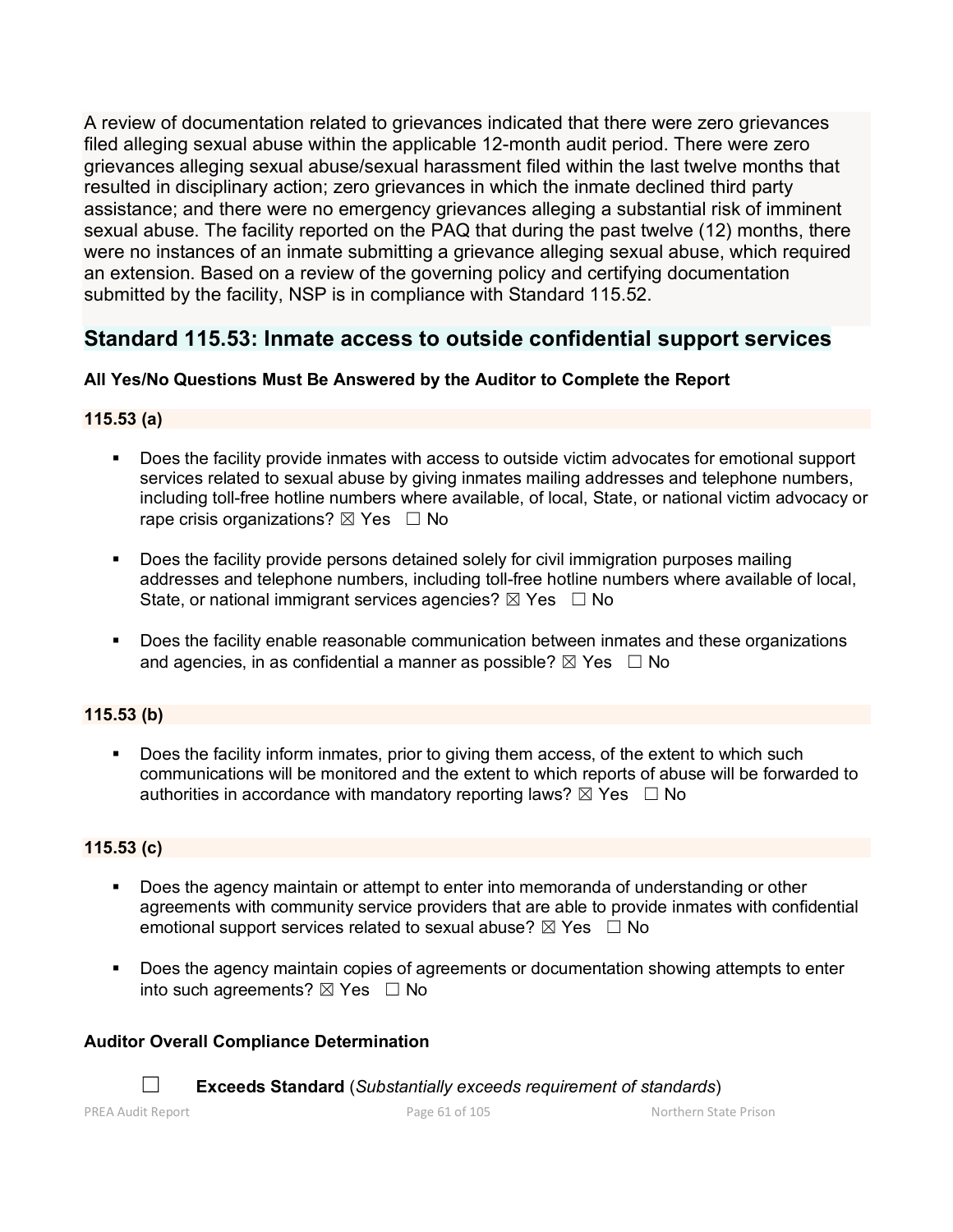A review of documentation related to grievances indicated that there were zero grievances filed alleging sexual abuse within the applicable 12-month audit period. There were zero grievances alleging sexual abuse/sexual harassment filed within the last twelve months that resulted in disciplinary action; zero grievances in which the inmate declined third party assistance; and there were no emergency grievances alleging a substantial risk of imminent sexual abuse. The facility reported on the PAQ that during the past twelve (12) months, there were no instances of an inmate submitting a grievance alleging sexual abuse, which required an extension. Based on a review of the governing policy and certifying documentation submitted by the facility, NSP is in compliance with Standard 115.52.

## Standard 115.53: Inmate access to outside confidential support services

**All Yes/No Questions Must Be Answered by the Auditor to Complete the Report**

**115.53 (a)**

- Does the facility provide inmates with access to outside victim advocates for emotional support services related to sexual abuse by giving inmates mailing addresses and telephone numbers, including toll-free hotline numbers where available, of local, State, or national victim advocacy or rape crisis organizations? ☒ Yes ☐ No
- Does the facility provide persons detained solely for civil immigration purposes mailing addresses and telephone numbers, including toll-free hotline numbers where available of local, State, or national immigrant services agencies? ☒ Yes ☐ No
- Does the facility enable reasonable communication between inmates and these organizations and agencies, in as confidential a manner as possible? ☒ Yes ☐ No

**115.53 (b)**

- Does the facility inform inmates, prior to giving them access, of the extent to which such communications will be monitored and the extent to which reports of abuse will be forwarded to authorities in accordance with mandatory reporting laws? ☒ Yes ☐ No

**115.53 (c)**

- Does the agency maintain or attempt to enter into memoranda of understanding or other agreements with community service providers that are able to provide inmates with confidential emotional support services related to sexual abuse? ☒ Yes ☐ No
- Does the agency maintain copies of agreements or documentation showing attempts to enter into such agreements? ☒ Yes ☐ No

**Auditor Overall Compliance Determination**

☐ **Exceeds Standard** (*Substantially exceeds requirement of standards*)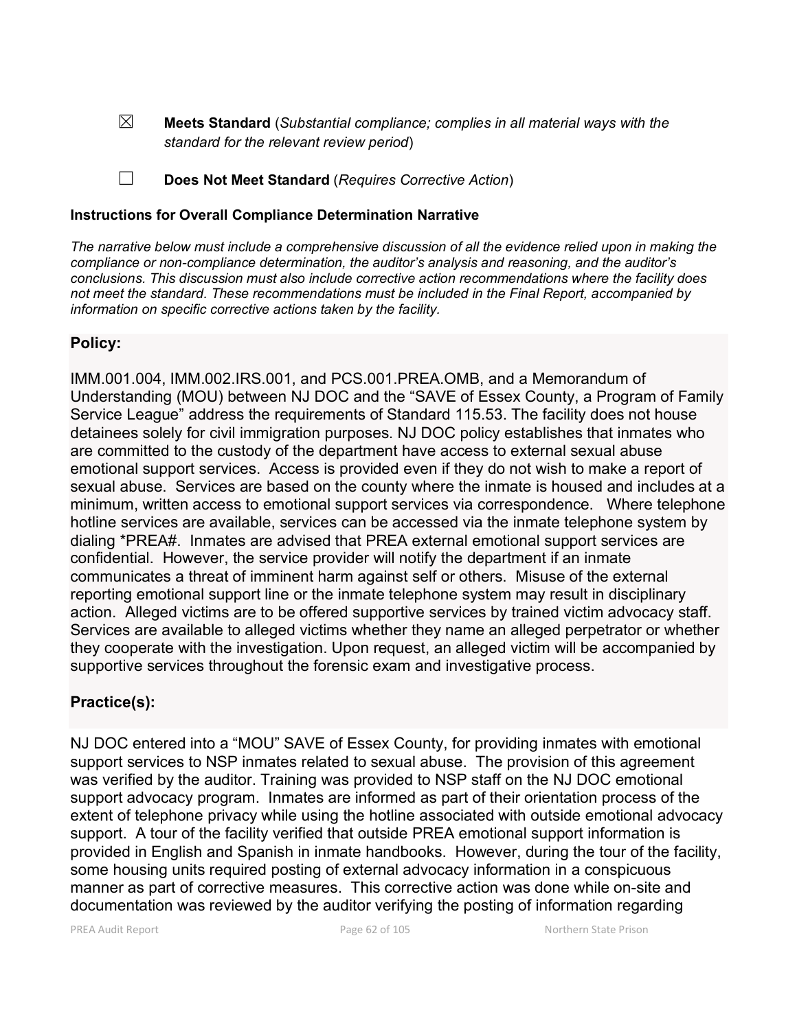☒ **Meets Standard** (*Substantial compliance; complies in all material ways with the standard for the relevant review period*)

☐ **Does Not Meet Standard** (*Requires Corrective Action*)

**Instructions for Overall Compliance Determination Narrative**

*The narrative below must include a comprehensive discussion of all the evidence relied upon in making the compliance or non-compliance determination, the auditor's analysis and reasoning, and the auditor's conclusions. This discussion must also include corrective action recommendations where the facility does not meet the standard. These recommendations must be included in the Final Report, accompanied by information on specific corrective actions taken by the facility.*

## Policy:

IMM.001.004, IMM.002.IRS.001, and PCS.001.PREA.OMB, and a Memorandum of Understanding (MOU) between NJ DOC and the "SAVE of Essex County, a Program of Family Service League" address the requirements of Standard 115.53. The facility does not house detainees solely for civil immigration purposes. NJ DOC policy establishes that inmates who are committed to the custody of the department have access to external sexual abuse emotional support services. Access is provided even if they do not wish to make a report of sexual abuse. Services are based on the county where the inmate is housed and includes at a minimum, written access to emotional support services via correspondence. Where telephone hotline services are available, services can be accessed via the inmate telephone system by dialing *PREA#. Inmates are advised that PREA external emotional support services are confidential. However, the service provider will notify the department if an inmate communicates a threat of imminent harm against self or others. Misuse of the external reporting emotional support line or the inmate telephone system may result in disciplinary action. Alleged victims are to be offered supportive services by trained victim advocacy staff. Services are available to alleged victims whether they name an alleged perpetrator or whether they cooperate with the investigation. Upon request, an alleged victim will be accompanied by supportive services throughout the forensic exam and investigative process.

## Practice(s):

NJ DOC entered into a "MOU" SAVE of Essex County, for providing inmates with emotional support services to NSP inmates related to sexual abuse. The provision of this agreement was verified by the auditor. Training was provided to NSP staff on the NJ DOC emotional support advocacy program. Inmates are informed as part of their orientation process of the extent of telephone privacy while using the hotline associated with outside emotional advocacy support. A tour of the facility verified that outside PREA emotional support information is provided in English and Spanish in inmate handbooks. However, during the tour of the facility, some housing units required posting of external advocacy information in a conspicuous manner as part of corrective measures. This corrective action was done while on-site and documentation was reviewed by the auditor verifying the posting of information regarding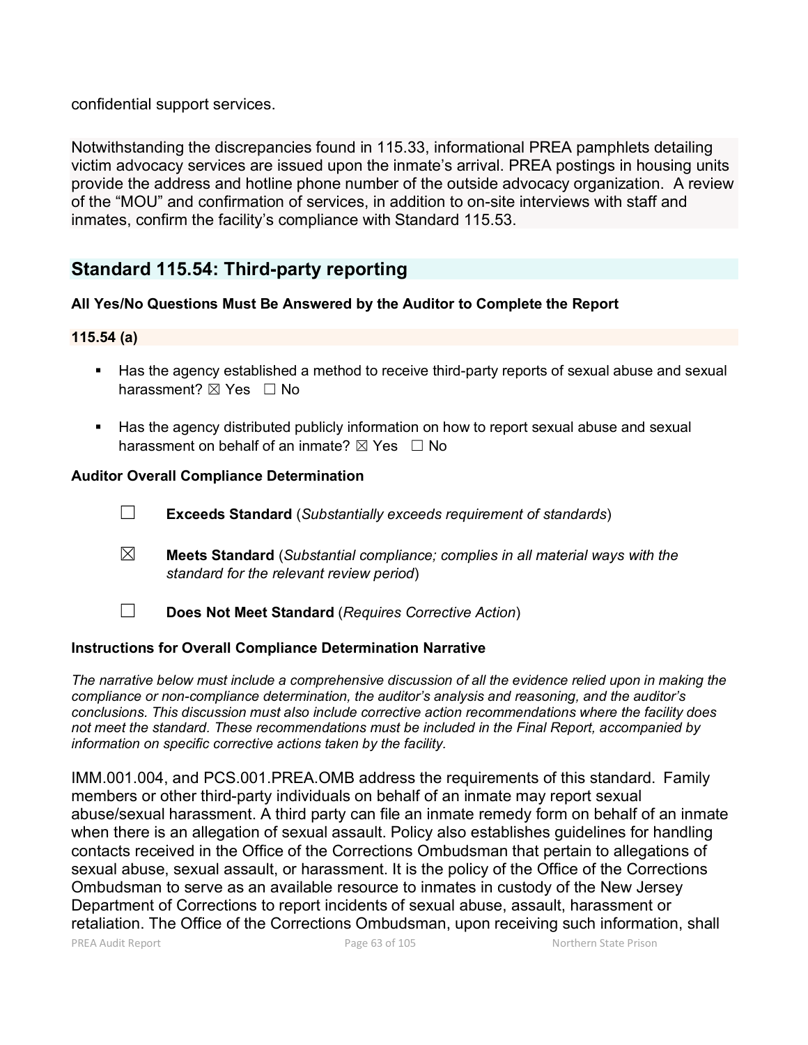confidential support services.

Notwithstanding the discrepancies found in 115.33, informational PREA pamphlets detailing victim advocacy services are issued upon the inmate's arrival. PREA postings in housing units provide the address and hotline phone number of the outside advocacy organization. A review of the "MOU" and confirmation of services, in addition to on-site interviews with staff and inmates, confirm the facility's compliance with Standard 115.53.

## Standard 115.54: Third-party reporting

**All Yes/No Questions Must Be Answered by the Auditor to Complete the Report**

**115.54 (a)**

- Has the agency established a method to receive third-party reports of sexual abuse and sexual harassment? ☒ Yes ☐ No
- Has the agency distributed publicly information on how to report sexual abuse and sexual harassment on behalf of an inmate? ☒ Yes ☐ No

**Auditor Overall Compliance Determination**

☐ **Exceeds Standard** (*Substantially exceeds requirement of standards*)

☒ **Meets Standard** (*Substantial compliance; complies in all material ways with the standard for the relevant review period*)

☐ **Does Not Meet Standard** (*Requires Corrective Action*)

**Instructions for Overall Compliance Determination Narrative**

*The narrative below must include a comprehensive discussion of all the evidence relied upon in making the compliance or non-compliance determination, the auditor's analysis and reasoning, and the auditor's conclusions. This discussion must also include corrective action recommendations where the facility does not meet the standard. These recommendations must be included in the Final Report, accompanied by information on specific corrective actions taken by the facility.*

IMM.001.004, and PCS.001.PREA.OMB address the requirements of this standard. Family members or other third-party individuals on behalf of an inmate may report sexual abuse/sexual harassment. A third party can file an inmate remedy form on behalf of an inmate when there is an allegation of sexual assault. Policy also establishes guidelines for handling contacts received in the Office of the Corrections Ombudsman that pertain to allegations of sexual abuse, sexual assault, or harassment. It is the policy of the Office of the Corrections Ombudsman to serve as an available resource to inmates in custody of the New Jersey Department of Corrections to report incidents of sexual abuse, assault, harassment or retaliation. The Office of the Corrections Ombudsman, upon receiving such information, shall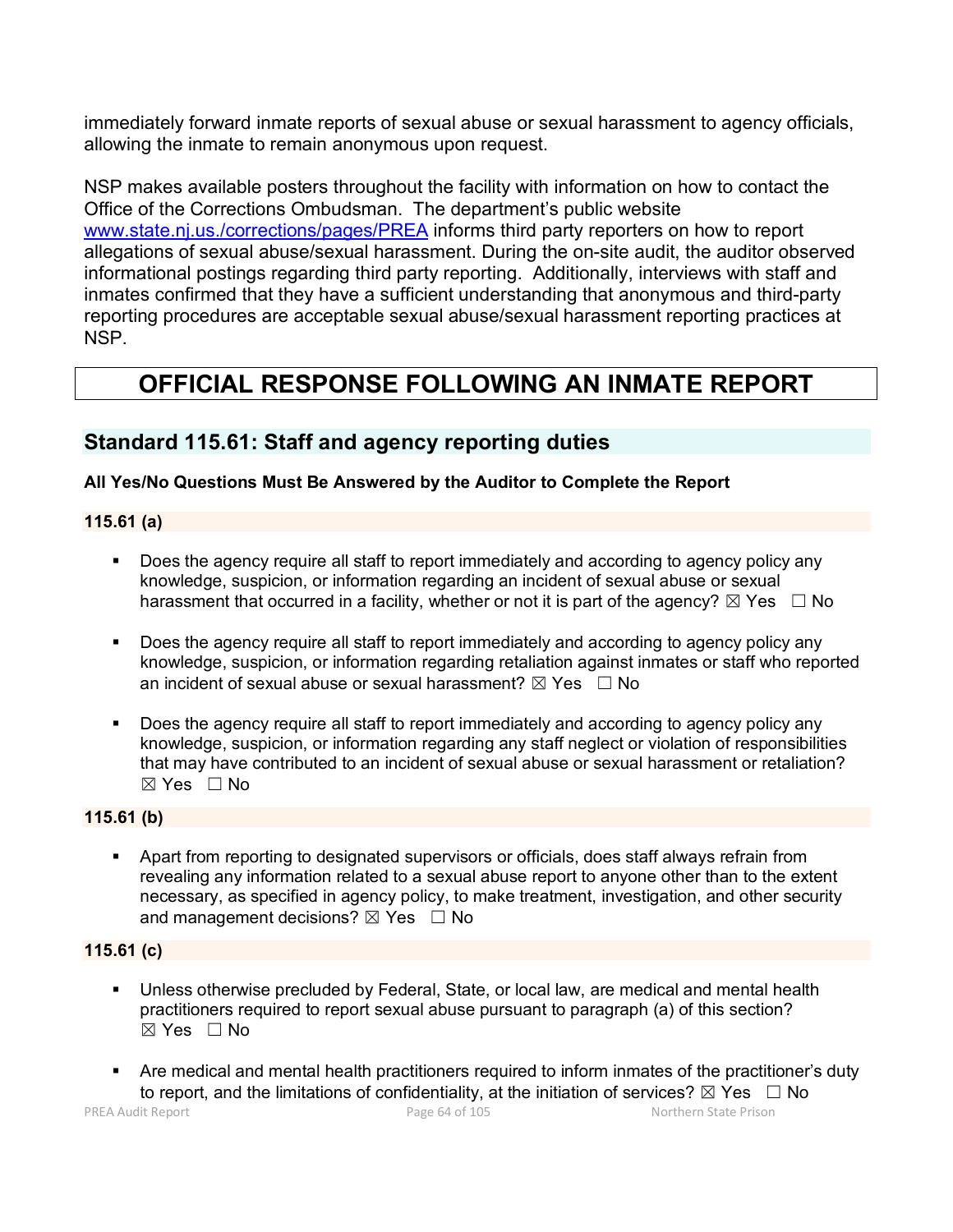immediately forward inmate reports of sexual abuse or sexual harassment to agency officials, allowing the inmate to remain anonymous upon request.

NSP makes available posters throughout the facility with information on how to contact the Office of the Corrections Ombudsman. The department's public website [www.state.nj.us./corrections/pages/PREA](www.state.nj.us./corrections/pages/PREA) informs third party reporters on how to report allegations of sexual abuse/sexual harassment. During the on-site audit, the auditor observed informational postings regarding third party reporting. Additionally, interviews with staff and inmates confirmed that they have a sufficient understanding that anonymous and third-party reporting procedures are acceptable sexual abuse/sexual harassment reporting practices at NSP.

# OFFICIAL RESPONSE FOLLOWING AN INMATE REPORT

## Standard 115.61: Staff and agency reporting duties

**All Yes/No Questions Must Be Answered by the Auditor to Complete the Report**

### 115.61 (a)

- Does the agency require all staff to report immediately and according to agency policy any knowledge, suspicion, or information regarding an incident of sexual abuse or sexual harassment that occurred in a facility, whether or not it is part of the agency? ☒ Yes ☐ No

- Does the agency require all staff to report immediately and according to agency policy any knowledge, suspicion, or information regarding retaliation against inmates or staff who reported an incident of sexual abuse or sexual harassment? ☒ Yes ☐ No

- Does the agency require all staff to report immediately and according to agency policy any knowledge, suspicion, or information regarding any staff neglect or violation of responsibilities that may have contributed to an incident of sexual abuse or sexual harassment or retaliation? ☒ Yes ☐ No

### 115.61 (b)

- Apart from reporting to designated supervisors or officials, does staff always refrain from revealing any information related to a sexual abuse report to anyone other than to the extent necessary, as specified in agency policy, to make treatment, investigation, and other security and management decisions? ☒ Yes ☐ No

### 115.61 (c)

- Unless otherwise precluded by Federal, State, or local law, are medical and mental health practitioners required to report sexual abuse pursuant to paragraph (a) of this section? ☒ Yes ☐ No

- Are medical and mental health practitioners required to inform inmates of the practitioner's duty to report, and the limitations of confidentiality, at the initiation of services? ☒ Yes ☐ No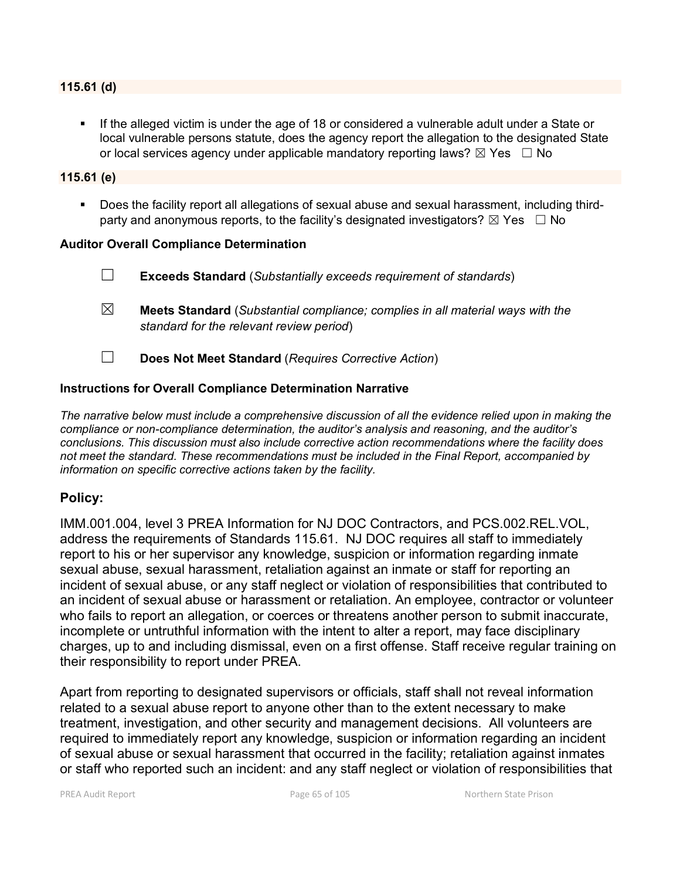**115.61 (d)**

- If the alleged victim is under the age of 18 or considered a vulnerable adult under a State or local vulnerable persons statute, does the agency report the allegation to the designated State or local services agency under applicable mandatory reporting laws? ☒ Yes ☐ No

**115.61 (e)**

- Does the facility report all allegations of sexual abuse and sexual harassment, including third-party and anonymous reports, to the facility's designated investigators? ☒ Yes ☐ No

**Auditor Overall Compliance Determination**

☐ **Exceeds Standard** (*Substantially exceeds requirement of standards*)

☒ **Meets Standard** (*Substantial compliance; complies in all material ways with the standard for the relevant review period*)

☐ **Does Not Meet Standard** (*Requires Corrective Action*)

**Instructions for Overall Compliance Determination Narrative**

*The narrative below must include a comprehensive discussion of all the evidence relied upon in making the compliance or non-compliance determination, the auditor's analysis and reasoning, and the auditor's conclusions. This discussion must also include corrective action recommendations where the facility does not meet the standard. These recommendations must be included in the Final Report, accompanied by information on specific corrective actions taken by the facility.*

### Policy:

IMM.001.004, level 3 PREA Information for NJ DOC Contractors, and PCS.002.REL.VOL, address the requirements of Standards 115.61. NJ DOC requires all staff to immediately report to his or her supervisor any knowledge, suspicion or information regarding inmate sexual abuse, sexual harassment, retaliation against an inmate or staff for reporting an incident of sexual abuse, or any staff neglect or violation of responsibilities that contributed to an incident of sexual abuse or harassment or retaliation. An employee, contractor or volunteer who fails to report an allegation, or coerces or threatens another person to submit inaccurate, incomplete or untruthful information with the intent to alter a report, may face disciplinary charges, up to and including dismissal, even on a first offense. Staff receive regular training on their responsibility to report under PREA.

Apart from reporting to designated supervisors or officials, staff shall not reveal information related to a sexual abuse report to anyone other than to the extent necessary to make treatment, investigation, and other security and management decisions. All volunteers are required to immediately report any knowledge, suspicion or information regarding an incident of sexual abuse or sexual harassment that occurred in the facility; retaliation against inmates or staff who reported such an incident: and any staff neglect or violation of responsibilities that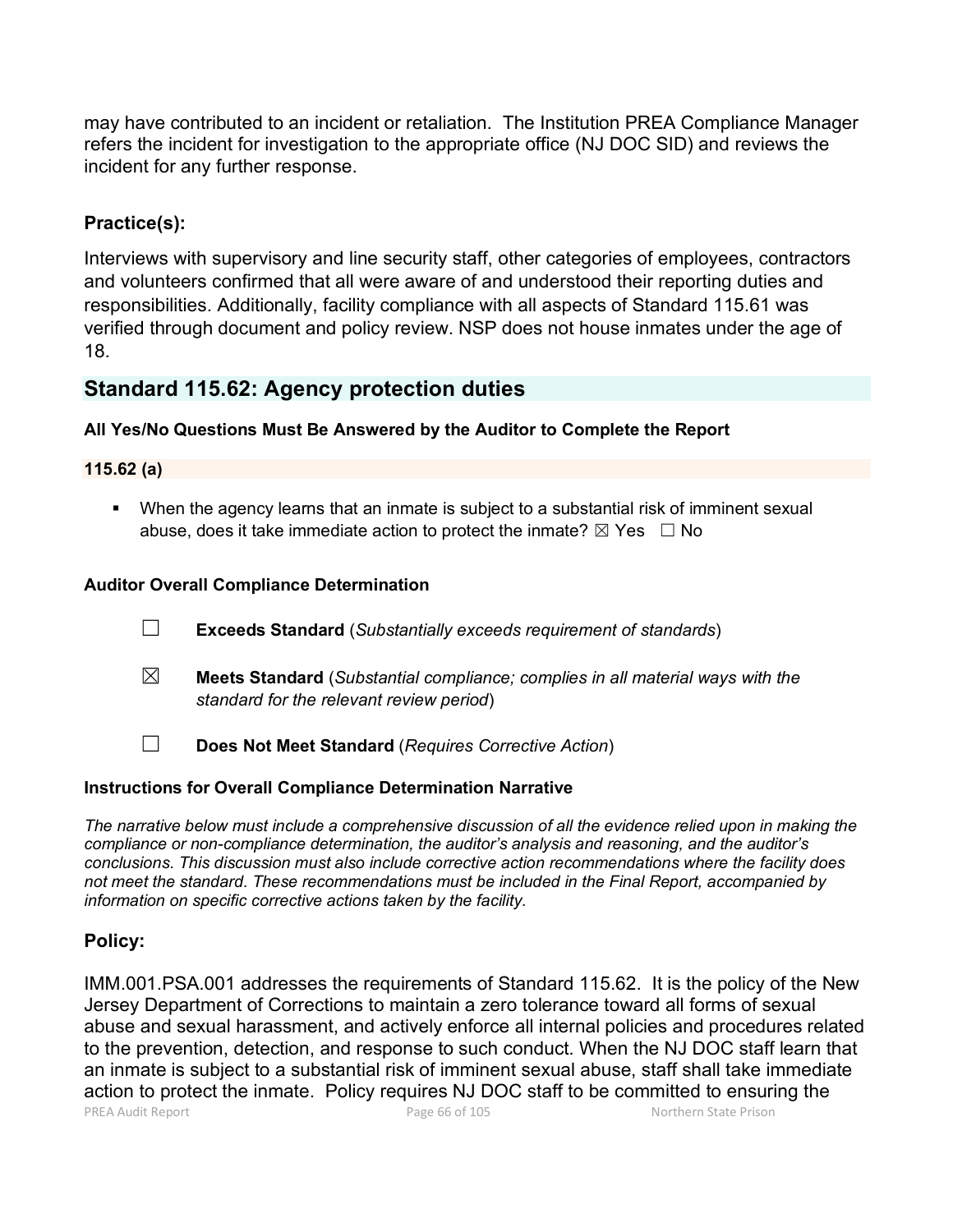may have contributed to an incident or retaliation. The Institution PREA Compliance Manager refers the incident for investigation to the appropriate office (NJ DOC SID) and reviews the incident for any further response.

### Practice(s):

Interviews with supervisory and line security staff, other categories of employees, contractors and volunteers confirmed that all were aware of and understood their reporting duties and responsibilities. Additionally, facility compliance with all aspects of Standard 115.61 was verified through document and policy review. NSP does not house inmates under the age of 18.

## Standard 115.62: Agency protection duties

**All Yes/No Questions Must Be Answered by the Auditor to Complete the Report**

**115.62 (a)**

- When the agency learns that an inmate is subject to a substantial risk of imminent sexual abuse, does it take immediate action to protect the inmate? ☒ Yes ☐ No

**Auditor Overall Compliance Determination**

☐ **Exceeds Standard** (*Substantially exceeds requirement of standards*)

☒ **Meets Standard** (*Substantial compliance; complies in all material ways with the standard for the relevant review period*)

☐ **Does Not Meet Standard** (*Requires Corrective Action*)

**Instructions for Overall Compliance Determination Narrative**

*The narrative below must include a comprehensive discussion of all the evidence relied upon in making the compliance or non-compliance determination, the auditor's analysis and reasoning, and the auditor's conclusions. This discussion must also include corrective action recommendations where the facility does not meet the standard. These recommendations must be included in the Final Report, accompanied by information on specific corrective actions taken by the facility.*

### Policy:

IMM.001.PSA.001 addresses the requirements of Standard 115.62. It is the policy of the New Jersey Department of Corrections to maintain a zero tolerance toward all forms of sexual abuse and sexual harassment, and actively enforce all internal policies and procedures related to the prevention, detection, and response to such conduct. When the NJ DOC staff learn that an inmate is subject to a substantial risk of imminent sexual abuse, staff shall take immediate action to protect the inmate. Policy requires NJ DOC staff to be committed to ensuring the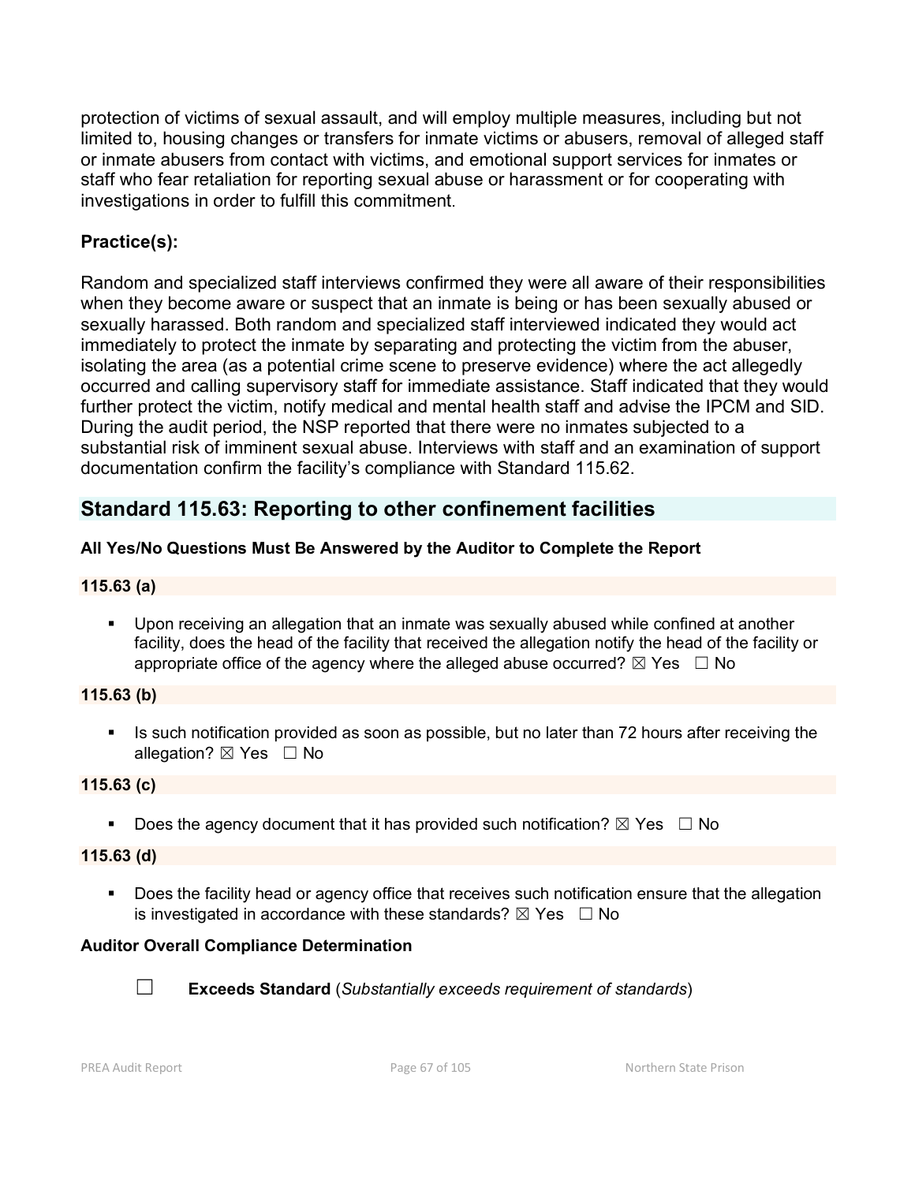protection of victims of sexual assault, and will employ multiple measures, including but not limited to, housing changes or transfers for inmate victims or abusers, removal of alleged staff or inmate abusers from contact with victims, and emotional support services for inmates or staff who fear retaliation for reporting sexual abuse or harassment or for cooperating with investigations in order to fulfill this commitment.

**Practice(s):**

Random and specialized staff interviews confirmed they were all aware of their responsibilities when they become aware or suspect that an inmate is being or has been sexually abused or sexually harassed. Both random and specialized staff interviewed indicated they would act immediately to protect the inmate by separating and protecting the victim from the abuser, isolating the area (as a potential crime scene to preserve evidence) where the act allegedly occurred and calling supervisory staff for immediate assistance. Staff indicated that they would further protect the victim, notify medical and mental health staff and advise the IPCM and SID. During the audit period, the NSP reported that there were no inmates subjected to a substantial risk of imminent sexual abuse. Interviews with staff and an examination of support documentation confirm the facility's compliance with Standard 115.62.

## Standard 115.63: Reporting to other confinement facilities

**All Yes/No Questions Must Be Answered by the Auditor to Complete the Report**

**115.63 (a)**

- Upon receiving an allegation that an inmate was sexually abused while confined at another facility, does the head of the facility that received the allegation notify the head of the facility or appropriate office of the agency where the alleged abuse occurred? ☒ Yes ☐ No

**115.63 (b)**

- Is such notification provided as soon as possible, but no later than 72 hours after receiving the allegation? ☒ Yes ☐ No

**115.63 (c)**

- Does the agency document that it has provided such notification? ☒ Yes ☐ No

**115.63 (d)**

- Does the facility head or agency office that receives such notification ensure that the allegation is investigated in accordance with these standards? ☒ Yes ☐ No

**Auditor Overall Compliance Determination**

☐ **Exceeds Standard** (*Substantially exceeds requirement of standards*)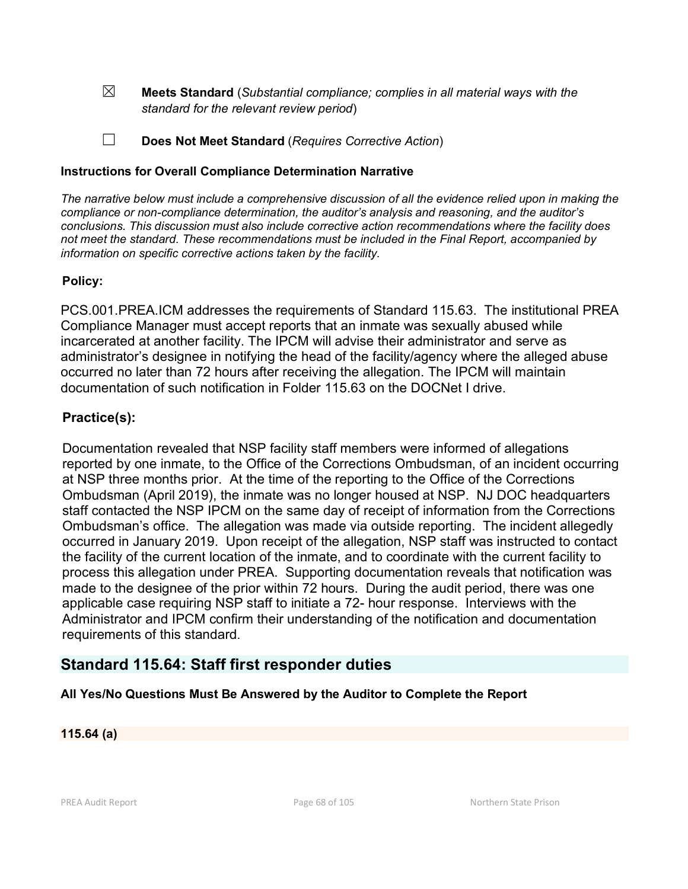☒ **Meets Standard** (*Substantial compliance; complies in all material ways with the standard for the relevant review period*)

☐ **Does Not Meet Standard** (*Requires Corrective Action*)

**Instructions for Overall Compliance Determination Narrative**

*The narrative below must include a comprehensive discussion of all the evidence relied upon in making the compliance or non-compliance determination, the auditor's analysis and reasoning, and the auditor's conclusions. This discussion must also include corrective action recommendations where the facility does not meet the standard. These recommendations must be included in the Final Report, accompanied by information on specific corrective actions taken by the facility.*

**Policy:**

PCS.001.PREA.ICM addresses the requirements of Standard 115.63. The institutional PREA Compliance Manager must accept reports that an inmate was sexually abused while incarcerated at another facility. The IPCM will advise their administrator and serve as administrator's designee in notifying the head of the facility/agency where the alleged abuse occurred no later than 72 hours after receiving the allegation. The IPCM will maintain documentation of such notification in Folder 115.63 on the DOCNet I drive.

**Practice(s):**

Documentation revealed that NSP facility staff members were informed of allegations reported by one inmate, to the Office of the Corrections Ombudsman, of an incident occurring at NSP three months prior. At the time of the reporting to the Office of the Corrections Ombudsman (April 2019), the inmate was no longer housed at NSP. NJ DOC headquarters staff contacted the NSP IPCM on the same day of receipt of information from the Corrections Ombudsman's office. The allegation was made via outside reporting. The incident allegedly occurred in January 2019. Upon receipt of the allegation, NSP staff was instructed to contact the facility of the current location of the inmate, and to coordinate with the current facility to process this allegation under PREA. Supporting documentation reveals that notification was made to the designee of the prior within 72 hours. During the audit period, there was one applicable case requiring NSP staff to initiate a 72- hour response. Interviews with the Administrator and IPCM confirm their understanding of the notification and documentation requirements of this standard.

## Standard 115.64: Staff first responder duties

**All Yes/No Questions Must Be Answered by the Auditor to Complete the Report**

**115.64 (a)**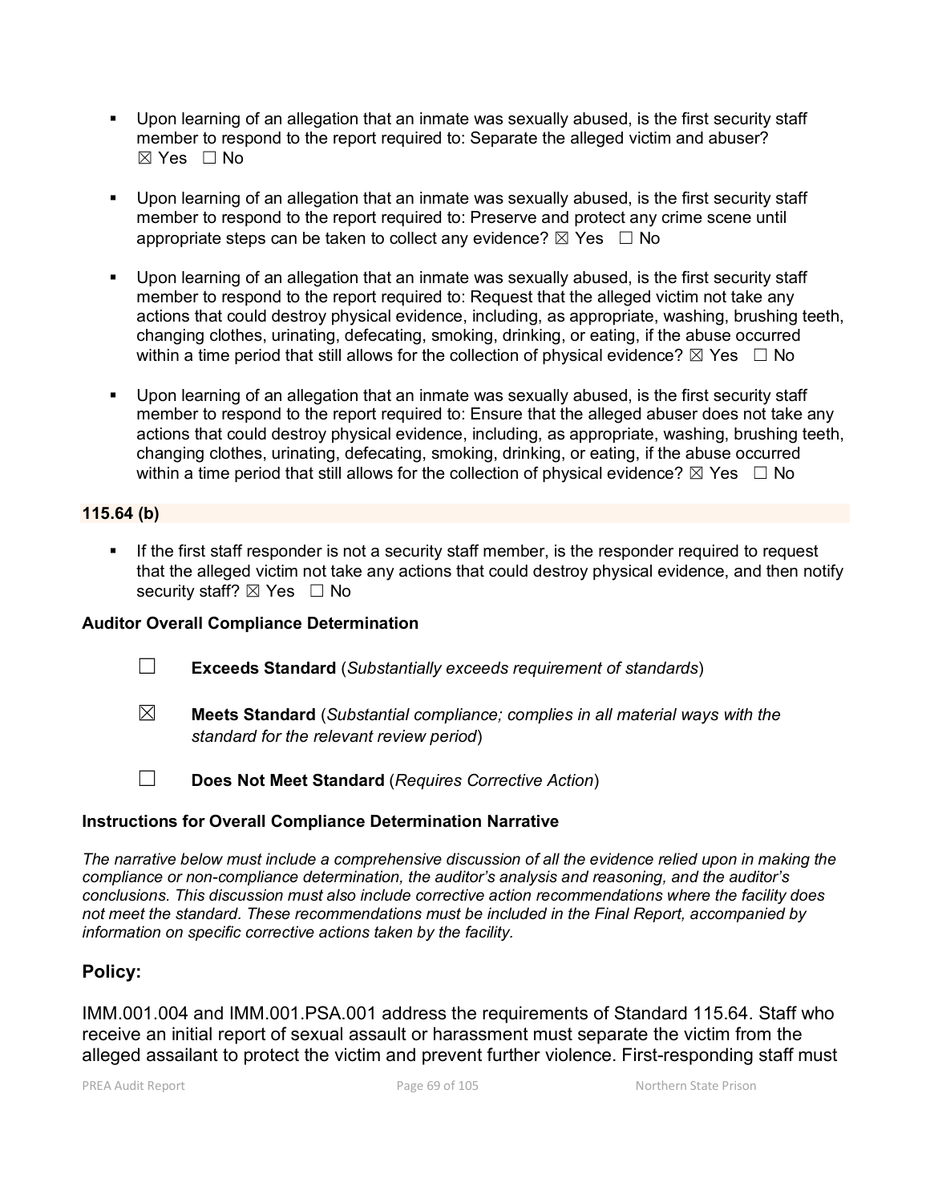- Upon learning of an allegation that an inmate was sexually abused, is the first security staff member to respond to the report required to: Separate the alleged victim and abuser? ☒ Yes ☐ No

- Upon learning of an allegation that an inmate was sexually abused, is the first security staff member to respond to the report required to: Preserve and protect any crime scene until appropriate steps can be taken to collect any evidence? ☒ Yes ☐ No

- Upon learning of an allegation that an inmate was sexually abused, is the first security staff member to respond to the report required to: Request that the alleged victim not take any actions that could destroy physical evidence, including, as appropriate, washing, brushing teeth, changing clothes, urinating, defecating, smoking, drinking, or eating, if the abuse occurred within a time period that still allows for the collection of physical evidence? ☒ Yes ☐ No

- Upon learning of an allegation that an inmate was sexually abused, is the first security staff member to respond to the report required to: Ensure that the alleged abuser does not take any actions that could destroy physical evidence, including, as appropriate, washing, brushing teeth, changing clothes, urinating, defecating, smoking, drinking, or eating, if the abuse occurred within a time period that still allows for the collection of physical evidence? ☒ Yes ☐ No

**115.64 (b)**

- If the first staff responder is not a security staff member, is the responder required to request that the alleged victim not take any actions that could destroy physical evidence, and then notify security staff? ☒ Yes ☐ No

**Auditor Overall Compliance Determination**

☐ **Exceeds Standard** (*Substantially exceeds requirement of standards*)

☒ **Meets Standard** (*Substantial compliance; complies in all material ways with the standard for the relevant review period*)

☐ **Does Not Meet Standard** (*Requires Corrective Action*)

**Instructions for Overall Compliance Determination Narrative**

*The narrative below must include a comprehensive discussion of all the evidence relied upon in making the compliance or non-compliance determination, the auditor's analysis and reasoning, and the auditor's conclusions. This discussion must also include corrective action recommendations where the facility does not meet the standard. These recommendations must be included in the Final Report, accompanied by information on specific corrective actions taken by the facility.*

## Policy:

IMM.001.004 and IMM.001.PSA.001 address the requirements of Standard 115.64. Staff who receive an initial report of sexual assault or harassment must separate the victim from the alleged assailant to protect the victim and prevent further violence. First-responding staff must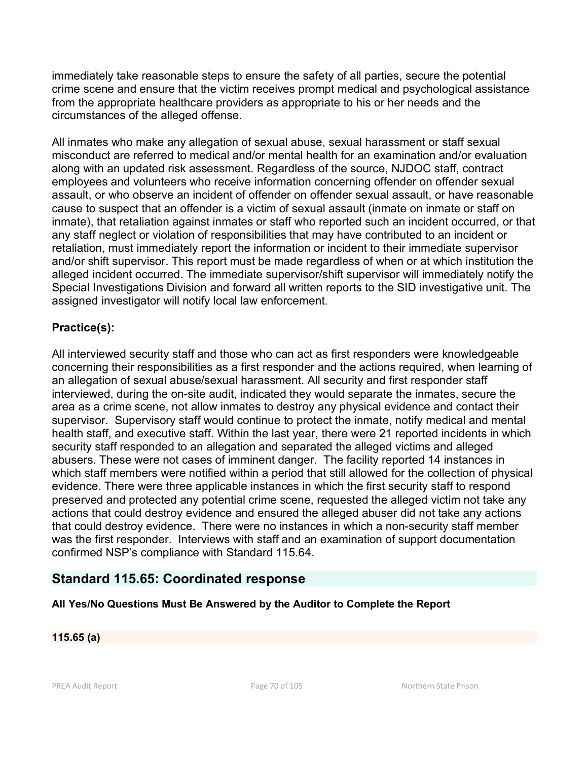immediately take reasonable steps to ensure the safety of all parties, secure the potential crime scene and ensure that the victim receives prompt medical and psychological assistance from the appropriate healthcare providers as appropriate to his or her needs and the circumstances of the alleged offense.

All inmates who make any allegation of sexual abuse, sexual harassment or staff sexual misconduct are referred to medical and/or mental health for an examination and/or evaluation along with an updated risk assessment. Regardless of the source, NJDOC staff, contract employees and volunteers who receive information concerning offender on offender sexual assault, or who observe an incident of offender on offender sexual assault, or have reasonable cause to suspect that an offender is a victim of sexual assault (inmate on inmate or staff on inmate), that retaliation against inmates or staff who reported such an incident occurred, or that any staff neglect or violation of responsibilities that may have contributed to an incident or retaliation, must immediately report the information or incident to their immediate supervisor and/or shift supervisor. This report must be made regardless of when or at which institution the alleged incident occurred. The immediate supervisor/shift supervisor will immediately notify the Special Investigations Division and forward all written reports to the SID investigative unit. The assigned investigator will notify local law enforcement.

**Practice(s):**

All interviewed security staff and those who can act as first responders were knowledgeable concerning their responsibilities as a first responder and the actions required, when learning of an allegation of sexual abuse/sexual harassment. All security and first responder staff interviewed, during the on-site audit, indicated they would separate the inmates, secure the area as a crime scene, not allow inmates to destroy any physical evidence and contact their supervisor. Supervisory staff would continue to protect the inmate, notify medical and mental health staff, and executive staff. Within the last year, there were 21 reported incidents in which security staff responded to an allegation and separated the alleged victims and alleged abusers. These were not cases of imminent danger. The facility reported 14 instances in which staff members were notified within a period that still allowed for the collection of physical evidence. There were three applicable instances in which the first security staff to respond preserved and protected any potential crime scene, requested the alleged victim not take any actions that could destroy evidence and ensured the alleged abuser did not take any actions that could destroy evidence. There were no instances in which a non-security staff member was the first responder. Interviews with staff and an examination of support documentation confirmed NSP's compliance with Standard 115.64.

## Standard 115.65: Coordinated response

**All Yes/No Questions Must Be Answered by the Auditor to Complete the Report**

**115.65 (a)**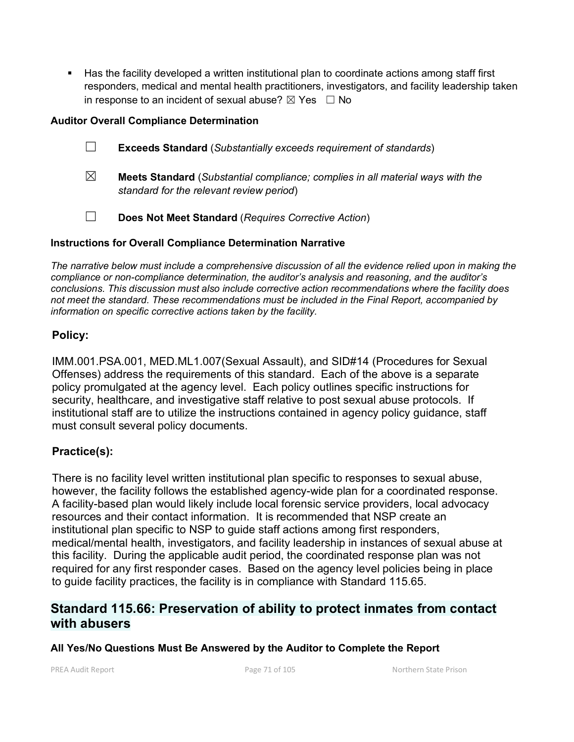- Has the facility developed a written institutional plan to coordinate actions among staff first responders, medical and mental health practitioners, investigators, and facility leadership taken in response to an incident of sexual abuse? ☒ Yes ☐ No

**Auditor Overall Compliance Determination**

☐ **Exceeds Standard** (*Substantially exceeds requirement of standards*)

☒ **Meets Standard** (*Substantial compliance; complies in all material ways with the standard for the relevant review period*)

☐ **Does Not Meet Standard** (*Requires Corrective Action*)

**Instructions for Overall Compliance Determination Narrative**

*The narrative below must include a comprehensive discussion of all the evidence relied upon in making the compliance or non-compliance determination, the auditor's analysis and reasoning, and the auditor's conclusions. This discussion must also include corrective action recommendations where the facility does not meet the standard. These recommendations must be included in the Final Report, accompanied by information on specific corrective actions taken by the facility.*

**Policy:**

IMM.001.PSA.001, MED.ML1.007(Sexual Assault), and SID#14 (Procedures for Sexual Offenses) address the requirements of this standard. Each of the above is a separate policy promulgated at the agency level. Each policy outlines specific instructions for security, healthcare, and investigative staff relative to post sexual abuse protocols. If institutional staff are to utilize the instructions contained in agency policy guidance, staff must consult several policy documents.

**Practice(s):**

There is no facility level written institutional plan specific to responses to sexual abuse, however, the facility follows the established agency-wide plan for a coordinated response. A facility-based plan would likely include local forensic service providers, local advocacy resources and their contact information. It is recommended that NSP create an institutional plan specific to NSP to guide staff actions among first responders, medical/mental health, investigators, and facility leadership in instances of sexual abuse at this facility. During the applicable audit period, the coordinated response plan was not required for any first responder cases. Based on the agency level policies being in place to guide facility practices, the facility is in compliance with Standard 115.65.

## Standard 115.66: Preservation of ability to protect inmates from contact with abusers

**All Yes/No Questions Must Be Answered by the Auditor to Complete the Report**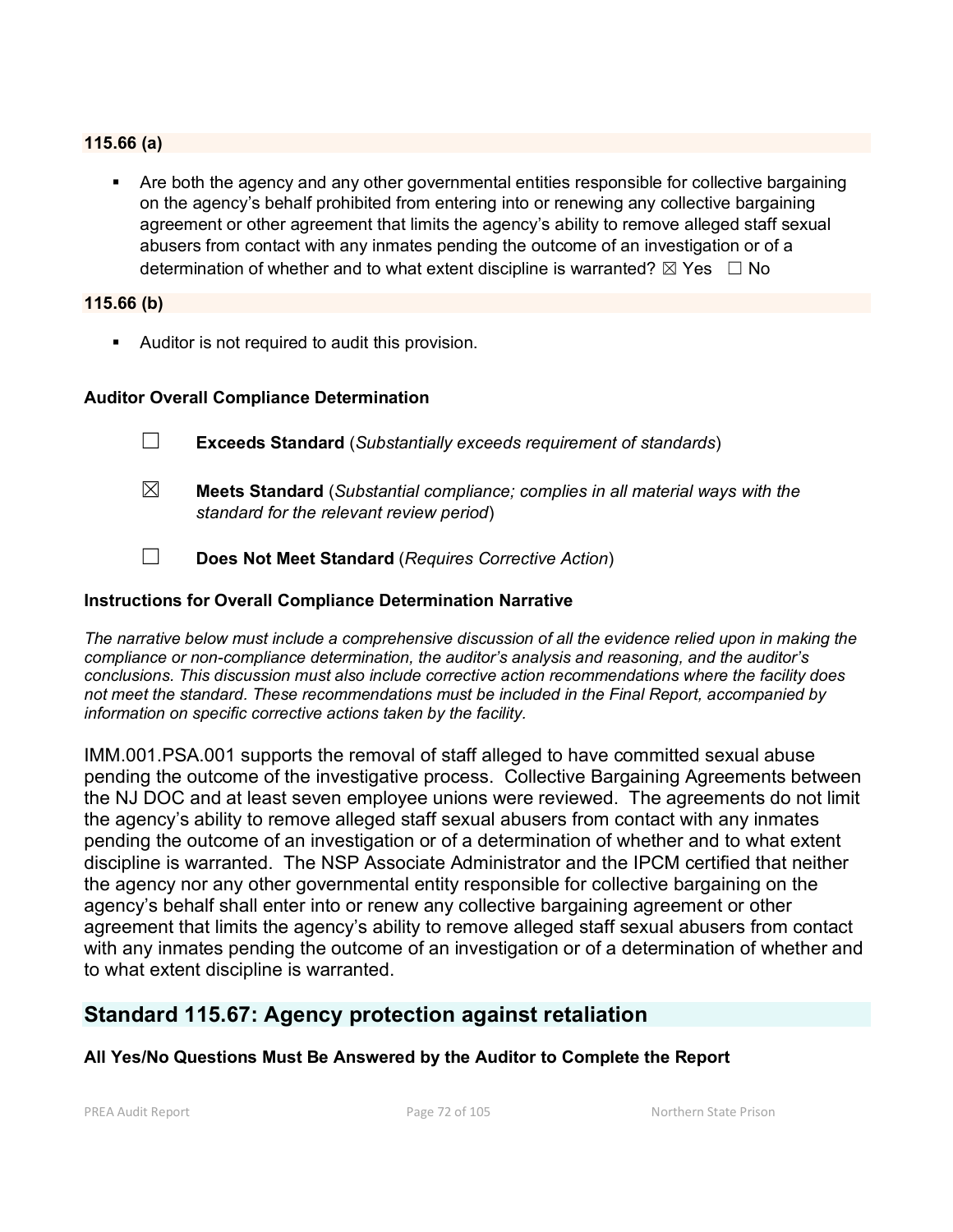**115.66 (a)**

- Are both the agency and any other governmental entities responsible for collective bargaining on the agency's behalf prohibited from entering into or renewing any collective bargaining agreement or other agreement that limits the agency's ability to remove alleged staff sexual abusers from contact with any inmates pending the outcome of an investigation or of a determination of whether and to what extent discipline is warranted? ☒ Yes ☐ No

**115.66 (b)**

- Auditor is not required to audit this provision.

**Auditor Overall Compliance Determination**

☐ **Exceeds Standard** (*Substantially exceeds requirement of standards*)

☒ **Meets Standard** (*Substantial compliance; complies in all material ways with the standard for the relevant review period*)

☐ **Does Not Meet Standard** (*Requires Corrective Action*)

**Instructions for Overall Compliance Determination Narrative**

*The narrative below must include a comprehensive discussion of all the evidence relied upon in making the compliance or non-compliance determination, the auditor's analysis and reasoning, and the auditor's conclusions. This discussion must also include corrective action recommendations where the facility does not meet the standard. These recommendations must be included in the Final Report, accompanied by information on specific corrective actions taken by the facility.*

IMM.001.PSA.001 supports the removal of staff alleged to have committed sexual abuse pending the outcome of the investigative process. Collective Bargaining Agreements between the NJ DOC and at least seven employee unions were reviewed. The agreements do not limit the agency's ability to remove alleged staff sexual abusers from contact with any inmates pending the outcome of an investigation or of a determination of whether and to what extent discipline is warranted. The NSP Associate Administrator and the IPCM certified that neither the agency nor any other governmental entity responsible for collective bargaining on the agency's behalf shall enter into or renew any collective bargaining agreement or other agreement that limits the agency's ability to remove alleged staff sexual abusers from contact with any inmates pending the outcome of an investigation or of a determination of whether and to what extent discipline is warranted.

## Standard 115.67: Agency protection against retaliation

**All Yes/No Questions Must Be Answered by the Auditor to Complete the Report**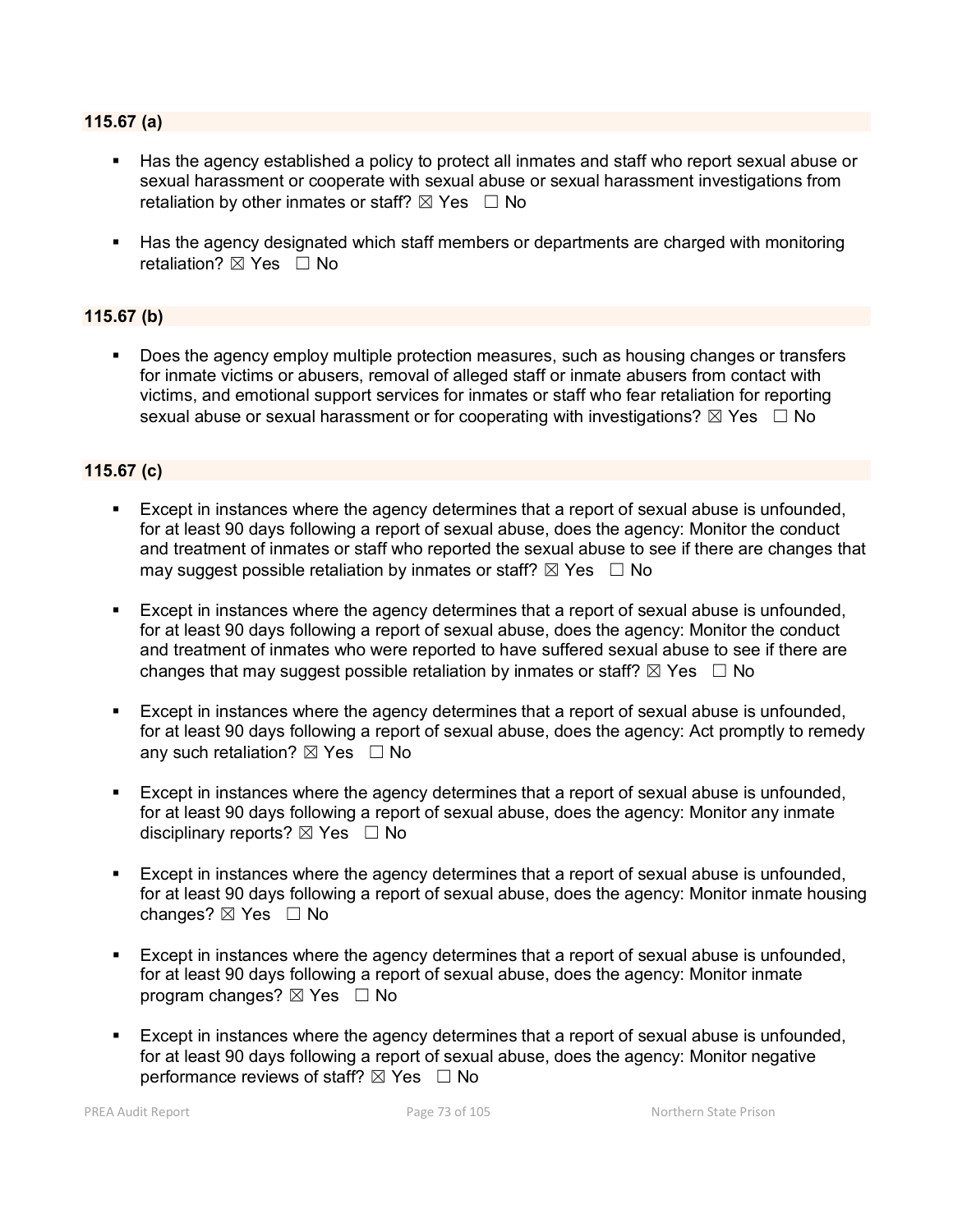### 115.67 (a)

- Has the agency established a policy to protect all inmates and staff who report sexual abuse or sexual harassment or cooperate with sexual abuse or sexual harassment investigations from retaliation by other inmates or staff? ☒ Yes ☐ No

- Has the agency designated which staff members or departments are charged with monitoring retaliation? ☒ Yes ☐ No

### 115.67 (b)

- Does the agency employ multiple protection measures, such as housing changes or transfers for inmate victims or abusers, removal of alleged staff or inmate abusers from contact with victims, and emotional support services for inmates or staff who fear retaliation for reporting sexual abuse or sexual harassment or for cooperating with investigations? ☒ Yes ☐ No

### 115.67 (c)

- Except in instances where the agency determines that a report of sexual abuse is unfounded, for at least 90 days following a report of sexual abuse, does the agency: Monitor the conduct and treatment of inmates or staff who reported the sexual abuse to see if there are changes that may suggest possible retaliation by inmates or staff? ☒ Yes ☐ No

- Except in instances where the agency determines that a report of sexual abuse is unfounded, for at least 90 days following a report of sexual abuse, does the agency: Monitor the conduct and treatment of inmates who were reported to have suffered sexual abuse to see if there are changes that may suggest possible retaliation by inmates or staff? ☒ Yes ☐ No

- Except in instances where the agency determines that a report of sexual abuse is unfounded, for at least 90 days following a report of sexual abuse, does the agency: Act promptly to remedy any such retaliation? ☒ Yes ☐ No

- Except in instances where the agency determines that a report of sexual abuse is unfounded, for at least 90 days following a report of sexual abuse, does the agency: Monitor any inmate disciplinary reports? ☒ Yes ☐ No

- Except in instances where the agency determines that a report of sexual abuse is unfounded, for at least 90 days following a report of sexual abuse, does the agency: Monitor inmate housing changes? ☒ Yes ☐ No

- Except in instances where the agency determines that a report of sexual abuse is unfounded, for at least 90 days following a report of sexual abuse, does the agency: Monitor inmate program changes? ☒ Yes ☐ No

- Except in instances where the agency determines that a report of sexual abuse is unfounded, for at least 90 days following a report of sexual abuse, does the agency: Monitor negative performance reviews of staff? ☒ Yes ☐ No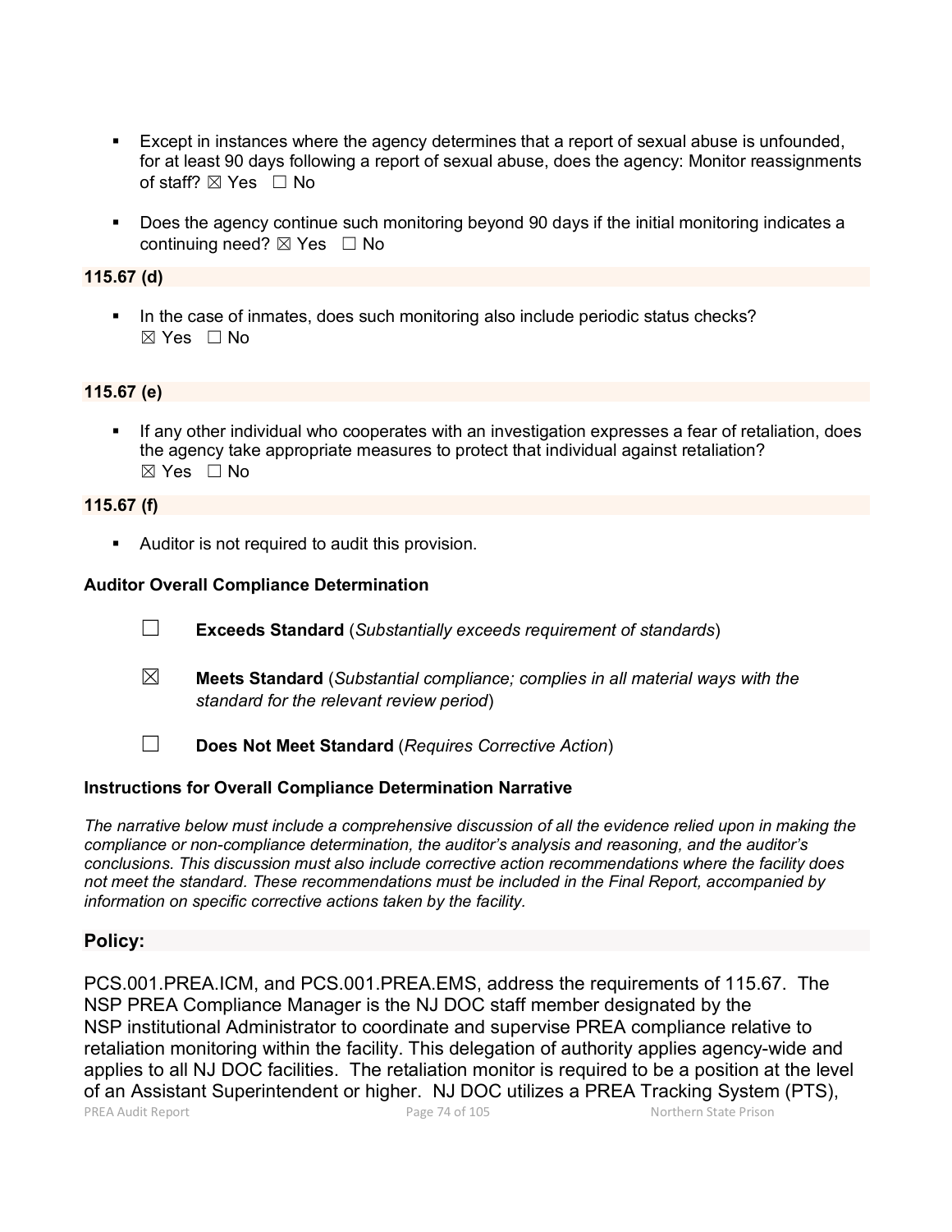- Except in instances where the agency determines that a report of sexual abuse is unfounded, for at least 90 days following a report of sexual abuse, does the agency: Monitor reassignments of staff? ☒ Yes ☐ No

- Does the agency continue such monitoring beyond 90 days if the initial monitoring indicates a continuing need? ☒ Yes ☐ No

**115.67 (d)**

- In the case of inmates, does such monitoring also include periodic status checks? ☒ Yes ☐ No

**115.67 (e)**

- If any other individual who cooperates with an investigation expresses a fear of retaliation, does the agency take appropriate measures to protect that individual against retaliation? ☒ Yes ☐ No

**115.67 (f)**

- Auditor is not required to audit this provision.

**Auditor Overall Compliance Determination**

☐ **Exceeds Standard** (*Substantially exceeds requirement of standards*)

☒ **Meets Standard** (*Substantial compliance; complies in all material ways with the standard for the relevant review period*)

☐ **Does Not Meet Standard** (*Requires Corrective Action*)

**Instructions for Overall Compliance Determination Narrative**

*The narrative below must include a comprehensive discussion of all the evidence relied upon in making the compliance or non-compliance determination, the auditor's analysis and reasoning, and the auditor's conclusions. This discussion must also include corrective action recommendations where the facility does not meet the standard. These recommendations must be included in the Final Report, accompanied by information on specific corrective actions taken by the facility.*

**Policy:**

PCS.001.PREA.ICM, and PCS.001.PREA.EMS, address the requirements of 115.67. The NSP PREA Compliance Manager is the NJ DOC staff member designated by the NSP institutional Administrator to coordinate and supervise PREA compliance relative to retaliation monitoring within the facility. This delegation of authority applies agency-wide and applies to all NJ DOC facilities. The retaliation monitor is required to be a position at the level of an Assistant Superintendent or higher. NJ DOC utilizes a PREA Tracking System (PTS),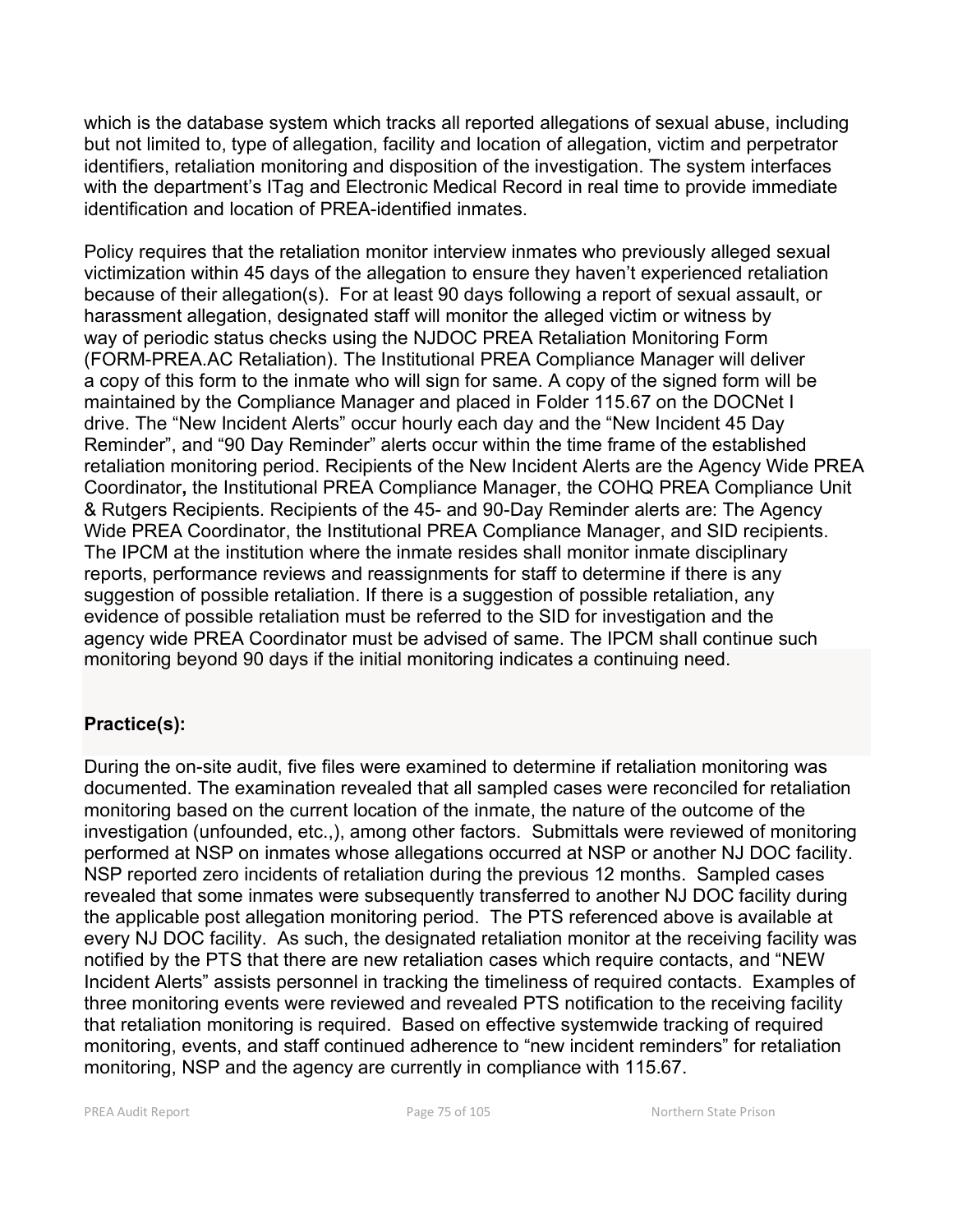which is the database system which tracks all reported allegations of sexual abuse, including but not limited to, type of allegation, facility and location of allegation, victim and perpetrator identifiers, retaliation monitoring and disposition of the investigation. The system interfaces with the department's ITag and Electronic Medical Record in real time to provide immediate identification and location of PREA-identified inmates.

Policy requires that the retaliation monitor interview inmates who previously alleged sexual victimization within 45 days of the allegation to ensure they haven't experienced retaliation because of their allegation(s). For at least 90 days following a report of sexual assault, or harassment allegation, designated staff will monitor the alleged victim or witness by way of periodic status checks using the NJDOC PREA Retaliation Monitoring Form (FORM-PREA.AC Retaliation). The Institutional PREA Compliance Manager will deliver a copy of this form to the inmate who will sign for same. A copy of the signed form will be maintained by the Compliance Manager and placed in Folder 115.67 on the DOCNet I drive. The "New Incident Alerts" occur hourly each day and the "New Incident 45 Day Reminder", and "90 Day Reminder" alerts occur within the time frame of the established retaliation monitoring period. Recipients of the New Incident Alerts are the Agency Wide PREA Coordinator**,** the Institutional PREA Compliance Manager, the COHQ PREA Compliance Unit & Rutgers Recipients. Recipients of the 45- and 90-Day Reminder alerts are: The Agency Wide PREA Coordinator, the Institutional PREA Compliance Manager, and SID recipients. The IPCM at the institution where the inmate resides shall monitor inmate disciplinary reports, performance reviews and reassignments for staff to determine if there is any suggestion of possible retaliation. If there is a suggestion of possible retaliation, any evidence of possible retaliation must be referred to the SID for investigation and the agency wide PREA Coordinator must be advised of same. The IPCM shall continue such monitoring beyond 90 days if the initial monitoring indicates a continuing need.

**Practice(s):**

During the on-site audit, five files were examined to determine if retaliation monitoring was documented. The examination revealed that all sampled cases were reconciled for retaliation monitoring based on the current location of the inmate, the nature of the outcome of the investigation (unfounded, etc.,), among other factors. Submittals were reviewed of monitoring performed at NSP on inmates whose allegations occurred at NSP or another NJ DOC facility. NSP reported zero incidents of retaliation during the previous 12 months. Sampled cases revealed that some inmates were subsequently transferred to another NJ DOC facility during the applicable post allegation monitoring period. The PTS referenced above is available at every NJ DOC facility. As such, the designated retaliation monitor at the receiving facility was notified by the PTS that there are new retaliation cases which require contacts, and "NEW Incident Alerts" assists personnel in tracking the timeliness of required contacts. Examples of three monitoring events were reviewed and revealed PTS notification to the receiving facility that retaliation monitoring is required. Based on effective systemwide tracking of required monitoring, events, and staff continued adherence to "new incident reminders" for retaliation monitoring, NSP and the agency are currently in compliance with 115.67.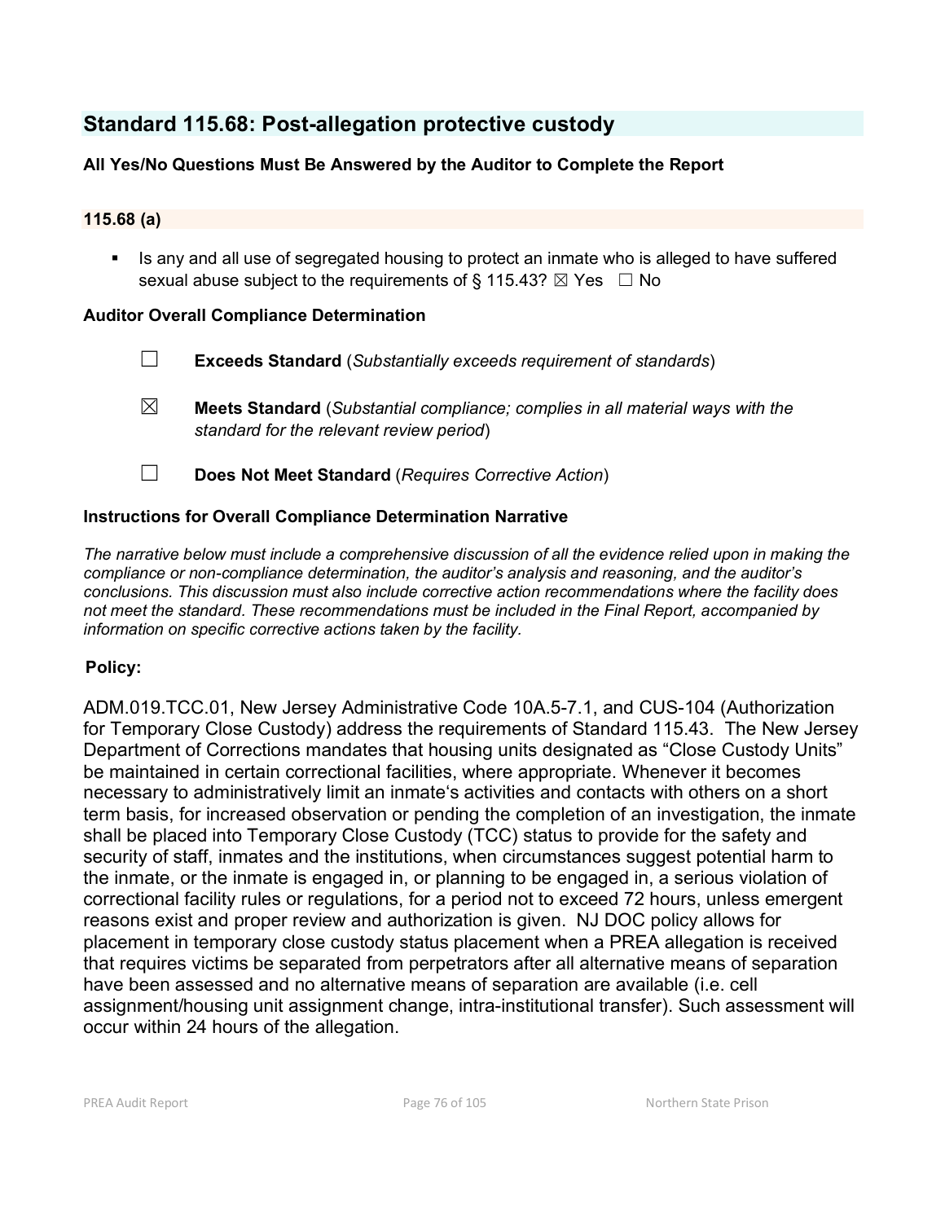## Standard 115.68: Post-allegation protective custody

**All Yes/No Questions Must Be Answered by the Auditor to Complete the Report**

**115.68 (a)**

- Is any and all use of segregated housing to protect an inmate who is alleged to have suffered sexual abuse subject to the requirements of § 115.43? ☒ Yes ☐ No

**Auditor Overall Compliance Determination**

☐ **Exceeds Standard** (*Substantially exceeds requirement of standards*)

☒ **Meets Standard** (*Substantial compliance; complies in all material ways with the standard for the relevant review period*)

☐ **Does Not Meet Standard** (*Requires Corrective Action*)

**Instructions for Overall Compliance Determination Narrative**

*The narrative below must include a comprehensive discussion of all the evidence relied upon in making the compliance or non-compliance determination, the auditor's analysis and reasoning, and the auditor's conclusions. This discussion must also include corrective action recommendations where the facility does not meet the standard. These recommendations must be included in the Final Report, accompanied by information on specific corrective actions taken by the facility.*

**Policy:**

ADM.019.TCC.01, New Jersey Administrative Code 10A.5-7.1, and CUS-104 (Authorization for Temporary Close Custody) address the requirements of Standard 115.43. The New Jersey Department of Corrections mandates that housing units designated as "Close Custody Units" be maintained in certain correctional facilities, where appropriate. Whenever it becomes necessary to administratively limit an inmate's activities and contacts with others on a short term basis, for increased observation or pending the completion of an investigation, the inmate shall be placed into Temporary Close Custody (TCC) status to provide for the safety and security of staff, inmates and the institutions, when circumstances suggest potential harm to the inmate, or the inmate is engaged in, or planning to be engaged in, a serious violation of correctional facility rules or regulations, for a period not to exceed 72 hours, unless emergent reasons exist and proper review and authorization is given. NJ DOC policy allows for placement in temporary close custody status placement when a PREA allegation is received that requires victims be separated from perpetrators after all alternative means of separation have been assessed and no alternative means of separation are available (i.e. cell assignment/housing unit assignment change, intra-institutional transfer). Such assessment will occur within 24 hours of the allegation.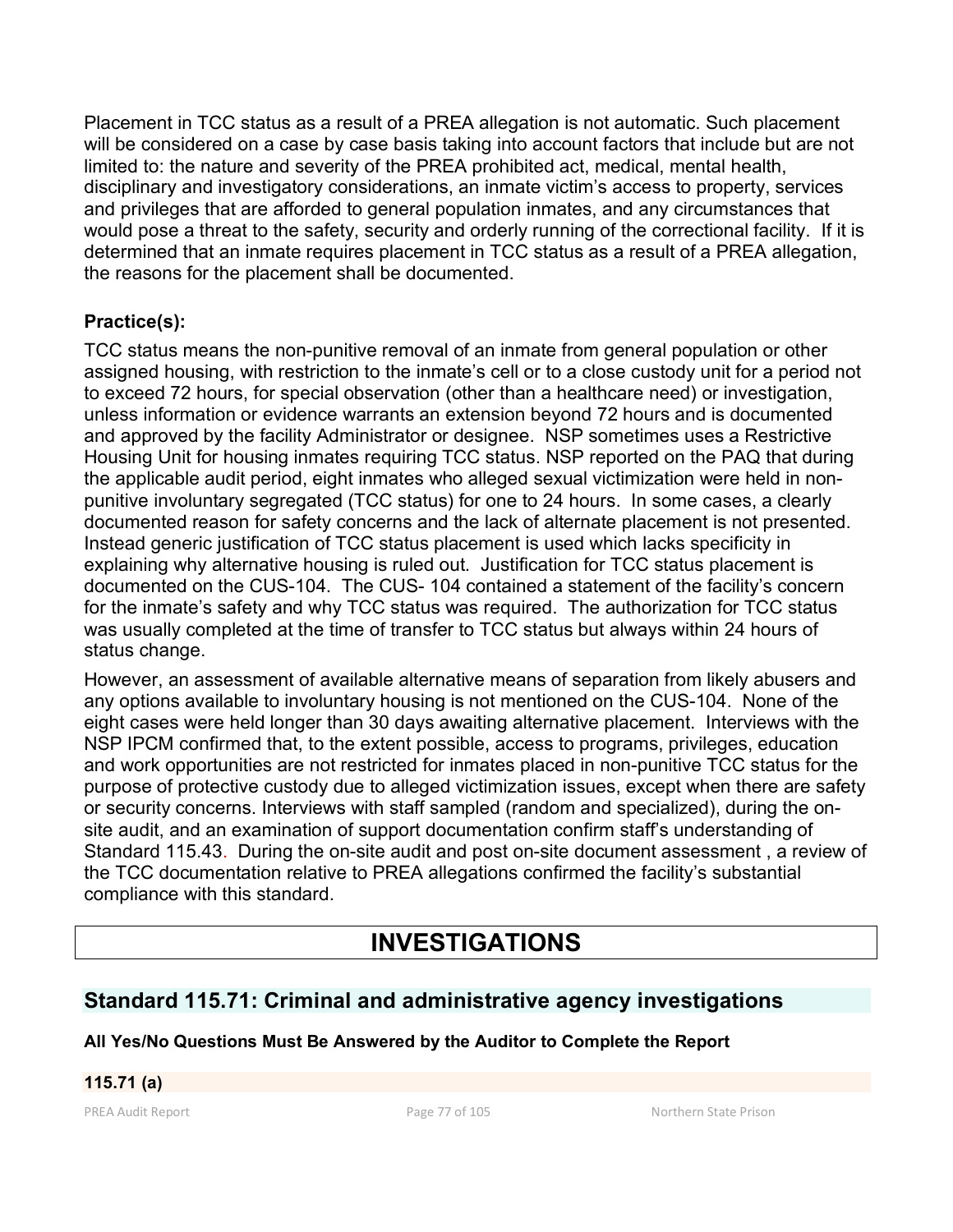Placement in TCC status as a result of a PREA allegation is not automatic. Such placement will be considered on a case by case basis taking into account factors that include but are not limited to: the nature and severity of the PREA prohibited act, medical, mental health, disciplinary and investigatory considerations, an inmate victim's access to property, services and privileges that are afforded to general population inmates, and any circumstances that would pose a threat to the safety, security and orderly running of the correctional facility. If it is determined that an inmate requires placement in TCC status as a result of a PREA allegation, the reasons for the placement shall be documented.

**Practice(s):**

TCC status means the non-punitive removal of an inmate from general population or other assigned housing, with restriction to the inmate's cell or to a close custody unit for a period not to exceed 72 hours, for special observation (other than a healthcare need) or investigation, unless information or evidence warrants an extension beyond 72 hours and is documented and approved by the facility Administrator or designee. NSP sometimes uses a Restrictive Housing Unit for housing inmates requiring TCC status. NSP reported on the PAQ that during the applicable audit period, eight inmates who alleged sexual victimization were held in non-punitive involuntary segregated (TCC status) for one to 24 hours. In some cases, a clearly documented reason for safety concerns and the lack of alternate placement is not presented. Instead generic justification of TCC status placement is used which lacks specificity in explaining why alternative housing is ruled out. Justification for TCC status placement is documented on the CUS-104. The CUS- 104 contained a statement of the facility's concern for the inmate's safety and why TCC status was required. The authorization for TCC status was usually completed at the time of transfer to TCC status but always within 24 hours of status change.

However, an assessment of available alternative means of separation from likely abusers and any options available to involuntary housing is not mentioned on the CUS-104. None of the eight cases were held longer than 30 days awaiting alternative placement. Interviews with the NSP IPCM confirmed that, to the extent possible, access to programs, privileges, education and work opportunities are not restricted for inmates placed in non-punitive TCC status for the purpose of protective custody due to alleged victimization issues, except when there are safety or security concerns. Interviews with staff sampled (random and specialized), during the on-site audit, and an examination of support documentation confirm staff's understanding of Standard 115.43. During the on-site audit and post on-site document assessment , a review of the TCC documentation relative to PREA allegations confirmed the facility's substantial compliance with this standard.

# INVESTIGATIONS

## Standard 115.71: Criminal and administrative agency investigations

**All Yes/No Questions Must Be Answered by the Auditor to Complete the Report**

**115.71 (a)**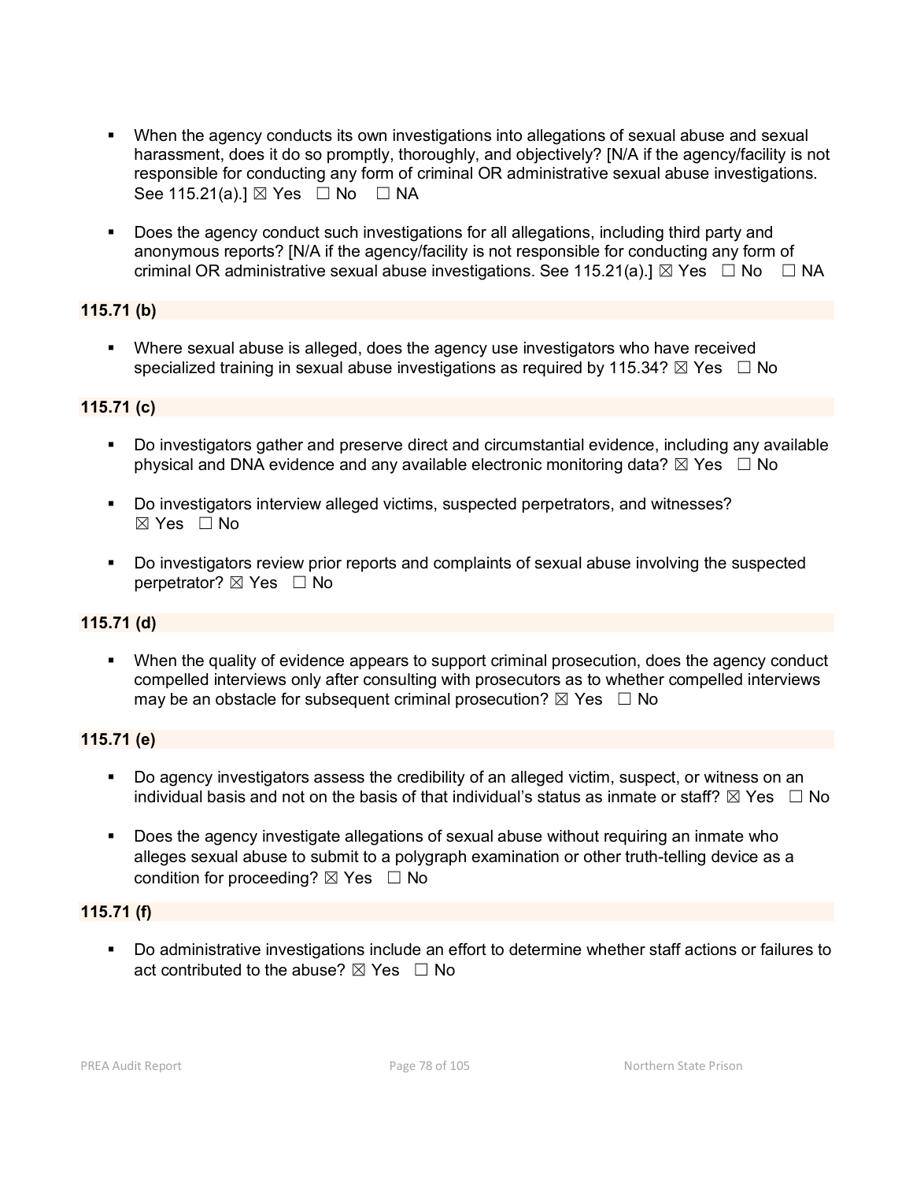- When the agency conducts its own investigations into allegations of sexual abuse and sexual harassment, does it do so promptly, thoroughly, and objectively? [N/A if the agency/facility is not responsible for conducting any form of criminal OR administrative sexual abuse investigations. See 115.21(a).] ☒ Yes ☐ No ☐ NA

- Does the agency conduct such investigations for all allegations, including third party and anonymous reports? [N/A if the agency/facility is not responsible for conducting any form of criminal OR administrative sexual abuse investigations. See 115.21(a).] ☒ Yes ☐ No ☐ NA

**115.71 (b)**

- Where sexual abuse is alleged, does the agency use investigators who have received specialized training in sexual abuse investigations as required by 115.34? ☒ Yes ☐ No

**115.71 (c)**

- Do investigators gather and preserve direct and circumstantial evidence, including any available physical and DNA evidence and any available electronic monitoring data? ☒ Yes ☐ No

- Do investigators interview alleged victims, suspected perpetrators, and witnesses? ☒ Yes ☐ No

- Do investigators review prior reports and complaints of sexual abuse involving the suspected perpetrator? ☒ Yes ☐ No

**115.71 (d)**

- When the quality of evidence appears to support criminal prosecution, does the agency conduct compelled interviews only after consulting with prosecutors as to whether compelled interviews may be an obstacle for subsequent criminal prosecution? ☒ Yes ☐ No

**115.71 (e)**

- Do agency investigators assess the credibility of an alleged victim, suspect, or witness on an individual basis and not on the basis of that individual's status as inmate or staff? ☒ Yes ☐ No

- Does the agency investigate allegations of sexual abuse without requiring an inmate who alleges sexual abuse to submit to a polygraph examination or other truth-telling device as a condition for proceeding? ☒ Yes ☐ No

**115.71 (f)**

- Do administrative investigations include an effort to determine whether staff actions or failures to act contributed to the abuse? ☒ Yes ☐ No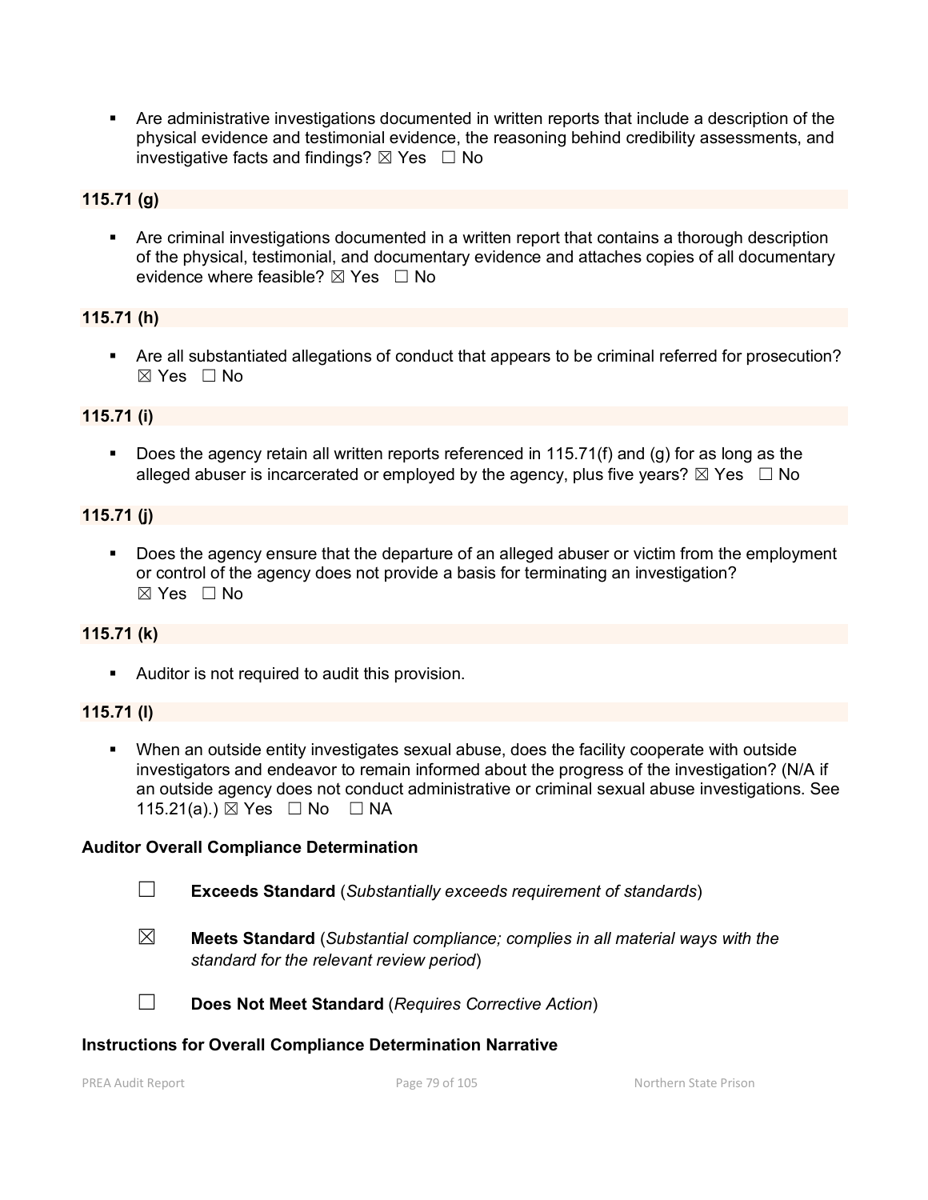- Are administrative investigations documented in written reports that include a description of the physical evidence and testimonial evidence, the reasoning behind credibility assessments, and investigative facts and findings? ☒ Yes ☐ No

**115.71 (g)**

- Are criminal investigations documented in a written report that contains a thorough description of the physical, testimonial, and documentary evidence and attaches copies of all documentary evidence where feasible? ☒ Yes ☐ No

**115.71 (h)**

- Are all substantiated allegations of conduct that appears to be criminal referred for prosecution? ☒ Yes ☐ No

**115.71 (i)**

- Does the agency retain all written reports referenced in 115.71(f) and (g) for as long as the alleged abuser is incarcerated or employed by the agency, plus five years? ☒ Yes ☐ No

**115.71 (j)**

- Does the agency ensure that the departure of an alleged abuser or victim from the employment or control of the agency does not provide a basis for terminating an investigation? ☒ Yes ☐ No

**115.71 (k)**

- Auditor is not required to audit this provision.

**115.71 (l)**

- When an outside entity investigates sexual abuse, does the facility cooperate with outside investigators and endeavor to remain informed about the progress of the investigation? (N/A if an outside agency does not conduct administrative or criminal sexual abuse investigations. See 115.21(a).) ☒ Yes ☐ No ☐ NA

**Auditor Overall Compliance Determination**

☐ **Exceeds Standard** (*Substantially exceeds requirement of standards*)

☒ **Meets Standard** (*Substantial compliance; complies in all material ways with the standard for the relevant review period*)

☐ **Does Not Meet Standard** (*Requires Corrective Action*)

**Instructions for Overall Compliance Determination Narrative**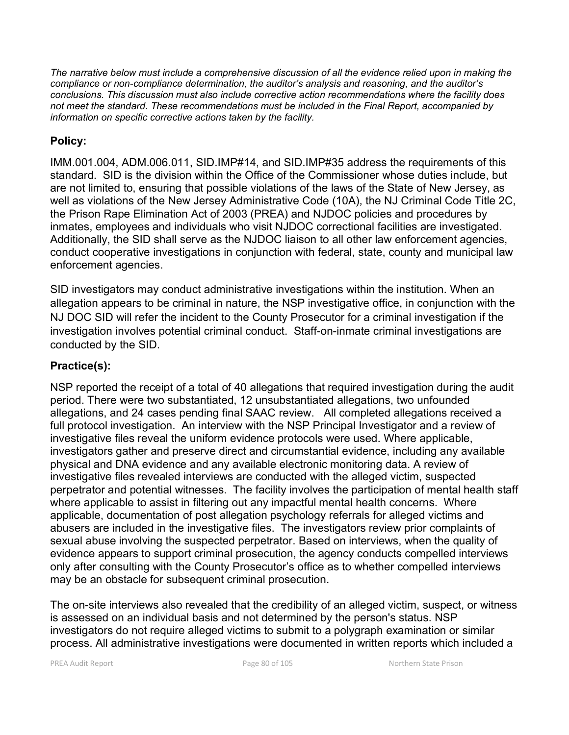*The narrative below must include a comprehensive discussion of all the evidence relied upon in making the compliance or non-compliance determination, the auditor's analysis and reasoning, and the auditor's conclusions. This discussion must also include corrective action recommendations where the facility does not meet the standard. These recommendations must be included in the Final Report, accompanied by information on specific corrective actions taken by the facility.*

## Policy:

IMM.001.004, ADM.006.011, SID.IMP#14, and SID.IMP#35 address the requirements of this standard. SID is the division within the Office of the Commissioner whose duties include, but are not limited to, ensuring that possible violations of the laws of the State of New Jersey, as well as violations of the New Jersey Administrative Code (10A), the NJ Criminal Code Title 2C, the Prison Rape Elimination Act of 2003 (PREA) and NJDOC policies and procedures by inmates, employees and individuals who visit NJDOC correctional facilities are investigated. Additionally, the SID shall serve as the NJDOC liaison to all other law enforcement agencies, conduct cooperative investigations in conjunction with federal, state, county and municipal law enforcement agencies.

SID investigators may conduct administrative investigations within the institution. When an allegation appears to be criminal in nature, the NSP investigative office, in conjunction with the NJ DOC SID will refer the incident to the County Prosecutor for a criminal investigation if the investigation involves potential criminal conduct. Staff-on-inmate criminal investigations are conducted by the SID.

## Practice(s):

NSP reported the receipt of a total of 40 allegations that required investigation during the audit period. There were two substantiated, 12 unsubstantiated allegations, two unfounded allegations, and 24 cases pending final SAAC review. All completed allegations received a full protocol investigation. An interview with the NSP Principal Investigator and a review of investigative files reveal the uniform evidence protocols were used. Where applicable, investigators gather and preserve direct and circumstantial evidence, including any available physical and DNA evidence and any available electronic monitoring data. A review of investigative files revealed interviews are conducted with the alleged victim, suspected perpetrator and potential witnesses. The facility involves the participation of mental health staff where applicable to assist in filtering out any impactful mental health concerns. Where applicable, documentation of post allegation psychology referrals for alleged victims and abusers are included in the investigative files. The investigators review prior complaints of sexual abuse involving the suspected perpetrator. Based on interviews, when the quality of evidence appears to support criminal prosecution, the agency conducts compelled interviews only after consulting with the County Prosecutor's office as to whether compelled interviews may be an obstacle for subsequent criminal prosecution.

The on-site interviews also revealed that the credibility of an alleged victim, suspect, or witness is assessed on an individual basis and not determined by the person's status. NSP investigators do not require alleged victims to submit to a polygraph examination or similar process. All administrative investigations were documented in written reports which included a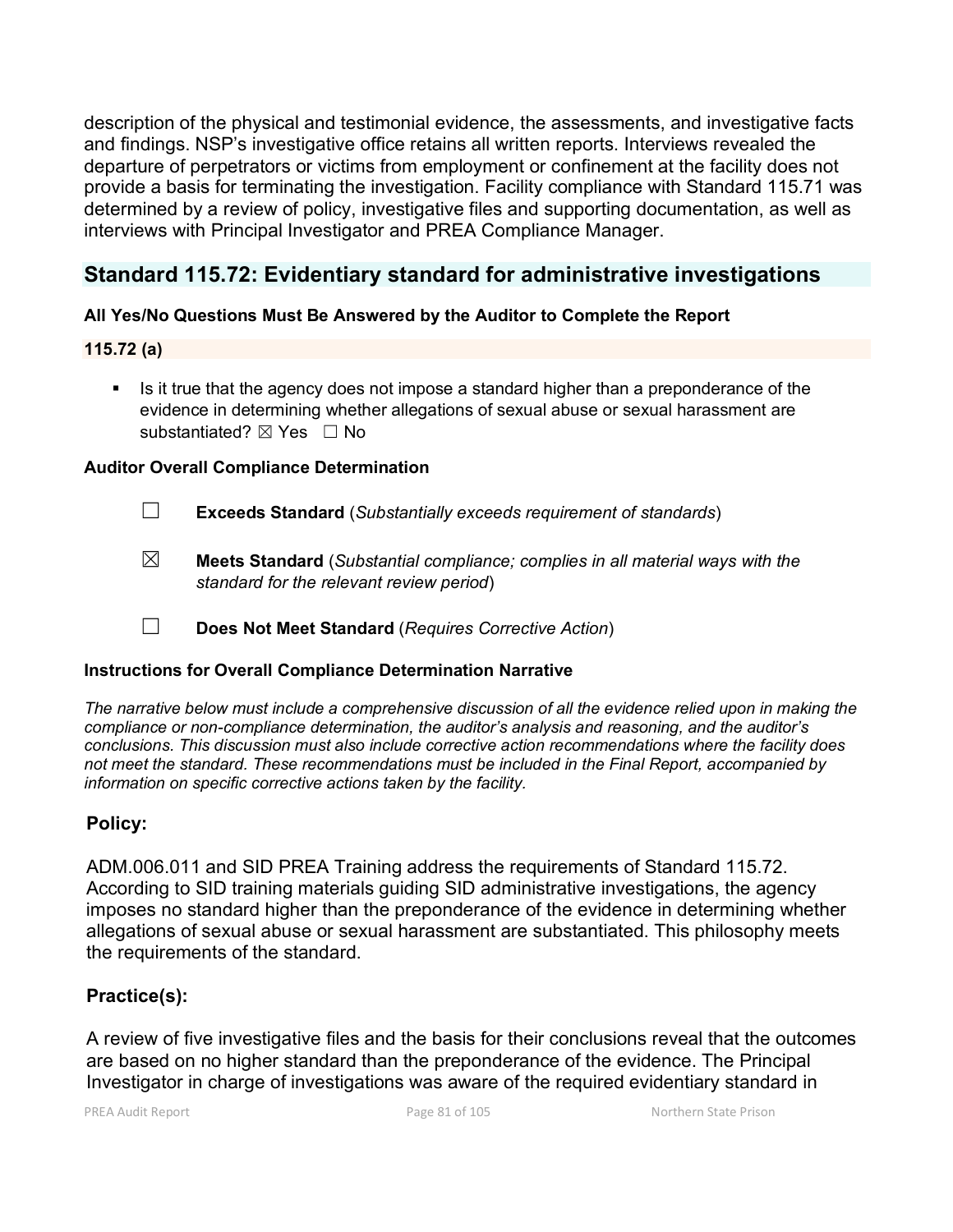description of the physical and testimonial evidence, the assessments, and investigative facts and findings. NSP's investigative office retains all written reports. Interviews revealed the departure of perpetrators or victims from employment or confinement at the facility does not provide a basis for terminating the investigation. Facility compliance with Standard 115.71 was determined by a review of policy, investigative files and supporting documentation, as well as interviews with Principal Investigator and PREA Compliance Manager.

## Standard 115.72: Evidentiary standard for administrative investigations

**All Yes/No Questions Must Be Answered by the Auditor to Complete the Report**

**115.72 (a)**

- Is it true that the agency does not impose a standard higher than a preponderance of the evidence in determining whether allegations of sexual abuse or sexual harassment are substantiated? ☒ Yes ☐ No

**Auditor Overall Compliance Determination**

☐ **Exceeds Standard** (*Substantially exceeds requirement of standards*)

☒ **Meets Standard** (*Substantial compliance; complies in all material ways with the standard for the relevant review period*)

☐ **Does Not Meet Standard** (*Requires Corrective Action*)

**Instructions for Overall Compliance Determination Narrative**

*The narrative below must include a comprehensive discussion of all the evidence relied upon in making the compliance or non-compliance determination, the auditor's analysis and reasoning, and the auditor's conclusions. This discussion must also include corrective action recommendations where the facility does not meet the standard. These recommendations must be included in the Final Report, accompanied by information on specific corrective actions taken by the facility.*

**Policy:**

ADM.006.011 and SID PREA Training address the requirements of Standard 115.72. According to SID training materials guiding SID administrative investigations, the agency imposes no standard higher than the preponderance of the evidence in determining whether allegations of sexual abuse or sexual harassment are substantiated. This philosophy meets the requirements of the standard.

**Practice(s):**

A review of five investigative files and the basis for their conclusions reveal that the outcomes are based on no higher standard than the preponderance of the evidence. The Principal Investigator in charge of investigations was aware of the required evidentiary standard in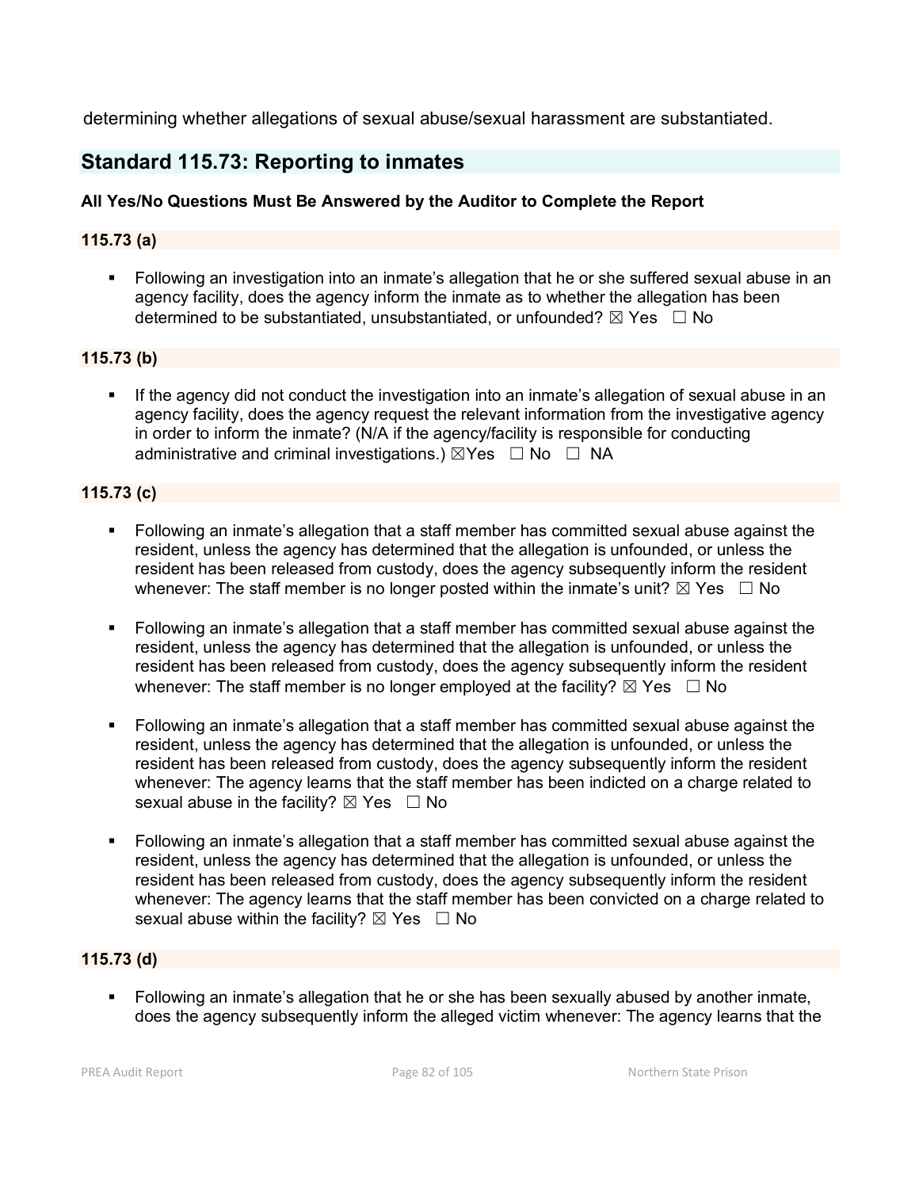determining whether allegations of sexual abuse/sexual harassment are substantiated.

## Standard 115.73: Reporting to inmates

**All Yes/No Questions Must Be Answered by the Auditor to Complete the Report**

### 115.73 (a)

- Following an investigation into an inmate's allegation that he or she suffered sexual abuse in an agency facility, does the agency inform the inmate as to whether the allegation has been determined to be substantiated, unsubstantiated, or unfounded? ☒ Yes ☐ No

### 115.73 (b)

- If the agency did not conduct the investigation into an inmate's allegation of sexual abuse in an agency facility, does the agency request the relevant information from the investigative agency in order to inform the inmate? (N/A if the agency/facility is responsible for conducting administrative and criminal investigations.) ☒Yes ☐ No ☐ NA

### 115.73 (c)

- Following an inmate's allegation that a staff member has committed sexual abuse against the resident, unless the agency has determined that the allegation is unfounded, or unless the resident has been released from custody, does the agency subsequently inform the resident whenever: The staff member is no longer posted within the inmate's unit? ☒ Yes ☐ No

- Following an inmate's allegation that a staff member has committed sexual abuse against the resident, unless the agency has determined that the allegation is unfounded, or unless the resident has been released from custody, does the agency subsequently inform the resident whenever: The staff member is no longer employed at the facility? ☒ Yes ☐ No

- Following an inmate's allegation that a staff member has committed sexual abuse against the resident, unless the agency has determined that the allegation is unfounded, or unless the resident has been released from custody, does the agency subsequently inform the resident whenever: The agency learns that the staff member has been indicted on a charge related to sexual abuse in the facility? ☒ Yes ☐ No

- Following an inmate's allegation that a staff member has committed sexual abuse against the resident, unless the agency has determined that the allegation is unfounded, or unless the resident has been released from custody, does the agency subsequently inform the resident whenever: The agency learns that the staff member has been convicted on a charge related to sexual abuse within the facility? ☒ Yes ☐ No

### 115.73 (d)

- Following an inmate's allegation that he or she has been sexually abused by another inmate, does the agency subsequently inform the alleged victim whenever: The agency learns that the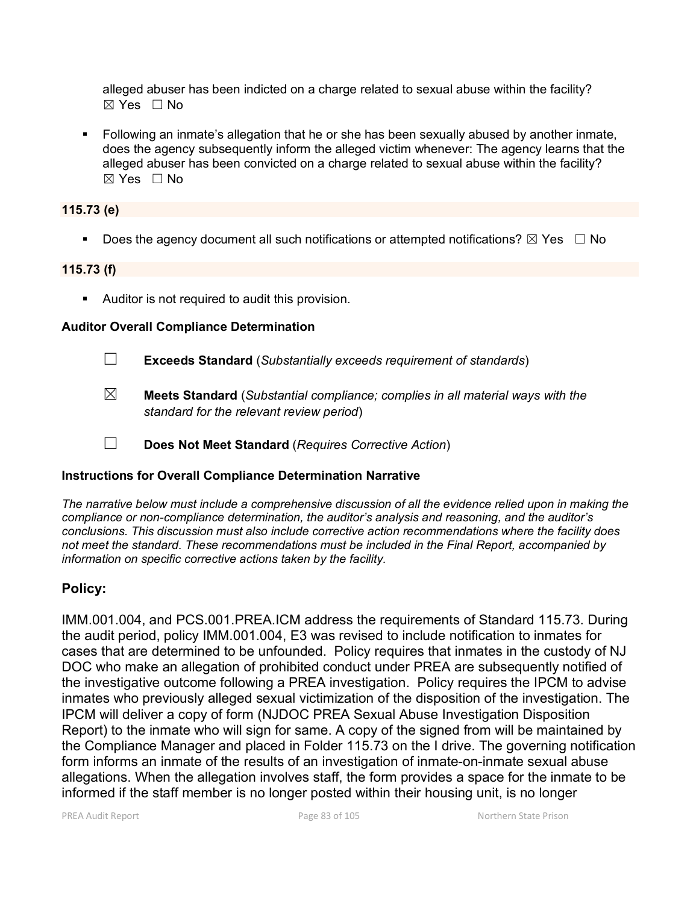alleged abuser has been indicted on a charge related to sexual abuse within the facility?
☒ Yes ☐ No

- Following an inmate's allegation that he or she has been sexually abused by another inmate, does the agency subsequently inform the alleged victim whenever: The agency learns that the alleged abuser has been convicted on a charge related to sexual abuse within the facility?
☒ Yes ☐ No

**115.73 (e)**

- Does the agency document all such notifications or attempted notifications? ☒ Yes ☐ No

**115.73 (f)**

- Auditor is not required to audit this provision.

**Auditor Overall Compliance Determination**

☐ **Exceeds Standard** (*Substantially exceeds requirement of standards*)

☒ **Meets Standard** (*Substantial compliance; complies in all material ways with the standard for the relevant review period*)

☐ **Does Not Meet Standard** (*Requires Corrective Action*)

**Instructions for Overall Compliance Determination Narrative**

*The narrative below must include a comprehensive discussion of all the evidence relied upon in making the compliance or non-compliance determination, the auditor's analysis and reasoning, and the auditor's conclusions. This discussion must also include corrective action recommendations where the facility does not meet the standard. These recommendations must be included in the Final Report, accompanied by information on specific corrective actions taken by the facility.*

## Policy:

IMM.001.004, and PCS.001.PREA.ICM address the requirements of Standard 115.73. During the audit period, policy IMM.001.004, E3 was revised to include notification to inmates for cases that are determined to be unfounded. Policy requires that inmates in the custody of NJ DOC who make an allegation of prohibited conduct under PREA are subsequently notified of the investigative outcome following a PREA investigation. Policy requires the IPCM to advise inmates who previously alleged sexual victimization of the disposition of the investigation. The IPCM will deliver a copy of form (NJDOC PREA Sexual Abuse Investigation Disposition Report) to the inmate who will sign for same. A copy of the signed from will be maintained by the Compliance Manager and placed in Folder 115.73 on the I drive. The governing notification form informs an inmate of the results of an investigation of inmate-on-inmate sexual abuse allegations. When the allegation involves staff, the form provides a space for the inmate to be informed if the staff member is no longer posted within their housing unit, is no longer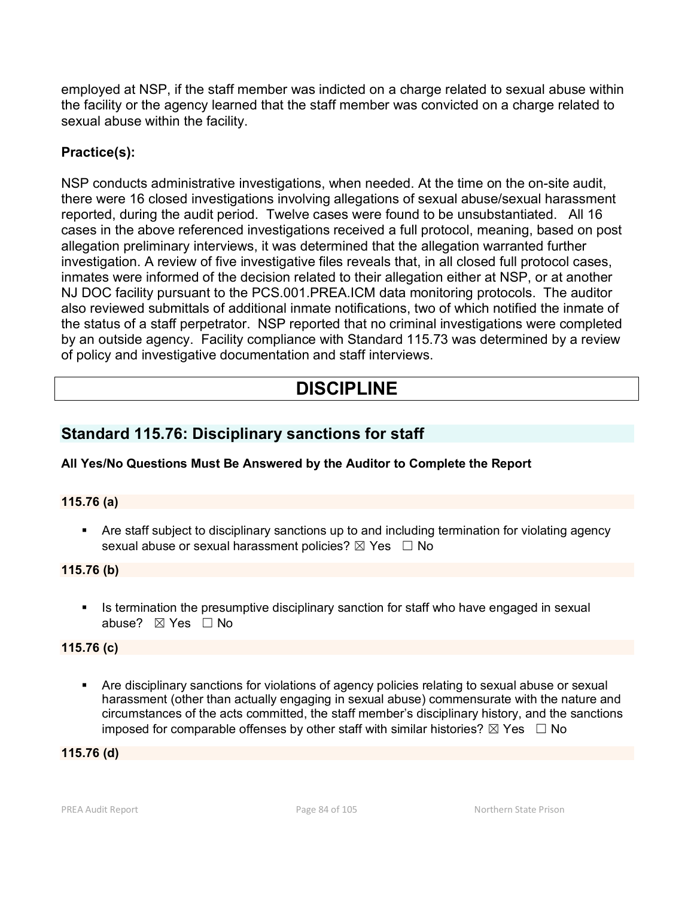employed at NSP, if the staff member was indicted on a charge related to sexual abuse within the facility or the agency learned that the staff member was convicted on a charge related to sexual abuse within the facility.

**Practice(s):**

NSP conducts administrative investigations, when needed. At the time on the on-site audit, there were 16 closed investigations involving allegations of sexual abuse/sexual harassment reported, during the audit period. Twelve cases were found to be unsubstantiated. All 16 cases in the above referenced investigations received a full protocol, meaning, based on post allegation preliminary interviews, it was determined that the allegation warranted further investigation. A review of five investigative files reveals that, in all closed full protocol cases, inmates were informed of the decision related to their allegation either at NSP, or at another NJ DOC facility pursuant to the PCS.001.PREA.ICM data monitoring protocols. The auditor also reviewed submittals of additional inmate notifications, two of which notified the inmate of the status of a staff perpetrator. NSP reported that no criminal investigations were completed by an outside agency. Facility compliance with Standard 115.73 was determined by a review of policy and investigative documentation and staff interviews.

# DISCIPLINE

## Standard 115.76: Disciplinary sanctions for staff

**All Yes/No Questions Must Be Answered by the Auditor to Complete the Report**

**115.76 (a)**

- Are staff subject to disciplinary sanctions up to and including termination for violating agency sexual abuse or sexual harassment policies? ☒ Yes ☐ No

**115.76 (b)**

- Is termination the presumptive disciplinary sanction for staff who have engaged in sexual abuse? ☒ Yes ☐ No

**115.76 (c)**

- Are disciplinary sanctions for violations of agency policies relating to sexual abuse or sexual harassment (other than actually engaging in sexual abuse) commensurate with the nature and circumstances of the acts committed, the staff member's disciplinary history, and the sanctions imposed for comparable offenses by other staff with similar histories? ☒ Yes ☐ No

**115.76 (d)**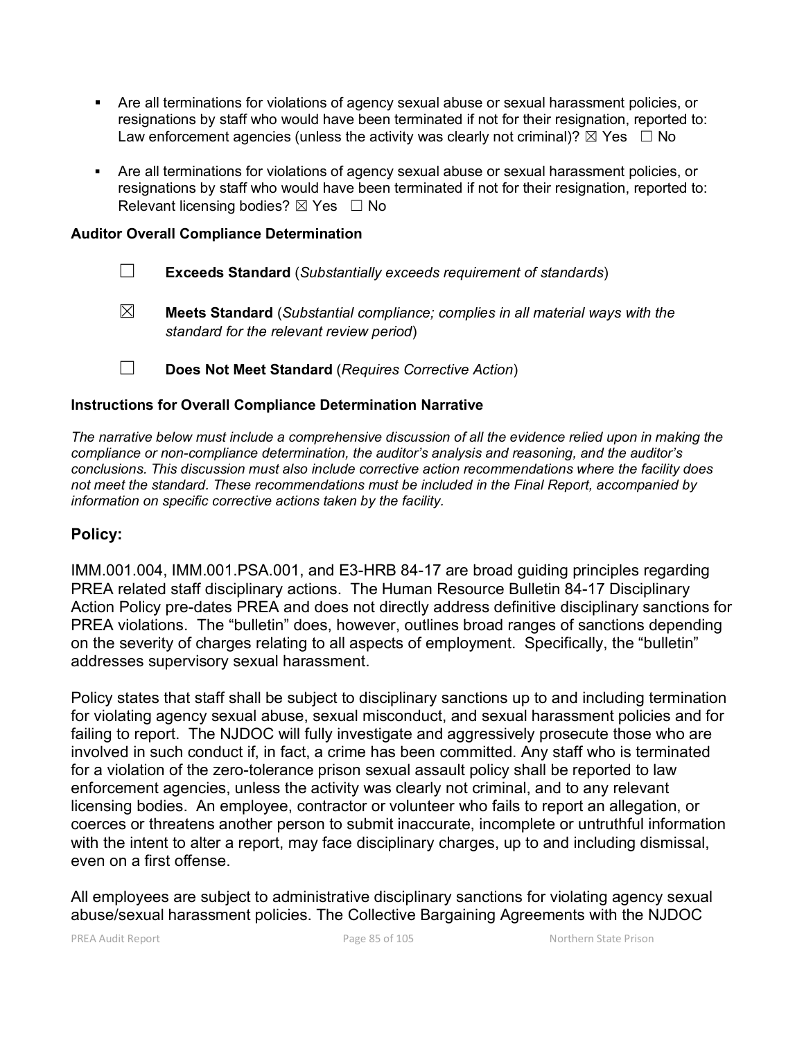- Are all terminations for violations of agency sexual abuse or sexual harassment policies, or resignations by staff who would have been terminated if not for their resignation, reported to: Law enforcement agencies (unless the activity was clearly not criminal)? ☒ Yes ☐ No
- Are all terminations for violations of agency sexual abuse or sexual harassment policies, or resignations by staff who would have been terminated if not for their resignation, reported to: Relevant licensing bodies? ☒ Yes ☐ No

**Auditor Overall Compliance Determination**

☐ **Exceeds Standard** (*Substantially exceeds requirement of standards*)

☒ **Meets Standard** (*Substantial compliance; complies in all material ways with the standard for the relevant review period*)

☐ **Does Not Meet Standard** (*Requires Corrective Action*)

**Instructions for Overall Compliance Determination Narrative**

*The narrative below must include a comprehensive discussion of all the evidence relied upon in making the compliance or non-compliance determination, the auditor's analysis and reasoning, and the auditor's conclusions. This discussion must also include corrective action recommendations where the facility does not meet the standard. These recommendations must be included in the Final Report, accompanied by information on specific corrective actions taken by the facility.*

## Policy:

IMM.001.004, IMM.001.PSA.001, and E3-HRB 84-17 are broad guiding principles regarding PREA related staff disciplinary actions. The Human Resource Bulletin 84-17 Disciplinary Action Policy pre-dates PREA and does not directly address definitive disciplinary sanctions for PREA violations. The "bulletin" does, however, outlines broad ranges of sanctions depending on the severity of charges relating to all aspects of employment. Specifically, the "bulletin" addresses supervisory sexual harassment.

Policy states that staff shall be subject to disciplinary sanctions up to and including termination for violating agency sexual abuse, sexual misconduct, and sexual harassment policies and for failing to report. The NJDOC will fully investigate and aggressively prosecute those who are involved in such conduct if, in fact, a crime has been committed. Any staff who is terminated for a violation of the zero-tolerance prison sexual assault policy shall be reported to law enforcement agencies, unless the activity was clearly not criminal, and to any relevant licensing bodies. An employee, contractor or volunteer who fails to report an allegation, or coerces or threatens another person to submit inaccurate, incomplete or untruthful information with the intent to alter a report, may face disciplinary charges, up to and including dismissal, even on a first offense.

All employees are subject to administrative disciplinary sanctions for violating agency sexual abuse/sexual harassment policies. The Collective Bargaining Agreements with the NJDOC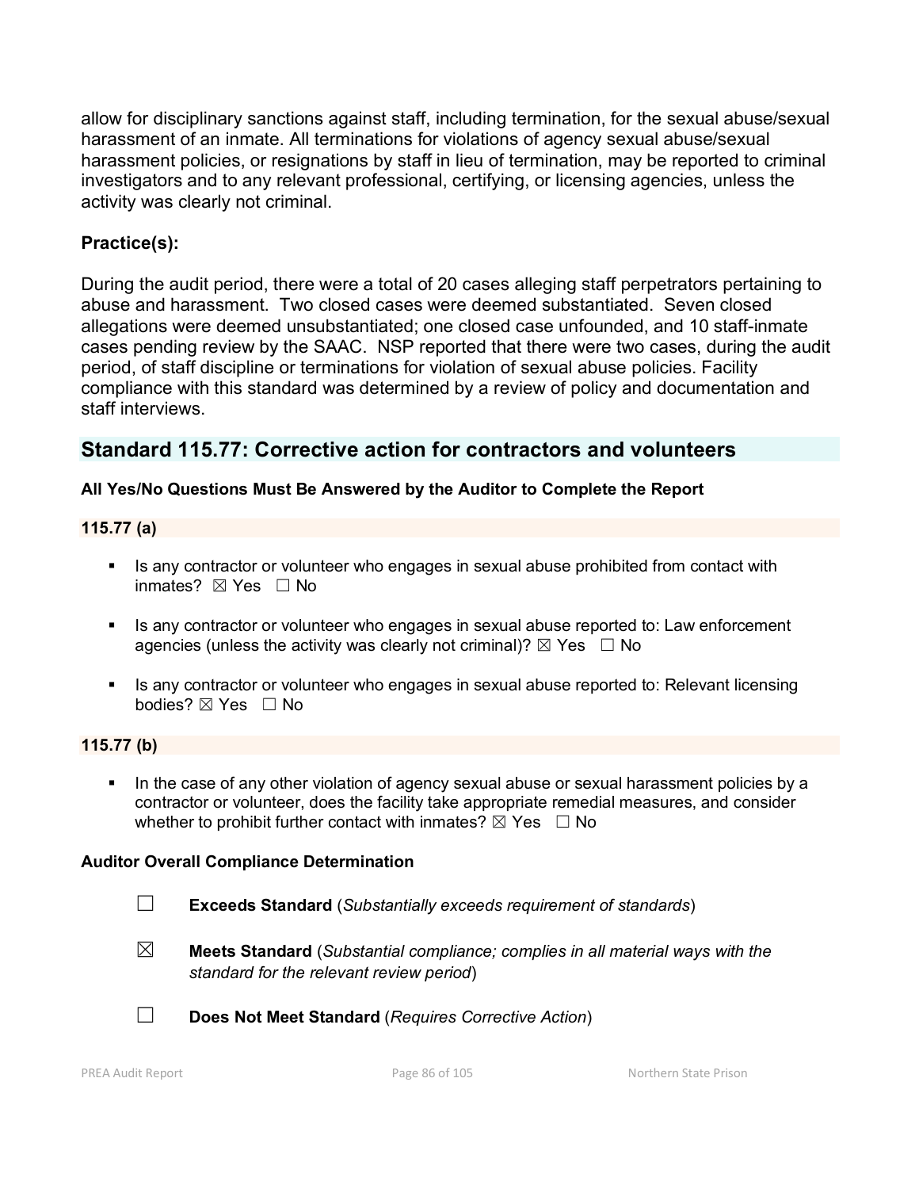allow for disciplinary sanctions against staff, including termination, for the sexual abuse/sexual harassment of an inmate. All terminations for violations of agency sexual abuse/sexual harassment policies, or resignations by staff in lieu of termination, may be reported to criminal investigators and to any relevant professional, certifying, or licensing agencies, unless the activity was clearly not criminal.

### Practice(s):

During the audit period, there were a total of 20 cases alleging staff perpetrators pertaining to abuse and harassment. Two closed cases were deemed substantiated. Seven closed allegations were deemed unsubstantiated; one closed case unfounded, and 10 staff-inmate cases pending review by the SAAC. NSP reported that there were two cases, during the audit period, of staff discipline or terminations for violation of sexual abuse policies. Facility compliance with this standard was determined by a review of policy and documentation and staff interviews.

## Standard 115.77: Corrective action for contractors and volunteers

**All Yes/No Questions Must Be Answered by the Auditor to Complete the Report**

**115.77 (a)**

- Is any contractor or volunteer who engages in sexual abuse prohibited from contact with inmates? ☒ Yes ☐ No
- Is any contractor or volunteer who engages in sexual abuse reported to: Law enforcement agencies (unless the activity was clearly not criminal)? ☒ Yes ☐ No
- Is any contractor or volunteer who engages in sexual abuse reported to: Relevant licensing bodies? ☒ Yes ☐ No

**115.77 (b)**

- In the case of any other violation of agency sexual abuse or sexual harassment policies by a contractor or volunteer, does the facility take appropriate remedial measures, and consider whether to prohibit further contact with inmates? ☒ Yes ☐ No

**Auditor Overall Compliance Determination**

☐ **Exceeds Standard** (*Substantially exceeds requirement of standards*)

☒ **Meets Standard** (*Substantial compliance; complies in all material ways with the standard for the relevant review period*)

☐ **Does Not Meet Standard** (*Requires Corrective Action*)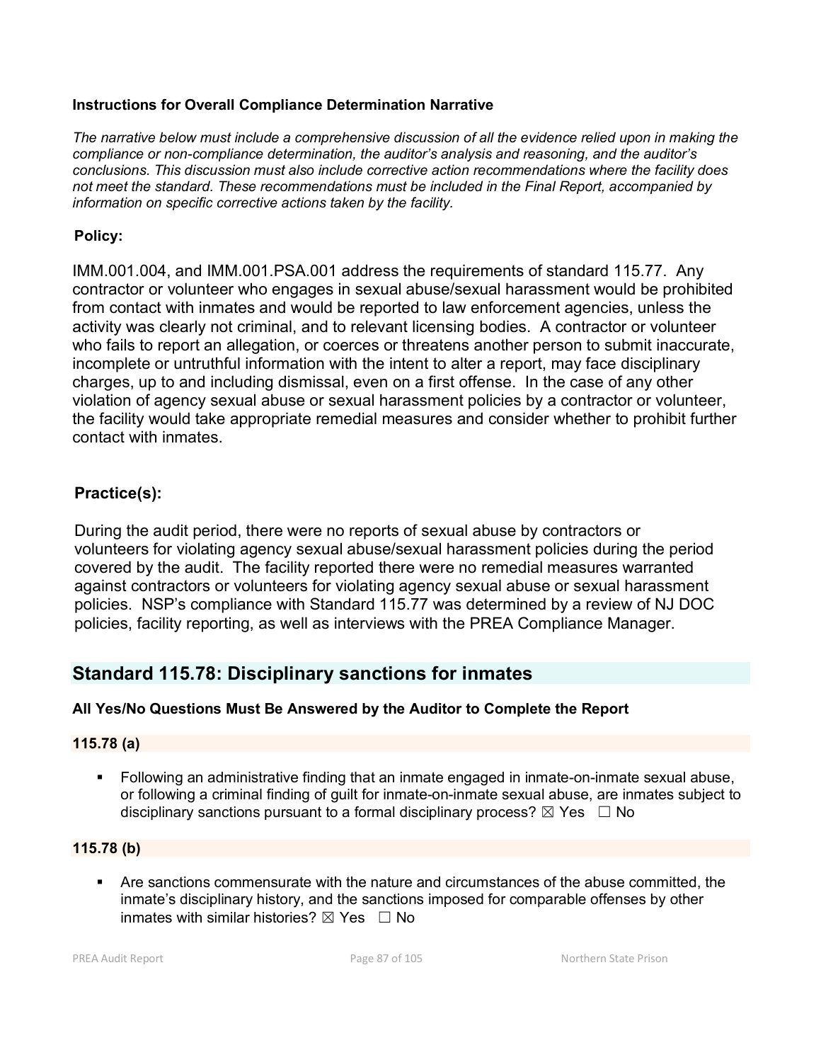**Instructions for Overall Compliance Determination Narrative**

*The narrative below must include a comprehensive discussion of all the evidence relied upon in making the compliance or non-compliance determination, the auditor's analysis and reasoning, and the auditor's conclusions. This discussion must also include corrective action recommendations where the facility does not meet the standard. These recommendations must be included in the Final Report, accompanied by information on specific corrective actions taken by the facility.*

**Policy:**

IMM.001.004, and IMM.001.PSA.001 address the requirements of standard 115.77. Any contractor or volunteer who engages in sexual abuse/sexual harassment would be prohibited from contact with inmates and would be reported to law enforcement agencies, unless the activity was clearly not criminal, and to relevant licensing bodies. A contractor or volunteer who fails to report an allegation, or coerces or threatens another person to submit inaccurate, incomplete or untruthful information with the intent to alter a report, may face disciplinary charges, up to and including dismissal, even on a first offense. In the case of any other violation of agency sexual abuse or sexual harassment policies by a contractor or volunteer, the facility would take appropriate remedial measures and consider whether to prohibit further contact with inmates.

**Practice(s):**

During the audit period, there were no reports of sexual abuse by contractors or volunteers for violating agency sexual abuse/sexual harassment policies during the period covered by the audit. The facility reported there were no remedial measures warranted against contractors or volunteers for violating agency sexual abuse or sexual harassment policies. NSP's compliance with Standard 115.77 was determined by a review of NJ DOC policies, facility reporting, as well as interviews with the PREA Compliance Manager.

## Standard 115.78: Disciplinary sanctions for inmates

**All Yes/No Questions Must Be Answered by the Auditor to Complete the Report**

**115.78 (a)**

- Following an administrative finding that an inmate engaged in inmate-on-inmate sexual abuse, or following a criminal finding of guilt for inmate-on-inmate sexual abuse, are inmates subject to disciplinary sanctions pursuant to a formal disciplinary process? ☒ Yes ☐ No

**115.78 (b)**

- Are sanctions commensurate with the nature and circumstances of the abuse committed, the inmate's disciplinary history, and the sanctions imposed for comparable offenses by other inmates with similar histories? ☒ Yes ☐ No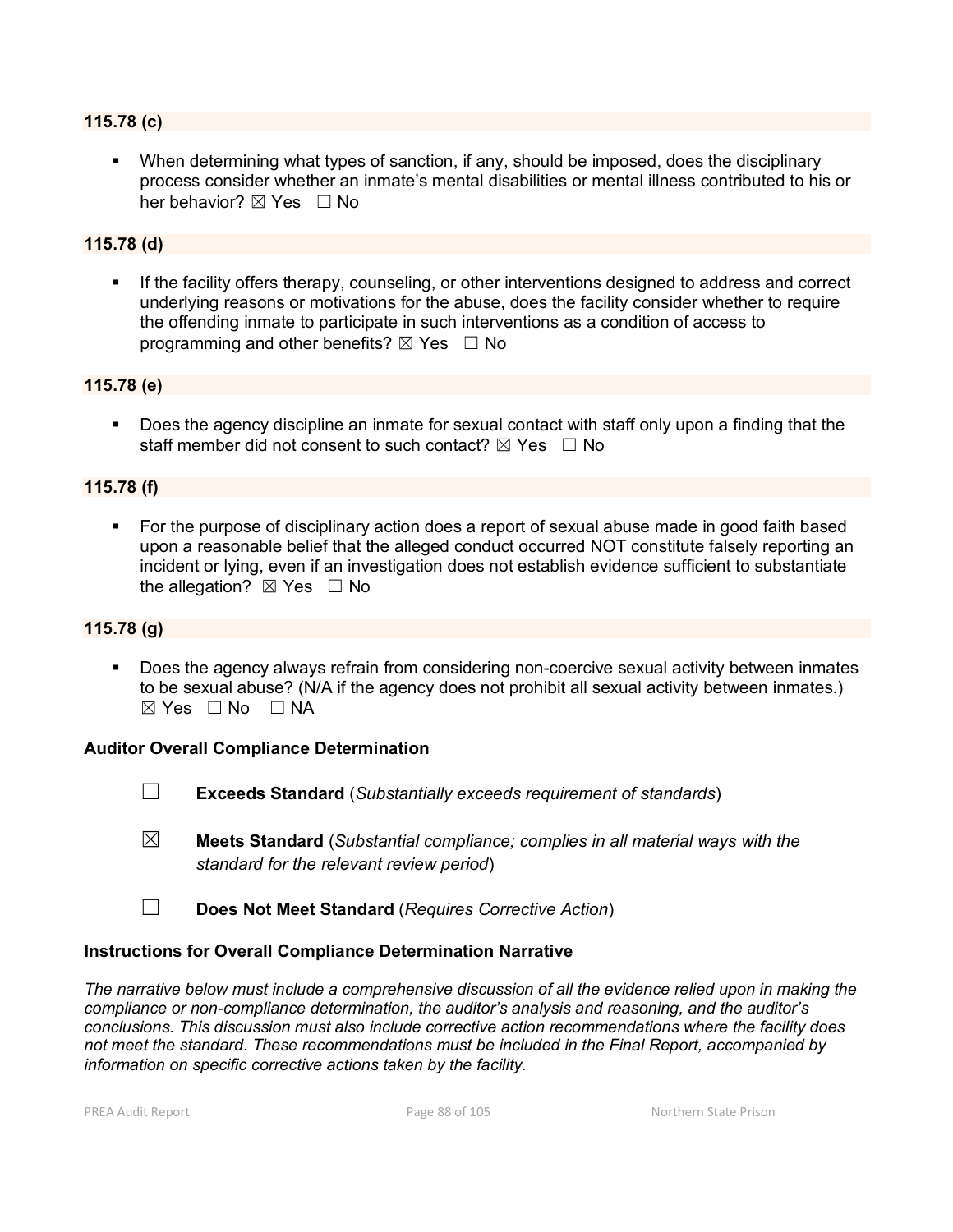### 115.78 (c)

- When determining what types of sanction, if any, should be imposed, does the disciplinary process consider whether an inmate's mental disabilities or mental illness contributed to his or her behavior? ☒ Yes ☐ No

### 115.78 (d)

- If the facility offers therapy, counseling, or other interventions designed to address and correct underlying reasons or motivations for the abuse, does the facility consider whether to require the offending inmate to participate in such interventions as a condition of access to programming and other benefits? ☒ Yes ☐ No

### 115.78 (e)

- Does the agency discipline an inmate for sexual contact with staff only upon a finding that the staff member did not consent to such contact? ☒ Yes ☐ No

### 115.78 (f)

- For the purpose of disciplinary action does a report of sexual abuse made in good faith based upon a reasonable belief that the alleged conduct occurred NOT constitute falsely reporting an incident or lying, even if an investigation does not establish evidence sufficient to substantiate the allegation? ☒ Yes ☐ No

### 115.78 (g)

- Does the agency always refrain from considering non-coercive sexual activity between inmates to be sexual abuse? (N/A if the agency does not prohibit all sexual activity between inmates.) ☒ Yes ☐ No ☐ NA

### Auditor Overall Compliance Determination

☐ **Exceeds Standard** (*Substantially exceeds requirement of standards*)

☒ **Meets Standard** (*Substantial compliance; complies in all material ways with the standard for the relevant review period*)

☐ **Does Not Meet Standard** (*Requires Corrective Action*)

### Instructions for Overall Compliance Determination Narrative

*The narrative below must include a comprehensive discussion of all the evidence relied upon in making the compliance or non-compliance determination, the auditor's analysis and reasoning, and the auditor's conclusions. This discussion must also include corrective action recommendations where the facility does not meet the standard. These recommendations must be included in the Final Report, accompanied by information on specific corrective actions taken by the facility.*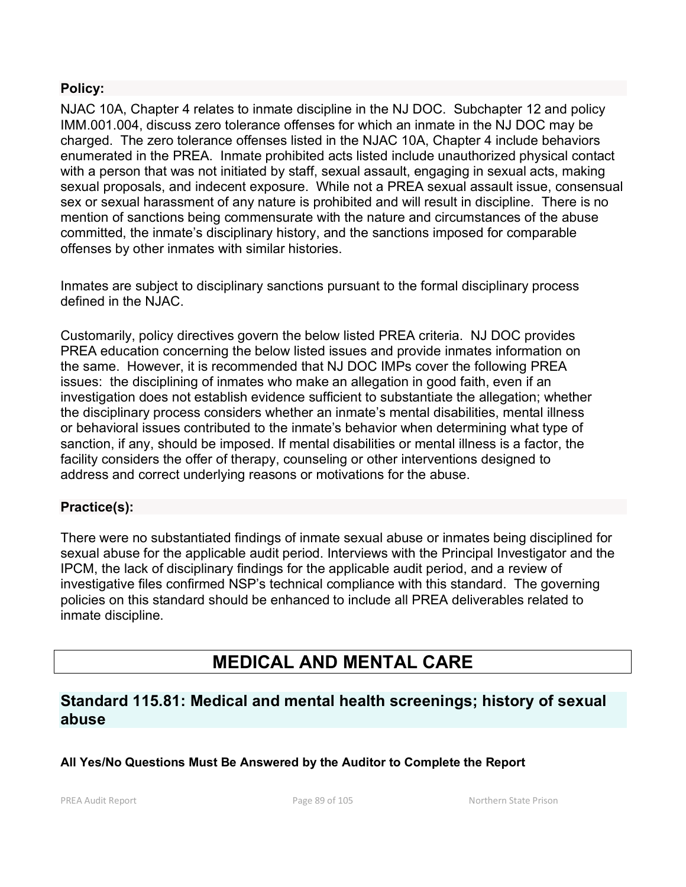**Policy:**

NJAC 10A, Chapter 4 relates to inmate discipline in the NJ DOC. Subchapter 12 and policy IMM.001.004, discuss zero tolerance offenses for which an inmate in the NJ DOC may be charged. The zero tolerance offenses listed in the NJAC 10A, Chapter 4 include behaviors enumerated in the PREA. Inmate prohibited acts listed include unauthorized physical contact with a person that was not initiated by staff, sexual assault, engaging in sexual acts, making sexual proposals, and indecent exposure. While not a PREA sexual assault issue, consensual sex or sexual harassment of any nature is prohibited and will result in discipline. There is no mention of sanctions being commensurate with the nature and circumstances of the abuse committed, the inmate's disciplinary history, and the sanctions imposed for comparable offenses by other inmates with similar histories.

Inmates are subject to disciplinary sanctions pursuant to the formal disciplinary process defined in the NJAC.

Customarily, policy directives govern the below listed PREA criteria. NJ DOC provides PREA education concerning the below listed issues and provide inmates information on the same. However, it is recommended that NJ DOC IMPs cover the following PREA issues: the disciplining of inmates who make an allegation in good faith, even if an investigation does not establish evidence sufficient to substantiate the allegation; whether the disciplinary process considers whether an inmate's mental disabilities, mental illness or behavioral issues contributed to the inmate's behavior when determining what type of sanction, if any, should be imposed. If mental disabilities or mental illness is a factor, the facility considers the offer of therapy, counseling or other interventions designed to address and correct underlying reasons or motivations for the abuse.

**Practice(s):**

There were no substantiated findings of inmate sexual abuse or inmates being disciplined for sexual abuse for the applicable audit period. Interviews with the Principal Investigator and the IPCM, the lack of disciplinary findings for the applicable audit period, and a review of investigative files confirmed NSP's technical compliance with this standard. The governing policies on this standard should be enhanced to include all PREA deliverables related to inmate discipline.

# MEDICAL AND MENTAL CARE

## Standard 115.81: Medical and mental health screenings; history of sexual abuse

**All Yes/No Questions Must Be Answered by the Auditor to Complete the Report**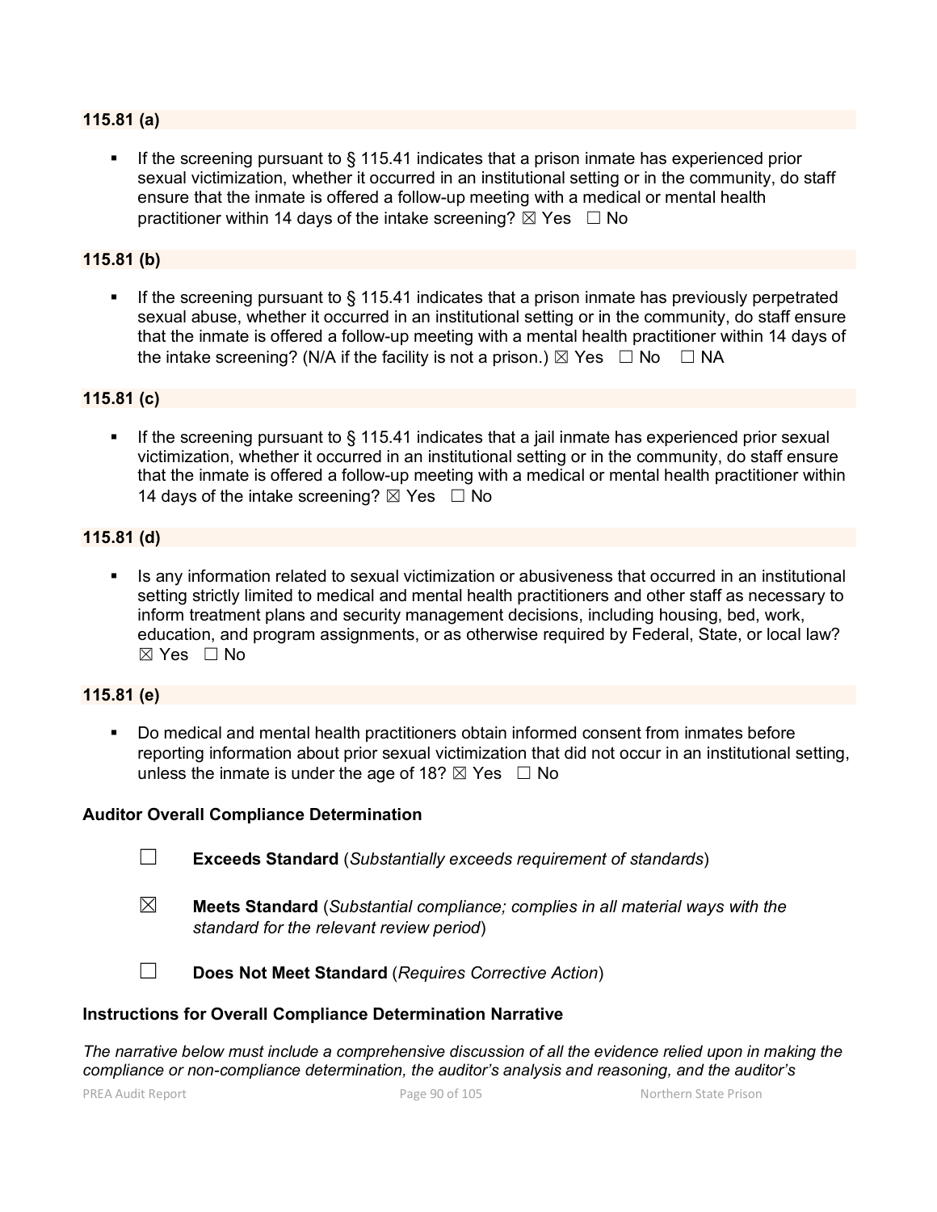**115.81 (a)**

- If the screening pursuant to § 115.41 indicates that a prison inmate has experienced prior sexual victimization, whether it occurred in an institutional setting or in the community, do staff ensure that the inmate is offered a follow-up meeting with a medical or mental health practitioner within 14 days of the intake screening? ☒ Yes ☐ No

**115.81 (b)**

- If the screening pursuant to § 115.41 indicates that a prison inmate has previously perpetrated sexual abuse, whether it occurred in an institutional setting or in the community, do staff ensure that the inmate is offered a follow-up meeting with a mental health practitioner within 14 days of the intake screening? (N/A if the facility is not a prison.) ☒ Yes ☐ No ☐ NA

**115.81 (c)**

- If the screening pursuant to § 115.41 indicates that a jail inmate has experienced prior sexual victimization, whether it occurred in an institutional setting or in the community, do staff ensure that the inmate is offered a follow-up meeting with a medical or mental health practitioner within 14 days of the intake screening? ☒ Yes ☐ No

**115.81 (d)**

- Is any information related to sexual victimization or abusiveness that occurred in an institutional setting strictly limited to medical and mental health practitioners and other staff as necessary to inform treatment plans and security management decisions, including housing, bed, work, education, and program assignments, or as otherwise required by Federal, State, or local law? ☒ Yes ☐ No

**115.81 (e)**

- Do medical and mental health practitioners obtain informed consent from inmates before reporting information about prior sexual victimization that did not occur in an institutional setting, unless the inmate is under the age of 18? ☒ Yes ☐ No

**Auditor Overall Compliance Determination**

☐ **Exceeds Standard** (*Substantially exceeds requirement of standards*)

☒ **Meets Standard** (*Substantial compliance; complies in all material ways with the standard for the relevant review period*)

☐ **Does Not Meet Standard** (*Requires Corrective Action*)

**Instructions for Overall Compliance Determination Narrative**

*The narrative below must include a comprehensive discussion of all the evidence relied upon in making the compliance or non-compliance determination, the auditor's analysis and reasoning, and the auditor's*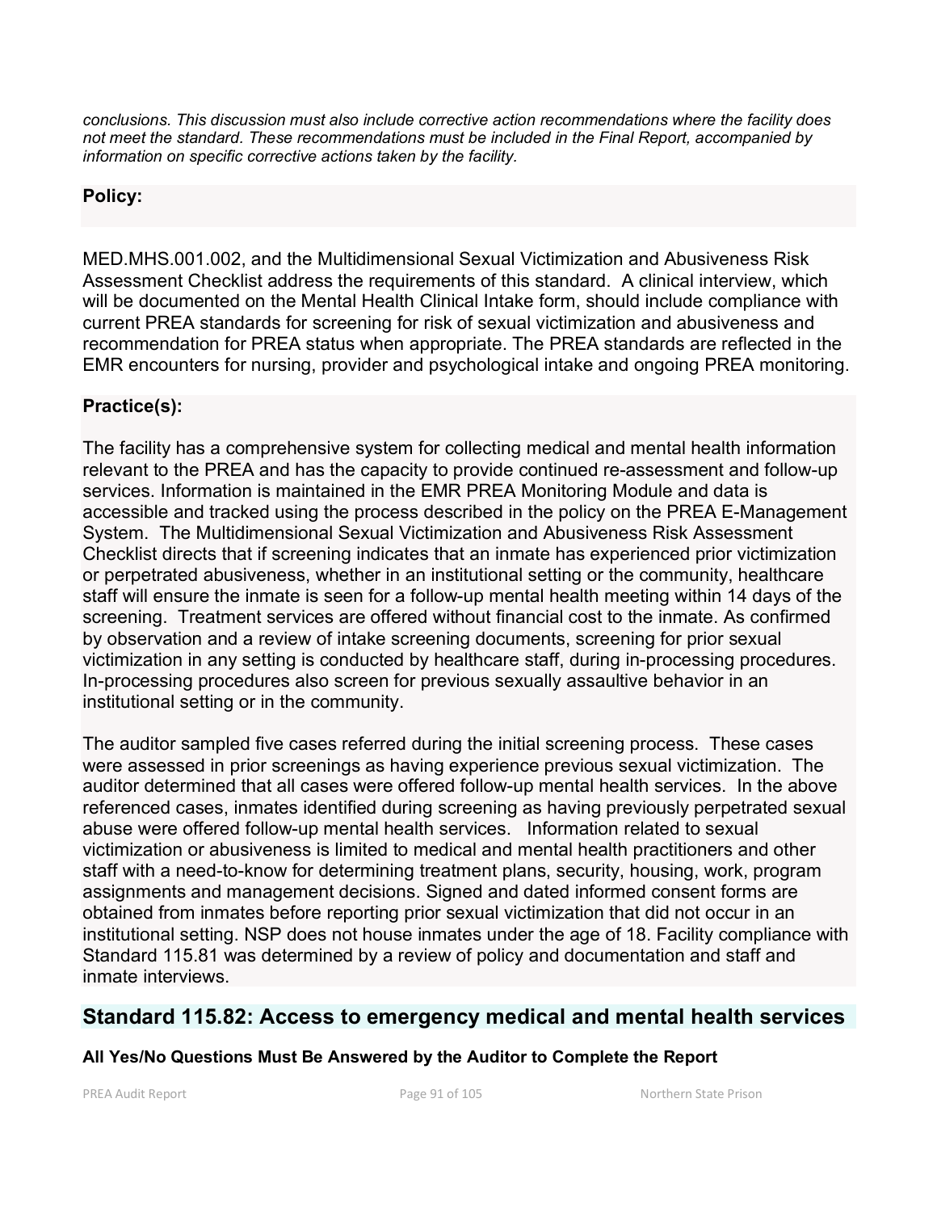*conclusions. This discussion must also include corrective action recommendations where the facility does not meet the standard. These recommendations must be included in the Final Report, accompanied by information on specific corrective actions taken by the facility.*

**Policy:**

MED.MHS.001.002, and the Multidimensional Sexual Victimization and Abusiveness Risk Assessment Checklist address the requirements of this standard. A clinical interview, which will be documented on the Mental Health Clinical Intake form, should include compliance with current PREA standards for screening for risk of sexual victimization and abusiveness and recommendation for PREA status when appropriate. The PREA standards are reflected in the EMR encounters for nursing, provider and psychological intake and ongoing PREA monitoring.

**Practice(s):**

The facility has a comprehensive system for collecting medical and mental health information relevant to the PREA and has the capacity to provide continued re-assessment and follow-up services. Information is maintained in the EMR PREA Monitoring Module and data is accessible and tracked using the process described in the policy on the PREA E-Management System. The Multidimensional Sexual Victimization and Abusiveness Risk Assessment Checklist directs that if screening indicates that an inmate has experienced prior victimization or perpetrated abusiveness, whether in an institutional setting or the community, healthcare staff will ensure the inmate is seen for a follow-up mental health meeting within 14 days of the screening. Treatment services are offered without financial cost to the inmate. As confirmed by observation and a review of intake screening documents, screening for prior sexual victimization in any setting is conducted by healthcare staff, during in-processing procedures. In-processing procedures also screen for previous sexually assaultive behavior in an institutional setting or in the community.

The auditor sampled five cases referred during the initial screening process. These cases were assessed in prior screenings as having experience previous sexual victimization. The auditor determined that all cases were offered follow-up mental health services. In the above referenced cases, inmates identified during screening as having previously perpetrated sexual abuse were offered follow-up mental health services. Information related to sexual victimization or abusiveness is limited to medical and mental health practitioners and other staff with a need-to-know for determining treatment plans, security, housing, work, program assignments and management decisions. Signed and dated informed consent forms are obtained from inmates before reporting prior sexual victimization that did not occur in an institutional setting. NSP does not house inmates under the age of 18. Facility compliance with Standard 115.81 was determined by a review of policy and documentation and staff and inmate interviews.

## Standard 115.82: Access to emergency medical and mental health services

**All Yes/No Questions Must Be Answered by the Auditor to Complete the Report**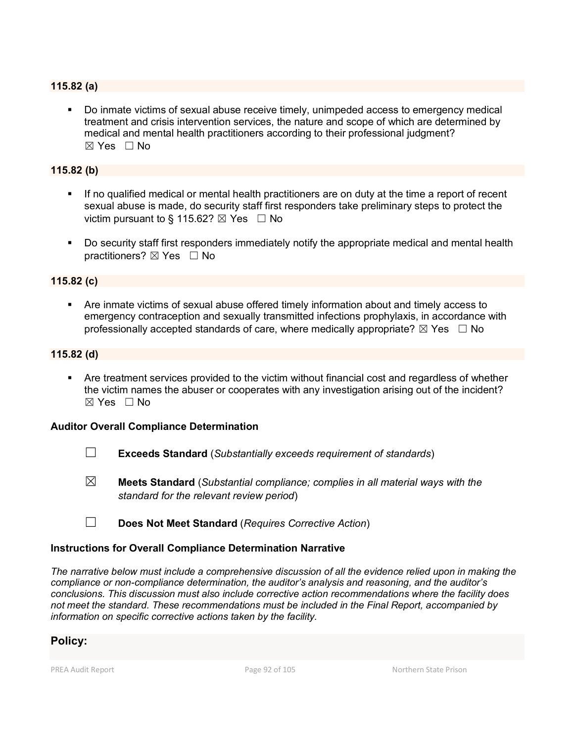### 115.82 (a)

- Do inmate victims of sexual abuse receive timely, unimpeded access to emergency medical treatment and crisis intervention services, the nature and scope of which are determined by medical and mental health practitioners according to their professional judgment? ☒ Yes ☐ No

### 115.82 (b)

- If no qualified medical or mental health practitioners are on duty at the time a report of recent sexual abuse is made, do security staff first responders take preliminary steps to protect the victim pursuant to § 115.62? ☒ Yes ☐ No

- Do security staff first responders immediately notify the appropriate medical and mental health practitioners? ☒ Yes ☐ No

### 115.82 (c)

- Are inmate victims of sexual abuse offered timely information about and timely access to emergency contraception and sexually transmitted infections prophylaxis, in accordance with professionally accepted standards of care, where medically appropriate? ☒ Yes ☐ No

### 115.82 (d)

- Are treatment services provided to the victim without financial cost and regardless of whether the victim names the abuser or cooperates with any investigation arising out of the incident? ☒ Yes ☐ No

### Auditor Overall Compliance Determination

☐ **Exceeds Standard** (*Substantially exceeds requirement of standards*)

☒ **Meets Standard** (*Substantial compliance; complies in all material ways with the standard for the relevant review period*)

☐ **Does Not Meet Standard** (*Requires Corrective Action*)

### Instructions for Overall Compliance Determination Narrative

*The narrative below must include a comprehensive discussion of all the evidence relied upon in making the compliance or non-compliance determination, the auditor's analysis and reasoning, and the auditor's conclusions. This discussion must also include corrective action recommendations where the facility does not meet the standard. These recommendations must be included in the Final Report, accompanied by information on specific corrective actions taken by the facility.*

## Policy: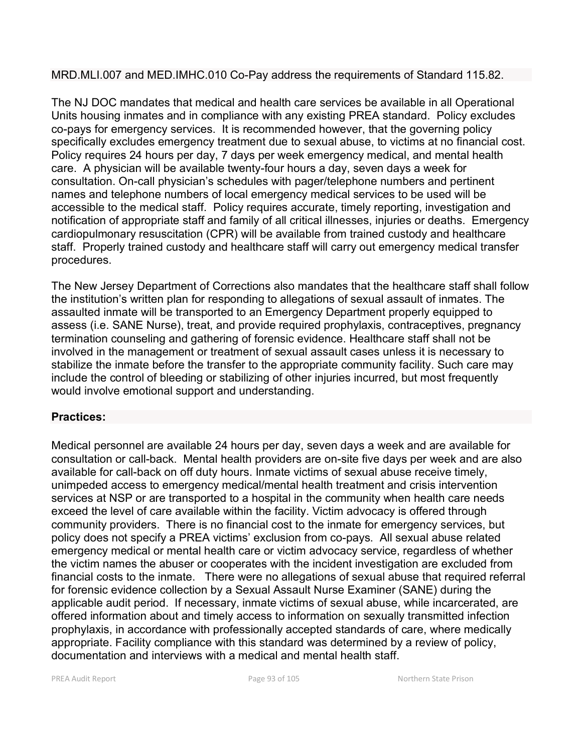MRD.MLI.007 and MED.IMHC.010 Co-Pay address the requirements of Standard 115.82.

The NJ DOC mandates that medical and health care services be available in all Operational Units housing inmates and in compliance with any existing PREA standard. Policy excludes co-pays for emergency services. It is recommended however, that the governing policy specifically excludes emergency treatment due to sexual abuse, to victims at no financial cost. Policy requires 24 hours per day, 7 days per week emergency medical, and mental health care. A physician will be available twenty-four hours a day, seven days a week for consultation. On-call physician's schedules with pager/telephone numbers and pertinent names and telephone numbers of local emergency medical services to be used will be accessible to the medical staff. Policy requires accurate, timely reporting, investigation and notification of appropriate staff and family of all critical illnesses, injuries or deaths. Emergency cardiopulmonary resuscitation (CPR) will be available from trained custody and healthcare staff. Properly trained custody and healthcare staff will carry out emergency medical transfer procedures.

The New Jersey Department of Corrections also mandates that the healthcare staff shall follow the institution's written plan for responding to allegations of sexual assault of inmates. The assaulted inmate will be transported to an Emergency Department properly equipped to assess (i.e. SANE Nurse), treat, and provide required prophylaxis, contraceptives, pregnancy termination counseling and gathering of forensic evidence. Healthcare staff shall not be involved in the management or treatment of sexual assault cases unless it is necessary to stabilize the inmate before the transfer to the appropriate community facility. Such care may include the control of bleeding or stabilizing of other injuries incurred, but most frequently would involve emotional support and understanding.

**Practices:**

Medical personnel are available 24 hours per day, seven days a week and are available for consultation or call-back. Mental health providers are on-site five days per week and are also available for call-back on off duty hours. Inmate victims of sexual abuse receive timely, unimpeded access to emergency medical/mental health treatment and crisis intervention services at NSP or are transported to a hospital in the community when health care needs exceed the level of care available within the facility. Victim advocacy is offered through community providers. There is no financial cost to the inmate for emergency services, but policy does not specify a PREA victims' exclusion from co-pays. All sexual abuse related emergency medical or mental health care or victim advocacy service, regardless of whether the victim names the abuser or cooperates with the incident investigation are excluded from financial costs to the inmate. There were no allegations of sexual abuse that required referral for forensic evidence collection by a Sexual Assault Nurse Examiner (SANE) during the applicable audit period. If necessary, inmate victims of sexual abuse, while incarcerated, are offered information about and timely access to information on sexually transmitted infection prophylaxis, in accordance with professionally accepted standards of care, where medically appropriate. Facility compliance with this standard was determined by a review of policy, documentation and interviews with a medical and mental health staff.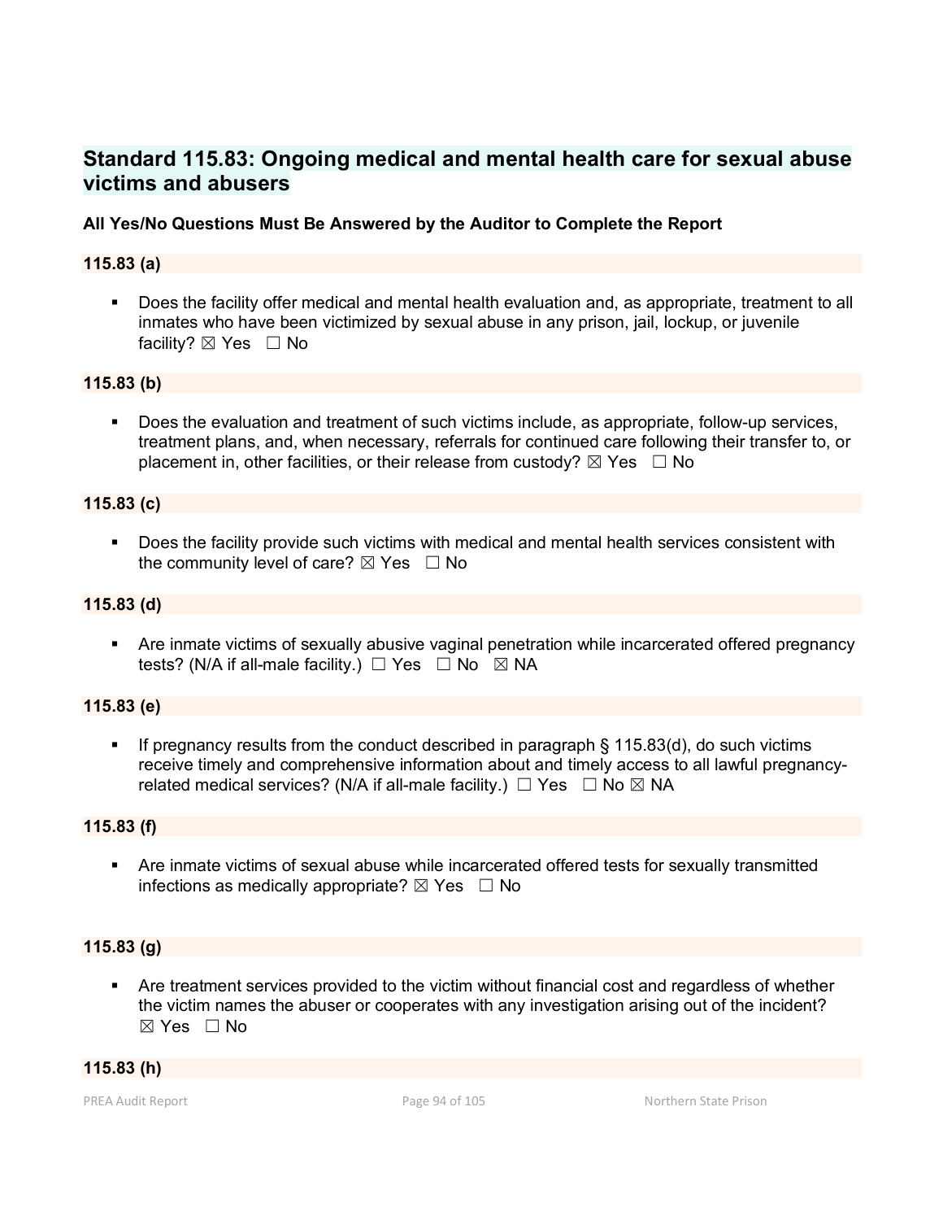## Standard 115.83: Ongoing medical and mental health care for sexual abuse victims and abusers

**All Yes/No Questions Must Be Answered by the Auditor to Complete the Report**

**115.83 (a)**

- Does the facility offer medical and mental health evaluation and, as appropriate, treatment to all inmates who have been victimized by sexual abuse in any prison, jail, lockup, or juvenile facility? ☒ Yes ☐ No

**115.83 (b)**

- Does the evaluation and treatment of such victims include, as appropriate, follow-up services, treatment plans, and, when necessary, referrals for continued care following their transfer to, or placement in, other facilities, or their release from custody? ☒ Yes ☐ No

**115.83 (c)**

- Does the facility provide such victims with medical and mental health services consistent with the community level of care? ☒ Yes ☐ No

**115.83 (d)**

- Are inmate victims of sexually abusive vaginal penetration while incarcerated offered pregnancy tests? (N/A if all-male facility.) ☐ Yes ☐ No ☒ NA

**115.83 (e)**

- If pregnancy results from the conduct described in paragraph § 115.83(d), do such victims receive timely and comprehensive information about and timely access to all lawful pregnancy-related medical services? (N/A if all-male facility.) ☐ Yes ☐ No ☒ NA

**115.83 (f)**

- Are inmate victims of sexual abuse while incarcerated offered tests for sexually transmitted infections as medically appropriate? ☒ Yes ☐ No

**115.83 (g)**

- Are treatment services provided to the victim without financial cost and regardless of whether the victim names the abuser or cooperates with any investigation arising out of the incident? ☒ Yes ☐ No

**115.83 (h)**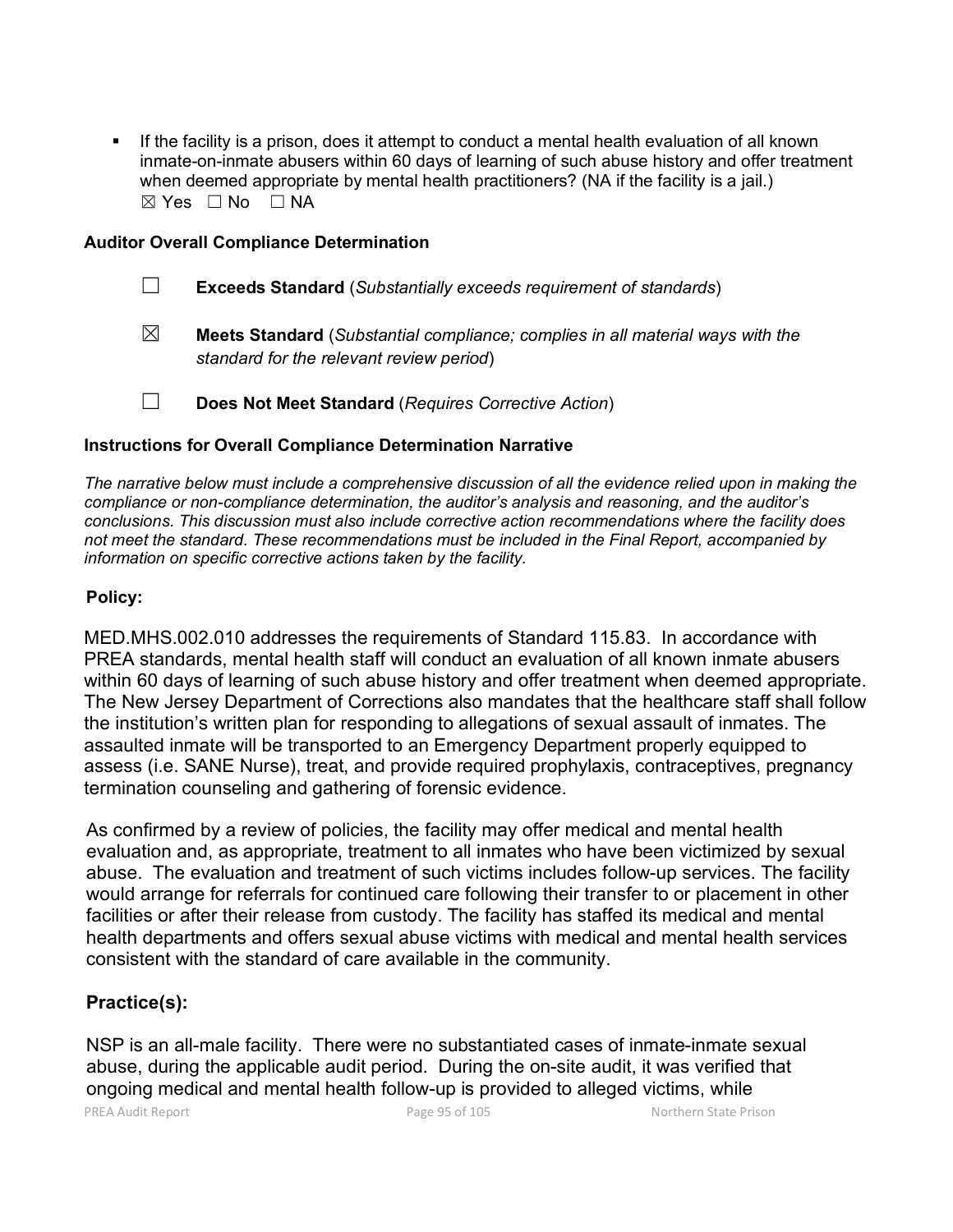- If the facility is a prison, does it attempt to conduct a mental health evaluation of all known inmate-on-inmate abusers within 60 days of learning of such abuse history and offer treatment when deemed appropriate by mental health practitioners? (NA if the facility is a jail.)
  ☒ Yes ☐ No ☐ NA

**Auditor Overall Compliance Determination**

☐ **Exceeds Standard** (*Substantially exceeds requirement of standards*)

☒ **Meets Standard** (*Substantial compliance; complies in all material ways with the standard for the relevant review period*)

☐ **Does Not Meet Standard** (*Requires Corrective Action*)

**Instructions for Overall Compliance Determination Narrative**

*The narrative below must include a comprehensive discussion of all the evidence relied upon in making the compliance or non-compliance determination, the auditor's analysis and reasoning, and the auditor's conclusions. This discussion must also include corrective action recommendations where the facility does not meet the standard. These recommendations must be included in the Final Report, accompanied by information on specific corrective actions taken by the facility.*

**Policy:**

MED.MHS.002.010 addresses the requirements of Standard 115.83. In accordance with PREA standards, mental health staff will conduct an evaluation of all known inmate abusers within 60 days of learning of such abuse history and offer treatment when deemed appropriate. The New Jersey Department of Corrections also mandates that the healthcare staff shall follow the institution's written plan for responding to allegations of sexual assault of inmates. The assaulted inmate will be transported to an Emergency Department properly equipped to assess (i.e. SANE Nurse), treat, and provide required prophylaxis, contraceptives, pregnancy termination counseling and gathering of forensic evidence.

As confirmed by a review of policies, the facility may offer medical and mental health evaluation and, as appropriate, treatment to all inmates who have been victimized by sexual abuse. The evaluation and treatment of such victims includes follow-up services. The facility would arrange for referrals for continued care following their transfer to or placement in other facilities or after their release from custody. The facility has staffed its medical and mental health departments and offers sexual abuse victims with medical and mental health services consistent with the standard of care available in the community.

**Practice(s):**

NSP is an all-male facility. There were no substantiated cases of inmate-inmate sexual abuse, during the applicable audit period. During the on-site audit, it was verified that ongoing medical and mental health follow-up is provided to alleged victims, while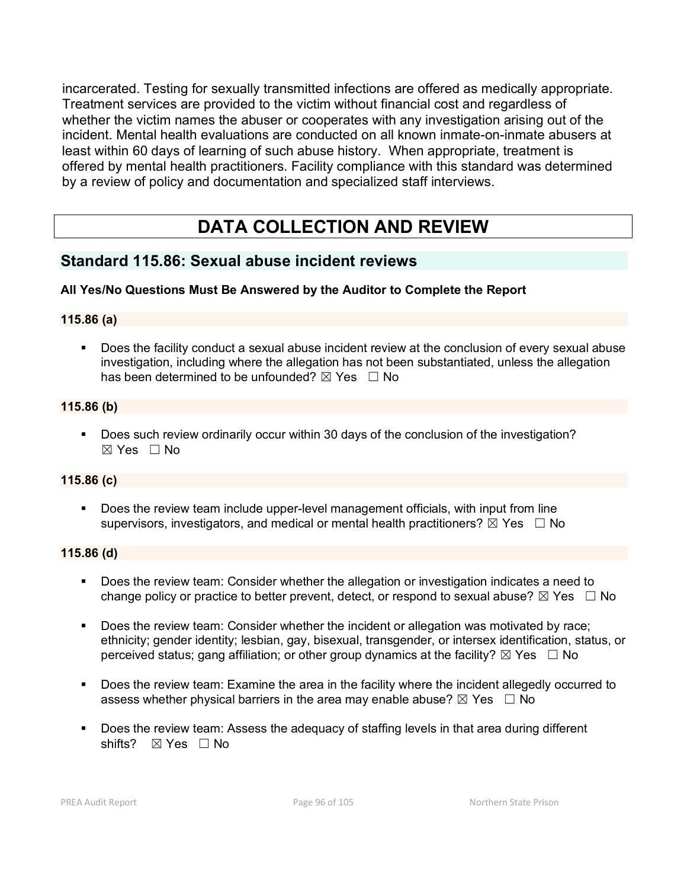incarcerated. Testing for sexually transmitted infections are offered as medically appropriate. Treatment services are provided to the victim without financial cost and regardless of whether the victim names the abuser or cooperates with any investigation arising out of the incident. Mental health evaluations are conducted on all known inmate-on-inmate abusers at least within 60 days of learning of such abuse history. When appropriate, treatment is offered by mental health practitioners. Facility compliance with this standard was determined by a review of policy and documentation and specialized staff interviews.

# DATA COLLECTION AND REVIEW

## Standard 115.86: Sexual abuse incident reviews

**All Yes/No Questions Must Be Answered by the Auditor to Complete the Report**

### 115.86 (a)

- Does the facility conduct a sexual abuse incident review at the conclusion of every sexual abuse investigation, including where the allegation has not been substantiated, unless the allegation has been determined to be unfounded? ☒ Yes ☐ No

### 115.86 (b)

- Does such review ordinarily occur within 30 days of the conclusion of the investigation? ☒ Yes ☐ No

### 115.86 (c)

- Does the review team include upper-level management officials, with input from line supervisors, investigators, and medical or mental health practitioners? ☒ Yes ☐ No

### 115.86 (d)

- Does the review team: Consider whether the allegation or investigation indicates a need to change policy or practice to better prevent, detect, or respond to sexual abuse? ☒ Yes ☐ No
- Does the review team: Consider whether the incident or allegation was motivated by race; ethnicity; gender identity; lesbian, gay, bisexual, transgender, or intersex identification, status, or perceived status; gang affiliation; or other group dynamics at the facility? ☒ Yes ☐ No
- Does the review team: Examine the area in the facility where the incident allegedly occurred to assess whether physical barriers in the area may enable abuse? ☒ Yes ☐ No
- Does the review team: Assess the adequacy of staffing levels in that area during different shifts? ☒ Yes ☐ No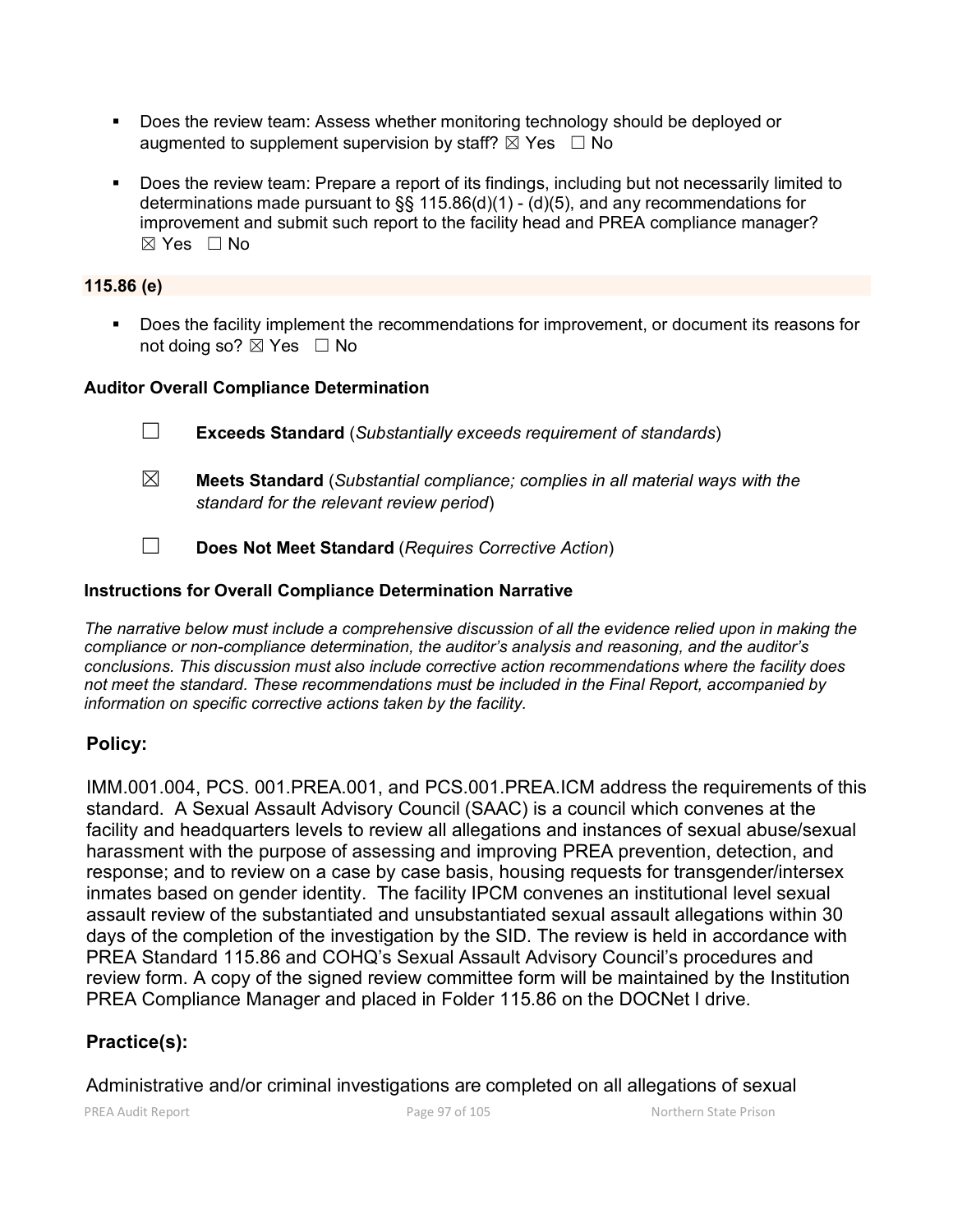- Does the review team: Assess whether monitoring technology should be deployed or augmented to supplement supervision by staff? ☒ Yes ☐ No

- Does the review team: Prepare a report of its findings, including but not necessarily limited to determinations made pursuant to §§ 115.86(d)(1) - (d)(5), and any recommendations for improvement and submit such report to the facility head and PREA compliance manager? ☒ Yes ☐ No

**115.86 (e)**

- Does the facility implement the recommendations for improvement, or document its reasons for not doing so? ☒ Yes ☐ No

**Auditor Overall Compliance Determination**

☐ **Exceeds Standard** (*Substantially exceeds requirement of standards*)

☒ **Meets Standard** (*Substantial compliance; complies in all material ways with the standard for the relevant review period*)

☐ **Does Not Meet Standard** (*Requires Corrective Action*)

**Instructions for Overall Compliance Determination Narrative**

*The narrative below must include a comprehensive discussion of all the evidence relied upon in making the compliance or non-compliance determination, the auditor's analysis and reasoning, and the auditor's conclusions. This discussion must also include corrective action recommendations where the facility does not meet the standard. These recommendations must be included in the Final Report, accompanied by information on specific corrective actions taken by the facility.*

**Policy:**

IMM.001.004, PCS. 001.PREA.001, and PCS.001.PREA.ICM address the requirements of this standard. A Sexual Assault Advisory Council (SAAC) is a council which convenes at the facility and headquarters levels to review all allegations and instances of sexual abuse/sexual harassment with the purpose of assessing and improving PREA prevention, detection, and response; and to review on a case by case basis, housing requests for transgender/intersex inmates based on gender identity. The facility IPCM convenes an institutional level sexual assault review of the substantiated and unsubstantiated sexual assault allegations within 30 days of the completion of the investigation by the SID. The review is held in accordance with PREA Standard 115.86 and COHQ's Sexual Assault Advisory Council's procedures and review form. A copy of the signed review committee form will be maintained by the Institution PREA Compliance Manager and placed in Folder 115.86 on the DOCNet I drive.

**Practice(s):**

Administrative and/or criminal investigations are completed on all allegations of sexual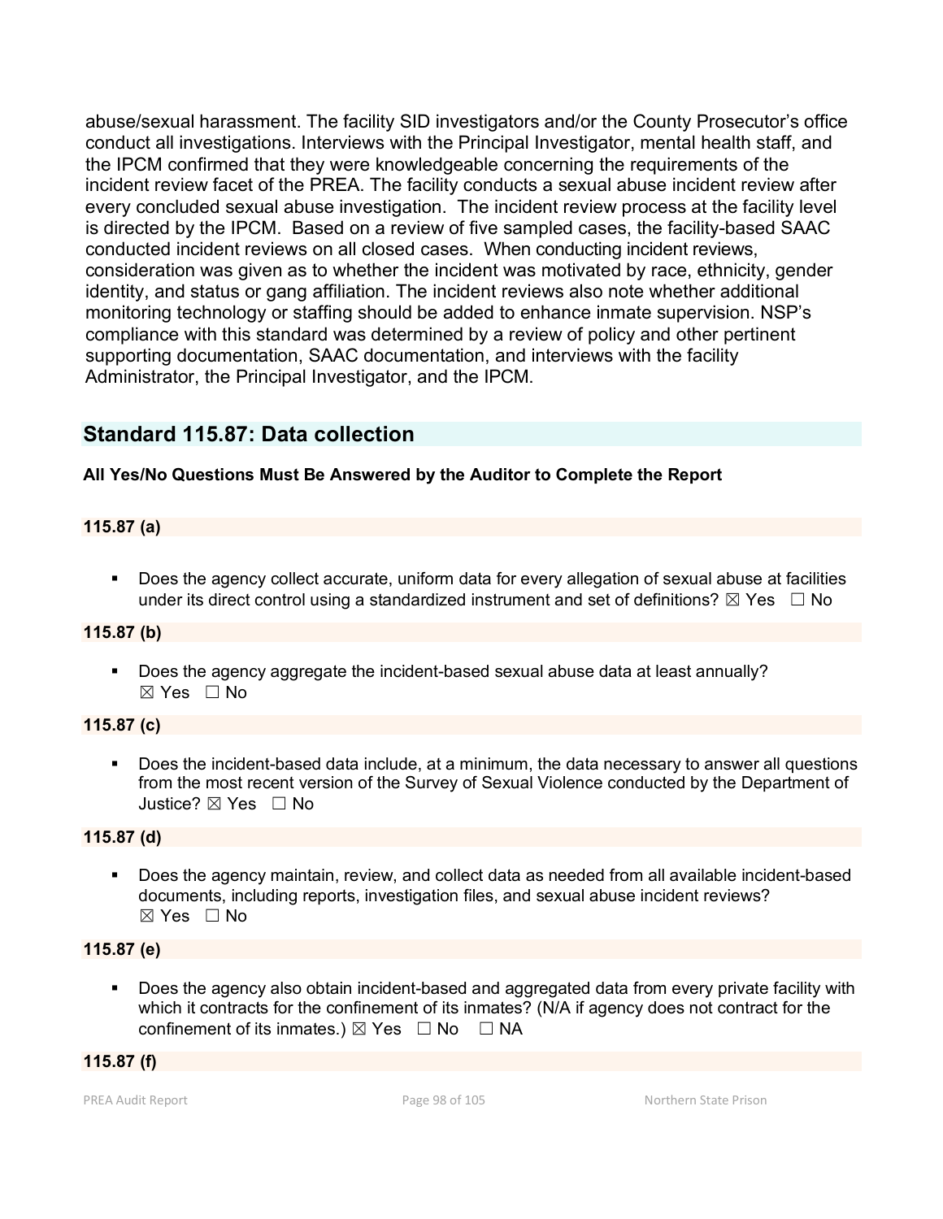abuse/sexual harassment. The facility SID investigators and/or the County Prosecutor's office conduct all investigations. Interviews with the Principal Investigator, mental health staff, and the IPCM confirmed that they were knowledgeable concerning the requirements of the incident review facet of the PREA. The facility conducts a sexual abuse incident review after every concluded sexual abuse investigation. The incident review process at the facility level is directed by the IPCM. Based on a review of five sampled cases, the facility-based SAAC conducted incident reviews on all closed cases. When conducting incident reviews, consideration was given as to whether the incident was motivated by race, ethnicity, gender identity, and status or gang affiliation. The incident reviews also note whether additional monitoring technology or staffing should be added to enhance inmate supervision. NSP's compliance with this standard was determined by a review of policy and other pertinent supporting documentation, SAAC documentation, and interviews with the facility Administrator, the Principal Investigator, and the IPCM.

## Standard 115.87: Data collection

**All Yes/No Questions Must Be Answered by the Auditor to Complete the Report**

**115.87 (a)**

- Does the agency collect accurate, uniform data for every allegation of sexual abuse at facilities under its direct control using a standardized instrument and set of definitions? ☒ Yes ☐ No

**115.87 (b)**

- Does the agency aggregate the incident-based sexual abuse data at least annually? ☒ Yes ☐ No

**115.87 (c)**

- Does the incident-based data include, at a minimum, the data necessary to answer all questions from the most recent version of the Survey of Sexual Violence conducted by the Department of Justice? ☒ Yes ☐ No

**115.87 (d)**

- Does the agency maintain, review, and collect data as needed from all available incident-based documents, including reports, investigation files, and sexual abuse incident reviews? ☒ Yes ☐ No

**115.87 (e)**

- Does the agency also obtain incident-based and aggregated data from every private facility with which it contracts for the confinement of its inmates? (N/A if agency does not contract for the confinement of its inmates.) ☒ Yes ☐ No ☐ NA

**115.87 (f)**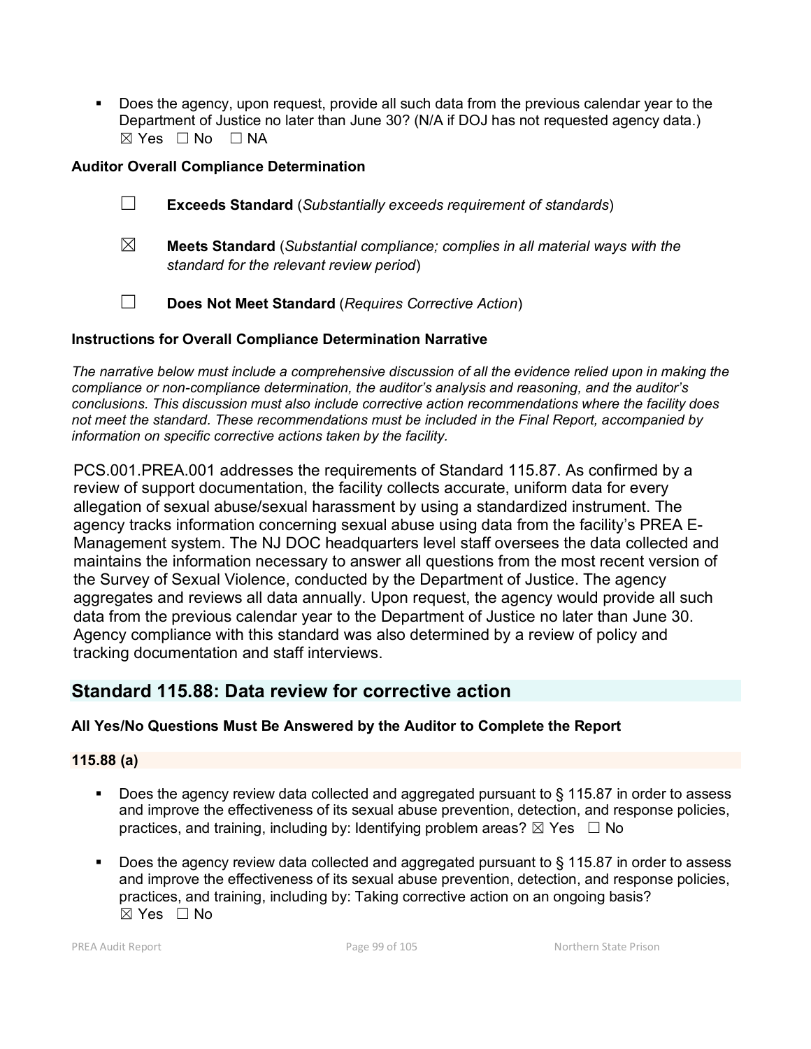- Does the agency, upon request, provide all such data from the previous calendar year to the Department of Justice no later than June 30? (N/A if DOJ has not requested agency data.)
  ☒ Yes ☐ No ☐ NA

**Auditor Overall Compliance Determination**

☐ **Exceeds Standard** (*Substantially exceeds requirement of standards*)

☒ **Meets Standard** (*Substantial compliance; complies in all material ways with the standard for the relevant review period*)

☐ **Does Not Meet Standard** (*Requires Corrective Action*)

**Instructions for Overall Compliance Determination Narrative**

*The narrative below must include a comprehensive discussion of all the evidence relied upon in making the compliance or non-compliance determination, the auditor's analysis and reasoning, and the auditor's conclusions. This discussion must also include corrective action recommendations where the facility does not meet the standard. These recommendations must be included in the Final Report, accompanied by information on specific corrective actions taken by the facility.*

PCS.001.PREA.001 addresses the requirements of Standard 115.87. As confirmed by a review of support documentation, the facility collects accurate, uniform data for every allegation of sexual abuse/sexual harassment by using a standardized instrument. The agency tracks information concerning sexual abuse using data from the facility's PREA E-Management system. The NJ DOC headquarters level staff oversees the data collected and maintains the information necessary to answer all questions from the most recent version of the Survey of Sexual Violence, conducted by the Department of Justice. The agency aggregates and reviews all data annually. Upon request, the agency would provide all such data from the previous calendar year to the Department of Justice no later than June 30. Agency compliance with this standard was also determined by a review of policy and tracking documentation and staff interviews.

## Standard 115.88: Data review for corrective action

**All Yes/No Questions Must Be Answered by the Auditor to Complete the Report**

### 115.88 (a)

- Does the agency review data collected and aggregated pursuant to § 115.87 in order to assess and improve the effectiveness of its sexual abuse prevention, detection, and response policies, practices, and training, including by: Identifying problem areas? ☒ Yes ☐ No

- Does the agency review data collected and aggregated pursuant to § 115.87 in order to assess and improve the effectiveness of its sexual abuse prevention, detection, and response policies, practices, and training, including by: Taking corrective action on an ongoing basis?
  ☒ Yes ☐ No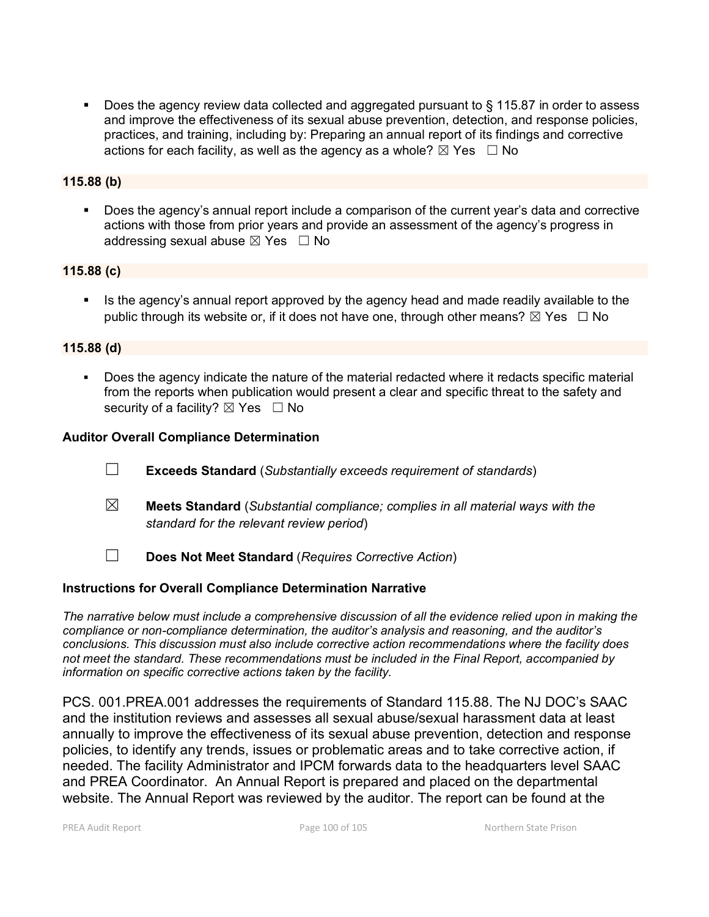- Does the agency review data collected and aggregated pursuant to § 115.87 in order to assess and improve the effectiveness of its sexual abuse prevention, detection, and response policies, practices, and training, including by: Preparing an annual report of its findings and corrective actions for each facility, as well as the agency as a whole? ☒ Yes ☐ No

**115.88 (b)**

- Does the agency's annual report include a comparison of the current year's data and corrective actions with those from prior years and provide an assessment of the agency's progress in addressing sexual abuse ☒ Yes ☐ No

**115.88 (c)**

- Is the agency's annual report approved by the agency head and made readily available to the public through its website or, if it does not have one, through other means? ☒ Yes ☐ No

**115.88 (d)**

- Does the agency indicate the nature of the material redacted where it redacts specific material from the reports when publication would present a clear and specific threat to the safety and security of a facility? ☒ Yes ☐ No

**Auditor Overall Compliance Determination**

☐ **Exceeds Standard** (*Substantially exceeds requirement of standards*)

☒ **Meets Standard** (*Substantial compliance; complies in all material ways with the standard for the relevant review period*)

☐ **Does Not Meet Standard** (*Requires Corrective Action*)

**Instructions for Overall Compliance Determination Narrative**

*The narrative below must include a comprehensive discussion of all the evidence relied upon in making the compliance or non-compliance determination, the auditor's analysis and reasoning, and the auditor's conclusions. This discussion must also include corrective action recommendations where the facility does not meet the standard. These recommendations must be included in the Final Report, accompanied by information on specific corrective actions taken by the facility.*

PCS. 001.PREA.001 addresses the requirements of Standard 115.88. The NJ DOC's SAAC and the institution reviews and assesses all sexual abuse/sexual harassment data at least annually to improve the effectiveness of its sexual abuse prevention, detection and response policies, to identify any trends, issues or problematic areas and to take corrective action, if needed. The facility Administrator and IPCM forwards data to the headquarters level SAAC and PREA Coordinator. An Annual Report is prepared and placed on the departmental website. The Annual Report was reviewed by the auditor. The report can be found at the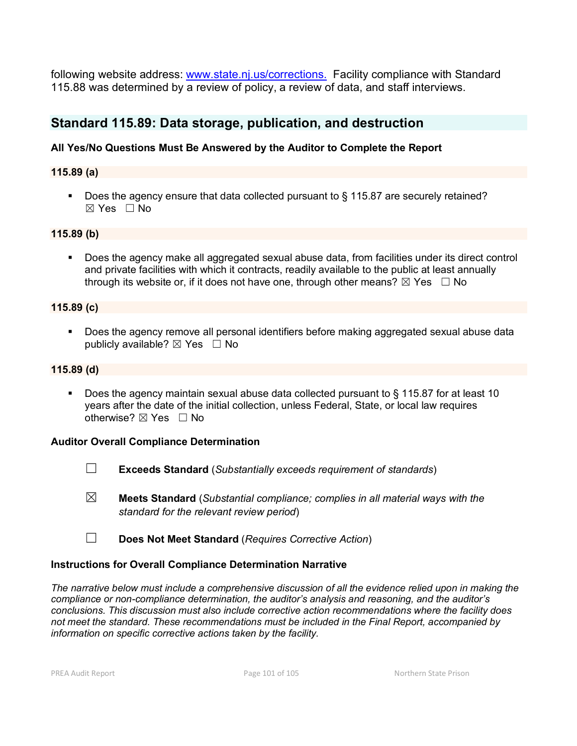following website address: [www.state.nj.us/corrections.](http://www.state.nj.us/corrections) Facility compliance with Standard 115.88 was determined by a review of policy, a review of data, and staff interviews.

## Standard 115.89: Data storage, publication, and destruction

**All Yes/No Questions Must Be Answered by the Auditor to Complete the Report**

### 115.89 (a)

- Does the agency ensure that data collected pursuant to § 115.87 are securely retained? ☒ Yes ☐ No

### 115.89 (b)

- Does the agency make all aggregated sexual abuse data, from facilities under its direct control and private facilities with which it contracts, readily available to the public at least annually through its website or, if it does not have one, through other means? ☒ Yes ☐ No

### 115.89 (c)

- Does the agency remove all personal identifiers before making aggregated sexual abuse data publicly available? ☒ Yes ☐ No

### 115.89 (d)

- Does the agency maintain sexual abuse data collected pursuant to § 115.87 for at least 10 years after the date of the initial collection, unless Federal, State, or local law requires otherwise? ☒ Yes ☐ No

**Auditor Overall Compliance Determination**

☐ **Exceeds Standard** (*Substantially exceeds requirement of standards*)

☒ **Meets Standard** (*Substantial compliance; complies in all material ways with the standard for the relevant review period*)

☐ **Does Not Meet Standard** (*Requires Corrective Action*)

**Instructions for Overall Compliance Determination Narrative**

*The narrative below must include a comprehensive discussion of all the evidence relied upon in making the compliance or non-compliance determination, the auditor's analysis and reasoning, and the auditor's conclusions. This discussion must also include corrective action recommendations where the facility does not meet the standard. These recommendations must be included in the Final Report, accompanied by information on specific corrective actions taken by the facility.*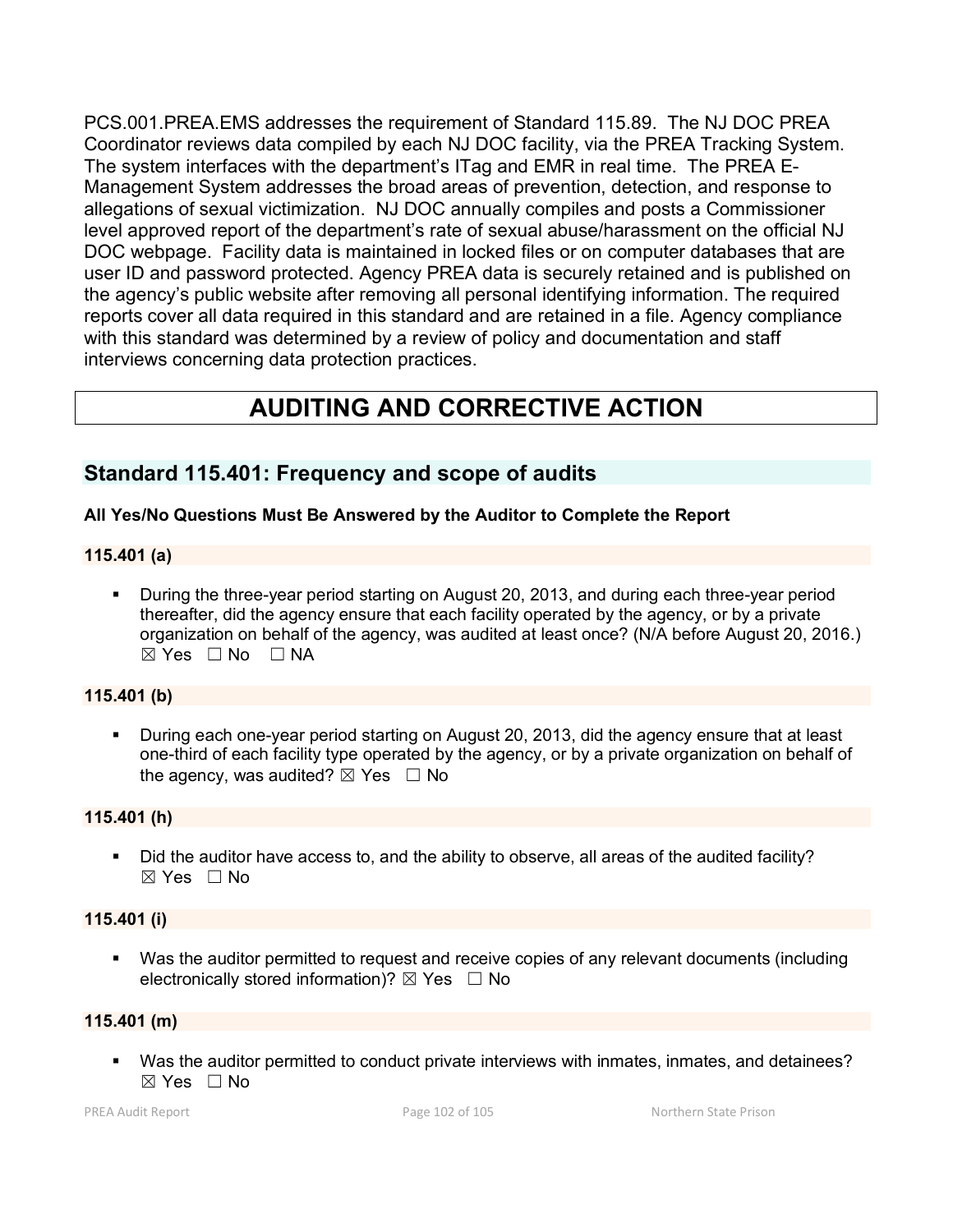PCS.001.PREA.EMS addresses the requirement of Standard 115.89. The NJ DOC PREA Coordinator reviews data compiled by each NJ DOC facility, via the PREA Tracking System. The system interfaces with the department's ITag and EMR in real time. The PREA E-Management System addresses the broad areas of prevention, detection, and response to allegations of sexual victimization. NJ DOC annually compiles and posts a Commissioner level approved report of the department's rate of sexual abuse/harassment on the official NJ DOC webpage. Facility data is maintained in locked files or on computer databases that are user ID and password protected. Agency PREA data is securely retained and is published on the agency's public website after removing all personal identifying information. The required reports cover all data required in this standard and are retained in a file. Agency compliance with this standard was determined by a review of policy and documentation and staff interviews concerning data protection practices.

# AUDITING AND CORRECTIVE ACTION

## Standard 115.401: Frequency and scope of audits

**All Yes/No Questions Must Be Answered by the Auditor to Complete the Report**

### 115.401 (a)

- During the three-year period starting on August 20, 2013, and during each three-year period thereafter, did the agency ensure that each facility operated by the agency, or by a private organization on behalf of the agency, was audited at least once? (N/A before August 20, 2016.) ☒ Yes ☐ No ☐ NA

### 115.401 (b)

- During each one-year period starting on August 20, 2013, did the agency ensure that at least one-third of each facility type operated by the agency, or by a private organization on behalf of the agency, was audited? ☒ Yes ☐ No

### 115.401 (h)

- Did the auditor have access to, and the ability to observe, all areas of the audited facility? ☒ Yes ☐ No

### 115.401 (i)

- Was the auditor permitted to request and receive copies of any relevant documents (including electronically stored information)? ☒ Yes ☐ No

### 115.401 (m)

- Was the auditor permitted to conduct private interviews with inmates, inmates, and detainees? ☒ Yes ☐ No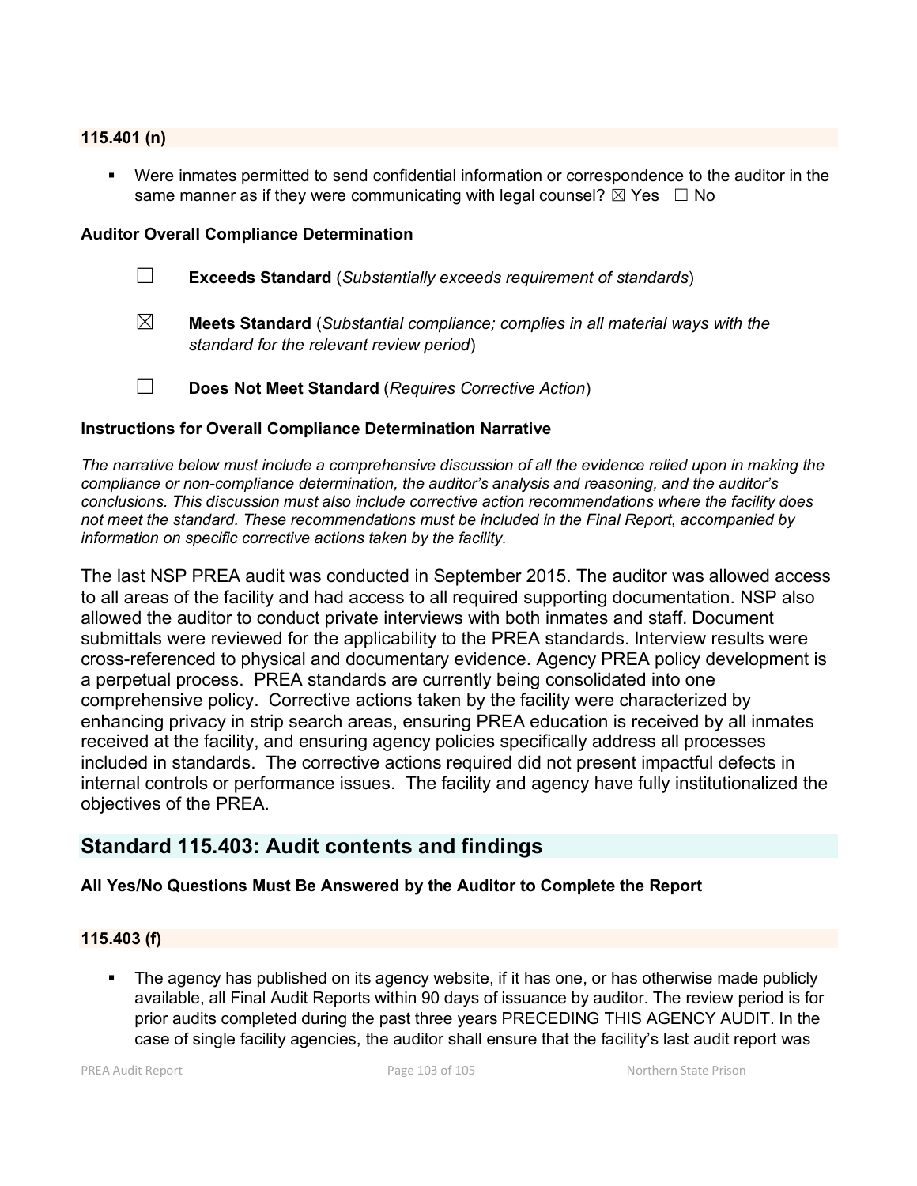**115.401 (n)**

- Were inmates permitted to send confidential information or correspondence to the auditor in the same manner as if they were communicating with legal counsel? ☒ Yes ☐ No

**Auditor Overall Compliance Determination**

☐ **Exceeds Standard** (*Substantially exceeds requirement of standards*)

☒ **Meets Standard** (*Substantial compliance; complies in all material ways with the standard for the relevant review period*)

☐ **Does Not Meet Standard** (*Requires Corrective Action*)

**Instructions for Overall Compliance Determination Narrative**

*The narrative below must include a comprehensive discussion of all the evidence relied upon in making the compliance or non-compliance determination, the auditor's analysis and reasoning, and the auditor's conclusions. This discussion must also include corrective action recommendations where the facility does not meet the standard. These recommendations must be included in the Final Report, accompanied by information on specific corrective actions taken by the facility.*

The last NSP PREA audit was conducted in September 2015. The auditor was allowed access to all areas of the facility and had access to all required supporting documentation. NSP also allowed the auditor to conduct private interviews with both inmates and staff. Document submittals were reviewed for the applicability to the PREA standards. Interview results were cross-referenced to physical and documentary evidence. Agency PREA policy development is a perpetual process. PREA standards are currently being consolidated into one comprehensive policy. Corrective actions taken by the facility were characterized by enhancing privacy in strip search areas, ensuring PREA education is received by all inmates received at the facility, and ensuring agency policies specifically address all processes included in standards. The corrective actions required did not present impactful defects in internal controls or performance issues. The facility and agency have fully institutionalized the objectives of the PREA.

## Standard 115.403: Audit contents and findings

**All Yes/No Questions Must Be Answered by the Auditor to Complete the Report**

**115.403 (f)**

- The agency has published on its agency website, if it has one, or has otherwise made publicly available, all Final Audit Reports within 90 days of issuance by auditor. The review period is for prior audits completed during the past three years PRECEDING THIS AGENCY AUDIT. In the case of single facility agencies, the auditor shall ensure that the facility's last audit report was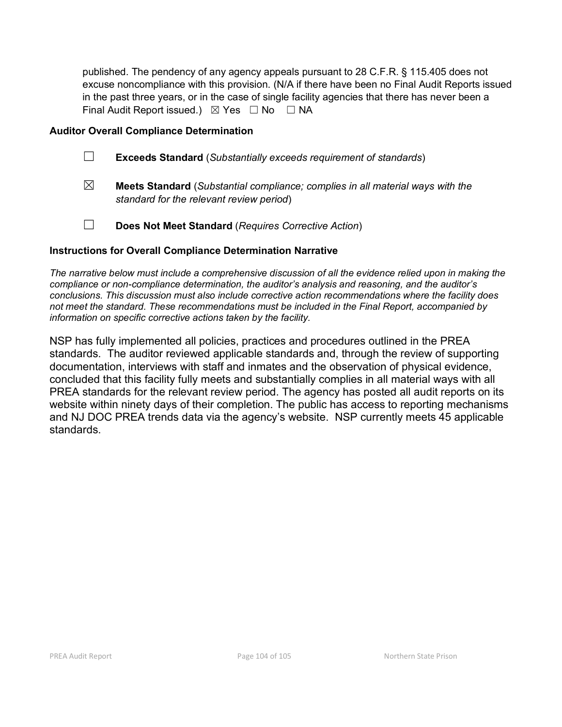published. The pendency of any agency appeals pursuant to 28 C.F.R. § 115.405 does not excuse noncompliance with this provision. (N/A if there have been no Final Audit Reports issued in the past three years, or in the case of single facility agencies that there has never been a Final Audit Report issued.) ☒ Yes ☐ No ☐ NA

**Auditor Overall Compliance Determination**

☐ **Exceeds Standard** (*Substantially exceeds requirement of standards*)

☒ **Meets Standard** (*Substantial compliance; complies in all material ways with the standard for the relevant review period*)

☐ **Does Not Meet Standard** (*Requires Corrective Action*)

**Instructions for Overall Compliance Determination Narrative**

*The narrative below must include a comprehensive discussion of all the evidence relied upon in making the compliance or non-compliance determination, the auditor's analysis and reasoning, and the auditor's conclusions. This discussion must also include corrective action recommendations where the facility does not meet the standard. These recommendations must be included in the Final Report, accompanied by information on specific corrective actions taken by the facility.*

NSP has fully implemented all policies, practices and procedures outlined in the PREA standards. The auditor reviewed applicable standards and, through the review of supporting documentation, interviews with staff and inmates and the observation of physical evidence, concluded that this facility fully meets and substantially complies in all material ways with all PREA standards for the relevant review period. The agency has posted all audit reports on its website within ninety days of their completion. The public has access to reporting mechanisms and NJ DOC PREA trends data via the agency's website. NSP currently meets 45 applicable standards.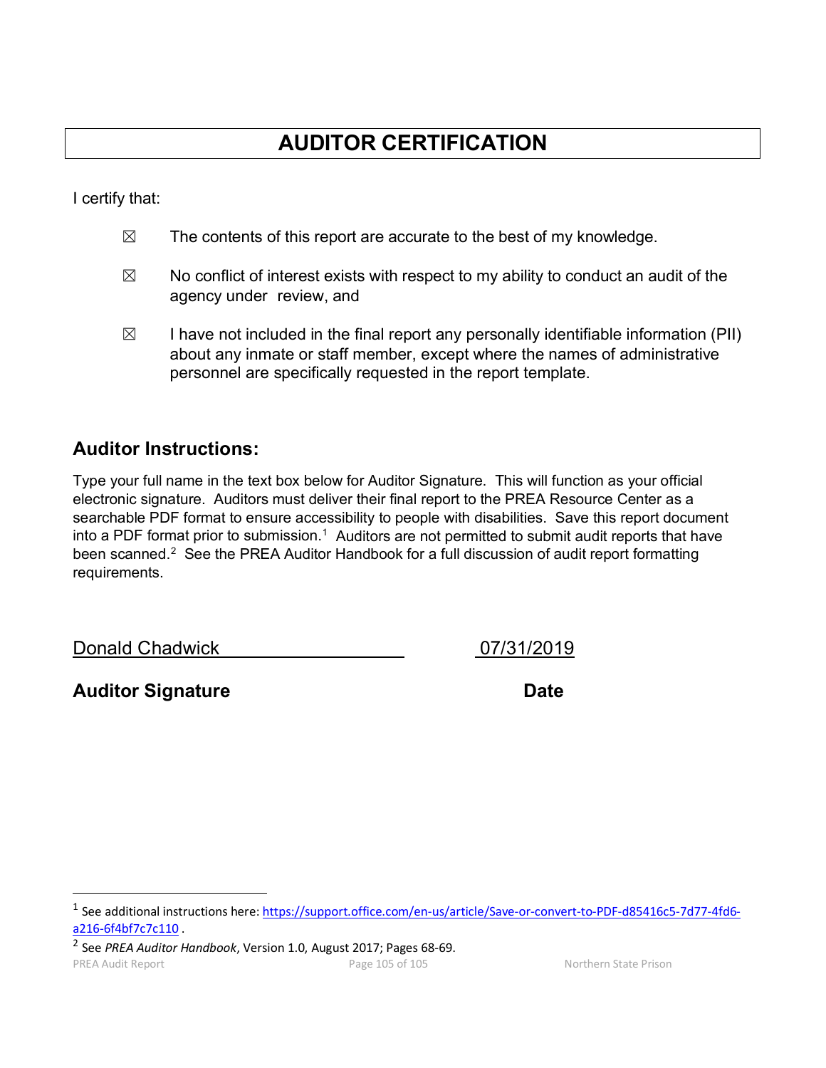# AUDITOR CERTIFICATION

I certify that:

☒ The contents of this report are accurate to the best of my knowledge.

☒ No conflict of interest exists with respect to my ability to conduct an audit of the agency under review, and

☒ I have not included in the final report any personally identifiable information (PII) about any inmate or staff member, except where the names of administrative personnel are specifically requested in the report template.

## Auditor Instructions:

Type your full name in the text box below for Auditor Signature. This will function as your official electronic signature. Auditors must deliver their final report to the PREA Resource Center as a searchable PDF format to ensure accessibility to people with disabilities. Save this report document into a PDF format prior to submission.[1] Auditors are not permitted to submit audit reports that have been scanned.[2] See the PREA Auditor Handbook for a full discussion of audit report formatting requirements.

Donald Chadwick 07/31/2019

**Auditor Signature** **Date**

---

[1] See additional instructions here: https://support.office.com/en-us/article/Save-or-convert-to-PDF-d85416c5-7d77-4fd6-a216-6f4bf7c7c110 .

[2] See *PREA Auditor Handbook*, Version 1.0, August 2017; Pages 68-69.